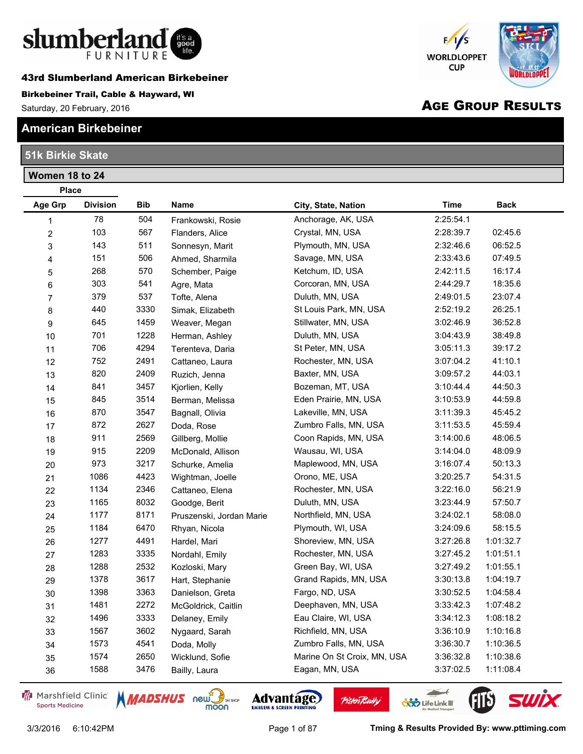# 43rd Slumberland American Birkebeiner

**Birkebeiner Trail, Cable & Hayward, WI**

Saturday, 20 February, 2016

## AGE GROUP RESULTS

## American Birkebeiner

### 51k Birkie Skate

### Women 18 to 24

| Place Age Grp | Place Division | Bib | Name | City, State, Nation | Time | Back |
|---|---|---|---|---|---|---|
| 1 | 78 | 504 | Frankowski, Rosie | Anchorage, AK, USA | 2:25:54.1 | |
| 2 | 103 | 567 | Flanders, Alice | Crystal, MN, USA | 2:28:39.7 | 02:45.6 |
| 3 | 143 | 511 | Sonnesyn, Marit | Plymouth, MN, USA | 2:32:46.6 | 06:52.5 |
| 4 | 151 | 506 | Ahmed, Sharmila | Savage, MN, USA | 2:33:43.6 | 07:49.5 |
| 5 | 268 | 570 | Schember, Paige | Ketchum, ID, USA | 2:42:11.5 | 16:17.4 |
| 6 | 303 | 541 | Agre, Mata | Corcoran, MN, USA | 2:44:29.7 | 18:35.6 |
| 7 | 379 | 537 | Tofte, Alena | Duluth, MN, USA | 2:49:01.5 | 23:07.4 |
| 8 | 440 | 3330 | Simak, Elizabeth | St Louis Park, MN, USA | 2:52:19.2 | 26:25.1 |
| 9 | 645 | 1459 | Weaver, Megan | Stillwater, MN, USA | 3:02:46.9 | 36:52.8 |
| 10 | 701 | 1228 | Herman, Ashley | Duluth, MN, USA | 3:04:43.9 | 38:49.8 |
| 11 | 706 | 4294 | Terenteva, Daria | St Peter, MN, USA | 3:05:11.3 | 39:17.2 |
| 12 | 752 | 2491 | Cattaneo, Laura | Rochester, MN, USA | 3:07:04.2 | 41:10.1 |
| 13 | 820 | 2409 | Ruzich, Jenna | Baxter, MN, USA | 3:09:57.2 | 44:03.1 |
| 14 | 841 | 3457 | Kjorlien, Kelly | Bozeman, MT, USA | 3:10:44.4 | 44:50.3 |
| 15 | 845 | 3514 | Berman, Melissa | Eden Prairie, MN, USA | 3:10:53.9 | 44:59.8 |
| 16 | 870 | 3547 | Bagnall, Olivia | Lakeville, MN, USA | 3:11:39.3 | 45:45.2 |
| 17 | 872 | 2627 | Doda, Rose | Zumbro Falls, MN, USA | 3:11:53.5 | 45:59.4 |
| 18 | 911 | 2569 | Gillberg, Mollie | Coon Rapids, MN, USA | 3:14:00.6 | 48:06.5 |
| 19 | 915 | 2209 | McDonald, Allison | Wausau, WI, USA | 3:14:04.0 | 48:09.9 |
| 20 | 973 | 3217 | Schurke, Amelia | Maplewood, MN, USA | 3:16:07.4 | 50:13.3 |
| 21 | 1086 | 4423 | Wightman, Joelle | Orono, ME, USA | 3:20:25.7 | 54:31.5 |
| 22 | 1134 | 2346 | Cattaneo, Elena | Rochester, MN, USA | 3:22:16.0 | 56:21.9 |
| 23 | 1165 | 8032 | Goodge, Berit | Duluth, MN, USA | 3:23:44.9 | 57:50.7 |
| 24 | 1177 | 8171 | Pruszenski, Jordan Marie | Northfield, MN, USA | 3:24:02.1 | 58:08.0 |
| 25 | 1184 | 6470 | Rhyan, Nicola | Plymouth, WI, USA | 3:24:09.6 | 58:15.5 |
| 26 | 1277 | 4491 | Hardel, Mari | Shoreview, MN, USA | 3:27:26.8 | 1:01:32.7 |
| 27 | 1283 | 3335 | Nordahl, Emily | Rochester, MN, USA | 3:27:45.2 | 1:01:51.1 |
| 28 | 1288 | 2532 | Kozloski, Mary | Green Bay, WI, USA | 3:27:49.2 | 1:01:55.1 |
| 29 | 1378 | 3617 | Hart, Stephanie | Grand Rapids, MN, USA | 3:30:13.8 | 1:04:19.7 |
| 30 | 1398 | 3363 | Danielson, Greta | Fargo, ND, USA | 3:30:52.5 | 1:04:58.4 |
| 31 | 1481 | 2272 | McGoldrick, Caitlin | Deephaven, MN, USA | 3:33:42.3 | 1:07:48.2 |
| 32 | 1496 | 3333 | Delaney, Emily | Eau Claire, WI, USA | 3:34:12.3 | 1:08:18.2 |
| 33 | 1567 | 3602 | Nygaard, Sarah | Richfield, MN, USA | 3:36:10.9 | 1:10:16.8 |
| 34 | 1573 | 4541 | Doda, Molly | Zumbro Falls, MN, USA | 3:36:30.7 | 1:10:36.5 |
| 35 | 1574 | 2650 | Wicklund, Sofie | Marine On St Croix, MN, USA | 3:36:32.8 | 1:10:38.6 |
| 36 | 1588 | 3476 | Bailly, Laura | Eagan, MN, USA | 3:37:02.5 | 1:11:08.4 |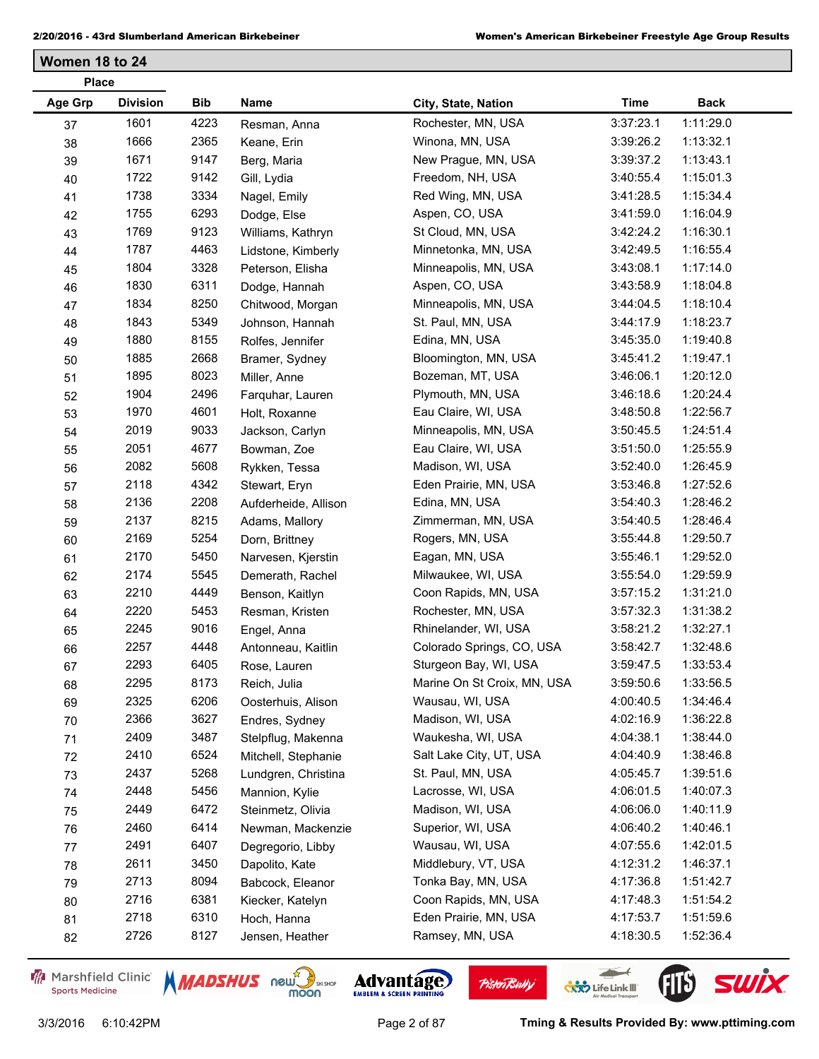## Women 18 to 24

| Place Age Grp | Division | Bib | Name | City, State, Nation | Time | Back |
|---|---|---|---|---|---|---|
| 37 | 1601 | 4223 | Resman, Anna | Rochester, MN, USA | 3:37:23.1 | 1:11:29.0 |
| 38 | 1666 | 2365 | Keane, Erin | Winona, MN, USA | 3:39:26.2 | 1:13:32.1 |
| 39 | 1671 | 9147 | Berg, Maria | New Prague, MN, USA | 3:39:37.2 | 1:13:43.1 |
| 40 | 1722 | 9142 | Gill, Lydia | Freedom, NH, USA | 3:40:55.4 | 1:15:01.3 |
| 41 | 1738 | 3334 | Nagel, Emily | Red Wing, MN, USA | 3:41:28.5 | 1:15:34.4 |
| 42 | 1755 | 6293 | Dodge, Else | Aspen, CO, USA | 3:41:59.0 | 1:16:04.9 |
| 43 | 1769 | 9123 | Williams, Kathryn | St Cloud, MN, USA | 3:42:24.2 | 1:16:30.1 |
| 44 | 1787 | 4463 | Lidstone, Kimberly | Minnetonka, MN, USA | 3:42:49.5 | 1:16:55.4 |
| 45 | 1804 | 3328 | Peterson, Elisha | Minneapolis, MN, USA | 3:43:08.1 | 1:17:14.0 |
| 46 | 1830 | 6311 | Dodge, Hannah | Aspen, CO, USA | 3:43:58.9 | 1:18:04.8 |
| 47 | 1834 | 8250 | Chitwood, Morgan | Minneapolis, MN, USA | 3:44:04.5 | 1:18:10.4 |
| 48 | 1843 | 5349 | Johnson, Hannah | St. Paul, MN, USA | 3:44:17.9 | 1:18:23.7 |
| 49 | 1880 | 8155 | Rolfes, Jennifer | Edina, MN, USA | 3:45:35.0 | 1:19:40.8 |
| 50 | 1885 | 2668 | Bramer, Sydney | Bloomington, MN, USA | 3:45:41.2 | 1:19:47.1 |
| 51 | 1895 | 8023 | Miller, Anne | Bozeman, MT, USA | 3:46:06.1 | 1:20:12.0 |
| 52 | 1904 | 2496 | Farquhar, Lauren | Plymouth, MN, USA | 3:46:18.6 | 1:20:24.4 |
| 53 | 1970 | 4601 | Holt, Roxanne | Eau Claire, WI, USA | 3:48:50.8 | 1:22:56.7 |
| 54 | 2019 | 9033 | Jackson, Carlyn | Minneapolis, MN, USA | 3:50:45.5 | 1:24:51.4 |
| 55 | 2051 | 4677 | Bowman, Zoe | Eau Claire, WI, USA | 3:51:50.0 | 1:25:55.9 |
| 56 | 2082 | 5608 | Rykken, Tessa | Madison, WI, USA | 3:52:40.0 | 1:26:45.9 |
| 57 | 2118 | 4342 | Stewart, Eryn | Eden Prairie, MN, USA | 3:53:46.8 | 1:27:52.6 |
| 58 | 2136 | 2208 | Aufderheide, Allison | Edina, MN, USA | 3:54:40.3 | 1:28:46.2 |
| 59 | 2137 | 8215 | Adams, Mallory | Zimmerman, MN, USA | 3:54:40.5 | 1:28:46.4 |
| 60 | 2169 | 5254 | Dorn, Brittney | Rogers, MN, USA | 3:55:44.8 | 1:29:50.7 |
| 61 | 2170 | 5450 | Narvesen, Kjerstin | Eagan, MN, USA | 3:55:46.1 | 1:29:52.0 |
| 62 | 2174 | 5545 | Demerath, Rachel | Milwaukee, WI, USA | 3:55:54.0 | 1:29:59.9 |
| 63 | 2210 | 4449 | Benson, Kaitlyn | Coon Rapids, MN, USA | 3:57:15.2 | 1:31:21.0 |
| 64 | 2220 | 5453 | Resman, Kristen | Rochester, MN, USA | 3:57:32.3 | 1:31:38.2 |
| 65 | 2245 | 9016 | Engel, Anna | Rhinelander, WI, USA | 3:58:21.2 | 1:32:27.1 |
| 66 | 2257 | 4448 | Antonneau, Kaitlin | Colorado Springs, CO, USA | 3:58:42.7 | 1:32:48.6 |
| 67 | 2293 | 6405 | Rose, Lauren | Sturgeon Bay, WI, USA | 3:59:47.5 | 1:33:53.4 |
| 68 | 2295 | 8173 | Reich, Julia | Marine On St Croix, MN, USA | 3:59:50.6 | 1:33:56.5 |
| 69 | 2325 | 6206 | Oosterhuis, Alison | Wausau, WI, USA | 4:00:40.5 | 1:34:46.4 |
| 70 | 2366 | 3627 | Endres, Sydney | Madison, WI, USA | 4:02:16.9 | 1:36:22.8 |
| 71 | 2409 | 3487 | Stelpflug, Makenna | Waukesha, WI, USA | 4:04:38.1 | 1:38:44.0 |
| 72 | 2410 | 6524 | Mitchell, Stephanie | Salt Lake City, UT, USA | 4:04:40.9 | 1:38:46.8 |
| 73 | 2437 | 5268 | Lundgren, Christina | St. Paul, MN, USA | 4:05:45.7 | 1:39:51.6 |
| 74 | 2448 | 5456 | Mannion, Kylie | Lacrosse, WI, USA | 4:06:01.5 | 1:40:07.3 |
| 75 | 2449 | 6472 | Steinmetz, Olivia | Madison, WI, USA | 4:06:06.0 | 1:40:11.9 |
| 76 | 2460 | 6414 | Newman, Mackenzie | Superior, WI, USA | 4:06:40.2 | 1:40:46.1 |
| 77 | 2491 | 6407 | Degregorio, Libby | Wausau, WI, USA | 4:07:55.6 | 1:42:01.5 |
| 78 | 2611 | 3450 | Dapolito, Kate | Middlebury, VT, USA | 4:12:31.2 | 1:46:37.1 |
| 79 | 2713 | 8094 | Babcock, Eleanor | Tonka Bay, MN, USA | 4:17:36.8 | 1:51:42.7 |
| 80 | 2716 | 6381 | Kiecker, Katelyn | Coon Rapids, MN, USA | 4:17:48.3 | 1:51:54.2 |
| 81 | 2718 | 6310 | Hoch, Hanna | Eden Prairie, MN, USA | 4:17:53.7 | 1:51:59.6 |
| 82 | 2726 | 8127 | Jensen, Heather | Ramsey, MN, USA | 4:18:30.5 | 1:52:36.4 |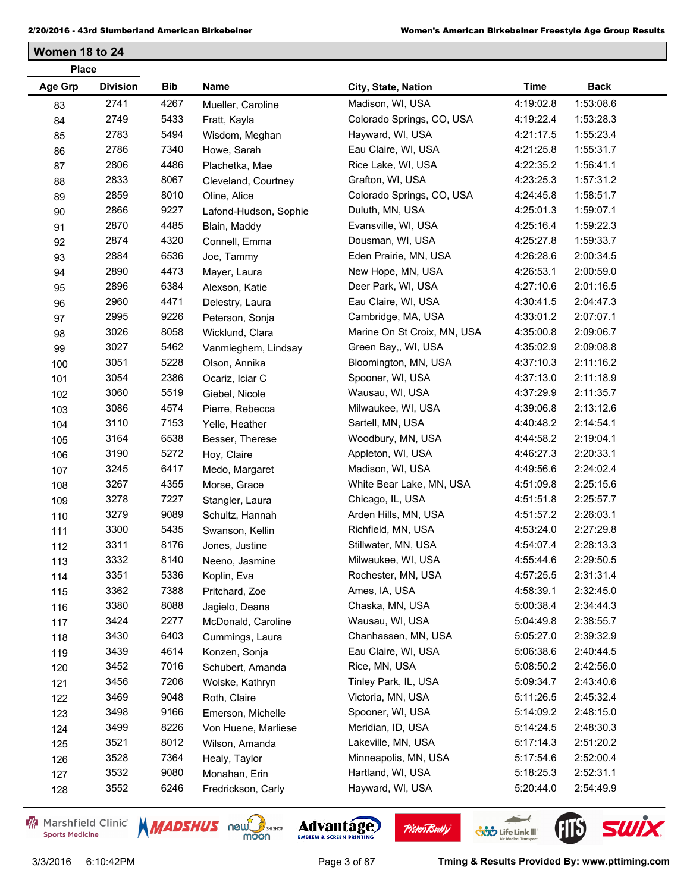## Women 18 to 24

| Place Age Grp | Division | Bib | Name | City, State, Nation | Time | Back |
|---|---|---|---|---|---|---|
| 83 | 2741 | 4267 | Mueller, Caroline | Madison, WI, USA | 4:19:02.8 | 1:53:08.6 |
| 84 | 2749 | 5433 | Fratt, Kayla | Colorado Springs, CO, USA | 4:19:22.4 | 1:53:28.3 |
| 85 | 2783 | 5494 | Wisdom, Meghan | Hayward, WI, USA | 4:21:17.5 | 1:55:23.4 |
| 86 | 2786 | 7340 | Howe, Sarah | Eau Claire, WI, USA | 4:21:25.8 | 1:55:31.7 |
| 87 | 2806 | 4486 | Plachetka, Mae | Rice Lake, WI, USA | 4:22:35.2 | 1:56:41.1 |
| 88 | 2833 | 8067 | Cleveland, Courtney | Grafton, WI, USA | 4:23:25.3 | 1:57:31.2 |
| 89 | 2859 | 8010 | Oline, Alice | Colorado Springs, CO, USA | 4:24:45.8 | 1:58:51.7 |
| 90 | 2866 | 9227 | Lafond-Hudson, Sophie | Duluth, MN, USA | 4:25:01.3 | 1:59:07.1 |
| 91 | 2870 | 4485 | Blain, Maddy | Evansville, WI, USA | 4:25:16.4 | 1:59:22.3 |
| 92 | 2874 | 4320 | Connell, Emma | Dousman, WI, USA | 4:25:27.8 | 1:59:33.7 |
| 93 | 2884 | 6536 | Joe, Tammy | Eden Prairie, MN, USA | 4:26:28.6 | 2:00:34.5 |
| 94 | 2890 | 4473 | Mayer, Laura | New Hope, MN, USA | 4:26:53.1 | 2:00:59.0 |
| 95 | 2896 | 6384 | Alexson, Katie | Deer Park, WI, USA | 4:27:10.6 | 2:01:16.5 |
| 96 | 2960 | 4471 | Delestry, Laura | Eau Claire, WI, USA | 4:30:41.5 | 2:04:47.3 |
| 97 | 2995 | 9226 | Peterson, Sonja | Cambridge, MA, USA | 4:33:01.2 | 2:07:07.1 |
| 98 | 3026 | 8058 | Wicklund, Clara | Marine On St Croix, MN, USA | 4:35:00.8 | 2:09:06.7 |
| 99 | 3027 | 5462 | Vanmieghem, Lindsay | Green Bay,, WI, USA | 4:35:02.9 | 2:09:08.8 |
| 100 | 3051 | 5228 | Olson, Annika | Bloomington, MN, USA | 4:37:10.3 | 2:11:16.2 |
| 101 | 3054 | 2386 | Ocariz, Iciar C | Spooner, WI, USA | 4:37:13.0 | 2:11:18.9 |
| 102 | 3060 | 5519 | Giebel, Nicole | Wausau, WI, USA | 4:37:29.9 | 2:11:35.7 |
| 103 | 3086 | 4574 | Pierre, Rebecca | Milwaukee, WI, USA | 4:39:06.8 | 2:13:12.6 |
| 104 | 3110 | 7153 | Yelle, Heather | Sartell, MN, USA | 4:40:48.2 | 2:14:54.1 |
| 105 | 3164 | 6538 | Besser, Therese | Woodbury, MN, USA | 4:44:58.2 | 2:19:04.1 |
| 106 | 3190 | 5272 | Hoy, Claire | Appleton, WI, USA | 4:46:27.3 | 2:20:33.1 |
| 107 | 3245 | 6417 | Medo, Margaret | Madison, WI, USA | 4:49:56.6 | 2:24:02.4 |
| 108 | 3267 | 4355 | Morse, Grace | White Bear Lake, MN, USA | 4:51:09.8 | 2:25:15.6 |
| 109 | 3278 | 7227 | Stangler, Laura | Chicago, IL, USA | 4:51:51.8 | 2:25:57.7 |
| 110 | 3279 | 9089 | Schultz, Hannah | Arden Hills, MN, USA | 4:51:57.2 | 2:26:03.1 |
| 111 | 3300 | 5435 | Swanson, Kellin | Richfield, MN, USA | 4:53:24.0 | 2:27:29.8 |
| 112 | 3311 | 8176 | Jones, Justine | Stillwater, MN, USA | 4:54:07.4 | 2:28:13.3 |
| 113 | 3332 | 8140 | Neeno, Jasmine | Milwaukee, WI, USA | 4:55:44.6 | 2:29:50.5 |
| 114 | 3351 | 5336 | Koplin, Eva | Rochester, MN, USA | 4:57:25.5 | 2:31:31.4 |
| 115 | 3362 | 7388 | Pritchard, Zoe | Ames, IA, USA | 4:58:39.1 | 2:32:45.0 |
| 116 | 3380 | 8088 | Jagielo, Deana | Chaska, MN, USA | 5:00:38.4 | 2:34:44.3 |
| 117 | 3424 | 2277 | McDonald, Caroline | Wausau, WI, USA | 5:04:49.8 | 2:38:55.7 |
| 118 | 3430 | 6403 | Cummings, Laura | Chanhassen, MN, USA | 5:05:27.0 | 2:39:32.9 |
| 119 | 3439 | 4614 | Konzen, Sonja | Eau Claire, WI, USA | 5:06:38.6 | 2:40:44.5 |
| 120 | 3452 | 7016 | Schubert, Amanda | Rice, MN, USA | 5:08:50.2 | 2:42:56.0 |
| 121 | 3456 | 7206 | Wolske, Kathryn | Tinley Park, IL, USA | 5:09:34.7 | 2:43:40.6 |
| 122 | 3469 | 9048 | Roth, Claire | Victoria, MN, USA | 5:11:26.5 | 2:45:32.4 |
| 123 | 3498 | 9166 | Emerson, Michelle | Spooner, WI, USA | 5:14:09.2 | 2:48:15.0 |
| 124 | 3499 | 8226 | Von Huene, Marliese | Meridian, ID, USA | 5:14:24.5 | 2:48:30.3 |
| 125 | 3521 | 8012 | Wilson, Amanda | Lakeville, MN, USA | 5:17:14.3 | 2:51:20.2 |
| 126 | 3528 | 7364 | Healy, Taylor | Minneapolis, MN, USA | 5:17:54.6 | 2:52:00.4 |
| 127 | 3532 | 9080 | Monahan, Erin | Hartland, WI, USA | 5:18:25.3 | 2:52:31.1 |
| 128 | 3552 | 6246 | Fredrickson, Carly | Hayward, WI, USA | 5:20:44.0 | 2:54:49.9 |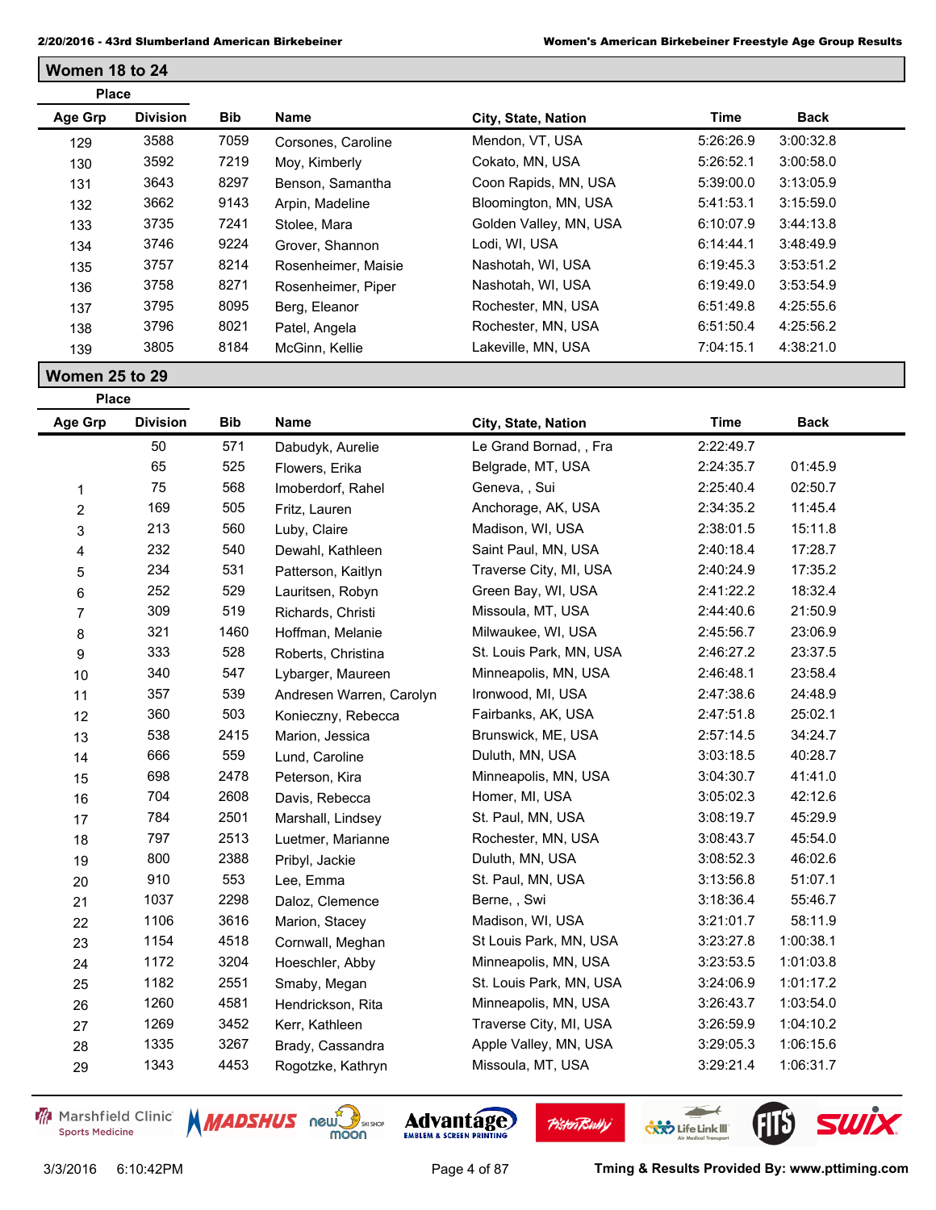## Women 18 to 24

| Place Age Grp | Place Division | Bib | Name | City, State, Nation | Time | Back |
|---|---|---|---|---|---|---|
| 129 | 3588 | 7059 | Corsones, Caroline | Mendon, VT, USA | 5:26:26.9 | 3:00:32.8 |
| 130 | 3592 | 7219 | Moy, Kimberly | Cokato, MN, USA | 5:26:52.1 | 3:00:58.0 |
| 131 | 3643 | 8297 | Benson, Samantha | Coon Rapids, MN, USA | 5:39:00.0 | 3:13:05.9 |
| 132 | 3662 | 9143 | Arpin, Madeline | Bloomington, MN, USA | 5:41:53.1 | 3:15:59.0 |
| 133 | 3735 | 7241 | Stolee, Mara | Golden Valley, MN, USA | 6:10:07.9 | 3:44:13.8 |
| 134 | 3746 | 9224 | Grover, Shannon | Lodi, WI, USA | 6:14:44.1 | 3:48:49.9 |
| 135 | 3757 | 8214 | Rosenheimer, Maisie | Nashotah, WI, USA | 6:19:45.3 | 3:53:51.2 |
| 136 | 3758 | 8271 | Rosenheimer, Piper | Nashotah, WI, USA | 6:19:49.0 | 3:53:54.9 |
| 137 | 3795 | 8095 | Berg, Eleanor | Rochester, MN, USA | 6:51:49.8 | 4:25:55.6 |
| 138 | 3796 | 8021 | Patel, Angela | Rochester, MN, USA | 6:51:50.4 | 4:25:56.2 |
| 139 | 3805 | 8184 | McGinn, Kellie | Lakeville, MN, USA | 7:04:15.1 | 4:38:21.0 |

## Women 25 to 29

| Place Age Grp | Place Division | Bib | Name | City, State, Nation | Time | Back |
|---|---|---|---|---|---|---|
| | 50 | 571 | Dabudyk, Aurelie | Le Grand Bornad, , Fra | 2:22:49.7 | |
| | 65 | 525 | Flowers, Erika | Belgrade, MT, USA | 2:24:35.7 | 01:45.9 |
| 1 | 75 | 568 | Imoberdorf, Rahel | Geneva, , Sui | 2:25:40.4 | 02:50.7 |
| 2 | 169 | 505 | Fritz, Lauren | Anchorage, AK, USA | 2:34:35.2 | 11:45.4 |
| 3 | 213 | 560 | Luby, Claire | Madison, WI, USA | 2:38:01.5 | 15:11.8 |
| 4 | 232 | 540 | Dewahl, Kathleen | Saint Paul, MN, USA | 2:40:18.4 | 17:28.7 |
| 5 | 234 | 531 | Patterson, Kaitlyn | Traverse City, MI, USA | 2:40:24.9 | 17:35.2 |
| 6 | 252 | 529 | Lauritsen, Robyn | Green Bay, WI, USA | 2:41:22.2 | 18:32.4 |
| 7 | 309 | 519 | Richards, Christi | Missoula, MT, USA | 2:44:40.6 | 21:50.9 |
| 8 | 321 | 1460 | Hoffman, Melanie | Milwaukee, WI, USA | 2:45:56.7 | 23:06.9 |
| 9 | 333 | 528 | Roberts, Christina | St. Louis Park, MN, USA | 2:46:27.2 | 23:37.5 |
| 10 | 340 | 547 | Lybarger, Maureen | Minneapolis, MN, USA | 2:46:48.1 | 23:58.4 |
| 11 | 357 | 539 | Andresen Warren, Carolyn | Ironwood, MI, USA | 2:47:38.6 | 24:48.9 |
| 12 | 360 | 503 | Konieczny, Rebecca | Fairbanks, AK, USA | 2:47:51.8 | 25:02.1 |
| 13 | 538 | 2415 | Marion, Jessica | Brunswick, ME, USA | 2:57:14.5 | 34:24.7 |
| 14 | 666 | 559 | Lund, Caroline | Duluth, MN, USA | 3:03:18.5 | 40:28.7 |
| 15 | 698 | 2478 | Peterson, Kira | Minneapolis, MN, USA | 3:04:30.7 | 41:41.0 |
| 16 | 704 | 2608 | Davis, Rebecca | Homer, MI, USA | 3:05:02.3 | 42:12.6 |
| 17 | 784 | 2501 | Marshall, Lindsey | St. Paul, MN, USA | 3:08:19.7 | 45:29.9 |
| 18 | 797 | 2513 | Luetmer, Marianne | Rochester, MN, USA | 3:08:43.7 | 45:54.0 |
| 19 | 800 | 2388 | Pribyl, Jackie | Duluth, MN, USA | 3:08:52.3 | 46:02.6 |
| 20 | 910 | 553 | Lee, Emma | St. Paul, MN, USA | 3:13:56.8 | 51:07.1 |
| 21 | 1037 | 2298 | Daloz, Clemence | Berne, , Swi | 3:18:36.4 | 55:46.7 |
| 22 | 1106 | 3616 | Marion, Stacey | Madison, WI, USA | 3:21:01.7 | 58:11.9 |
| 23 | 1154 | 4518 | Cornwall, Meghan | St Louis Park, MN, USA | 3:23:27.8 | 1:00:38.1 |
| 24 | 1172 | 3204 | Hoeschler, Abby | Minneapolis, MN, USA | 3:23:53.5 | 1:01:03.8 |
| 25 | 1182 | 2551 | Smaby, Megan | St. Louis Park, MN, USA | 3:24:06.9 | 1:01:17.2 |
| 26 | 1260 | 4581 | Hendrickson, Rita | Minneapolis, MN, USA | 3:26:43.7 | 1:03:54.0 |
| 27 | 1269 | 3452 | Kerr, Kathleen | Traverse City, MI, USA | 3:26:59.9 | 1:04:10.2 |
| 28 | 1335 | 3267 | Brady, Cassandra | Apple Valley, MN, USA | 3:29:05.3 | 1:06:15.6 |
| 29 | 1343 | 4453 | Rogotzke, Kathryn | Missoula, MT, USA | 3:29:21.4 | 1:06:31.7 |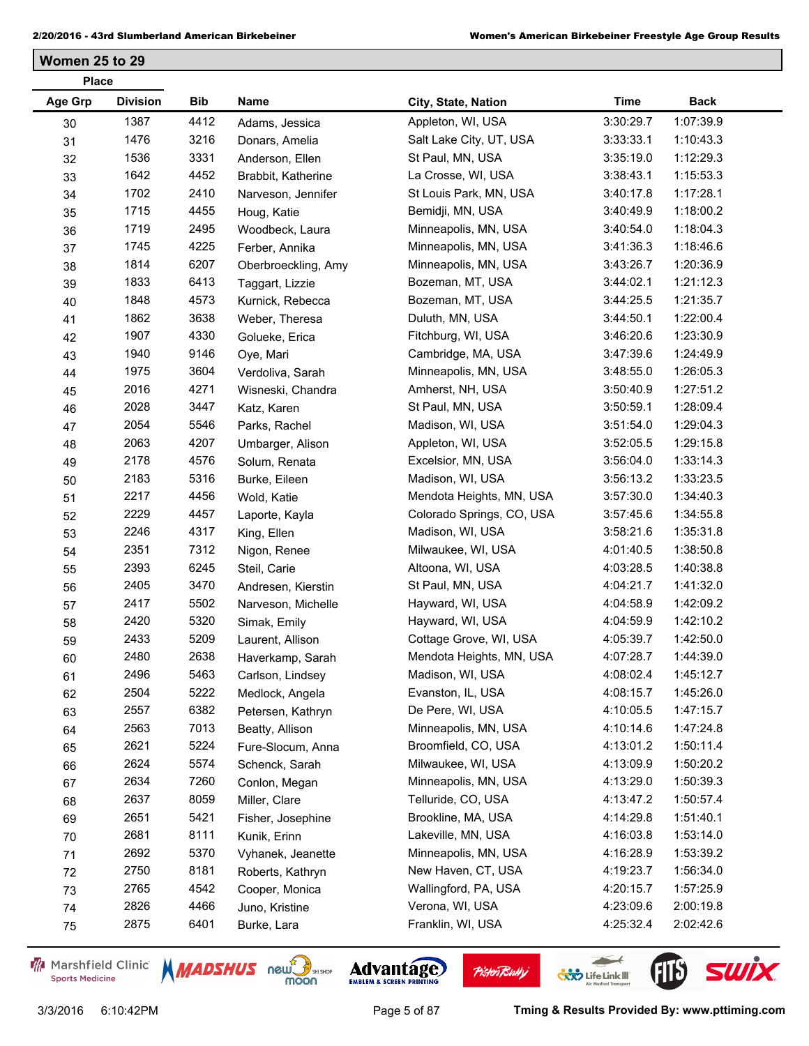## Women 25 to 29

| Place | | | | | | |
|---|---|---|---|---|---|---|
| **Age Grp** | **Division** | **Bib** | **Name** | **City, State, Nation** | **Time** | **Back** |
| 30 | 1387 | 4412 | Adams, Jessica | Appleton, WI, USA | 3:30:29.7 | 1:07:39.9 |
| 31 | 1476 | 3216 | Donars, Amelia | Salt Lake City, UT, USA | 3:33:33.1 | 1:10:43.3 |
| 32 | 1536 | 3331 | Anderson, Ellen | St Paul, MN, USA | 3:35:19.0 | 1:12:29.3 |
| 33 | 1642 | 4452 | Brabbit, Katherine | La Crosse, WI, USA | 3:38:43.1 | 1:15:53.3 |
| 34 | 1702 | 2410 | Narveson, Jennifer | St Louis Park, MN, USA | 3:40:17.8 | 1:17:28.1 |
| 35 | 1715 | 4455 | Houg, Katie | Bemidji, MN, USA | 3:40:49.9 | 1:18:00.2 |
| 36 | 1719 | 2495 | Woodbeck, Laura | Minneapolis, MN, USA | 3:40:54.0 | 1:18:04.3 |
| 37 | 1745 | 4225 | Ferber, Annika | Minneapolis, MN, USA | 3:41:36.3 | 1:18:46.6 |
| 38 | 1814 | 6207 | Oberbroeckling, Amy | Minneapolis, MN, USA | 3:43:26.7 | 1:20:36.9 |
| 39 | 1833 | 6413 | Taggart, Lizzie | Bozeman, MT, USA | 3:44:02.1 | 1:21:12.3 |
| 40 | 1848 | 4573 | Kurnick, Rebecca | Bozeman, MT, USA | 3:44:25.5 | 1:21:35.7 |
| 41 | 1862 | 3638 | Weber, Theresa | Duluth, MN, USA | 3:44:50.1 | 1:22:00.4 |
| 42 | 1907 | 4330 | Golueke, Erica | Fitchburg, WI, USA | 3:46:20.6 | 1:23:30.9 |
| 43 | 1940 | 9146 | Oye, Mari | Cambridge, MA, USA | 3:47:39.6 | 1:24:49.9 |
| 44 | 1975 | 3604 | Verdoliva, Sarah | Minneapolis, MN, USA | 3:48:55.0 | 1:26:05.3 |
| 45 | 2016 | 4271 | Wisneski, Chandra | Amherst, NH, USA | 3:50:40.9 | 1:27:51.2 |
| 46 | 2028 | 3447 | Katz, Karen | St Paul, MN, USA | 3:50:59.1 | 1:28:09.4 |
| 47 | 2054 | 5546 | Parks, Rachel | Madison, WI, USA | 3:51:54.0 | 1:29:04.3 |
| 48 | 2063 | 4207 | Umbarger, Alison | Appleton, WI, USA | 3:52:05.5 | 1:29:15.8 |
| 49 | 2178 | 4576 | Solum, Renata | Excelsior, MN, USA | 3:56:04.0 | 1:33:14.3 |
| 50 | 2183 | 5316 | Burke, Eileen | Madison, WI, USA | 3:56:13.2 | 1:33:23.5 |
| 51 | 2217 | 4456 | Wold, Katie | Mendota Heights, MN, USA | 3:57:30.0 | 1:34:40.3 |
| 52 | 2229 | 4457 | Laporte, Kayla | Colorado Springs, CO, USA | 3:57:45.6 | 1:34:55.8 |
| 53 | 2246 | 4317 | King, Ellen | Madison, WI, USA | 3:58:21.6 | 1:35:31.8 |
| 54 | 2351 | 7312 | Nigon, Renee | Milwaukee, WI, USA | 4:01:40.5 | 1:38:50.8 |
| 55 | 2393 | 6245 | Steil, Carie | Altoona, WI, USA | 4:03:28.5 | 1:40:38.8 |
| 56 | 2405 | 3470 | Andresen, Kierstin | St Paul, MN, USA | 4:04:21.7 | 1:41:32.0 |
| 57 | 2417 | 5502 | Narveson, Michelle | Hayward, WI, USA | 4:04:58.9 | 1:42:09.2 |
| 58 | 2420 | 5320 | Simak, Emily | Hayward, WI, USA | 4:04:59.9 | 1:42:10.2 |
| 59 | 2433 | 5209 | Laurent, Allison | Cottage Grove, WI, USA | 4:05:39.7 | 1:42:50.0 |
| 60 | 2480 | 2638 | Haverkamp, Sarah | Mendota Heights, MN, USA | 4:07:28.7 | 1:44:39.0 |
| 61 | 2496 | 5463 | Carlson, Lindsey | Madison, WI, USA | 4:08:02.4 | 1:45:12.7 |
| 62 | 2504 | 5222 | Medlock, Angela | Evanston, IL, USA | 4:08:15.7 | 1:45:26.0 |
| 63 | 2557 | 6382 | Petersen, Kathryn | De Pere, WI, USA | 4:10:05.5 | 1:47:15.7 |
| 64 | 2563 | 7013 | Beatty, Allison | Minneapolis, MN, USA | 4:10:14.6 | 1:47:24.8 |
| 65 | 2621 | 5224 | Fure-Slocum, Anna | Broomfield, CO, USA | 4:13:01.2 | 1:50:11.4 |
| 66 | 2624 | 5574 | Schenck, Sarah | Milwaukee, WI, USA | 4:13:09.9 | 1:50:20.2 |
| 67 | 2634 | 7260 | Conlon, Megan | Minneapolis, MN, USA | 4:13:29.0 | 1:50:39.3 |
| 68 | 2637 | 8059 | Miller, Clare | Telluride, CO, USA | 4:13:47.2 | 1:50:57.4 |
| 69 | 2651 | 5421 | Fisher, Josephine | Brookline, MA, USA | 4:14:29.8 | 1:51:40.1 |
| 70 | 2681 | 8111 | Kunik, Erinn | Lakeville, MN, USA | 4:16:03.8 | 1:53:14.0 |
| 71 | 2692 | 5370 | Vyhanek, Jeanette | Minneapolis, MN, USA | 4:16:28.9 | 1:53:39.2 |
| 72 | 2750 | 8181 | Roberts, Kathryn | New Haven, CT, USA | 4:19:23.7 | 1:56:34.0 |
| 73 | 2765 | 4542 | Cooper, Monica | Wallingford, PA, USA | 4:20:15.7 | 1:57:25.9 |
| 74 | 2826 | 4466 | Juno, Kristine | Verona, WI, USA | 4:23:09.6 | 2:00:19.8 |
| 75 | 2875 | 6401 | Burke, Lara | Franklin, WI, USA | 4:25:32.4 | 2:02:42.6 |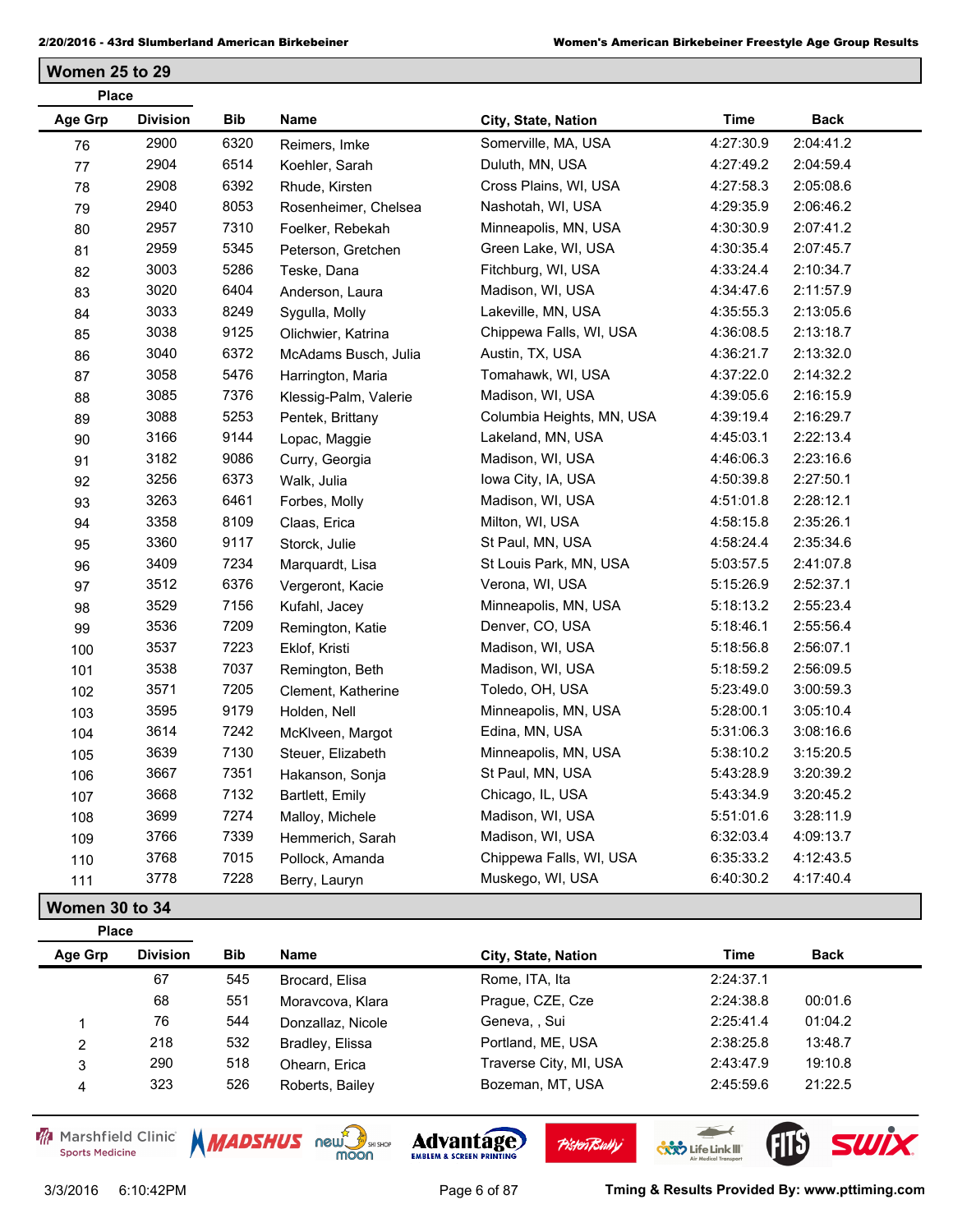## Women 25 to 29

| Place | | | | | | |
|---|---|---|---|---|---|---|
| **Age Grp** | **Division** | **Bib** | **Name** | **City, State, Nation** | **Time** | **Back** |
| 76 | 2900 | 6320 | Reimers, Imke | Somerville, MA, USA | 4:27:30.9 | 2:04:41.2 |
| 77 | 2904 | 6514 | Koehler, Sarah | Duluth, MN, USA | 4:27:49.2 | 2:04:59.4 |
| 78 | 2908 | 6392 | Rhude, Kirsten | Cross Plains, WI, USA | 4:27:58.3 | 2:05:08.6 |
| 79 | 2940 | 8053 | Rosenheimer, Chelsea | Nashotah, WI, USA | 4:29:35.9 | 2:06:46.2 |
| 80 | 2957 | 7310 | Foelker, Rebekah | Minneapolis, MN, USA | 4:30:30.9 | 2:07:41.2 |
| 81 | 2959 | 5345 | Peterson, Gretchen | Green Lake, WI, USA | 4:30:35.4 | 2:07:45.7 |
| 82 | 3003 | 5286 | Teske, Dana | Fitchburg, WI, USA | 4:33:24.4 | 2:10:34.7 |
| 83 | 3020 | 6404 | Anderson, Laura | Madison, WI, USA | 4:34:47.6 | 2:11:57.9 |
| 84 | 3033 | 8249 | Sygulla, Molly | Lakeville, MN, USA | 4:35:55.3 | 2:13:05.6 |
| 85 | 3038 | 9125 | Olichwier, Katrina | Chippewa Falls, WI, USA | 4:36:08.5 | 2:13:18.7 |
| 86 | 3040 | 6372 | McAdams Busch, Julia | Austin, TX, USA | 4:36:21.7 | 2:13:32.0 |
| 87 | 3058 | 5476 | Harrington, Maria | Tomahawk, WI, USA | 4:37:22.0 | 2:14:32.2 |
| 88 | 3085 | 7376 | Klessig-Palm, Valerie | Madison, WI, USA | 4:39:05.6 | 2:16:15.9 |
| 89 | 3088 | 5253 | Pentek, Brittany | Columbia Heights, MN, USA | 4:39:19.4 | 2:16:29.7 |
| 90 | 3166 | 9144 | Lopac, Maggie | Lakeland, MN, USA | 4:45:03.1 | 2:22:13.4 |
| 91 | 3182 | 9086 | Curry, Georgia | Madison, WI, USA | 4:46:06.3 | 2:23:16.6 |
| 92 | 3256 | 6373 | Walk, Julia | Iowa City, IA, USA | 4:50:39.8 | 2:27:50.1 |
| 93 | 3263 | 6461 | Forbes, Molly | Madison, WI, USA | 4:51:01.8 | 2:28:12.1 |
| 94 | 3358 | 8109 | Claas, Erica | Milton, WI, USA | 4:58:15.8 | 2:35:26.1 |
| 95 | 3360 | 9117 | Storck, Julie | St Paul, MN, USA | 4:58:24.4 | 2:35:34.6 |
| 96 | 3409 | 7234 | Marquardt, Lisa | St Louis Park, MN, USA | 5:03:57.5 | 2:41:07.8 |
| 97 | 3512 | 6376 | Vergeront, Kacie | Verona, WI, USA | 5:15:26.9 | 2:52:37.1 |
| 98 | 3529 | 7156 | Kufahl, Jacey | Minneapolis, MN, USA | 5:18:13.2 | 2:55:23.4 |
| 99 | 3536 | 7209 | Remington, Katie | Denver, CO, USA | 5:18:46.1 | 2:55:56.4 |
| 100 | 3537 | 7223 | Eklof, Kristi | Madison, WI, USA | 5:18:56.8 | 2:56:07.1 |
| 101 | 3538 | 7037 | Remington, Beth | Madison, WI, USA | 5:18:59.2 | 2:56:09.5 |
| 102 | 3571 | 7205 | Clement, Katherine | Toledo, OH, USA | 5:23:49.0 | 3:00:59.3 |
| 103 | 3595 | 9179 | Holden, Nell | Minneapolis, MN, USA | 5:28:00.1 | 3:05:10.4 |
| 104 | 3614 | 7242 | McKlveen, Margot | Edina, MN, USA | 5:31:06.3 | 3:08:16.6 |
| 105 | 3639 | 7130 | Steuer, Elizabeth | Minneapolis, MN, USA | 5:38:10.2 | 3:15:20.5 |
| 106 | 3667 | 7351 | Hakanson, Sonja | St Paul, MN, USA | 5:43:28.9 | 3:20:39.2 |
| 107 | 3668 | 7132 | Bartlett, Emily | Chicago, IL, USA | 5:43:34.9 | 3:20:45.2 |
| 108 | 3699 | 7274 | Malloy, Michele | Madison, WI, USA | 5:51:01.6 | 3:28:11.9 |
| 109 | 3766 | 7339 | Hemmerich, Sarah | Madison, WI, USA | 6:32:03.4 | 4:09:13.7 |
| 110 | 3768 | 7015 | Pollock, Amanda | Chippewa Falls, WI, USA | 6:35:33.2 | 4:12:43.5 |
| 111 | 3778 | 7228 | Berry, Lauryn | Muskego, WI, USA | 6:40:30.2 | 4:17:40.4 |

## Women 30 to 34

| Place | | | | | | |
|---|---|---|---|---|---|---|
| **Age Grp** | **Division** | **Bib** | **Name** | **City, State, Nation** | **Time** | **Back** |
| | 67 | 545 | Brocard, Elisa | Rome, ITA, Ita | 2:24:37.1 | |
| | 68 | 551 | Moravcova, Klara | Prague, CZE, Cze | 2:24:38.8 | 00:01.6 |
| 1 | 76 | 544 | Donzallaz, Nicole | Geneva, , Sui | 2:25:41.4 | 01:04.2 |
| 2 | 218 | 532 | Bradley, Elissa | Portland, ME, USA | 2:38:25.8 | 13:48.7 |
| 3 | 290 | 518 | Ohearn, Erica | Traverse City, MI, USA | 2:43:47.9 | 19:10.8 |
| 4 | 323 | 526 | Roberts, Bailey | Bozeman, MT, USA | 2:45:59.6 | 21:22.5 |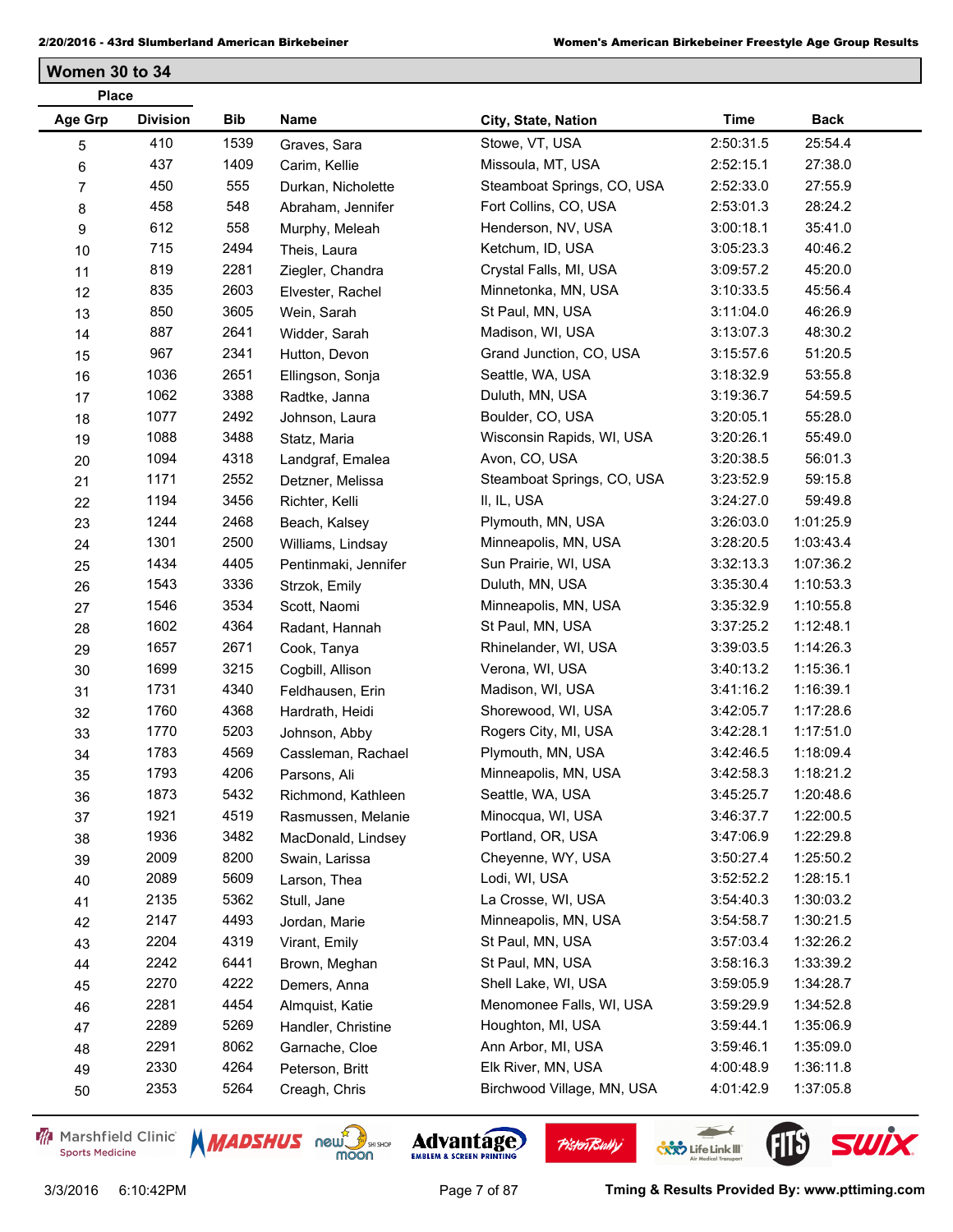## Women 30 to 34

| Place | | | | | | |
|---|---|---|---|---|---|---|
| Age Grp | Division | Bib | Name | City, State, Nation | Time | Back |
| 5 | 410 | 1539 | Graves, Sara | Stowe, VT, USA | 2:50:31.5 | 25:54.4 |
| 6 | 437 | 1409 | Carim, Kellie | Missoula, MT, USA | 2:52:15.1 | 27:38.0 |
| 7 | 450 | 555 | Durkan, Nicholette | Steamboat Springs, CO, USA | 2:52:33.0 | 27:55.9 |
| 8 | 458 | 548 | Abraham, Jennifer | Fort Collins, CO, USA | 2:53:01.3 | 28:24.2 |
| 9 | 612 | 558 | Murphy, Meleah | Henderson, NV, USA | 3:00:18.1 | 35:41.0 |
| 10 | 715 | 2494 | Theis, Laura | Ketchum, ID, USA | 3:05:23.3 | 40:46.2 |
| 11 | 819 | 2281 | Ziegler, Chandra | Crystal Falls, MI, USA | 3:09:57.2 | 45:20.0 |
| 12 | 835 | 2603 | Elvester, Rachel | Minnetonka, MN, USA | 3:10:33.5 | 45:56.4 |
| 13 | 850 | 3605 | Wein, Sarah | St Paul, MN, USA | 3:11:04.0 | 46:26.9 |
| 14 | 887 | 2641 | Widder, Sarah | Madison, WI, USA | 3:13:07.3 | 48:30.2 |
| 15 | 967 | 2341 | Hutton, Devon | Grand Junction, CO, USA | 3:15:57.6 | 51:20.5 |
| 16 | 1036 | 2651 | Ellingson, Sonja | Seattle, WA, USA | 3:18:32.9 | 53:55.8 |
| 17 | 1062 | 3388 | Radtke, Janna | Duluth, MN, USA | 3:19:36.7 | 54:59.5 |
| 18 | 1077 | 2492 | Johnson, Laura | Boulder, CO, USA | 3:20:05.1 | 55:28.0 |
| 19 | 1088 | 3488 | Statz, Maria | Wisconsin Rapids, WI, USA | 3:20:26.1 | 55:49.0 |
| 20 | 1094 | 4318 | Landgraf, Emalea | Avon, CO, USA | 3:20:38.5 | 56:01.3 |
| 21 | 1171 | 2552 | Detzner, Melissa | Steamboat Springs, CO, USA | 3:23:52.9 | 59:15.8 |
| 22 | 1194 | 3456 | Richter, Kelli | Il, IL, USA | 3:24:27.0 | 59:49.8 |
| 23 | 1244 | 2468 | Beach, Kalsey | Plymouth, MN, USA | 3:26:03.0 | 1:01:25.9 |
| 24 | 1301 | 2500 | Williams, Lindsay | Minneapolis, MN, USA | 3:28:20.5 | 1:03:43.4 |
| 25 | 1434 | 4405 | Pentinmaki, Jennifer | Sun Prairie, WI, USA | 3:32:13.3 | 1:07:36.2 |
| 26 | 1543 | 3336 | Strzok, Emily | Duluth, MN, USA | 3:35:30.4 | 1:10:53.3 |
| 27 | 1546 | 3534 | Scott, Naomi | Minneapolis, MN, USA | 3:35:32.9 | 1:10:55.8 |
| 28 | 1602 | 4364 | Radant, Hannah | St Paul, MN, USA | 3:37:25.2 | 1:12:48.1 |
| 29 | 1657 | 2671 | Cook, Tanya | Rhinelander, WI, USA | 3:39:03.5 | 1:14:26.3 |
| 30 | 1699 | 3215 | Cogbill, Allison | Verona, WI, USA | 3:40:13.2 | 1:15:36.1 |
| 31 | 1731 | 4340 | Feldhausen, Erin | Madison, WI, USA | 3:41:16.2 | 1:16:39.1 |
| 32 | 1760 | 4368 | Hardrath, Heidi | Shorewood, WI, USA | 3:42:05.7 | 1:17:28.6 |
| 33 | 1770 | 5203 | Johnson, Abby | Rogers City, MI, USA | 3:42:28.1 | 1:17:51.0 |
| 34 | 1783 | 4569 | Cassleman, Rachael | Plymouth, MN, USA | 3:42:46.5 | 1:18:09.4 |
| 35 | 1793 | 4206 | Parsons, Ali | Minneapolis, MN, USA | 3:42:58.3 | 1:18:21.2 |
| 36 | 1873 | 5432 | Richmond, Kathleen | Seattle, WA, USA | 3:45:25.7 | 1:20:48.6 |
| 37 | 1921 | 4519 | Rasmussen, Melanie | Minocqua, WI, USA | 3:46:37.7 | 1:22:00.5 |
| 38 | 1936 | 3482 | MacDonald, Lindsey | Portland, OR, USA | 3:47:06.9 | 1:22:29.8 |
| 39 | 2009 | 8200 | Swain, Larissa | Cheyenne, WY, USA | 3:50:27.4 | 1:25:50.2 |
| 40 | 2089 | 5609 | Larson, Thea | Lodi, WI, USA | 3:52:52.2 | 1:28:15.1 |
| 41 | 2135 | 5362 | Stull, Jane | La Crosse, WI, USA | 3:54:40.3 | 1:30:03.2 |
| 42 | 2147 | 4493 | Jordan, Marie | Minneapolis, MN, USA | 3:54:58.7 | 1:30:21.5 |
| 43 | 2204 | 4319 | Virant, Emily | St Paul, MN, USA | 3:57:03.4 | 1:32:26.2 |
| 44 | 2242 | 6441 | Brown, Meghan | St Paul, MN, USA | 3:58:16.3 | 1:33:39.2 |
| 45 | 2270 | 4222 | Demers, Anna | Shell Lake, WI, USA | 3:59:05.9 | 1:34:28.7 |
| 46 | 2281 | 4454 | Almquist, Katie | Menomonee Falls, WI, USA | 3:59:29.9 | 1:34:52.8 |
| 47 | 2289 | 5269 | Handler, Christine | Houghton, MI, USA | 3:59:44.1 | 1:35:06.9 |
| 48 | 2291 | 8062 | Garnache, Cloe | Ann Arbor, MI, USA | 3:59:46.1 | 1:35:09.0 |
| 49 | 2330 | 4264 | Peterson, Britt | Elk River, MN, USA | 4:00:48.9 | 1:36:11.8 |
| 50 | 2353 | 5264 | Creagh, Chris | Birchwood Village, MN, USA | 4:01:42.9 | 1:37:05.8 |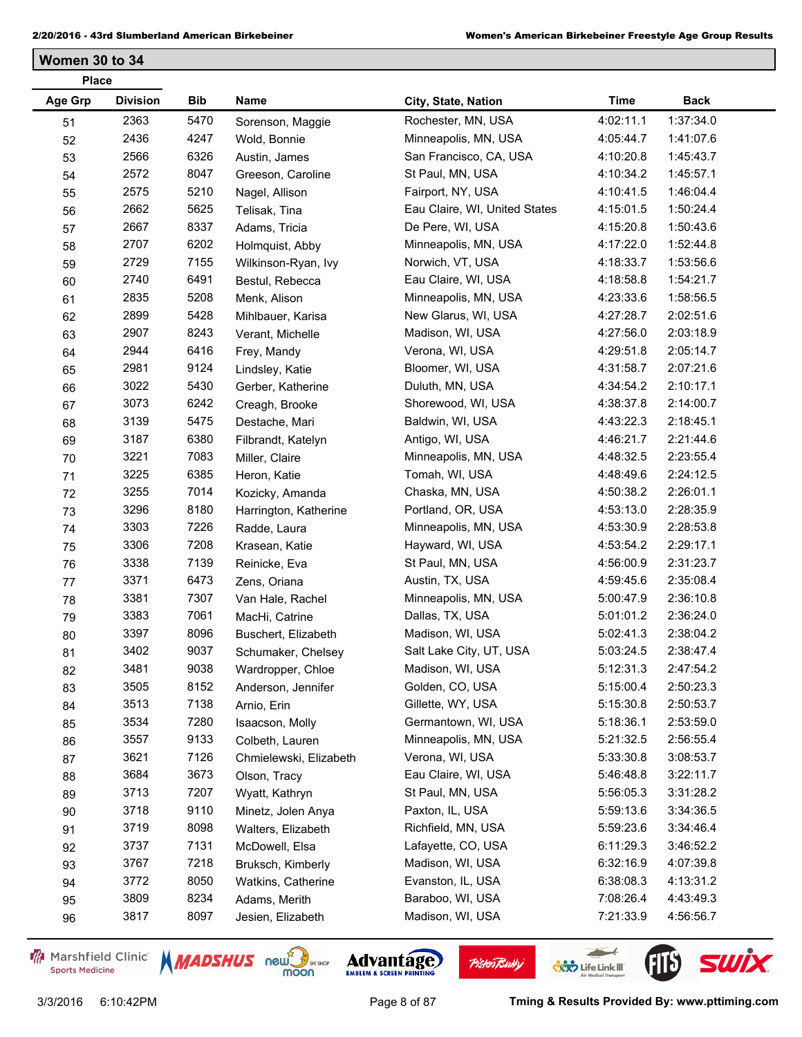## Women 30 to 34

| Place Age Grp | Place Division | Bib | Name | City, State, Nation | Time | Back |
|---|---|---|---|---|---|---|
| 51 | 2363 | 5470 | Sorenson, Maggie | Rochester, MN, USA | 4:02:11.1 | 1:37:34.0 |
| 52 | 2436 | 4247 | Wold, Bonnie | Minneapolis, MN, USA | 4:05:44.7 | 1:41:07.6 |
| 53 | 2566 | 6326 | Austin, James | San Francisco, CA, USA | 4:10:20.8 | 1:45:43.7 |
| 54 | 2572 | 8047 | Greeson, Caroline | St Paul, MN, USA | 4:10:34.2 | 1:45:57.1 |
| 55 | 2575 | 5210 | Nagel, Allison | Fairport, NY, USA | 4:10:41.5 | 1:46:04.4 |
| 56 | 2662 | 5625 | Telisak, Tina | Eau Claire, WI, United States | 4:15:01.5 | 1:50:24.4 |
| 57 | 2667 | 8337 | Adams, Tricia | De Pere, WI, USA | 4:15:20.8 | 1:50:43.6 |
| 58 | 2707 | 6202 | Holmquist, Abby | Minneapolis, MN, USA | 4:17:22.0 | 1:52:44.8 |
| 59 | 2729 | 7155 | Wilkinson-Ryan, Ivy | Norwich, VT, USA | 4:18:33.7 | 1:53:56.6 |
| 60 | 2740 | 6491 | Bestul, Rebecca | Eau Claire, WI, USA | 4:18:58.8 | 1:54:21.7 |
| 61 | 2835 | 5208 | Menk, Alison | Minneapolis, MN, USA | 4:23:33.6 | 1:58:56.5 |
| 62 | 2899 | 5428 | Mihlbauer, Karisa | New Glarus, WI, USA | 4:27:28.7 | 2:02:51.6 |
| 63 | 2907 | 8243 | Verant, Michelle | Madison, WI, USA | 4:27:56.0 | 2:03:18.9 |
| 64 | 2944 | 6416 | Frey, Mandy | Verona, WI, USA | 4:29:51.8 | 2:05:14.7 |
| 65 | 2981 | 9124 | Lindsley, Katie | Bloomer, WI, USA | 4:31:58.7 | 2:07:21.6 |
| 66 | 3022 | 5430 | Gerber, Katherine | Duluth, MN, USA | 4:34:54.2 | 2:10:17.1 |
| 67 | 3073 | 6242 | Creagh, Brooke | Shorewood, WI, USA | 4:38:37.8 | 2:14:00.7 |
| 68 | 3139 | 5475 | Destache, Mari | Baldwin, WI, USA | 4:43:22.3 | 2:18:45.1 |
| 69 | 3187 | 6380 | Filbrandt, Katelyn | Antigo, WI, USA | 4:46:21.7 | 2:21:44.6 |
| 70 | 3221 | 7083 | Miller, Claire | Minneapolis, MN, USA | 4:48:32.5 | 2:23:55.4 |
| 71 | 3225 | 6385 | Heron, Katie | Tomah, WI, USA | 4:48:49.6 | 2:24:12.5 |
| 72 | 3255 | 7014 | Kozicky, Amanda | Chaska, MN, USA | 4:50:38.2 | 2:26:01.1 |
| 73 | 3296 | 8180 | Harrington, Katherine | Portland, OR, USA | 4:53:13.0 | 2:28:35.9 |
| 74 | 3303 | 7226 | Radde, Laura | Minneapolis, MN, USA | 4:53:30.9 | 2:28:53.8 |
| 75 | 3306 | 7208 | Krasean, Katie | Hayward, WI, USA | 4:53:54.2 | 2:29:17.1 |
| 76 | 3338 | 7139 | Reinicke, Eva | St Paul, MN, USA | 4:56:00.9 | 2:31:23.7 |
| 77 | 3371 | 6473 | Zens, Oriana | Austin, TX, USA | 4:59:45.6 | 2:35:08.4 |
| 78 | 3381 | 7307 | Van Hale, Rachel | Minneapolis, MN, USA | 5:00:47.9 | 2:36:10.8 |
| 79 | 3383 | 7061 | MacHi, Catrine | Dallas, TX, USA | 5:01:01.2 | 2:36:24.0 |
| 80 | 3397 | 8096 | Buschert, Elizabeth | Madison, WI, USA | 5:02:41.3 | 2:38:04.2 |
| 81 | 3402 | 9037 | Schumaker, Chelsey | Salt Lake City, UT, USA | 5:03:24.5 | 2:38:47.4 |
| 82 | 3481 | 9038 | Wardropper, Chloe | Madison, WI, USA | 5:12:31.3 | 2:47:54.2 |
| 83 | 3505 | 8152 | Anderson, Jennifer | Golden, CO, USA | 5:15:00.4 | 2:50:23.3 |
| 84 | 3513 | 7138 | Arnio, Erin | Gillette, WY, USA | 5:15:30.8 | 2:50:53.7 |
| 85 | 3534 | 7280 | Isaacson, Molly | Germantown, WI, USA | 5:18:36.1 | 2:53:59.0 |
| 86 | 3557 | 9133 | Colbeth, Lauren | Minneapolis, MN, USA | 5:21:32.5 | 2:56:55.4 |
| 87 | 3621 | 7126 | Chmielewski, Elizabeth | Verona, WI, USA | 5:33:30.8 | 3:08:53.7 |
| 88 | 3684 | 3673 | Olson, Tracy | Eau Claire, WI, USA | 5:46:48.8 | 3:22:11.7 |
| 89 | 3713 | 7207 | Wyatt, Kathryn | St Paul, MN, USA | 5:56:05.3 | 3:31:28.2 |
| 90 | 3718 | 9110 | Minetz, Jolen Anya | Paxton, IL, USA | 5:59:13.6 | 3:34:36.5 |
| 91 | 3719 | 8098 | Walters, Elizabeth | Richfield, MN, USA | 5:59:23.6 | 3:34:46.4 |
| 92 | 3737 | 7131 | McDowell, Elsa | Lafayette, CO, USA | 6:11:29.3 | 3:46:52.2 |
| 93 | 3767 | 7218 | Bruksch, Kimberly | Madison, WI, USA | 6:32:16.9 | 4:07:39.8 |
| 94 | 3772 | 8050 | Watkins, Catherine | Evanston, IL, USA | 6:38:08.3 | 4:13:31.2 |
| 95 | 3809 | 8234 | Adams, Merith | Baraboo, WI, USA | 7:08:26.4 | 4:43:49.3 |
| 96 | 3817 | 8097 | Jesien, Elizabeth | Madison, WI, USA | 7:21:33.9 | 4:56:56.7 |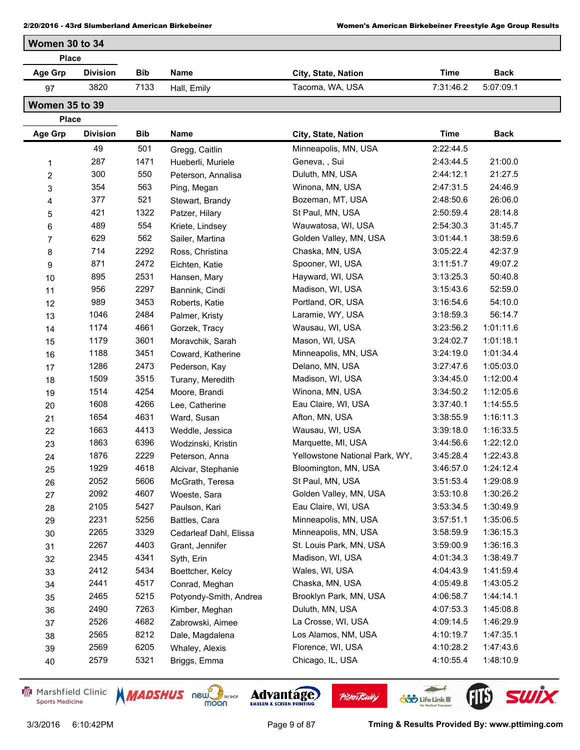## Women 30 to 34

| Place Age Grp | Place Division | Bib | Name | City, State, Nation | Time | Back |
|---|---|---|---|---|---|---|
| 97 | 3820 | 7133 | Hall, Emily | Tacoma, WA, USA | 7:31:46.2 | 5:07:09.1 |

## Women 35 to 39

| Place Age Grp | Place Division | Bib | Name | City, State, Nation | Time | Back |
|---|---|---|---|---|---|---|
| | 49 | 501 | Gregg, Caitlin | Minneapolis, MN, USA | 2:22:44.5 | |
| 1 | 287 | 1471 | Hueberli, Muriele | Geneva, , Sui | 2:43:44.5 | 21:00.0 |
| 2 | 300 | 550 | Peterson, Annalisa | Duluth, MN, USA | 2:44:12.1 | 21:27.5 |
| 3 | 354 | 563 | Ping, Megan | Winona, MN, USA | 2:47:31.5 | 24:46.9 |
| 4 | 377 | 521 | Stewart, Brandy | Bozeman, MT, USA | 2:48:50.6 | 26:06.0 |
| 5 | 421 | 1322 | Patzer, Hilary | St Paul, MN, USA | 2:50:59.4 | 28:14.8 |
| 6 | 489 | 554 | Kriete, Lindsey | Wauwatosa, WI, USA | 2:54:30.3 | 31:45.7 |
| 7 | 629 | 562 | Sailer, Martina | Golden Valley, MN, USA | 3:01:44.1 | 38:59.6 |
| 8 | 714 | 2292 | Ross, Christina | Chaska, MN, USA | 3:05:22.4 | 42:37.9 |
| 9 | 871 | 2472 | Eichten, Katie | Spooner, WI, USA | 3:11:51.7 | 49:07.2 |
| 10 | 895 | 2531 | Hansen, Mary | Hayward, WI, USA | 3:13:25.3 | 50:40.8 |
| 11 | 956 | 2297 | Bannink, Cindi | Madison, WI, USA | 3:15:43.6 | 52:59.0 |
| 12 | 989 | 3453 | Roberts, Katie | Portland, OR, USA | 3:16:54.6 | 54:10.0 |
| 13 | 1046 | 2484 | Palmer, Kristy | Laramie, WY, USA | 3:18:59.3 | 56:14.7 |
| 14 | 1174 | 4661 | Gorzek, Tracy | Wausau, WI, USA | 3:23:56.2 | 1:01:11.6 |
| 15 | 1179 | 3601 | Moravchik, Sarah | Mason, WI, USA | 3:24:02.7 | 1:01:18.1 |
| 16 | 1188 | 3451 | Coward, Katherine | Minneapolis, MN, USA | 3:24:19.0 | 1:01:34.4 |
| 17 | 1286 | 2473 | Pederson, Kay | Delano, MN, USA | 3:27:47.6 | 1:05:03.0 |
| 18 | 1509 | 3515 | Turany, Meredith | Madison, WI, USA | 3:34:45.0 | 1:12:00.4 |
| 19 | 1514 | 4254 | Moore, Brandi | Winona, MN, USA | 3:34:50.2 | 1:12:05.6 |
| 20 | 1608 | 4266 | Lee, Catherine | Eau Claire, WI, USA | 3:37:40.1 | 1:14:55.5 |
| 21 | 1654 | 4631 | Ward, Susan | Afton, MN, USA | 3:38:55.9 | 1:16:11.3 |
| 22 | 1663 | 4413 | Weddle, Jessica | Wausau, WI, USA | 3:39:18.0 | 1:16:33.5 |
| 23 | 1863 | 6396 | Wodzinski, Kristin | Marquette, MI, USA | 3:44:56.6 | 1:22:12.0 |
| 24 | 1876 | 2229 | Peterson, Anna | Yellowstone National Park, WY, | 3:45:28.4 | 1:22:43.8 |
| 25 | 1929 | 4618 | Alcivar, Stephanie | Bloomington, MN, USA | 3:46:57.0 | 1:24:12.4 |
| 26 | 2052 | 5606 | McGrath, Teresa | St Paul, MN, USA | 3:51:53.4 | 1:29:08.9 |
| 27 | 2092 | 4607 | Woeste, Sara | Golden Valley, MN, USA | 3:53:10.8 | 1:30:26.2 |
| 28 | 2105 | 5427 | Paulson, Kari | Eau Claire, WI, USA | 3:53:34.5 | 1:30:49.9 |
| 29 | 2231 | 5256 | Battles, Cara | Minneapolis, MN, USA | 3:57:51.1 | 1:35:06.5 |
| 30 | 2265 | 3329 | Cedarleaf Dahl, Elissa | Minneapolis, MN, USA | 3:58:59.9 | 1:36:15.3 |
| 31 | 2267 | 4403 | Grant, Jennifer | St. Louis Park, MN, USA | 3:59:00.9 | 1:36:16.3 |
| 32 | 2345 | 4341 | Syth, Erin | Madison, WI, USA | 4:01:34.3 | 1:38:49.7 |
| 33 | 2412 | 5434 | Boettcher, Kelcy | Wales, WI, USA | 4:04:43.9 | 1:41:59.4 |
| 34 | 2441 | 4517 | Conrad, Meghan | Chaska, MN, USA | 4:05:49.8 | 1:43:05.2 |
| 35 | 2465 | 5215 | Potyondy-Smith, Andrea | Brooklyn Park, MN, USA | 4:06:58.7 | 1:44:14.1 |
| 36 | 2490 | 7263 | Kimber, Meghan | Duluth, MN, USA | 4:07:53.3 | 1:45:08.8 |
| 37 | 2526 | 4682 | Zabrowski, Aimee | La Crosse, WI, USA | 4:09:14.5 | 1:46:29.9 |
| 38 | 2565 | 8212 | Dale, Magdalena | Los Alamos, NM, USA | 4:10:19.7 | 1:47:35.1 |
| 39 | 2569 | 6205 | Whaley, Alexis | Florence, WI, USA | 4:10:28.2 | 1:47:43.6 |
| 40 | 2579 | 5321 | Briggs, Emma | Chicago, IL, USA | 4:10:55.4 | 1:48:10.9 |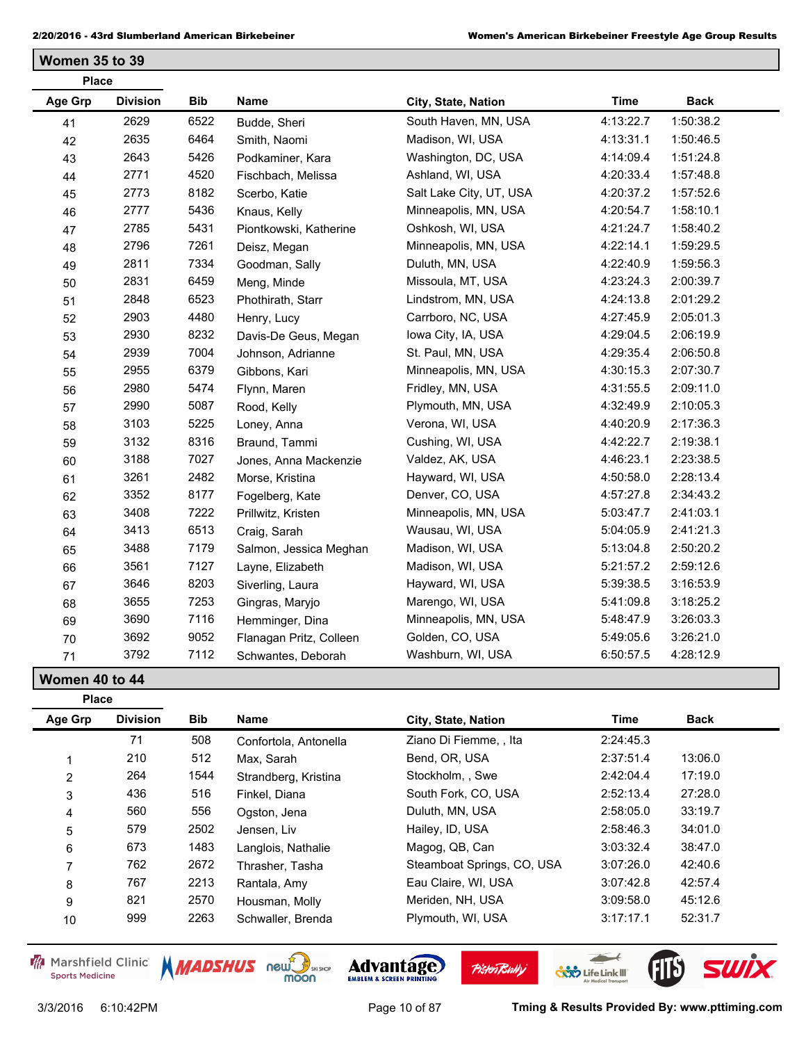## Women 35 to 39

| Place Age Grp | Place Division | Bib | Name | City, State, Nation | Time | Back |
|---|---|---|---|---|---|---|
| 41 | 2629 | 6522 | Budde, Sheri | South Haven, MN, USA | 4:13:22.7 | 1:50:38.2 |
| 42 | 2635 | 6464 | Smith, Naomi | Madison, WI, USA | 4:13:31.1 | 1:50:46.5 |
| 43 | 2643 | 5426 | Podkaminer, Kara | Washington, DC, USA | 4:14:09.4 | 1:51:24.8 |
| 44 | 2771 | 4520 | Fischbach, Melissa | Ashland, WI, USA | 4:20:33.4 | 1:57:48.8 |
| 45 | 2773 | 8182 | Scerbo, Katie | Salt Lake City, UT, USA | 4:20:37.2 | 1:57:52.6 |
| 46 | 2777 | 5436 | Knaus, Kelly | Minneapolis, MN, USA | 4:20:54.7 | 1:58:10.1 |
| 47 | 2785 | 5431 | Piontkowski, Katherine | Oshkosh, WI, USA | 4:21:24.7 | 1:58:40.2 |
| 48 | 2796 | 7261 | Deisz, Megan | Minneapolis, MN, USA | 4:22:14.1 | 1:59:29.5 |
| 49 | 2811 | 7334 | Goodman, Sally | Duluth, MN, USA | 4:22:40.9 | 1:59:56.3 |
| 50 | 2831 | 6459 | Meng, Minde | Missoula, MT, USA | 4:23:24.3 | 2:00:39.7 |
| 51 | 2848 | 6523 | Phothirath, Starr | Lindstrom, MN, USA | 4:24:13.8 | 2:01:29.2 |
| 52 | 2903 | 4480 | Henry, Lucy | Carrboro, NC, USA | 4:27:45.9 | 2:05:01.3 |
| 53 | 2930 | 8232 | Davis-De Geus, Megan | Iowa City, IA, USA | 4:29:04.5 | 2:06:19.9 |
| 54 | 2939 | 7004 | Johnson, Adrianne | St. Paul, MN, USA | 4:29:35.4 | 2:06:50.8 |
| 55 | 2955 | 6379 | Gibbons, Kari | Minneapolis, MN, USA | 4:30:15.3 | 2:07:30.7 |
| 56 | 2980 | 5474 | Flynn, Maren | Fridley, MN, USA | 4:31:55.5 | 2:09:11.0 |
| 57 | 2990 | 5087 | Rood, Kelly | Plymouth, MN, USA | 4:32:49.9 | 2:10:05.3 |
| 58 | 3103 | 5225 | Loney, Anna | Verona, WI, USA | 4:40:20.9 | 2:17:36.3 |
| 59 | 3132 | 8316 | Braund, Tammi | Cushing, WI, USA | 4:42:22.7 | 2:19:38.1 |
| 60 | 3188 | 7027 | Jones, Anna Mackenzie | Valdez, AK, USA | 4:46:23.1 | 2:23:38.5 |
| 61 | 3261 | 2482 | Morse, Kristina | Hayward, WI, USA | 4:50:58.0 | 2:28:13.4 |
| 62 | 3352 | 8177 | Fogelberg, Kate | Denver, CO, USA | 4:57:27.8 | 2:34:43.2 |
| 63 | 3408 | 7222 | Prillwitz, Kristen | Minneapolis, MN, USA | 5:03:47.7 | 2:41:03.1 |
| 64 | 3413 | 6513 | Craig, Sarah | Wausau, WI, USA | 5:04:05.9 | 2:41:21.3 |
| 65 | 3488 | 7179 | Salmon, Jessica Meghan | Madison, WI, USA | 5:13:04.8 | 2:50:20.2 |
| 66 | 3561 | 7127 | Layne, Elizabeth | Madison, WI, USA | 5:21:57.2 | 2:59:12.6 |
| 67 | 3646 | 8203 | Siverling, Laura | Hayward, WI, USA | 5:39:38.5 | 3:16:53.9 |
| 68 | 3655 | 7253 | Gingras, Maryjo | Marengo, WI, USA | 5:41:09.8 | 3:18:25.2 |
| 69 | 3690 | 7116 | Hemminger, Dina | Minneapolis, MN, USA | 5:48:47.9 | 3:26:03.3 |
| 70 | 3692 | 9052 | Flanagan Pritz, Colleen | Golden, CO, USA | 5:49:05.6 | 3:26:21.0 |
| 71 | 3792 | 7112 | Schwantes, Deborah | Washburn, WI, USA | 6:50:57.5 | 4:28:12.9 |

## Women 40 to 44

| Place Age Grp | Place Division | Bib | Name | City, State, Nation | Time | Back |
|---|---|---|---|---|---|---|
| | 71 | 508 | Confortola, Antonella | Ziano Di Fiemme, , Ita | 2:24:45.3 | |
| 1 | 210 | 512 | Max, Sarah | Bend, OR, USA | 2:37:51.4 | 13:06.0 |
| 2 | 264 | 1544 | Strandberg, Kristina | Stockholm, , Swe | 2:42:04.4 | 17:19.0 |
| 3 | 436 | 516 | Finkel, Diana | South Fork, CO, USA | 2:52:13.4 | 27:28.0 |
| 4 | 560 | 556 | Ogston, Jena | Duluth, MN, USA | 2:58:05.0 | 33:19.7 |
| 5 | 579 | 2502 | Jensen, Liv | Hailey, ID, USA | 2:58:46.3 | 34:01.0 |
| 6 | 673 | 1483 | Langlois, Nathalie | Magog, QB, Can | 3:03:32.4 | 38:47.0 |
| 7 | 762 | 2672 | Thrasher, Tasha | Steamboat Springs, CO, USA | 3:07:26.0 | 42:40.6 |
| 8 | 767 | 2213 | Rantala, Amy | Eau Claire, WI, USA | 3:07:42.8 | 42:57.4 |
| 9 | 821 | 2570 | Housman, Molly | Meriden, NH, USA | 3:09:58.0 | 45:12.6 |
| 10 | 999 | 2263 | Schwaller, Brenda | Plymouth, WI, USA | 3:17:17.1 | 52:31.7 |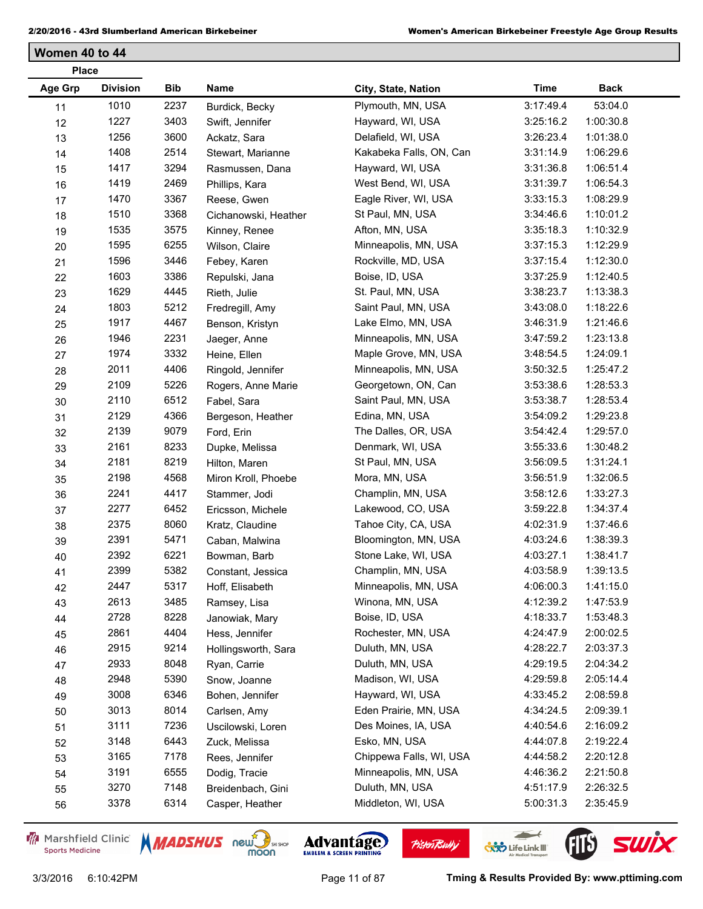## Women 40 to 44

| Place | | Bib | Name | City, State, Nation | Time | Back |
|---|---|---|---|---|---|---|
| Age Grp | Division | | | | | |
| 11 | 1010 | 2237 | Burdick, Becky | Plymouth, MN, USA | 3:17:49.4 | 53:04.0 |
| 12 | 1227 | 3403 | Swift, Jennifer | Hayward, WI, USA | 3:25:16.2 | 1:00:30.8 |
| 13 | 1256 | 3600 | Ackatz, Sara | Delafield, WI, USA | 3:26:23.4 | 1:01:38.0 |
| 14 | 1408 | 2514 | Stewart, Marianne | Kakabeka Falls, ON, Can | 3:31:14.9 | 1:06:29.6 |
| 15 | 1417 | 3294 | Rasmussen, Dana | Hayward, WI, USA | 3:31:36.8 | 1:06:51.4 |
| 16 | 1419 | 2469 | Phillips, Kara | West Bend, WI, USA | 3:31:39.7 | 1:06:54.3 |
| 17 | 1470 | 3367 | Reese, Gwen | Eagle River, WI, USA | 3:33:15.3 | 1:08:29.9 |
| 18 | 1510 | 3368 | Cichanowski, Heather | St Paul, MN, USA | 3:34:46.6 | 1:10:01.2 |
| 19 | 1535 | 3575 | Kinney, Renee | Afton, MN, USA | 3:35:18.3 | 1:10:32.9 |
| 20 | 1595 | 6255 | Wilson, Claire | Minneapolis, MN, USA | 3:37:15.3 | 1:12:29.9 |
| 21 | 1596 | 3446 | Febey, Karen | Rockville, MD, USA | 3:37:15.4 | 1:12:30.0 |
| 22 | 1603 | 3386 | Repulski, Jana | Boise, ID, USA | 3:37:25.9 | 1:12:40.5 |
| 23 | 1629 | 4445 | Rieth, Julie | St. Paul, MN, USA | 3:38:23.7 | 1:13:38.3 |
| 24 | 1803 | 5212 | Fredregill, Amy | Saint Paul, MN, USA | 3:43:08.0 | 1:18:22.6 |
| 25 | 1917 | 4467 | Benson, Kristyn | Lake Elmo, MN, USA | 3:46:31.9 | 1:21:46.6 |
| 26 | 1946 | 2231 | Jaeger, Anne | Minneapolis, MN, USA | 3:47:59.2 | 1:23:13.8 |
| 27 | 1974 | 3332 | Heine, Ellen | Maple Grove, MN, USA | 3:48:54.5 | 1:24:09.1 |
| 28 | 2011 | 4406 | Ringold, Jennifer | Minneapolis, MN, USA | 3:50:32.5 | 1:25:47.2 |
| 29 | 2109 | 5226 | Rogers, Anne Marie | Georgetown, ON, Can | 3:53:38.6 | 1:28:53.3 |
| 30 | 2110 | 6512 | Fabel, Sara | Saint Paul, MN, USA | 3:53:38.7 | 1:28:53.4 |
| 31 | 2129 | 4366 | Bergeson, Heather | Edina, MN, USA | 3:54:09.2 | 1:29:23.8 |
| 32 | 2139 | 9079 | Ford, Erin | The Dalles, OR, USA | 3:54:42.4 | 1:29:57.0 |
| 33 | 2161 | 8233 | Dupke, Melissa | Denmark, WI, USA | 3:55:33.6 | 1:30:48.2 |
| 34 | 2181 | 8219 | Hilton, Maren | St Paul, MN, USA | 3:56:09.5 | 1:31:24.1 |
| 35 | 2198 | 4568 | Miron Kroll, Phoebe | Mora, MN, USA | 3:56:51.9 | 1:32:06.5 |
| 36 | 2241 | 4417 | Stammer, Jodi | Champlin, MN, USA | 3:58:12.6 | 1:33:27.3 |
| 37 | 2277 | 6452 | Ericsson, Michele | Lakewood, CO, USA | 3:59:22.8 | 1:34:37.4 |
| 38 | 2375 | 8060 | Kratz, Claudine | Tahoe City, CA, USA | 4:02:31.9 | 1:37:46.6 |
| 39 | 2391 | 5471 | Caban, Malwina | Bloomington, MN, USA | 4:03:24.6 | 1:38:39.3 |
| 40 | 2392 | 6221 | Bowman, Barb | Stone Lake, WI, USA | 4:03:27.1 | 1:38:41.7 |
| 41 | 2399 | 5382 | Constant, Jessica | Champlin, MN, USA | 4:03:58.9 | 1:39:13.5 |
| 42 | 2447 | 5317 | Hoff, Elisabeth | Minneapolis, MN, USA | 4:06:00.3 | 1:41:15.0 |
| 43 | 2613 | 3485 | Ramsey, Lisa | Winona, MN, USA | 4:12:39.2 | 1:47:53.9 |
| 44 | 2728 | 8228 | Janowiak, Mary | Boise, ID, USA | 4:18:33.7 | 1:53:48.3 |
| 45 | 2861 | 4404 | Hess, Jennifer | Rochester, MN, USA | 4:24:47.9 | 2:00:02.5 |
| 46 | 2915 | 9214 | Hollingsworth, Sara | Duluth, MN, USA | 4:28:22.7 | 2:03:37.3 |
| 47 | 2933 | 8048 | Ryan, Carrie | Duluth, MN, USA | 4:29:19.5 | 2:04:34.2 |
| 48 | 2948 | 5390 | Snow, Joanne | Madison, WI, USA | 4:29:59.8 | 2:05:14.4 |
| 49 | 3008 | 6346 | Bohen, Jennifer | Hayward, WI, USA | 4:33:45.2 | 2:08:59.8 |
| 50 | 3013 | 8014 | Carlsen, Amy | Eden Prairie, MN, USA | 4:34:24.5 | 2:09:39.1 |
| 51 | 3111 | 7236 | Uscilowski, Loren | Des Moines, IA, USA | 4:40:54.6 | 2:16:09.2 |
| 52 | 3148 | 6443 | Zuck, Melissa | Esko, MN, USA | 4:44:07.8 | 2:19:22.4 |
| 53 | 3165 | 7178 | Rees, Jennifer | Chippewa Falls, WI, USA | 4:44:58.2 | 2:20:12.8 |
| 54 | 3191 | 6555 | Dodig, Tracie | Minneapolis, MN, USA | 4:46:36.2 | 2:21:50.8 |
| 55 | 3270 | 7148 | Breidenbach, Gini | Duluth, MN, USA | 4:51:17.9 | 2:26:32.5 |
| 56 | 3378 | 6314 | Casper, Heather | Middleton, WI, USA | 5:00:31.3 | 2:35:45.9 |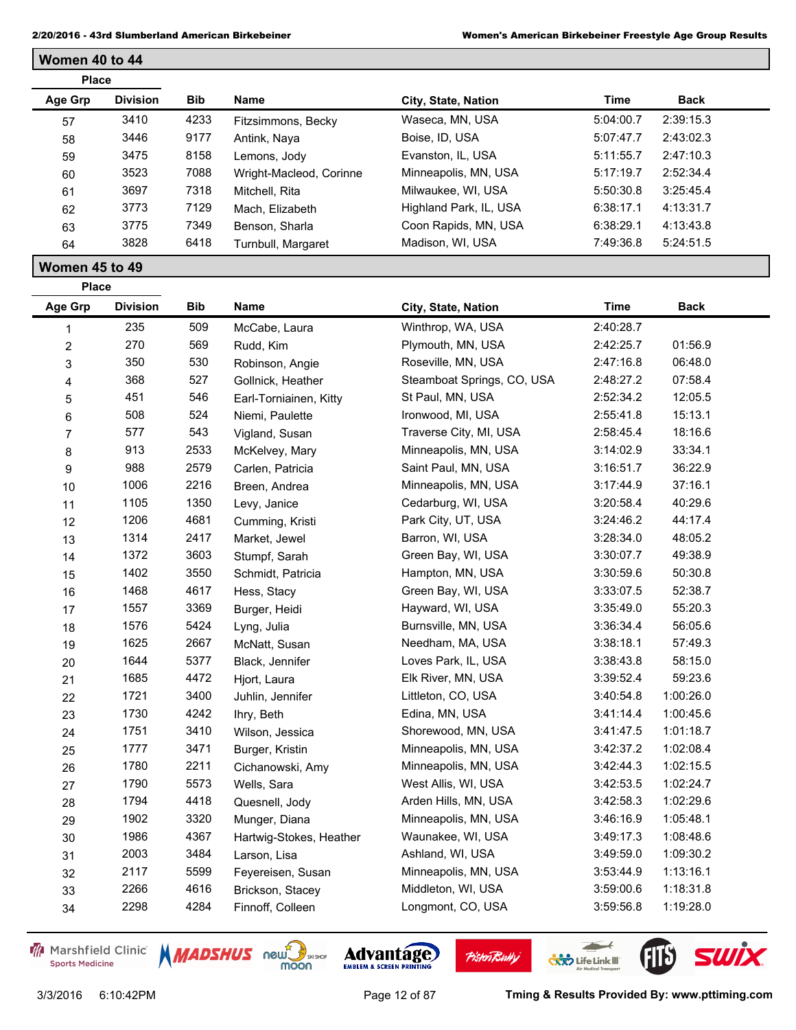## Women 40 to 44

| Place Age Grp | Division | Bib | Name | City, State, Nation | Time | Back |
|---|---|---|---|---|---|---|
| 57 | 3410 | 4233 | Fitzsimmons, Becky | Waseca, MN, USA | 5:04:00.7 | 2:39:15.3 |
| 58 | 3446 | 9177 | Antink, Naya | Boise, ID, USA | 5:07:47.7 | 2:43:02.3 |
| 59 | 3475 | 8158 | Lemons, Jody | Evanston, IL, USA | 5:11:55.7 | 2:47:10.3 |
| 60 | 3523 | 7088 | Wright-Macleod, Corinne | Minneapolis, MN, USA | 5:17:19.7 | 2:52:34.4 |
| 61 | 3697 | 7318 | Mitchell, Rita | Milwaukee, WI, USA | 5:50:30.8 | 3:25:45.4 |
| 62 | 3773 | 7129 | Mach, Elizabeth | Highland Park, IL, USA | 6:38:17.1 | 4:13:31.7 |
| 63 | 3775 | 7349 | Benson, Sharla | Coon Rapids, MN, USA | 6:38:29.1 | 4:13:43.8 |
| 64 | 3828 | 6418 | Turnbull, Margaret | Madison, WI, USA | 7:49:36.8 | 5:24:51.5 |

## Women 45 to 49

| Place Age Grp | Division | Bib | Name | City, State, Nation | Time | Back |
|---|---|---|---|---|---|---|
| 1 | 235 | 509 | McCabe, Laura | Winthrop, WA, USA | 2:40:28.7 | |
| 2 | 270 | 569 | Rudd, Kim | Plymouth, MN, USA | 2:42:25.7 | 01:56.9 |
| 3 | 350 | 530 | Robinson, Angie | Roseville, MN, USA | 2:47:16.8 | 06:48.0 |
| 4 | 368 | 527 | Gollnick, Heather | Steamboat Springs, CO, USA | 2:48:27.2 | 07:58.4 |
| 5 | 451 | 546 | Earl-Torniainen, Kitty | St Paul, MN, USA | 2:52:34.2 | 12:05.5 |
| 6 | 508 | 524 | Niemi, Paulette | Ironwood, MI, USA | 2:55:41.8 | 15:13.1 |
| 7 | 577 | 543 | Vigland, Susan | Traverse City, MI, USA | 2:58:45.4 | 18:16.6 |
| 8 | 913 | 2533 | McKelvey, Mary | Minneapolis, MN, USA | 3:14:02.9 | 33:34.1 |
| 9 | 988 | 2579 | Carlen, Patricia | Saint Paul, MN, USA | 3:16:51.7 | 36:22.9 |
| 10 | 1006 | 2216 | Breen, Andrea | Minneapolis, MN, USA | 3:17:44.9 | 37:16.1 |
| 11 | 1105 | 1350 | Levy, Janice | Cedarburg, WI, USA | 3:20:58.4 | 40:29.6 |
| 12 | 1206 | 4681 | Cumming, Kristi | Park City, UT, USA | 3:24:46.2 | 44:17.4 |
| 13 | 1314 | 2417 | Market, Jewel | Barron, WI, USA | 3:28:34.0 | 48:05.2 |
| 14 | 1372 | 3603 | Stumpf, Sarah | Green Bay, WI, USA | 3:30:07.7 | 49:38.9 |
| 15 | 1402 | 3550 | Schmidt, Patricia | Hampton, MN, USA | 3:30:59.6 | 50:30.8 |
| 16 | 1468 | 4617 | Hess, Stacy | Green Bay, WI, USA | 3:33:07.5 | 52:38.7 |
| 17 | 1557 | 3369 | Burger, Heidi | Hayward, WI, USA | 3:35:49.0 | 55:20.3 |
| 18 | 1576 | 5424 | Lyng, Julia | Burnsville, MN, USA | 3:36:34.4 | 56:05.6 |
| 19 | 1625 | 2667 | McNatt, Susan | Needham, MA, USA | 3:38:18.1 | 57:49.3 |
| 20 | 1644 | 5377 | Black, Jennifer | Loves Park, IL, USA | 3:38:43.8 | 58:15.0 |
| 21 | 1685 | 4472 | Hjort, Laura | Elk River, MN, USA | 3:39:52.4 | 59:23.6 |
| 22 | 1721 | 3400 | Juhlin, Jennifer | Littleton, CO, USA | 3:40:54.8 | 1:00:26.0 |
| 23 | 1730 | 4242 | Ihry, Beth | Edina, MN, USA | 3:41:14.4 | 1:00:45.6 |
| 24 | 1751 | 3410 | Wilson, Jessica | Shorewood, MN, USA | 3:41:47.5 | 1:01:18.7 |
| 25 | 1777 | 3471 | Burger, Kristin | Minneapolis, MN, USA | 3:42:37.2 | 1:02:08.4 |
| 26 | 1780 | 2211 | Cichanowski, Amy | Minneapolis, MN, USA | 3:42:44.3 | 1:02:15.5 |
| 27 | 1790 | 5573 | Wells, Sara | West Allis, WI, USA | 3:42:53.5 | 1:02:24.7 |
| 28 | 1794 | 4418 | Quesnell, Jody | Arden Hills, MN, USA | 3:42:58.3 | 1:02:29.6 |
| 29 | 1902 | 3320 | Munger, Diana | Minneapolis, MN, USA | 3:46:16.9 | 1:05:48.1 |
| 30 | 1986 | 4367 | Hartwig-Stokes, Heather | Waunakee, WI, USA | 3:49:17.3 | 1:08:48.6 |
| 31 | 2003 | 3484 | Larson, Lisa | Ashland, WI, USA | 3:49:59.0 | 1:09:30.2 |
| 32 | 2117 | 5599 | Feyereisen, Susan | Minneapolis, MN, USA | 3:53:44.9 | 1:13:16.1 |
| 33 | 2266 | 4616 | Brickson, Stacey | Middleton, WI, USA | 3:59:00.6 | 1:18:31.8 |
| 34 | 2298 | 4284 | Finnoff, Colleen | Longmont, CO, USA | 3:59:56.8 | 1:19:28.0 |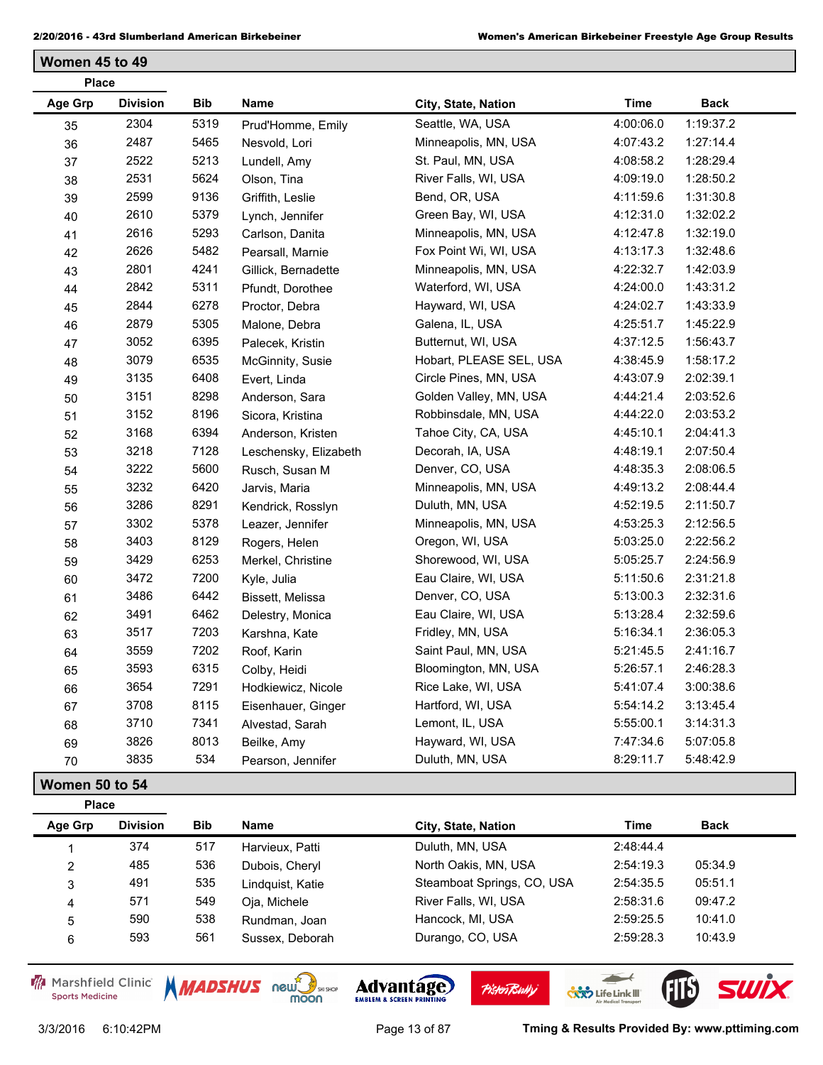## Women 45 to 49

| Place Age Grp | Place Division | Bib | Name | City, State, Nation | Time | Back |
|---|---|---|---|---|---|---|
| 35 | 2304 | 5319 | Prud'Homme, Emily | Seattle, WA, USA | 4:00:06.0 | 1:19:37.2 |
| 36 | 2487 | 5465 | Nesvold, Lori | Minneapolis, MN, USA | 4:07:43.2 | 1:27:14.4 |
| 37 | 2522 | 5213 | Lundell, Amy | St. Paul, MN, USA | 4:08:58.2 | 1:28:29.4 |
| 38 | 2531 | 5624 | Olson, Tina | River Falls, WI, USA | 4:09:19.0 | 1:28:50.2 |
| 39 | 2599 | 9136 | Griffith, Leslie | Bend, OR, USA | 4:11:59.6 | 1:31:30.8 |
| 40 | 2610 | 5379 | Lynch, Jennifer | Green Bay, WI, USA | 4:12:31.0 | 1:32:02.2 |
| 41 | 2616 | 5293 | Carlson, Danita | Minneapolis, MN, USA | 4:12:47.8 | 1:32:19.0 |
| 42 | 2626 | 5482 | Pearsall, Marnie | Fox Point Wi, WI, USA | 4:13:17.3 | 1:32:48.6 |
| 43 | 2801 | 4241 | Gillick, Bernadette | Minneapolis, MN, USA | 4:22:32.7 | 1:42:03.9 |
| 44 | 2842 | 5311 | Pfundt, Dorothee | Waterford, WI, USA | 4:24:00.0 | 1:43:31.2 |
| 45 | 2844 | 6278 | Proctor, Debra | Hayward, WI, USA | 4:24:02.7 | 1:43:33.9 |
| 46 | 2879 | 5305 | Malone, Debra | Galena, IL, USA | 4:25:51.7 | 1:45:22.9 |
| 47 | 3052 | 6395 | Palecek, Kristin | Butternut, WI, USA | 4:37:12.5 | 1:56:43.7 |
| 48 | 3079 | 6535 | McGinnity, Susie | Hobart, PLEASE SEL, USA | 4:38:45.9 | 1:58:17.2 |
| 49 | 3135 | 6408 | Evert, Linda | Circle Pines, MN, USA | 4:43:07.9 | 2:02:39.1 |
| 50 | 3151 | 8298 | Anderson, Sara | Golden Valley, MN, USA | 4:44:21.4 | 2:03:52.6 |
| 51 | 3152 | 8196 | Sicora, Kristina | Robbinsdale, MN, USA | 4:44:22.0 | 2:03:53.2 |
| 52 | 3168 | 6394 | Anderson, Kristen | Tahoe City, CA, USA | 4:45:10.1 | 2:04:41.3 |
| 53 | 3218 | 7128 | Leschensky, Elizabeth | Decorah, IA, USA | 4:48:19.1 | 2:07:50.4 |
| 54 | 3222 | 5600 | Rusch, Susan M | Denver, CO, USA | 4:48:35.3 | 2:08:06.5 |
| 55 | 3232 | 6420 | Jarvis, Maria | Minneapolis, MN, USA | 4:49:13.2 | 2:08:44.4 |
| 56 | 3286 | 8291 | Kendrick, Rosslyn | Duluth, MN, USA | 4:52:19.5 | 2:11:50.7 |
| 57 | 3302 | 5378 | Leazer, Jennifer | Minneapolis, MN, USA | 4:53:25.3 | 2:12:56.5 |
| 58 | 3403 | 8129 | Rogers, Helen | Oregon, WI, USA | 5:03:25.0 | 2:22:56.2 |
| 59 | 3429 | 6253 | Merkel, Christine | Shorewood, WI, USA | 5:05:25.7 | 2:24:56.9 |
| 60 | 3472 | 7200 | Kyle, Julia | Eau Claire, WI, USA | 5:11:50.6 | 2:31:21.8 |
| 61 | 3486 | 6442 | Bissett, Melissa | Denver, CO, USA | 5:13:00.3 | 2:32:31.6 |
| 62 | 3491 | 6462 | Delestry, Monica | Eau Claire, WI, USA | 5:13:28.4 | 2:32:59.6 |
| 63 | 3517 | 7203 | Karshna, Kate | Fridley, MN, USA | 5:16:34.1 | 2:36:05.3 |
| 64 | 3559 | 7202 | Roof, Karin | Saint Paul, MN, USA | 5:21:45.5 | 2:41:16.7 |
| 65 | 3593 | 6315 | Colby, Heidi | Bloomington, MN, USA | 5:26:57.1 | 2:46:28.3 |
| 66 | 3654 | 7291 | Hodkiewicz, Nicole | Rice Lake, WI, USA | 5:41:07.4 | 3:00:38.6 |
| 67 | 3708 | 8115 | Eisenhauer, Ginger | Hartford, WI, USA | 5:54:14.2 | 3:13:45.4 |
| 68 | 3710 | 7341 | Alvestad, Sarah | Lemont, IL, USA | 5:55:00.1 | 3:14:31.3 |
| 69 | 3826 | 8013 | Beilke, Amy | Hayward, WI, USA | 7:47:34.6 | 5:07:05.8 |
| 70 | 3835 | 534 | Pearson, Jennifer | Duluth, MN, USA | 8:29:11.7 | 5:48:42.9 |

## Women 50 to 54

| Place Age Grp | Place Division | Bib | Name | City, State, Nation | Time | Back |
|---|---|---|---|---|---|---|
| 1 | 374 | 517 | Harvieux, Patti | Duluth, MN, USA | 2:48:44.4 | |
| 2 | 485 | 536 | Dubois, Cheryl | North Oakis, MN, USA | 2:54:19.3 | 05:34.9 |
| 3 | 491 | 535 | Lindquist, Katie | Steamboat Springs, CO, USA | 2:54:35.5 | 05:51.1 |
| 4 | 571 | 549 | Oja, Michele | River Falls, WI, USA | 2:58:31.6 | 09:47.2 |
| 5 | 590 | 538 | Rundman, Joan | Hancock, MI, USA | 2:59:25.5 | 10:41.0 |
| 6 | 593 | 561 | Sussex, Deborah | Durango, CO, USA | 2:59:28.3 | 10:43.9 |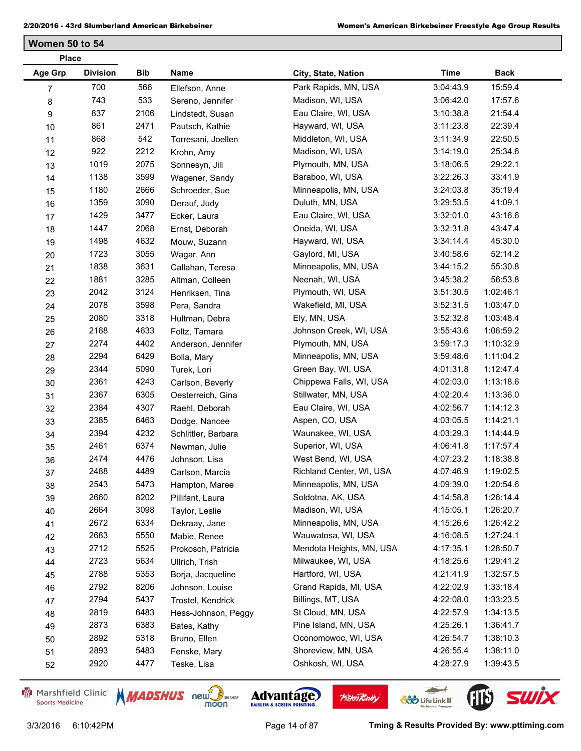## Women 50 to 54

| Place Age Grp | Division | Bib | Name | City, State, Nation | Time | Back |
|---|---|---|---|---|---|---|
| 7 | 700 | 566 | Ellefson, Anne | Park Rapids, MN, USA | 3:04:43.9 | 15:59.4 |
| 8 | 743 | 533 | Sereno, Jennifer | Madison, WI, USA | 3:06:42.0 | 17:57.6 |
| 9 | 837 | 2106 | Lindstedt, Susan | Eau Claire, WI, USA | 3:10:38.8 | 21:54.4 |
| 10 | 861 | 2471 | Pautsch, Kathie | Hayward, WI, USA | 3:11:23.8 | 22:39.4 |
| 11 | 868 | 542 | Torresani, Joellen | Middleton, WI, USA | 3:11:34.9 | 22:50.5 |
| 12 | 922 | 2212 | Krohn, Amy | Madison, WI, USA | 3:14:19.0 | 25:34.6 |
| 13 | 1019 | 2075 | Sonnesyn, Jill | Plymouth, MN, USA | 3:18:06.5 | 29:22.1 |
| 14 | 1138 | 3599 | Wagener, Sandy | Baraboo, WI, USA | 3:22:26.3 | 33:41.9 |
| 15 | 1180 | 2666 | Schroeder, Sue | Minneapolis, MN, USA | 3:24:03.8 | 35:19.4 |
| 16 | 1359 | 3090 | Derauf, Judy | Duluth, MN, USA | 3:29:53.5 | 41:09.1 |
| 17 | 1429 | 3477 | Ecker, Laura | Eau Claire, WI, USA | 3:32:01.0 | 43:16.6 |
| 18 | 1447 | 2068 | Ernst, Deborah | Oneida, WI, USA | 3:32:31.8 | 43:47.4 |
| 19 | 1498 | 4632 | Mouw, Suzann | Hayward, WI, USA | 3:34:14.4 | 45:30.0 |
| 20 | 1723 | 3055 | Wagar, Ann | Gaylord, MI, USA | 3:40:58.6 | 52:14.2 |
| 21 | 1838 | 3631 | Callahan, Teresa | Minneapolis, MN, USA | 3:44:15.2 | 55:30.8 |
| 22 | 1881 | 3285 | Altman, Colleen | Neenah, WI, USA | 3:45:38.2 | 56:53.8 |
| 23 | 2042 | 3124 | Henriksen, Tina | Plymouth, WI, USA | 3:51:30.5 | 1:02:46.1 |
| 24 | 2078 | 3598 | Pera, Sandra | Wakefield, MI, USA | 3:52:31.5 | 1:03:47.0 |
| 25 | 2080 | 3318 | Hultman, Debra | Ely, MN, USA | 3:52:32.8 | 1:03:48.4 |
| 26 | 2168 | 4633 | Foltz, Tamara | Johnson Creek, WI, USA | 3:55:43.6 | 1:06:59.2 |
| 27 | 2274 | 4402 | Anderson, Jennifer | Plymouth, MN, USA | 3:59:17.3 | 1:10:32.9 |
| 28 | 2294 | 6429 | Bolla, Mary | Minneapolis, MN, USA | 3:59:48.6 | 1:11:04.2 |
| 29 | 2344 | 5090 | Turek, Lori | Green Bay, WI, USA | 4:01:31.8 | 1:12:47.4 |
| 30 | 2361 | 4243 | Carlson, Beverly | Chippewa Falls, WI, USA | 4:02:03.0 | 1:13:18.6 |
| 31 | 2367 | 6305 | Oesterreich, Gina | Stillwater, MN, USA | 4:02:20.4 | 1:13:36.0 |
| 32 | 2384 | 4307 | Raehl, Deborah | Eau Claire, WI, USA | 4:02:56.7 | 1:14:12.3 |
| 33 | 2385 | 6463 | Dodge, Nancee | Aspen, CO, USA | 4:03:05.5 | 1:14:21.1 |
| 34 | 2394 | 4232 | Schlittler, Barbara | Waunakee, WI, USA | 4:03:29.3 | 1:14:44.9 |
| 35 | 2461 | 6374 | Newman, Julie | Superior, WI, USA | 4:06:41.8 | 1:17:57.4 |
| 36 | 2474 | 4476 | Johnson, Lisa | West Bend, WI, USA | 4:07:23.2 | 1:18:38.8 |
| 37 | 2488 | 4489 | Carlson, Marcia | Richland Center, WI, USA | 4:07:46.9 | 1:19:02.5 |
| 38 | 2543 | 5473 | Hampton, Maree | Minneapolis, MN, USA | 4:09:39.0 | 1:20:54.6 |
| 39 | 2660 | 8202 | Pillifant, Laura | Soldotna, AK, USA | 4:14:58.8 | 1:26:14.4 |
| 40 | 2664 | 3098 | Taylor, Leslie | Madison, WI, USA | 4:15:05.1 | 1:26:20.7 |
| 41 | 2672 | 6334 | Dekraay, Jane | Minneapolis, MN, USA | 4:15:26.6 | 1:26:42.2 |
| 42 | 2683 | 5550 | Mabie, Renee | Wauwatosa, WI, USA | 4:16:08.5 | 1:27:24.1 |
| 43 | 2712 | 5525 | Prokosch, Patricia | Mendota Heights, MN, USA | 4:17:35.1 | 1:28:50.7 |
| 44 | 2723 | 5634 | Ullrich, Trish | Milwaukee, WI, USA | 4:18:25.6 | 1:29:41.2 |
| 45 | 2788 | 5353 | Borja, Jacqueline | Hartford, WI, USA | 4:21:41.9 | 1:32:57.5 |
| 46 | 2792 | 8206 | Johnson, Louise | Grand Rapids, MI, USA | 4:22:02.9 | 1:33:18.4 |
| 47 | 2794 | 5437 | Trostel, Kendrick | Billings, MT, USA | 4:22:08.0 | 1:33:23.5 |
| 48 | 2819 | 6483 | Hess-Johnson, Peggy | St Cloud, MN, USA | 4:22:57.9 | 1:34:13.5 |
| 49 | 2873 | 6383 | Bates, Kathy | Pine Island, MN, USA | 4:25:26.1 | 1:36:41.7 |
| 50 | 2892 | 5318 | Bruno, Ellen | Oconomowoc, WI, USA | 4:26:54.7 | 1:38:10.3 |
| 51 | 2893 | 5483 | Fenske, Mary | Shoreview, MN, USA | 4:26:55.4 | 1:38:11.0 |
| 52 | 2920 | 4477 | Teske, Lisa | Oshkosh, WI, USA | 4:28:27.9 | 1:39:43.5 |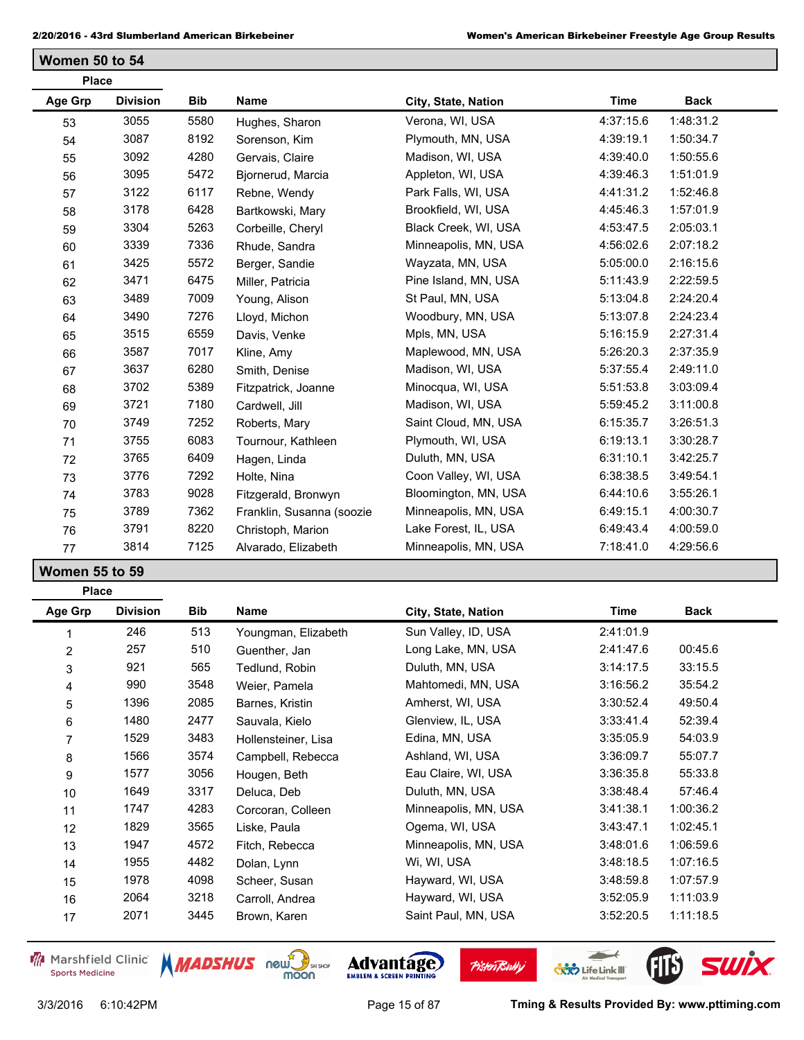## Women 50 to 54

| Place Age Grp | Place Division | Bib | Name | City, State, Nation | Time | Back |
|---|---|---|---|---|---|---|
| 53 | 3055 | 5580 | Hughes, Sharon | Verona, WI, USA | 4:37:15.6 | 1:48:31.2 |
| 54 | 3087 | 8192 | Sorenson, Kim | Plymouth, MN, USA | 4:39:19.1 | 1:50:34.7 |
| 55 | 3092 | 4280 | Gervais, Claire | Madison, WI, USA | 4:39:40.0 | 1:50:55.6 |
| 56 | 3095 | 5472 | Bjornerud, Marcia | Appleton, WI, USA | 4:39:46.3 | 1:51:01.9 |
| 57 | 3122 | 6117 | Rebne, Wendy | Park Falls, WI, USA | 4:41:31.2 | 1:52:46.8 |
| 58 | 3178 | 6428 | Bartkowski, Mary | Brookfield, WI, USA | 4:45:46.3 | 1:57:01.9 |
| 59 | 3304 | 5263 | Corbeille, Cheryl | Black Creek, WI, USA | 4:53:47.5 | 2:05:03.1 |
| 60 | 3339 | 7336 | Rhude, Sandra | Minneapolis, MN, USA | 4:56:02.6 | 2:07:18.2 |
| 61 | 3425 | 5572 | Berger, Sandie | Wayzata, MN, USA | 5:05:00.0 | 2:16:15.6 |
| 62 | 3471 | 6475 | Miller, Patricia | Pine Island, MN, USA | 5:11:43.9 | 2:22:59.5 |
| 63 | 3489 | 7009 | Young, Alison | St Paul, MN, USA | 5:13:04.8 | 2:24:20.4 |
| 64 | 3490 | 7276 | Lloyd, Michon | Woodbury, MN, USA | 5:13:07.8 | 2:24:23.4 |
| 65 | 3515 | 6559 | Davis, Venke | Mpls, MN, USA | 5:16:15.9 | 2:27:31.4 |
| 66 | 3587 | 7017 | Kline, Amy | Maplewood, MN, USA | 5:26:20.3 | 2:37:35.9 |
| 67 | 3637 | 6280 | Smith, Denise | Madison, WI, USA | 5:37:55.4 | 2:49:11.0 |
| 68 | 3702 | 5389 | Fitzpatrick, Joanne | Minocqua, WI, USA | 5:51:53.8 | 3:03:09.4 |
| 69 | 3721 | 7180 | Cardwell, Jill | Madison, WI, USA | 5:59:45.2 | 3:11:00.8 |
| 70 | 3749 | 7252 | Roberts, Mary | Saint Cloud, MN, USA | 6:15:35.7 | 3:26:51.3 |
| 71 | 3755 | 6083 | Tournour, Kathleen | Plymouth, WI, USA | 6:19:13.1 | 3:30:28.7 |
| 72 | 3765 | 6409 | Hagen, Linda | Duluth, MN, USA | 6:31:10.1 | 3:42:25.7 |
| 73 | 3776 | 7292 | Holte, Nina | Coon Valley, WI, USA | 6:38:38.5 | 3:49:54.1 |
| 74 | 3783 | 9028 | Fitzgerald, Bronwyn | Bloomington, MN, USA | 6:44:10.6 | 3:55:26.1 |
| 75 | 3789 | 7362 | Franklin, Susanna (soozie | Minneapolis, MN, USA | 6:49:15.1 | 4:00:30.7 |
| 76 | 3791 | 8220 | Christoph, Marion | Lake Forest, IL, USA | 6:49:43.4 | 4:00:59.0 |
| 77 | 3814 | 7125 | Alvarado, Elizabeth | Minneapolis, MN, USA | 7:18:41.0 | 4:29:56.6 |

## Women 55 to 59

| Place Age Grp | Place Division | Bib | Name | City, State, Nation | Time | Back |
|---|---|---|---|---|---|---|
| 1 | 246 | 513 | Youngman, Elizabeth | Sun Valley, ID, USA | 2:41:01.9 | |
| 2 | 257 | 510 | Guenther, Jan | Long Lake, MN, USA | 2:41:47.6 | 00:45.6 |
| 3 | 921 | 565 | Tedlund, Robin | Duluth, MN, USA | 3:14:17.5 | 33:15.5 |
| 4 | 990 | 3548 | Weier, Pamela | Mahtomedi, MN, USA | 3:16:56.2 | 35:54.2 |
| 5 | 1396 | 2085 | Barnes, Kristin | Amherst, WI, USA | 3:30:52.4 | 49:50.4 |
| 6 | 1480 | 2477 | Sauvala, Kielo | Glenview, IL, USA | 3:33:41.4 | 52:39.4 |
| 7 | 1529 | 3483 | Hollensteiner, Lisa | Edina, MN, USA | 3:35:05.9 | 54:03.9 |
| 8 | 1566 | 3574 | Campbell, Rebecca | Ashland, WI, USA | 3:36:09.7 | 55:07.7 |
| 9 | 1577 | 3056 | Hougen, Beth | Eau Claire, WI, USA | 3:36:35.8 | 55:33.8 |
| 10 | 1649 | 3317 | Deluca, Deb | Duluth, MN, USA | 3:38:48.4 | 57:46.4 |
| 11 | 1747 | 4283 | Corcoran, Colleen | Minneapolis, MN, USA | 3:41:38.1 | 1:00:36.2 |
| 12 | 1829 | 3565 | Liske, Paula | Ogema, WI, USA | 3:43:47.1 | 1:02:45.1 |
| 13 | 1947 | 4572 | Fitch, Rebecca | Minneapolis, MN, USA | 3:48:01.6 | 1:06:59.6 |
| 14 | 1955 | 4482 | Dolan, Lynn | Wi, WI, USA | 3:48:18.5 | 1:07:16.5 |
| 15 | 1978 | 4098 | Scheer, Susan | Hayward, WI, USA | 3:48:59.8 | 1:07:57.9 |
| 16 | 2064 | 3218 | Carroll, Andrea | Hayward, WI, USA | 3:52:05.9 | 1:11:03.9 |
| 17 | 2071 | 3445 | Brown, Karen | Saint Paul, MN, USA | 3:52:20.5 | 1:11:18.5 |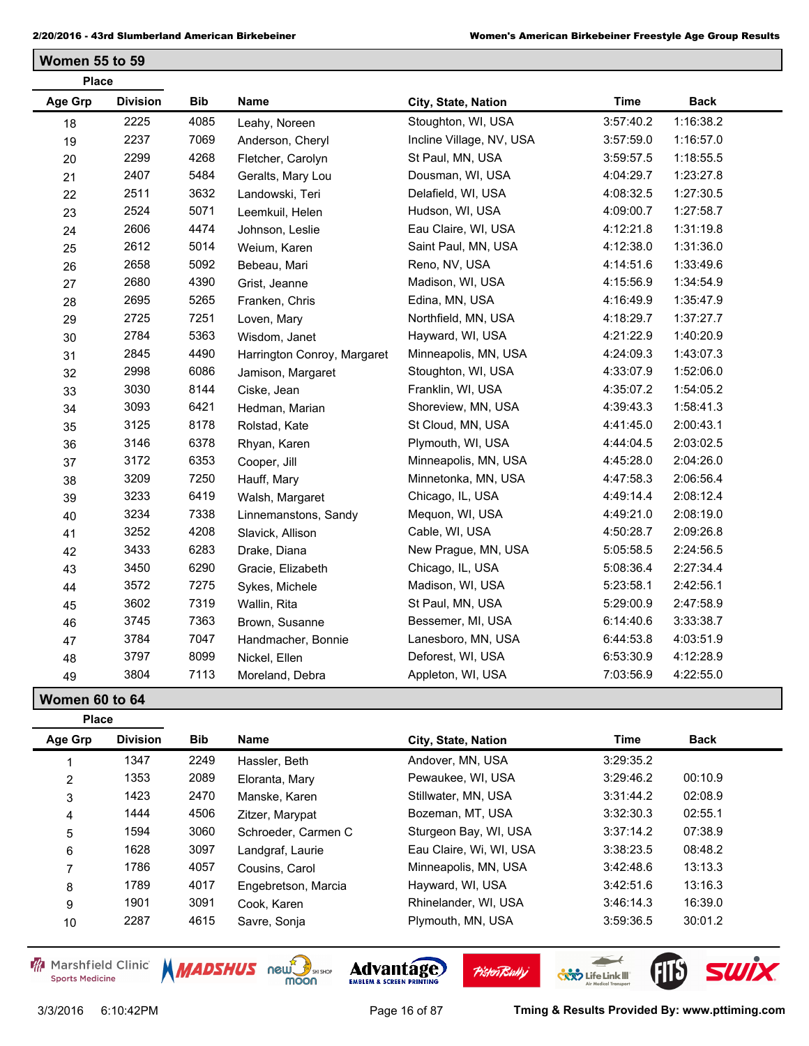## Women 55 to 59

| Place Age Grp | Place Division | Bib | Name | City, State, Nation | Time | Back |
|---|---|---|---|---|---|---|
| 18 | 2225 | 4085 | Leahy, Noreen | Stoughton, WI, USA | 3:57:40.2 | 1:16:38.2 |
| 19 | 2237 | 7069 | Anderson, Cheryl | Incline Village, NV, USA | 3:57:59.0 | 1:16:57.0 |
| 20 | 2299 | 4268 | Fletcher, Carolyn | St Paul, MN, USA | 3:59:57.5 | 1:18:55.5 |
| 21 | 2407 | 5484 | Geralts, Mary Lou | Dousman, WI, USA | 4:04:29.7 | 1:23:27.8 |
| 22 | 2511 | 3632 | Landowski, Teri | Delafield, WI, USA | 4:08:32.5 | 1:27:30.5 |
| 23 | 2524 | 5071 | Leemkuil, Helen | Hudson, WI, USA | 4:09:00.7 | 1:27:58.7 |
| 24 | 2606 | 4474 | Johnson, Leslie | Eau Claire, WI, USA | 4:12:21.8 | 1:31:19.8 |
| 25 | 2612 | 5014 | Weium, Karen | Saint Paul, MN, USA | 4:12:38.0 | 1:31:36.0 |
| 26 | 2658 | 5092 | Bebeau, Mari | Reno, NV, USA | 4:14:51.6 | 1:33:49.6 |
| 27 | 2680 | 4390 | Grist, Jeanne | Madison, WI, USA | 4:15:56.9 | 1:34:54.9 |
| 28 | 2695 | 5265 | Franken, Chris | Edina, MN, USA | 4:16:49.9 | 1:35:47.9 |
| 29 | 2725 | 7251 | Loven, Mary | Northfield, MN, USA | 4:18:29.7 | 1:37:27.7 |
| 30 | 2784 | 5363 | Wisdom, Janet | Hayward, WI, USA | 4:21:22.9 | 1:40:20.9 |
| 31 | 2845 | 4490 | Harrington Conroy, Margaret | Minneapolis, MN, USA | 4:24:09.3 | 1:43:07.3 |
| 32 | 2998 | 6086 | Jamison, Margaret | Stoughton, WI, USA | 4:33:07.9 | 1:52:06.0 |
| 33 | 3030 | 8144 | Ciske, Jean | Franklin, WI, USA | 4:35:07.2 | 1:54:05.2 |
| 34 | 3093 | 6421 | Hedman, Marian | Shoreview, MN, USA | 4:39:43.3 | 1:58:41.3 |
| 35 | 3125 | 8178 | Rolstad, Kate | St Cloud, MN, USA | 4:41:45.0 | 2:00:43.1 |
| 36 | 3146 | 6378 | Rhyan, Karen | Plymouth, WI, USA | 4:44:04.5 | 2:03:02.5 |
| 37 | 3172 | 6353 | Cooper, Jill | Minneapolis, MN, USA | 4:45:28.0 | 2:04:26.0 |
| 38 | 3209 | 7250 | Hauff, Mary | Minnetonka, MN, USA | 4:47:58.3 | 2:06:56.4 |
| 39 | 3233 | 6419 | Walsh, Margaret | Chicago, IL, USA | 4:49:14.4 | 2:08:12.4 |
| 40 | 3234 | 7338 | Linnemanstons, Sandy | Mequon, WI, USA | 4:49:21.0 | 2:08:19.0 |
| 41 | 3252 | 4208 | Slavick, Allison | Cable, WI, USA | 4:50:28.7 | 2:09:26.8 |
| 42 | 3433 | 6283 | Drake, Diana | New Prague, MN, USA | 5:05:58.5 | 2:24:56.5 |
| 43 | 3450 | 6290 | Gracie, Elizabeth | Chicago, IL, USA | 5:08:36.4 | 2:27:34.4 |
| 44 | 3572 | 7275 | Sykes, Michele | Madison, WI, USA | 5:23:58.1 | 2:42:56.1 |
| 45 | 3602 | 7319 | Wallin, Rita | St Paul, MN, USA | 5:29:00.9 | 2:47:58.9 |
| 46 | 3745 | 7363 | Brown, Susanne | Bessemer, MI, USA | 6:14:40.6 | 3:33:38.7 |
| 47 | 3784 | 7047 | Handmacher, Bonnie | Lanesboro, MN, USA | 6:44:53.8 | 4:03:51.9 |
| 48 | 3797 | 8099 | Nickel, Ellen | Deforest, WI, USA | 6:53:30.9 | 4:12:28.9 |
| 49 | 3804 | 7113 | Moreland, Debra | Appleton, WI, USA | 7:03:56.9 | 4:22:55.0 |

## Women 60 to 64

| Place Age Grp | Place Division | Bib | Name | City, State, Nation | Time | Back |
|---|---|---|---|---|---|---|
| 1 | 1347 | 2249 | Hassler, Beth | Andover, MN, USA | 3:29:35.2 | |
| 2 | 1353 | 2089 | Eloranta, Mary | Pewaukee, WI, USA | 3:29:46.2 | 00:10.9 |
| 3 | 1423 | 2470 | Manske, Karen | Stillwater, MN, USA | 3:31:44.2 | 02:08.9 |
| 4 | 1444 | 4506 | Zitzer, Marypat | Bozeman, MT, USA | 3:32:30.3 | 02:55.1 |
| 5 | 1594 | 3060 | Schroeder, Carmen C | Sturgeon Bay, WI, USA | 3:37:14.2 | 07:38.9 |
| 6 | 1628 | 3097 | Landgraf, Laurie | Eau Claire, Wi, WI, USA | 3:38:23.5 | 08:48.2 |
| 7 | 1786 | 4057 | Cousins, Carol | Minneapolis, MN, USA | 3:42:48.6 | 13:13.3 |
| 8 | 1789 | 4017 | Engebretson, Marcia | Hayward, WI, USA | 3:42:51.6 | 13:16.3 |
| 9 | 1901 | 3091 | Cook, Karen | Rhinelander, WI, USA | 3:46:14.3 | 16:39.0 |
| 10 | 2287 | 4615 | Savre, Sonja | Plymouth, MN, USA | 3:59:36.5 | 30:01.2 |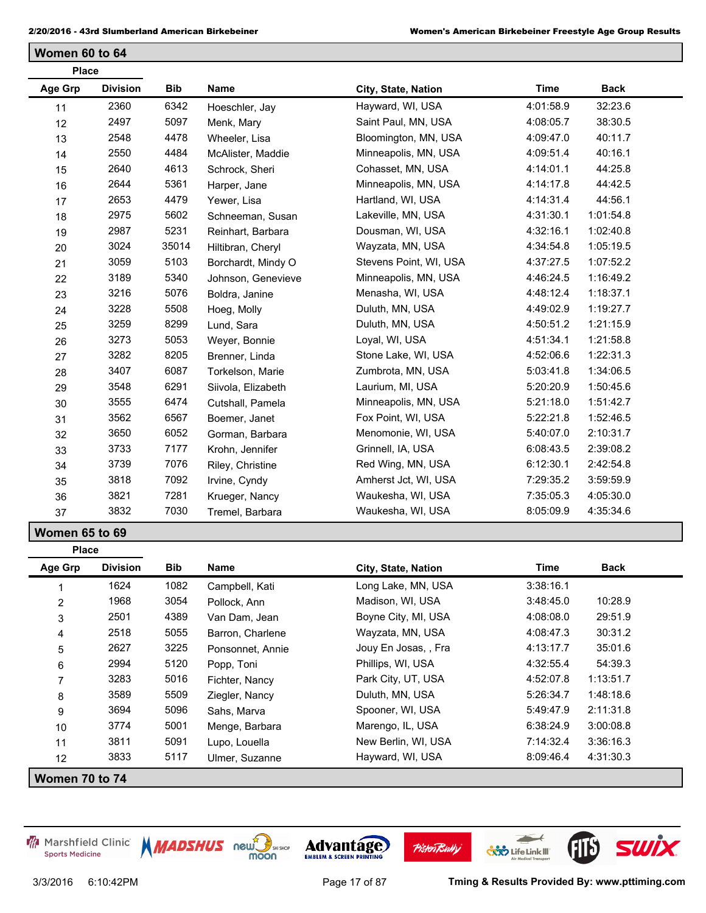## Women 60 to 64

| Place Age Grp | Place Division | Bib | Name | City, State, Nation | Time | Back |
|---|---|---|---|---|---|---|
| 11 | 2360 | 6342 | Hoeschler, Jay | Hayward, WI, USA | 4:01:58.9 | 32:23.6 |
| 12 | 2497 | 5097 | Menk, Mary | Saint Paul, MN, USA | 4:08:05.7 | 38:30.5 |
| 13 | 2548 | 4478 | Wheeler, Lisa | Bloomington, MN, USA | 4:09:47.0 | 40:11.7 |
| 14 | 2550 | 4484 | McAlister, Maddie | Minneapolis, MN, USA | 4:09:51.4 | 40:16.1 |
| 15 | 2640 | 4613 | Schrock, Sheri | Cohasset, MN, USA | 4:14:01.1 | 44:25.8 |
| 16 | 2644 | 5361 | Harper, Jane | Minneapolis, MN, USA | 4:14:17.8 | 44:42.5 |
| 17 | 2653 | 4479 | Yewer, Lisa | Hartland, WI, USA | 4:14:31.4 | 44:56.1 |
| 18 | 2975 | 5602 | Schneeman, Susan | Lakeville, MN, USA | 4:31:30.1 | 1:01:54.8 |
| 19 | 2987 | 5231 | Reinhart, Barbara | Dousman, WI, USA | 4:32:16.1 | 1:02:40.8 |
| 20 | 3024 | 35014 | Hiltibran, Cheryl | Wayzata, MN, USA | 4:34:54.8 | 1:05:19.5 |
| 21 | 3059 | 5103 | Borchardt, Mindy O | Stevens Point, WI, USA | 4:37:27.5 | 1:07:52.2 |
| 22 | 3189 | 5340 | Johnson, Genevieve | Minneapolis, MN, USA | 4:46:24.5 | 1:16:49.2 |
| 23 | 3216 | 5076 | Boldra, Janine | Menasha, WI, USA | 4:48:12.4 | 1:18:37.1 |
| 24 | 3228 | 5508 | Hoeg, Molly | Duluth, MN, USA | 4:49:02.9 | 1:19:27.7 |
| 25 | 3259 | 8299 | Lund, Sara | Duluth, MN, USA | 4:50:51.2 | 1:21:15.9 |
| 26 | 3273 | 5053 | Weyer, Bonnie | Loyal, WI, USA | 4:51:34.1 | 1:21:58.8 |
| 27 | 3282 | 8205 | Brenner, Linda | Stone Lake, WI, USA | 4:52:06.6 | 1:22:31.3 |
| 28 | 3407 | 6087 | Torkelson, Marie | Zumbrota, MN, USA | 5:03:41.8 | 1:34:06.5 |
| 29 | 3548 | 6291 | Siivola, Elizabeth | Laurium, MI, USA | 5:20:20.9 | 1:50:45.6 |
| 30 | 3555 | 6474 | Cutshall, Pamela | Minneapolis, MN, USA | 5:21:18.0 | 1:51:42.7 |
| 31 | 3562 | 6567 | Boemer, Janet | Fox Point, WI, USA | 5:22:21.8 | 1:52:46.5 |
| 32 | 3650 | 6052 | Gorman, Barbara | Menomonie, WI, USA | 5:40:07.0 | 2:10:31.7 |
| 33 | 3733 | 7177 | Krohn, Jennifer | Grinnell, IA, USA | 6:08:43.5 | 2:39:08.2 |
| 34 | 3739 | 7076 | Riley, Christine | Red Wing, MN, USA | 6:12:30.1 | 2:42:54.8 |
| 35 | 3818 | 7092 | Irvine, Cyndy | Amherst Jct, WI, USA | 7:29:35.2 | 3:59:59.9 |
| 36 | 3821 | 7281 | Krueger, Nancy | Waukesha, WI, USA | 7:35:05.3 | 4:05:30.0 |
| 37 | 3832 | 7030 | Tremel, Barbara | Waukesha, WI, USA | 8:05:09.9 | 4:35:34.6 |

## Women 65 to 69

| Place Age Grp | Place Division | Bib | Name | City, State, Nation | Time | Back |
|---|---|---|---|---|---|---|
| 1 | 1624 | 1082 | Campbell, Kati | Long Lake, MN, USA | 3:38:16.1 | |
| 2 | 1968 | 3054 | Pollock, Ann | Madison, WI, USA | 3:48:45.0 | 10:28.9 |
| 3 | 2501 | 4389 | Van Dam, Jean | Boyne City, MI, USA | 4:08:08.0 | 29:51.9 |
| 4 | 2518 | 5055 | Barron, Charlene | Wayzata, MN, USA | 4:08:47.3 | 30:31.2 |
| 5 | 2627 | 3225 | Ponsonnet, Annie | Jouy En Josas, , Fra | 4:13:17.7 | 35:01.6 |
| 6 | 2994 | 5120 | Popp, Toni | Phillips, WI, USA | 4:32:55.4 | 54:39.3 |
| 7 | 3283 | 5016 | Fichter, Nancy | Park City, UT, USA | 4:52:07.8 | 1:13:51.7 |
| 8 | 3589 | 5509 | Ziegler, Nancy | Duluth, MN, USA | 5:26:34.7 | 1:48:18.6 |
| 9 | 3694 | 5096 | Sahs, Marva | Spooner, WI, USA | 5:49:47.9 | 2:11:31.8 |
| 10 | 3774 | 5001 | Menge, Barbara | Marengo, IL, USA | 6:38:24.9 | 3:00:08.8 |
| 11 | 3811 | 5091 | Lupo, Louella | New Berlin, WI, USA | 7:14:32.4 | 3:36:16.3 |
| 12 | 3833 | 5117 | Ulmer, Suzanne | Hayward, WI, USA | 8:09:46.4 | 4:31:30.3 |

## Women 70 to 74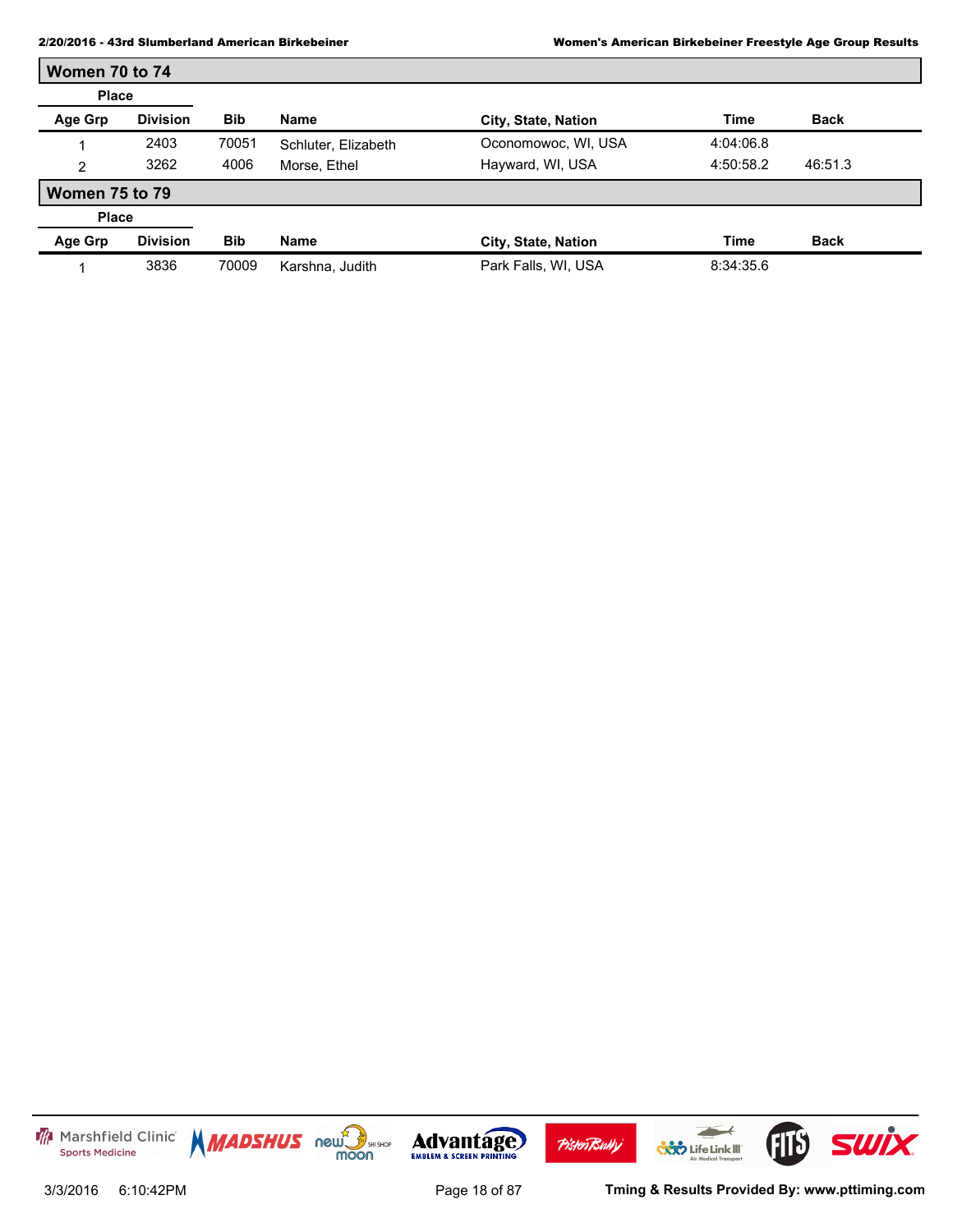## Women 70 to 74

| Place | | | | | | |
|---|---|---|---|---|---|---|
| Age Grp | Division | Bib | Name | City, State, Nation | Time | Back |
| 1 | 2403 | 70051 | Schluter, Elizabeth | Oconomowoc, WI, USA | 4:04:06.8 | |
| 2 | 3262 | 4006 | Morse, Ethel | Hayward, WI, USA | 4:50:58.2 | 46:51.3 |

## Women 75 to 79

| Place | | | | | | |
|---|---|---|---|---|---|---|
| Age Grp | Division | Bib | Name | City, State, Nation | Time | Back |
| 1 | 3836 | 70009 | Karshna, Judith | Park Falls, WI, USA | 8:34:35.6 | |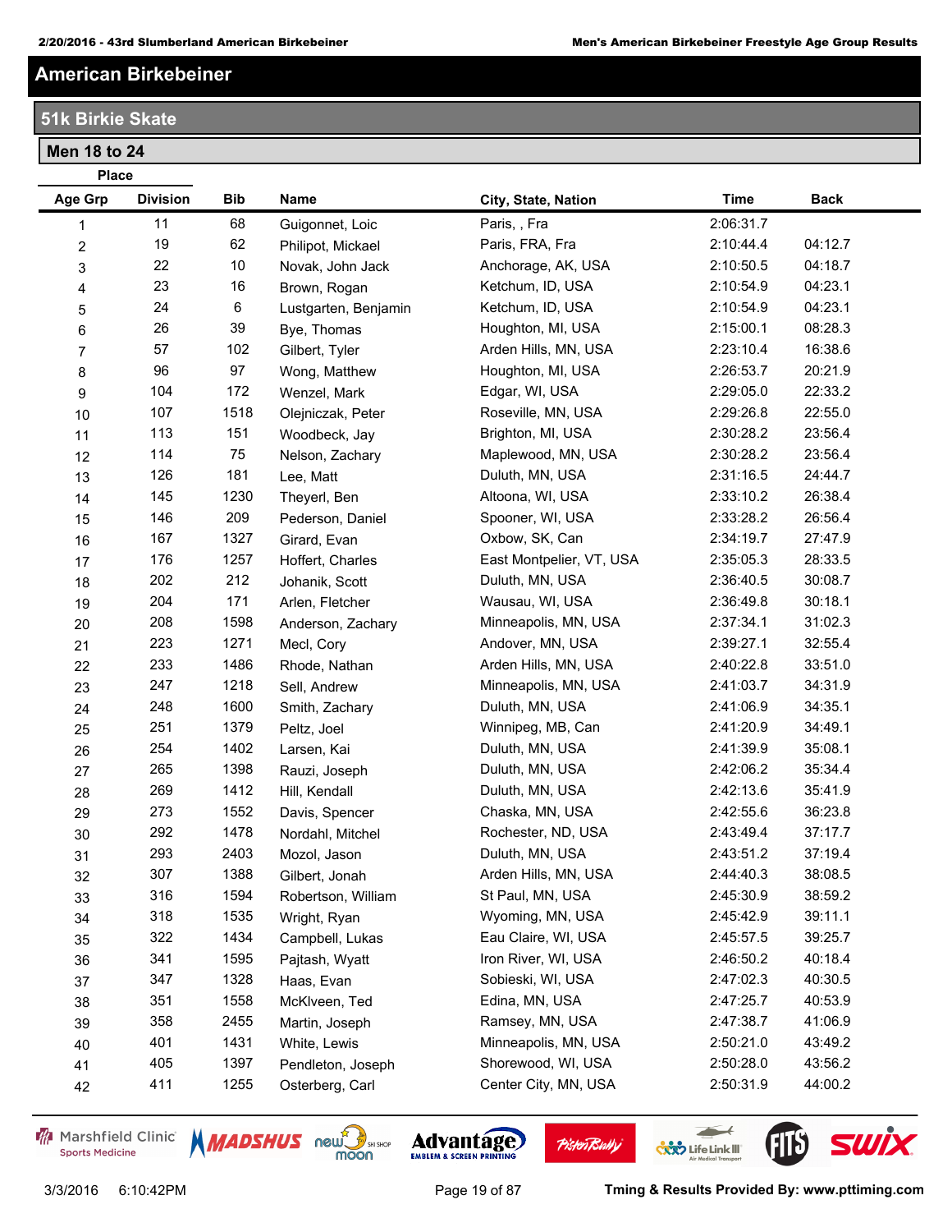# American Birkebeiner

## 51k Birkie Skate

### Men 18 to 24

| Place Age Grp | Place Division | Bib | Name | City, State, Nation | Time | Back |
|---|---|---|---|---|---|---|
| 1 | 11 | 68 | Guigonnet, Loic | Paris, , Fra | 2:06:31.7 | |
| 2 | 19 | 62 | Philipot, Mickael | Paris, FRA, Fra | 2:10:44.4 | 04:12.7 |
| 3 | 22 | 10 | Novak, John Jack | Anchorage, AK, USA | 2:10:50.5 | 04:18.7 |
| 4 | 23 | 16 | Brown, Rogan | Ketchum, ID, USA | 2:10:54.9 | 04:23.1 |
| 5 | 24 | 6 | Lustgarten, Benjamin | Ketchum, ID, USA | 2:10:54.9 | 04:23.1 |
| 6 | 26 | 39 | Bye, Thomas | Houghton, MI, USA | 2:15:00.1 | 08:28.3 |
| 7 | 57 | 102 | Gilbert, Tyler | Arden Hills, MN, USA | 2:23:10.4 | 16:38.6 |
| 8 | 96 | 97 | Wong, Matthew | Houghton, MI, USA | 2:26:53.7 | 20:21.9 |
| 9 | 104 | 172 | Wenzel, Mark | Edgar, WI, USA | 2:29:05.0 | 22:33.2 |
| 10 | 107 | 1518 | Olejniczak, Peter | Roseville, MN, USA | 2:29:26.8 | 22:55.0 |
| 11 | 113 | 151 | Woodbeck, Jay | Brighton, MI, USA | 2:30:28.2 | 23:56.4 |
| 12 | 114 | 75 | Nelson, Zachary | Maplewood, MN, USA | 2:30:28.2 | 23:56.4 |
| 13 | 126 | 181 | Lee, Matt | Duluth, MN, USA | 2:31:16.5 | 24:44.7 |
| 14 | 145 | 1230 | Theyerl, Ben | Altoona, WI, USA | 2:33:10.2 | 26:38.4 |
| 15 | 146 | 209 | Pederson, Daniel | Spooner, WI, USA | 2:33:28.2 | 26:56.4 |
| 16 | 167 | 1327 | Girard, Evan | Oxbow, SK, Can | 2:34:19.7 | 27:47.9 |
| 17 | 176 | 1257 | Hoffert, Charles | East Montpelier, VT, USA | 2:35:05.3 | 28:33.5 |
| 18 | 202 | 212 | Johanik, Scott | Duluth, MN, USA | 2:36:40.5 | 30:08.7 |
| 19 | 204 | 171 | Arlen, Fletcher | Wausau, WI, USA | 2:36:49.8 | 30:18.1 |
| 20 | 208 | 1598 | Anderson, Zachary | Minneapolis, MN, USA | 2:37:34.1 | 31:02.3 |
| 21 | 223 | 1271 | Mecl, Cory | Andover, MN, USA | 2:39:27.1 | 32:55.4 |
| 22 | 233 | 1486 | Rhode, Nathan | Arden Hills, MN, USA | 2:40:22.8 | 33:51.0 |
| 23 | 247 | 1218 | Sell, Andrew | Minneapolis, MN, USA | 2:41:03.7 | 34:31.9 |
| 24 | 248 | 1600 | Smith, Zachary | Duluth, MN, USA | 2:41:06.9 | 34:35.1 |
| 25 | 251 | 1379 | Peltz, Joel | Winnipeg, MB, Can | 2:41:20.9 | 34:49.1 |
| 26 | 254 | 1402 | Larsen, Kai | Duluth, MN, USA | 2:41:39.9 | 35:08.1 |
| 27 | 265 | 1398 | Rauzi, Joseph | Duluth, MN, USA | 2:42:06.2 | 35:34.4 |
| 28 | 269 | 1412 | Hill, Kendall | Duluth, MN, USA | 2:42:13.6 | 35:41.9 |
| 29 | 273 | 1552 | Davis, Spencer | Chaska, MN, USA | 2:42:55.6 | 36:23.8 |
| 30 | 292 | 1478 | Nordahl, Mitchel | Rochester, ND, USA | 2:43:49.4 | 37:17.7 |
| 31 | 293 | 2403 | Mozol, Jason | Duluth, MN, USA | 2:43:51.2 | 37:19.4 |
| 32 | 307 | 1388 | Gilbert, Jonah | Arden Hills, MN, USA | 2:44:40.3 | 38:08.5 |
| 33 | 316 | 1594 | Robertson, William | St Paul, MN, USA | 2:45:30.9 | 38:59.2 |
| 34 | 318 | 1535 | Wright, Ryan | Wyoming, MN, USA | 2:45:42.9 | 39:11.1 |
| 35 | 322 | 1434 | Campbell, Lukas | Eau Claire, WI, USA | 2:45:57.5 | 39:25.7 |
| 36 | 341 | 1595 | Pajtash, Wyatt | Iron River, WI, USA | 2:46:50.2 | 40:18.4 |
| 37 | 347 | 1328 | Haas, Evan | Sobieski, WI, USA | 2:47:02.3 | 40:30.5 |
| 38 | 351 | 1558 | McKlveen, Ted | Edina, MN, USA | 2:47:25.7 | 40:53.9 |
| 39 | 358 | 2455 | Martin, Joseph | Ramsey, MN, USA | 2:47:38.7 | 41:06.9 |
| 40 | 401 | 1431 | White, Lewis | Minneapolis, MN, USA | 2:50:21.0 | 43:49.2 |
| 41 | 405 | 1397 | Pendleton, Joseph | Shorewood, WI, USA | 2:50:28.0 | 43:56.2 |
| 42 | 411 | 1255 | Osterberg, Carl | Center City, MN, USA | 2:50:31.9 | 44:00.2 |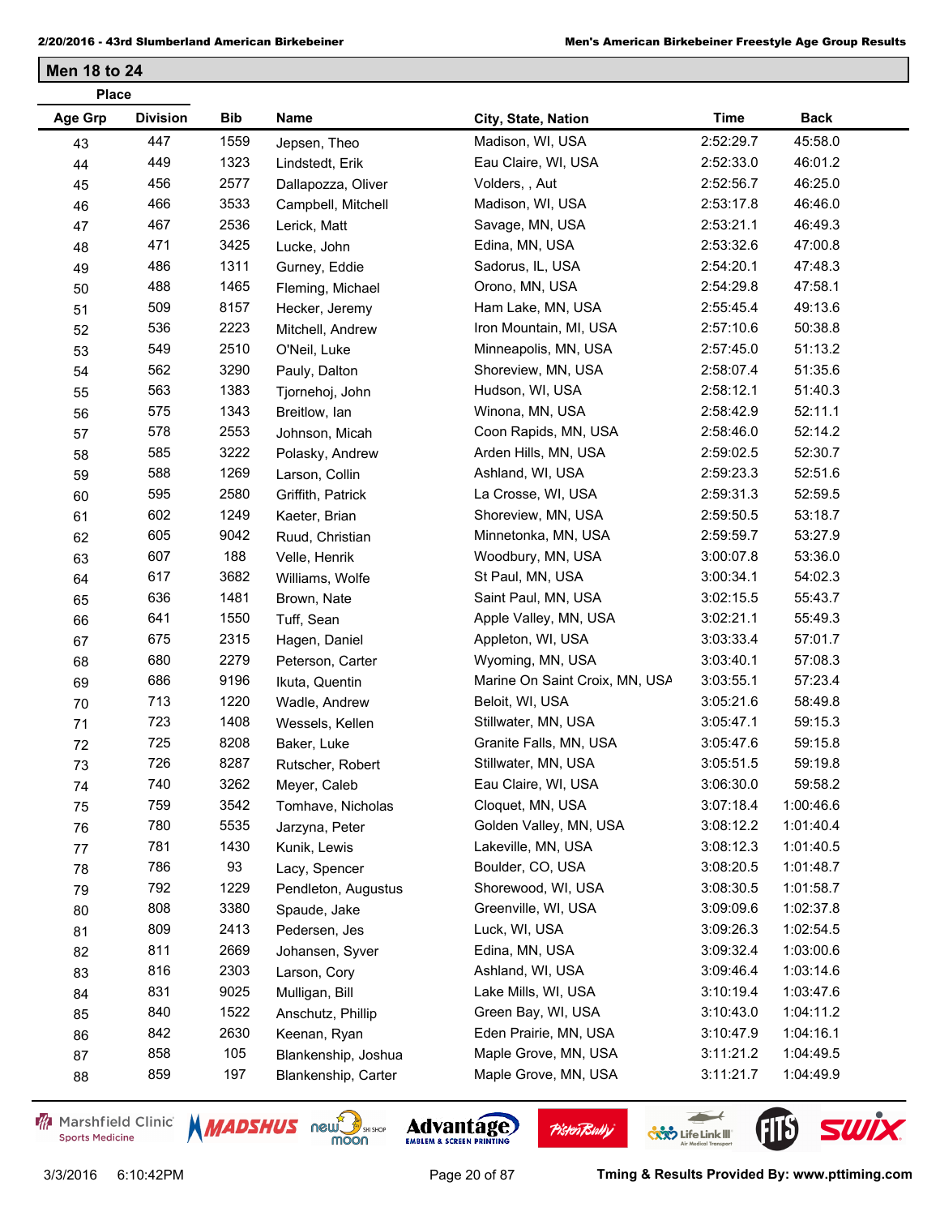## Men 18 to 24

| Place Age Grp | Place Division | Bib | Name | City, State, Nation | Time | Back |
|---|---|---|---|---|---|---|
| 43 | 447 | 1559 | Jepsen, Theo | Madison, WI, USA | 2:52:29.7 | 45:58.0 |
| 44 | 449 | 1323 | Lindstedt, Erik | Eau Claire, WI, USA | 2:52:33.0 | 46:01.2 |
| 45 | 456 | 2577 | Dallapozza, Oliver | Volders, , Aut | 2:52:56.7 | 46:25.0 |
| 46 | 466 | 3533 | Campbell, Mitchell | Madison, WI, USA | 2:53:17.8 | 46:46.0 |
| 47 | 467 | 2536 | Lerick, Matt | Savage, MN, USA | 2:53:21.1 | 46:49.3 |
| 48 | 471 | 3425 | Lucke, John | Edina, MN, USA | 2:53:32.6 | 47:00.8 |
| 49 | 486 | 1311 | Gurney, Eddie | Sadorus, IL, USA | 2:54:20.1 | 47:48.3 |
| 50 | 488 | 1465 | Fleming, Michael | Orono, MN, USA | 2:54:29.8 | 47:58.1 |
| 51 | 509 | 8157 | Hecker, Jeremy | Ham Lake, MN, USA | 2:55:45.4 | 49:13.6 |
| 52 | 536 | 2223 | Mitchell, Andrew | Iron Mountain, MI, USA | 2:57:10.6 | 50:38.8 |
| 53 | 549 | 2510 | O'Neil, Luke | Minneapolis, MN, USA | 2:57:45.0 | 51:13.2 |
| 54 | 562 | 3290 | Pauly, Dalton | Shoreview, MN, USA | 2:58:07.4 | 51:35.6 |
| 55 | 563 | 1383 | Tjornehoj, John | Hudson, WI, USA | 2:58:12.1 | 51:40.3 |
| 56 | 575 | 1343 | Breitlow, Ian | Winona, MN, USA | 2:58:42.9 | 52:11.1 |
| 57 | 578 | 2553 | Johnson, Micah | Coon Rapids, MN, USA | 2:58:46.0 | 52:14.2 |
| 58 | 585 | 3222 | Polasky, Andrew | Arden Hills, MN, USA | 2:59:02.5 | 52:30.7 |
| 59 | 588 | 1269 | Larson, Collin | Ashland, WI, USA | 2:59:23.3 | 52:51.6 |
| 60 | 595 | 2580 | Griffith, Patrick | La Crosse, WI, USA | 2:59:31.3 | 52:59.5 |
| 61 | 602 | 1249 | Kaeter, Brian | Shoreview, MN, USA | 2:59:50.5 | 53:18.7 |
| 62 | 605 | 9042 | Ruud, Christian | Minnetonka, MN, USA | 2:59:59.7 | 53:27.9 |
| 63 | 607 | 188 | Velle, Henrik | Woodbury, MN, USA | 3:00:07.8 | 53:36.0 |
| 64 | 617 | 3682 | Williams, Wolfe | St Paul, MN, USA | 3:00:34.1 | 54:02.3 |
| 65 | 636 | 1481 | Brown, Nate | Saint Paul, MN, USA | 3:02:15.5 | 55:43.7 |
| 66 | 641 | 1550 | Tuff, Sean | Apple Valley, MN, USA | 3:02:21.1 | 55:49.3 |
| 67 | 675 | 2315 | Hagen, Daniel | Appleton, WI, USA | 3:03:33.4 | 57:01.7 |
| 68 | 680 | 2279 | Peterson, Carter | Wyoming, MN, USA | 3:03:40.1 | 57:08.3 |
| 69 | 686 | 9196 | Ikuta, Quentin | Marine On Saint Croix, MN, USA | 3:03:55.1 | 57:23.4 |
| 70 | 713 | 1220 | Wadle, Andrew | Beloit, WI, USA | 3:05:21.6 | 58:49.8 |
| 71 | 723 | 1408 | Wessels, Kellen | Stillwater, MN, USA | 3:05:47.1 | 59:15.3 |
| 72 | 725 | 8208 | Baker, Luke | Granite Falls, MN, USA | 3:05:47.6 | 59:15.8 |
| 73 | 726 | 8287 | Rutscher, Robert | Stillwater, MN, USA | 3:05:51.5 | 59:19.8 |
| 74 | 740 | 3262 | Meyer, Caleb | Eau Claire, WI, USA | 3:06:30.0 | 59:58.2 |
| 75 | 759 | 3542 | Tomhave, Nicholas | Cloquet, MN, USA | 3:07:18.4 | 1:00:46.6 |
| 76 | 780 | 5535 | Jarzyna, Peter | Golden Valley, MN, USA | 3:08:12.2 | 1:01:40.4 |
| 77 | 781 | 1430 | Kunik, Lewis | Lakeville, MN, USA | 3:08:12.3 | 1:01:40.5 |
| 78 | 786 | 93 | Lacy, Spencer | Boulder, CO, USA | 3:08:20.5 | 1:01:48.7 |
| 79 | 792 | 1229 | Pendleton, Augustus | Shorewood, WI, USA | 3:08:30.5 | 1:01:58.7 |
| 80 | 808 | 3380 | Spaude, Jake | Greenville, WI, USA | 3:09:09.6 | 1:02:37.8 |
| 81 | 809 | 2413 | Pedersen, Jes | Luck, WI, USA | 3:09:26.3 | 1:02:54.5 |
| 82 | 811 | 2669 | Johansen, Syver | Edina, MN, USA | 3:09:32.4 | 1:03:00.6 |
| 83 | 816 | 2303 | Larson, Cory | Ashland, WI, USA | 3:09:46.4 | 1:03:14.6 |
| 84 | 831 | 9025 | Mulligan, Bill | Lake Mills, WI, USA | 3:10:19.4 | 1:03:47.6 |
| 85 | 840 | 1522 | Anschutz, Phillip | Green Bay, WI, USA | 3:10:43.0 | 1:04:11.2 |
| 86 | 842 | 2630 | Keenan, Ryan | Eden Prairie, MN, USA | 3:10:47.9 | 1:04:16.1 |
| 87 | 858 | 105 | Blankenship, Joshua | Maple Grove, MN, USA | 3:11:21.2 | 1:04:49.5 |
| 88 | 859 | 197 | Blankenship, Carter | Maple Grove, MN, USA | 3:11:21.7 | 1:04:49.9 |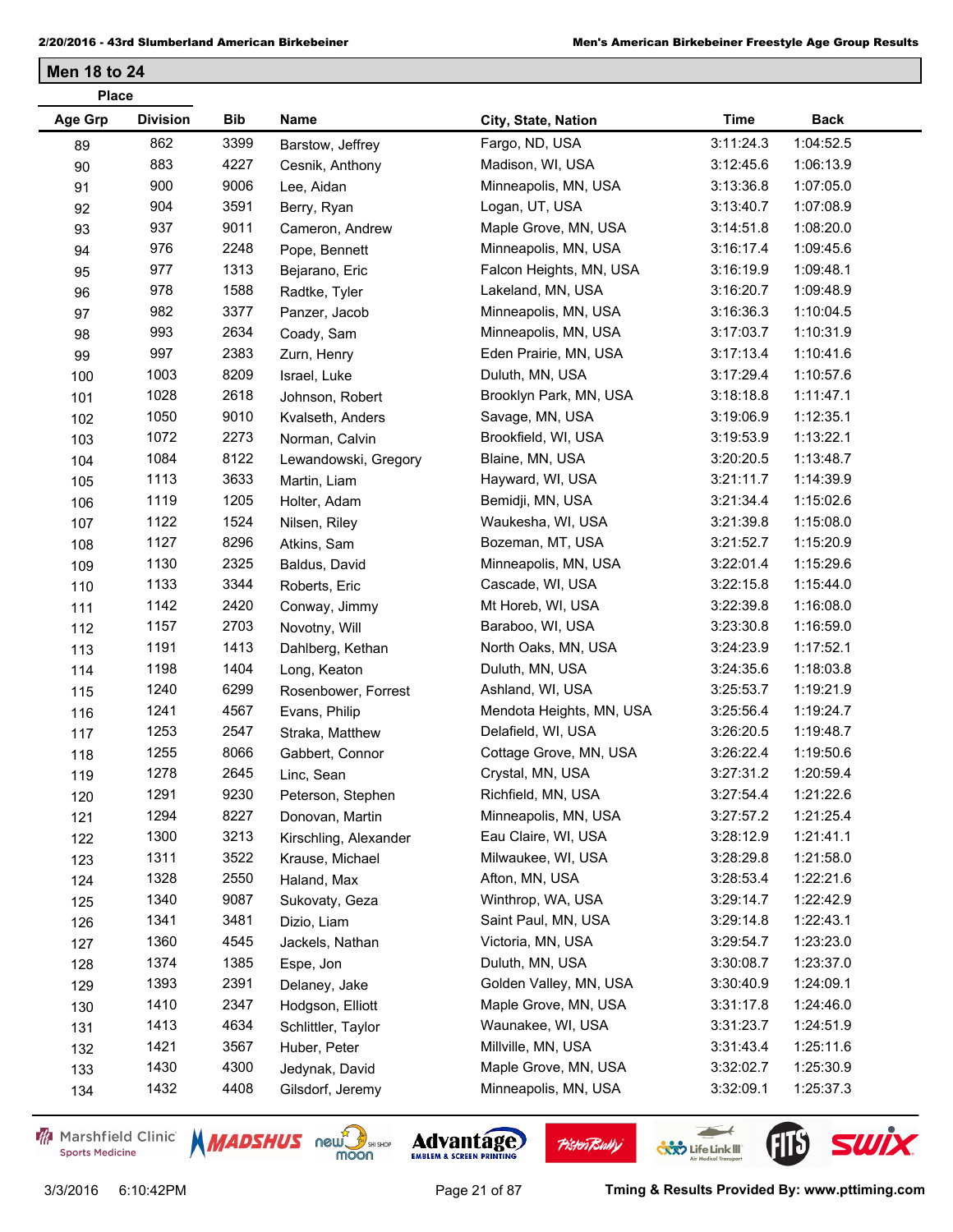## Men 18 to 24

| Place Age Grp | Place Division | Bib | Name | City, State, Nation | Time | Back |
|---|---|---|---|---|---|---|
| 89 | 862 | 3399 | Barstow, Jeffrey | Fargo, ND, USA | 3:11:24.3 | 1:04:52.5 |
| 90 | 883 | 4227 | Cesnik, Anthony | Madison, WI, USA | 3:12:45.6 | 1:06:13.9 |
| 91 | 900 | 9006 | Lee, Aidan | Minneapolis, MN, USA | 3:13:36.8 | 1:07:05.0 |
| 92 | 904 | 3591 | Berry, Ryan | Logan, UT, USA | 3:13:40.7 | 1:07:08.9 |
| 93 | 937 | 9011 | Cameron, Andrew | Maple Grove, MN, USA | 3:14:51.8 | 1:08:20.0 |
| 94 | 976 | 2248 | Pope, Bennett | Minneapolis, MN, USA | 3:16:17.4 | 1:09:45.6 |
| 95 | 977 | 1313 | Bejarano, Eric | Falcon Heights, MN, USA | 3:16:19.9 | 1:09:48.1 |
| 96 | 978 | 1588 | Radtke, Tyler | Lakeland, MN, USA | 3:16:20.7 | 1:09:48.9 |
| 97 | 982 | 3377 | Panzer, Jacob | Minneapolis, MN, USA | 3:16:36.3 | 1:10:04.5 |
| 98 | 993 | 2634 | Coady, Sam | Minneapolis, MN, USA | 3:17:03.7 | 1:10:31.9 |
| 99 | 997 | 2383 | Zurn, Henry | Eden Prairie, MN, USA | 3:17:13.4 | 1:10:41.6 |
| 100 | 1003 | 8209 | Israel, Luke | Duluth, MN, USA | 3:17:29.4 | 1:10:57.6 |
| 101 | 1028 | 2618 | Johnson, Robert | Brooklyn Park, MN, USA | 3:18:18.8 | 1:11:47.1 |
| 102 | 1050 | 9010 | Kvalseth, Anders | Savage, MN, USA | 3:19:06.9 | 1:12:35.1 |
| 103 | 1072 | 2273 | Norman, Calvin | Brookfield, WI, USA | 3:19:53.9 | 1:13:22.1 |
| 104 | 1084 | 8122 | Lewandowski, Gregory | Blaine, MN, USA | 3:20:20.5 | 1:13:48.7 |
| 105 | 1113 | 3633 | Martin, Liam | Hayward, WI, USA | 3:21:11.7 | 1:14:39.9 |
| 106 | 1119 | 1205 | Holter, Adam | Bemidji, MN, USA | 3:21:34.4 | 1:15:02.6 |
| 107 | 1122 | 1524 | Nilsen, Riley | Waukesha, WI, USA | 3:21:39.8 | 1:15:08.0 |
| 108 | 1127 | 8296 | Atkins, Sam | Bozeman, MT, USA | 3:21:52.7 | 1:15:20.9 |
| 109 | 1130 | 2325 | Baldus, David | Minneapolis, MN, USA | 3:22:01.4 | 1:15:29.6 |
| 110 | 1133 | 3344 | Roberts, Eric | Cascade, WI, USA | 3:22:15.8 | 1:15:44.0 |
| 111 | 1142 | 2420 | Conway, Jimmy | Mt Horeb, WI, USA | 3:22:39.8 | 1:16:08.0 |
| 112 | 1157 | 2703 | Novotny, Will | Baraboo, WI, USA | 3:23:30.8 | 1:16:59.0 |
| 113 | 1191 | 1413 | Dahlberg, Kethan | North Oaks, MN, USA | 3:24:23.9 | 1:17:52.1 |
| 114 | 1198 | 1404 | Long, Keaton | Duluth, MN, USA | 3:24:35.6 | 1:18:03.8 |
| 115 | 1240 | 6299 | Rosenbower, Forrest | Ashland, WI, USA | 3:25:53.7 | 1:19:21.9 |
| 116 | 1241 | 4567 | Evans, Philip | Mendota Heights, MN, USA | 3:25:56.4 | 1:19:24.7 |
| 117 | 1253 | 2547 | Straka, Matthew | Delafield, WI, USA | 3:26:20.5 | 1:19:48.7 |
| 118 | 1255 | 8066 | Gabbert, Connor | Cottage Grove, MN, USA | 3:26:22.4 | 1:19:50.6 |
| 119 | 1278 | 2645 | Linc, Sean | Crystal, MN, USA | 3:27:31.2 | 1:20:59.4 |
| 120 | 1291 | 9230 | Peterson, Stephen | Richfield, MN, USA | 3:27:54.4 | 1:21:22.6 |
| 121 | 1294 | 8227 | Donovan, Martin | Minneapolis, MN, USA | 3:27:57.2 | 1:21:25.4 |
| 122 | 1300 | 3213 | Kirschling, Alexander | Eau Claire, WI, USA | 3:28:12.9 | 1:21:41.1 |
| 123 | 1311 | 3522 | Krause, Michael | Milwaukee, WI, USA | 3:28:29.8 | 1:21:58.0 |
| 124 | 1328 | 2550 | Haland, Max | Afton, MN, USA | 3:28:53.4 | 1:22:21.6 |
| 125 | 1340 | 9087 | Sukovaty, Geza | Winthrop, WA, USA | 3:29:14.7 | 1:22:42.9 |
| 126 | 1341 | 3481 | Dizio, Liam | Saint Paul, MN, USA | 3:29:14.8 | 1:22:43.1 |
| 127 | 1360 | 4545 | Jackels, Nathan | Victoria, MN, USA | 3:29:54.7 | 1:23:23.0 |
| 128 | 1374 | 1385 | Espe, Jon | Duluth, MN, USA | 3:30:08.7 | 1:23:37.0 |
| 129 | 1393 | 2391 | Delaney, Jake | Golden Valley, MN, USA | 3:30:40.9 | 1:24:09.1 |
| 130 | 1410 | 2347 | Hodgson, Elliott | Maple Grove, MN, USA | 3:31:17.8 | 1:24:46.0 |
| 131 | 1413 | 4634 | Schlittler, Taylor | Waunakee, WI, USA | 3:31:23.7 | 1:24:51.9 |
| 132 | 1421 | 3567 | Huber, Peter | Millville, MN, USA | 3:31:43.4 | 1:25:11.6 |
| 133 | 1430 | 4300 | Jedynak, David | Maple Grove, MN, USA | 3:32:02.7 | 1:25:30.9 |
| 134 | 1432 | 4408 | Gilsdorf, Jeremy | Minneapolis, MN, USA | 3:32:09.1 | 1:25:37.3 |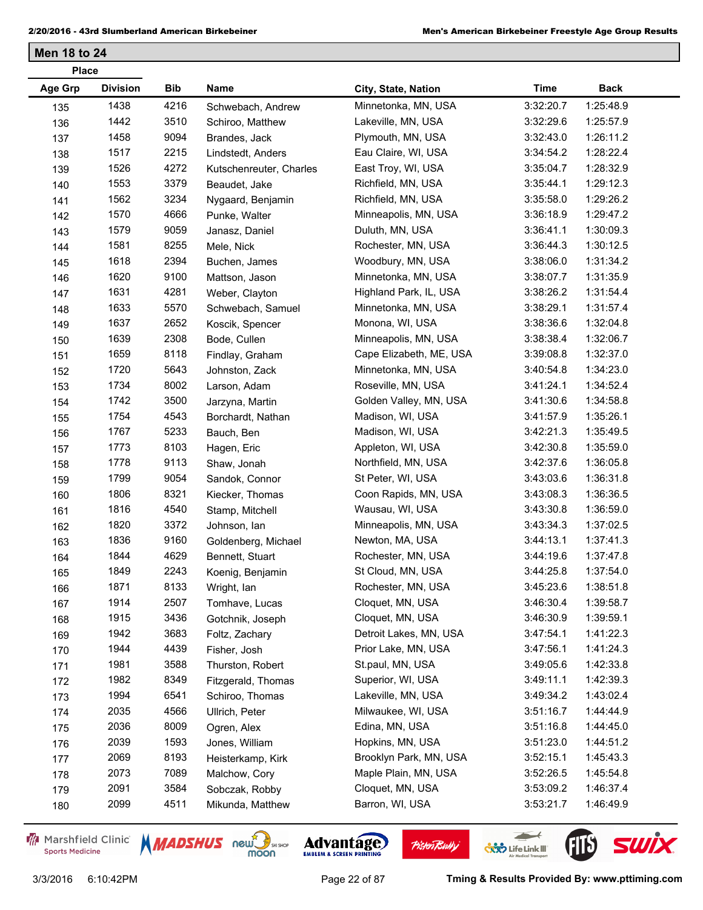## Men 18 to 24

| Place Age Grp | Division | Bib | Name | City, State, Nation | Time | Back |
|---|---|---|---|---|---|---|
| 135 | 1438 | 4216 | Schwebach, Andrew | Minnetonka, MN, USA | 3:32:20.7 | 1:25:48.9 |
| 136 | 1442 | 3510 | Schiroo, Matthew | Lakeville, MN, USA | 3:32:29.6 | 1:25:57.9 |
| 137 | 1458 | 9094 | Brandes, Jack | Plymouth, MN, USA | 3:32:43.0 | 1:26:11.2 |
| 138 | 1517 | 2215 | Lindstedt, Anders | Eau Claire, WI, USA | 3:34:54.2 | 1:28:22.4 |
| 139 | 1526 | 4272 | Kutschenreuter, Charles | East Troy, WI, USA | 3:35:04.7 | 1:28:32.9 |
| 140 | 1553 | 3379 | Beaudet, Jake | Richfield, MN, USA | 3:35:44.1 | 1:29:12.3 |
| 141 | 1562 | 3234 | Nygaard, Benjamin | Richfield, MN, USA | 3:35:58.0 | 1:29:26.2 |
| 142 | 1570 | 4666 | Punke, Walter | Minneapolis, MN, USA | 3:36:18.9 | 1:29:47.2 |
| 143 | 1579 | 9059 | Janasz, Daniel | Duluth, MN, USA | 3:36:41.1 | 1:30:09.3 |
| 144 | 1581 | 8255 | Mele, Nick | Rochester, MN, USA | 3:36:44.3 | 1:30:12.5 |
| 145 | 1618 | 2394 | Buchen, James | Woodbury, MN, USA | 3:38:06.0 | 1:31:34.2 |
| 146 | 1620 | 9100 | Mattson, Jason | Minnetonka, MN, USA | 3:38:07.7 | 1:31:35.9 |
| 147 | 1631 | 4281 | Weber, Clayton | Highland Park, IL, USA | 3:38:26.2 | 1:31:54.4 |
| 148 | 1633 | 5570 | Schwebach, Samuel | Minnetonka, MN, USA | 3:38:29.1 | 1:31:57.4 |
| 149 | 1637 | 2652 | Koscik, Spencer | Monona, WI, USA | 3:38:36.6 | 1:32:04.8 |
| 150 | 1639 | 2308 | Bode, Cullen | Minneapolis, MN, USA | 3:38:38.4 | 1:32:06.7 |
| 151 | 1659 | 8118 | Findlay, Graham | Cape Elizabeth, ME, USA | 3:39:08.8 | 1:32:37.0 |
| 152 | 1720 | 5643 | Johnston, Zack | Minnetonka, MN, USA | 3:40:54.8 | 1:34:23.0 |
| 153 | 1734 | 8002 | Larson, Adam | Roseville, MN, USA | 3:41:24.1 | 1:34:52.4 |
| 154 | 1742 | 3500 | Jarzyna, Martin | Golden Valley, MN, USA | 3:41:30.6 | 1:34:58.8 |
| 155 | 1754 | 4543 | Borchardt, Nathan | Madison, WI, USA | 3:41:57.9 | 1:35:26.1 |
| 156 | 1767 | 5233 | Bauch, Ben | Madison, WI, USA | 3:42:21.3 | 1:35:49.5 |
| 157 | 1773 | 8103 | Hagen, Eric | Appleton, WI, USA | 3:42:30.8 | 1:35:59.0 |
| 158 | 1778 | 9113 | Shaw, Jonah | Northfield, MN, USA | 3:42:37.6 | 1:36:05.8 |
| 159 | 1799 | 9054 | Sandok, Connor | St Peter, WI, USA | 3:43:03.6 | 1:36:31.8 |
| 160 | 1806 | 8321 | Kiecker, Thomas | Coon Rapids, MN, USA | 3:43:08.3 | 1:36:36.5 |
| 161 | 1816 | 4540 | Stamp, Mitchell | Wausau, WI, USA | 3:43:30.8 | 1:36:59.0 |
| 162 | 1820 | 3372 | Johnson, Ian | Minneapolis, MN, USA | 3:43:34.3 | 1:37:02.5 |
| 163 | 1836 | 9160 | Goldenberg, Michael | Newton, MA, USA | 3:44:13.1 | 1:37:41.3 |
| 164 | 1844 | 4629 | Bennett, Stuart | Rochester, MN, USA | 3:44:19.6 | 1:37:47.8 |
| 165 | 1849 | 2243 | Koenig, Benjamin | St Cloud, MN, USA | 3:44:25.8 | 1:37:54.0 |
| 166 | 1871 | 8133 | Wright, Ian | Rochester, MN, USA | 3:45:23.6 | 1:38:51.8 |
| 167 | 1914 | 2507 | Tomhave, Lucas | Cloquet, MN, USA | 3:46:30.4 | 1:39:58.7 |
| 168 | 1915 | 3436 | Gotchnik, Joseph | Cloquet, MN, USA | 3:46:30.9 | 1:39:59.1 |
| 169 | 1942 | 3683 | Foltz, Zachary | Detroit Lakes, MN, USA | 3:47:54.1 | 1:41:22.3 |
| 170 | 1944 | 4439 | Fisher, Josh | Prior Lake, MN, USA | 3:47:56.1 | 1:41:24.3 |
| 171 | 1981 | 3588 | Thurston, Robert | St.paul, MN, USA | 3:49:05.6 | 1:42:33.8 |
| 172 | 1982 | 8349 | Fitzgerald, Thomas | Superior, WI, USA | 3:49:11.1 | 1:42:39.3 |
| 173 | 1994 | 6541 | Schiroo, Thomas | Lakeville, MN, USA | 3:49:34.2 | 1:43:02.4 |
| 174 | 2035 | 4566 | Ullrich, Peter | Milwaukee, WI, USA | 3:51:16.7 | 1:44:44.9 |
| 175 | 2036 | 8009 | Ogren, Alex | Edina, MN, USA | 3:51:16.8 | 1:44:45.0 |
| 176 | 2039 | 1593 | Jones, William | Hopkins, MN, USA | 3:51:23.0 | 1:44:51.2 |
| 177 | 2069 | 8193 | Heisterkamp, Kirk | Brooklyn Park, MN, USA | 3:52:15.1 | 1:45:43.3 |
| 178 | 2073 | 7089 | Malchow, Cory | Maple Plain, MN, USA | 3:52:26.5 | 1:45:54.8 |
| 179 | 2091 | 3584 | Sobczak, Robby | Cloquet, MN, USA | 3:53:09.2 | 1:46:37.4 |
| 180 | 2099 | 4511 | Mikunda, Matthew | Barron, WI, USA | 3:53:21.7 | 1:46:49.9 |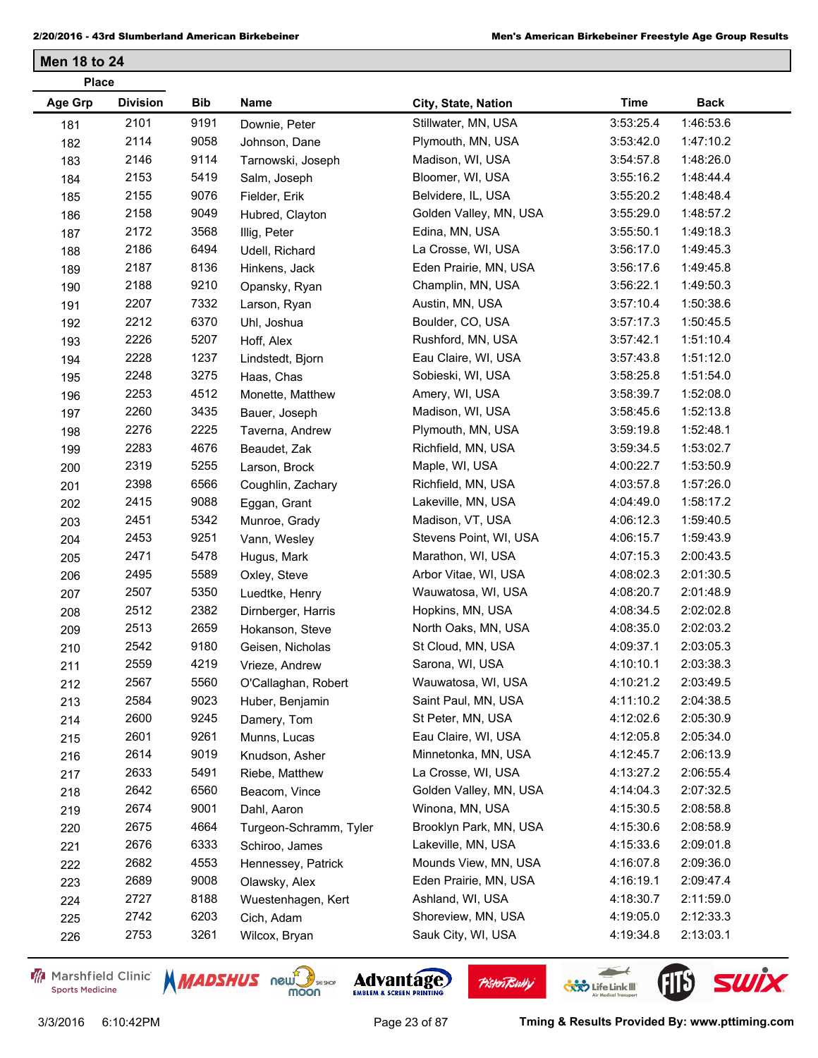## Men 18 to 24

| Place Age Grp | Division | Bib | Name | City, State, Nation | Time | Back |
|---|---|---|---|---|---|---|
| 181 | 2101 | 9191 | Downie, Peter | Stillwater, MN, USA | 3:53:25.4 | 1:46:53.6 |
| 182 | 2114 | 9058 | Johnson, Dane | Plymouth, MN, USA | 3:53:42.0 | 1:47:10.2 |
| 183 | 2146 | 9114 | Tarnowski, Joseph | Madison, WI, USA | 3:54:57.8 | 1:48:26.0 |
| 184 | 2153 | 5419 | Salm, Joseph | Bloomer, WI, USA | 3:55:16.2 | 1:48:44.4 |
| 185 | 2155 | 9076 | Fielder, Erik | Belvidere, IL, USA | 3:55:20.2 | 1:48:48.4 |
| 186 | 2158 | 9049 | Hubred, Clayton | Golden Valley, MN, USA | 3:55:29.0 | 1:48:57.2 |
| 187 | 2172 | 3568 | Illig, Peter | Edina, MN, USA | 3:55:50.1 | 1:49:18.3 |
| 188 | 2186 | 6494 | Udell, Richard | La Crosse, WI, USA | 3:56:17.0 | 1:49:45.3 |
| 189 | 2187 | 8136 | Hinkens, Jack | Eden Prairie, MN, USA | 3:56:17.6 | 1:49:45.8 |
| 190 | 2188 | 9210 | Opansky, Ryan | Champlin, MN, USA | 3:56:22.1 | 1:49:50.3 |
| 191 | 2207 | 7332 | Larson, Ryan | Austin, MN, USA | 3:57:10.4 | 1:50:38.6 |
| 192 | 2212 | 6370 | Uhl, Joshua | Boulder, CO, USA | 3:57:17.3 | 1:50:45.5 |
| 193 | 2226 | 5207 | Hoff, Alex | Rushford, MN, USA | 3:57:42.1 | 1:51:10.4 |
| 194 | 2228 | 1237 | Lindstedt, Bjorn | Eau Claire, WI, USA | 3:57:43.8 | 1:51:12.0 |
| 195 | 2248 | 3275 | Haas, Chas | Sobieski, WI, USA | 3:58:25.8 | 1:51:54.0 |
| 196 | 2253 | 4512 | Monette, Matthew | Amery, WI, USA | 3:58:39.7 | 1:52:08.0 |
| 197 | 2260 | 3435 | Bauer, Joseph | Madison, WI, USA | 3:58:45.6 | 1:52:13.8 |
| 198 | 2276 | 2225 | Taverna, Andrew | Plymouth, MN, USA | 3:59:19.8 | 1:52:48.1 |
| 199 | 2283 | 4676 | Beaudet, Zak | Richfield, MN, USA | 3:59:34.5 | 1:53:02.7 |
| 200 | 2319 | 5255 | Larson, Brock | Maple, WI, USA | 4:00:22.7 | 1:53:50.9 |
| 201 | 2398 | 6566 | Coughlin, Zachary | Richfield, MN, USA | 4:03:57.8 | 1:57:26.0 |
| 202 | 2415 | 9088 | Eggan, Grant | Lakeville, MN, USA | 4:04:49.0 | 1:58:17.2 |
| 203 | 2451 | 5342 | Munroe, Grady | Madison, VT, USA | 4:06:12.3 | 1:59:40.5 |
| 204 | 2453 | 9251 | Vann, Wesley | Stevens Point, WI, USA | 4:06:15.7 | 1:59:43.9 |
| 205 | 2471 | 5478 | Hugus, Mark | Marathon, WI, USA | 4:07:15.3 | 2:00:43.5 |
| 206 | 2495 | 5589 | Oxley, Steve | Arbor Vitae, WI, USA | 4:08:02.3 | 2:01:30.5 |
| 207 | 2507 | 5350 | Luedtke, Henry | Wauwatosa, WI, USA | 4:08:20.7 | 2:01:48.9 |
| 208 | 2512 | 2382 | Dirnberger, Harris | Hopkins, MN, USA | 4:08:34.5 | 2:02:02.8 |
| 209 | 2513 | 2659 | Hokanson, Steve | North Oaks, MN, USA | 4:08:35.0 | 2:02:03.2 |
| 210 | 2542 | 9180 | Geisen, Nicholas | St Cloud, MN, USA | 4:09:37.1 | 2:03:05.3 |
| 211 | 2559 | 4219 | Vrieze, Andrew | Sarona, WI, USA | 4:10:10.1 | 2:03:38.3 |
| 212 | 2567 | 5560 | O'Callaghan, Robert | Wauwatosa, WI, USA | 4:10:21.2 | 2:03:49.5 |
| 213 | 2584 | 9023 | Huber, Benjamin | Saint Paul, MN, USA | 4:11:10.2 | 2:04:38.5 |
| 214 | 2600 | 9245 | Damery, Tom | St Peter, MN, USA | 4:12:02.6 | 2:05:30.9 |
| 215 | 2601 | 9261 | Munns, Lucas | Eau Claire, WI, USA | 4:12:05.8 | 2:05:34.0 |
| 216 | 2614 | 9019 | Knudson, Asher | Minnetonka, MN, USA | 4:12:45.7 | 2:06:13.9 |
| 217 | 2633 | 5491 | Riebe, Matthew | La Crosse, WI, USA | 4:13:27.2 | 2:06:55.4 |
| 218 | 2642 | 6560 | Beacom, Vince | Golden Valley, MN, USA | 4:14:04.3 | 2:07:32.5 |
| 219 | 2674 | 9001 | Dahl, Aaron | Winona, MN, USA | 4:15:30.5 | 2:08:58.8 |
| 220 | 2675 | 4664 | Turgeon-Schramm, Tyler | Brooklyn Park, MN, USA | 4:15:30.6 | 2:08:58.9 |
| 221 | 2676 | 6333 | Schiroo, James | Lakeville, MN, USA | 4:15:33.6 | 2:09:01.8 |
| 222 | 2682 | 4553 | Hennessey, Patrick | Mounds View, MN, USA | 4:16:07.8 | 2:09:36.0 |
| 223 | 2689 | 9008 | Olawsky, Alex | Eden Prairie, MN, USA | 4:16:19.1 | 2:09:47.4 |
| 224 | 2727 | 8188 | Wuestenhagen, Kert | Ashland, WI, USA | 4:18:30.7 | 2:11:59.0 |
| 225 | 2742 | 6203 | Cich, Adam | Shoreview, MN, USA | 4:19:05.0 | 2:12:33.3 |
| 226 | 2753 | 3261 | Wilcox, Bryan | Sauk City, WI, USA | 4:19:34.8 | 2:13:03.1 |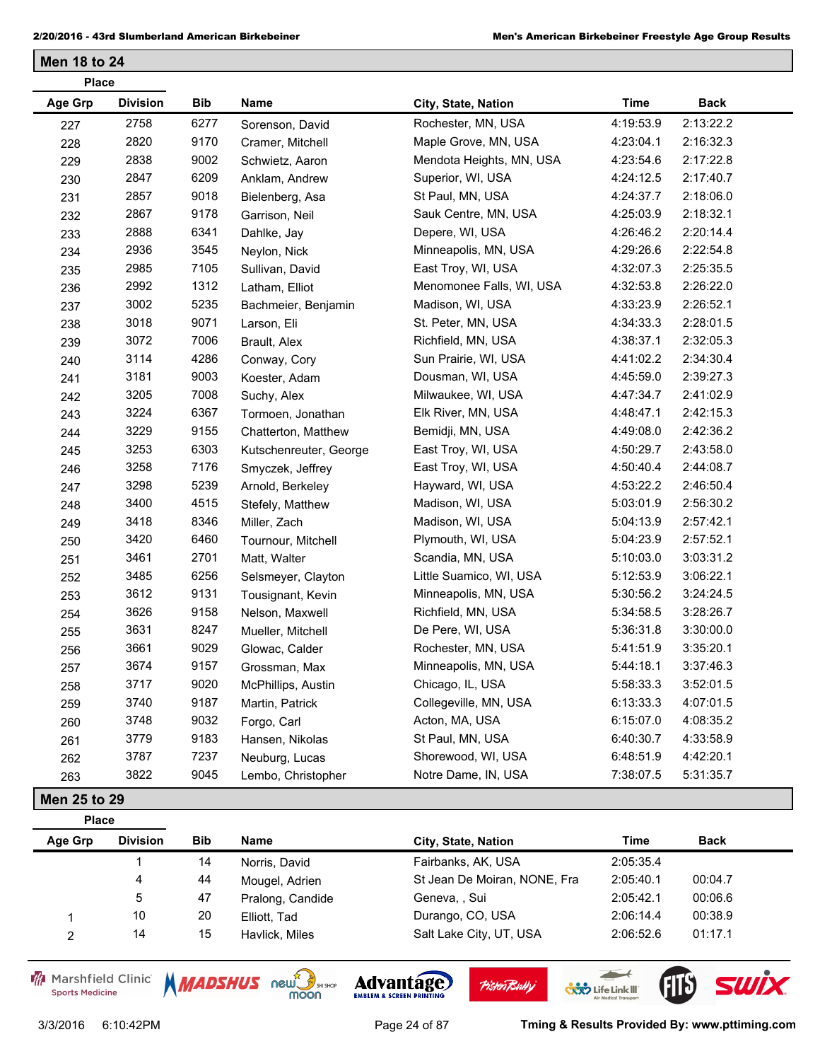## Men 18 to 24

| Place Age Grp | Place Division | Bib | Name | City, State, Nation | Time | Back |
|---|---|---|---|---|---|---|
| 227 | 2758 | 6277 | Sorenson, David | Rochester, MN, USA | 4:19:53.9 | 2:13:22.2 |
| 228 | 2820 | 9170 | Cramer, Mitchell | Maple Grove, MN, USA | 4:23:04.1 | 2:16:32.3 |
| 229 | 2838 | 9002 | Schwietz, Aaron | Mendota Heights, MN, USA | 4:23:54.6 | 2:17:22.8 |
| 230 | 2847 | 6209 | Anklam, Andrew | Superior, WI, USA | 4:24:12.5 | 2:17:40.7 |
| 231 | 2857 | 9018 | Bielenberg, Asa | St Paul, MN, USA | 4:24:37.7 | 2:18:06.0 |
| 232 | 2867 | 9178 | Garrison, Neil | Sauk Centre, MN, USA | 4:25:03.9 | 2:18:32.1 |
| 233 | 2888 | 6341 | Dahlke, Jay | Depere, WI, USA | 4:26:46.2 | 2:20:14.4 |
| 234 | 2936 | 3545 | Neylon, Nick | Minneapolis, MN, USA | 4:29:26.6 | 2:22:54.8 |
| 235 | 2985 | 7105 | Sullivan, David | East Troy, WI, USA | 4:32:07.3 | 2:25:35.5 |
| 236 | 2992 | 1312 | Latham, Elliot | Menomonee Falls, WI, USA | 4:32:53.8 | 2:26:22.0 |
| 237 | 3002 | 5235 | Bachmeier, Benjamin | Madison, WI, USA | 4:33:23.9 | 2:26:52.1 |
| 238 | 3018 | 9071 | Larson, Eli | St. Peter, MN, USA | 4:34:33.3 | 2:28:01.5 |
| 239 | 3072 | 7006 | Brault, Alex | Richfield, MN, USA | 4:38:37.1 | 2:32:05.3 |
| 240 | 3114 | 4286 | Conway, Cory | Sun Prairie, WI, USA | 4:41:02.2 | 2:34:30.4 |
| 241 | 3181 | 9003 | Koester, Adam | Dousman, WI, USA | 4:45:59.0 | 2:39:27.3 |
| 242 | 3205 | 7008 | Suchy, Alex | Milwaukee, WI, USA | 4:47:34.7 | 2:41:02.9 |
| 243 | 3224 | 6367 | Tormoen, Jonathan | Elk River, MN, USA | 4:48:47.1 | 2:42:15.3 |
| 244 | 3229 | 9155 | Chatterton, Matthew | Bemidji, MN, USA | 4:49:08.0 | 2:42:36.2 |
| 245 | 3253 | 6303 | Kutschenreuter, George | East Troy, WI, USA | 4:50:29.7 | 2:43:58.0 |
| 246 | 3258 | 7176 | Smyczek, Jeffrey | East Troy, WI, USA | 4:50:40.4 | 2:44:08.7 |
| 247 | 3298 | 5239 | Arnold, Berkeley | Hayward, WI, USA | 4:53:22.2 | 2:46:50.4 |
| 248 | 3400 | 4515 | Stefely, Matthew | Madison, WI, USA | 5:03:01.9 | 2:56:30.2 |
| 249 | 3418 | 8346 | Miller, Zach | Madison, WI, USA | 5:04:13.9 | 2:57:42.1 |
| 250 | 3420 | 6460 | Tournour, Mitchell | Plymouth, WI, USA | 5:04:23.9 | 2:57:52.1 |
| 251 | 3461 | 2701 | Matt, Walter | Scandia, MN, USA | 5:10:03.0 | 3:03:31.2 |
| 252 | 3485 | 6256 | Selmeyer, Clayton | Little Suamico, WI, USA | 5:12:53.9 | 3:06:22.1 |
| 253 | 3612 | 9131 | Tousignant, Kevin | Minneapolis, MN, USA | 5:30:56.2 | 3:24:24.5 |
| 254 | 3626 | 9158 | Nelson, Maxwell | Richfield, MN, USA | 5:34:58.5 | 3:28:26.7 |
| 255 | 3631 | 8247 | Mueller, Mitchell | De Pere, WI, USA | 5:36:31.8 | 3:30:00.0 |
| 256 | 3661 | 9029 | Glowac, Calder | Rochester, MN, USA | 5:41:51.9 | 3:35:20.1 |
| 257 | 3674 | 9157 | Grossman, Max | Minneapolis, MN, USA | 5:44:18.1 | 3:37:46.3 |
| 258 | 3717 | 9020 | McPhillips, Austin | Chicago, IL, USA | 5:58:33.3 | 3:52:01.5 |
| 259 | 3740 | 9187 | Martin, Patrick | Collegeville, MN, USA | 6:13:33.3 | 4:07:01.5 |
| 260 | 3748 | 9032 | Forgo, Carl | Acton, MA, USA | 6:15:07.0 | 4:08:35.2 |
| 261 | 3779 | 9183 | Hansen, Nikolas | St Paul, MN, USA | 6:40:30.7 | 4:33:58.9 |
| 262 | 3787 | 7237 | Neuburg, Lucas | Shorewood, WI, USA | 6:48:51.9 | 4:42:20.1 |
| 263 | 3822 | 9045 | Lembo, Christopher | Notre Dame, IN, USA | 7:38:07.5 | 5:31:35.7 |

## Men 25 to 29

| Place Age Grp | Place Division | Bib | Name | City, State, Nation | Time | Back |
|---|---|---|---|---|---|---|
| | 1 | 14 | Norris, David | Fairbanks, AK, USA | 2:05:35.4 | |
| | 4 | 44 | Mougel, Adrien | St Jean De Moiran, NONE, Fra | 2:05:40.1 | 00:04.7 |
| | 5 | 47 | Pralong, Candide | Geneva, , Sui | 2:05:42.1 | 00:06.6 |
| 1 | 10 | 20 | Elliott, Tad | Durango, CO, USA | 2:06:14.4 | 00:38.9 |
| 2 | 14 | 15 | Havlick, Miles | Salt Lake City, UT, USA | 2:06:52.6 | 01:17.1 |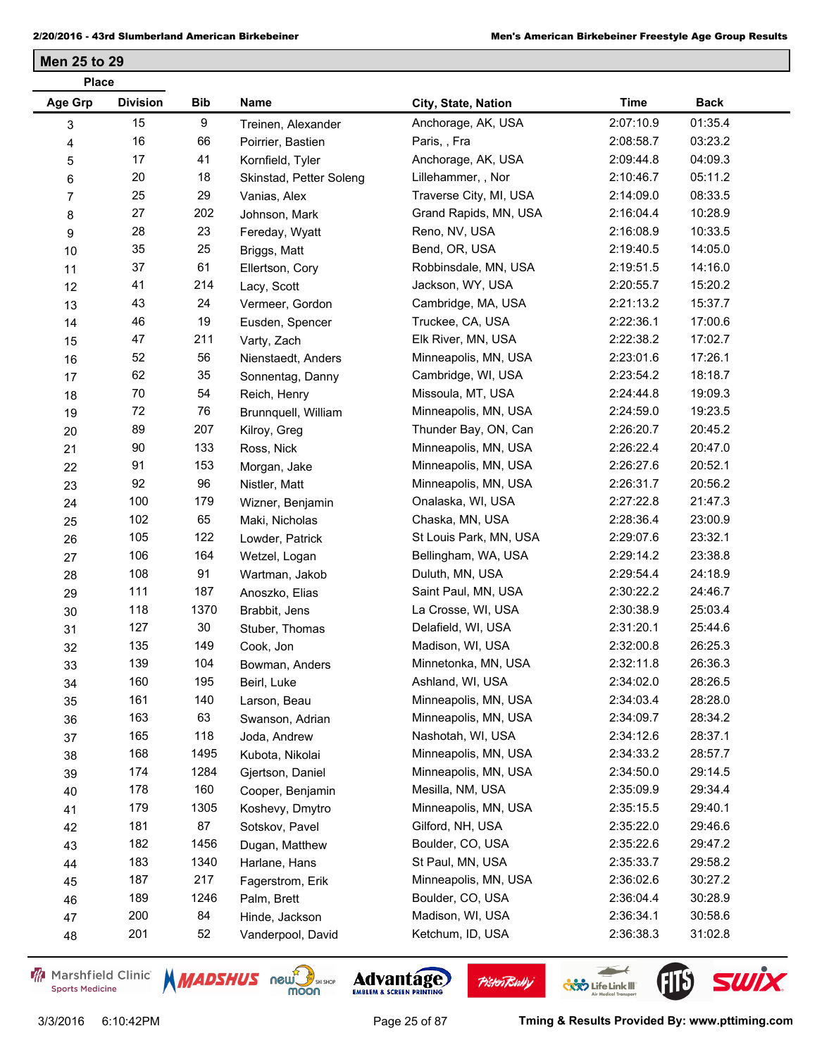## Men 25 to 29

| Place Age Grp | Place Division | Bib | Name | City, State, Nation | Time | Back |
|---|---|---|---|---|---|---|
| 3 | 15 | 9 | Treinen, Alexander | Anchorage, AK, USA | 2:07:10.9 | 01:35.4 |
| 4 | 16 | 66 | Poirrier, Bastien | Paris, , Fra | 2:08:58.7 | 03:23.2 |
| 5 | 17 | 41 | Kornfield, Tyler | Anchorage, AK, USA | 2:09:44.8 | 04:09.3 |
| 6 | 20 | 18 | Skinstad, Petter Soleng | Lillehammer, , Nor | 2:10:46.7 | 05:11.2 |
| 7 | 25 | 29 | Vanias, Alex | Traverse City, MI, USA | 2:14:09.0 | 08:33.5 |
| 8 | 27 | 202 | Johnson, Mark | Grand Rapids, MN, USA | 2:16:04.4 | 10:28.9 |
| 9 | 28 | 23 | Fereday, Wyatt | Reno, NV, USA | 2:16:08.9 | 10:33.5 |
| 10 | 35 | 25 | Briggs, Matt | Bend, OR, USA | 2:19:40.5 | 14:05.0 |
| 11 | 37 | 61 | Ellertson, Cory | Robbinsdale, MN, USA | 2:19:51.5 | 14:16.0 |
| 12 | 41 | 214 | Lacy, Scott | Jackson, WY, USA | 2:20:55.7 | 15:20.2 |
| 13 | 43 | 24 | Vermeer, Gordon | Cambridge, MA, USA | 2:21:13.2 | 15:37.7 |
| 14 | 46 | 19 | Eusden, Spencer | Truckee, CA, USA | 2:22:36.1 | 17:00.6 |
| 15 | 47 | 211 | Varty, Zach | Elk River, MN, USA | 2:22:38.2 | 17:02.7 |
| 16 | 52 | 56 | Nienstaedt, Anders | Minneapolis, MN, USA | 2:23:01.6 | 17:26.1 |
| 17 | 62 | 35 | Sonnentag, Danny | Cambridge, WI, USA | 2:23:54.2 | 18:18.7 |
| 18 | 70 | 54 | Reich, Henry | Missoula, MT, USA | 2:24:44.8 | 19:09.3 |
| 19 | 72 | 76 | Brunnquell, William | Minneapolis, MN, USA | 2:24:59.0 | 19:23.5 |
| 20 | 89 | 207 | Kilroy, Greg | Thunder Bay, ON, Can | 2:26:20.7 | 20:45.2 |
| 21 | 90 | 133 | Ross, Nick | Minneapolis, MN, USA | 2:26:22.4 | 20:47.0 |
| 22 | 91 | 153 | Morgan, Jake | Minneapolis, MN, USA | 2:26:27.6 | 20:52.1 |
| 23 | 92 | 96 | Nistler, Matt | Minneapolis, MN, USA | 2:26:31.7 | 20:56.2 |
| 24 | 100 | 179 | Wizner, Benjamin | Onalaska, WI, USA | 2:27:22.8 | 21:47.3 |
| 25 | 102 | 65 | Maki, Nicholas | Chaska, MN, USA | 2:28:36.4 | 23:00.9 |
| 26 | 105 | 122 | Lowder, Patrick | St Louis Park, MN, USA | 2:29:07.6 | 23:32.1 |
| 27 | 106 | 164 | Wetzel, Logan | Bellingham, WA, USA | 2:29:14.2 | 23:38.8 |
| 28 | 108 | 91 | Wartman, Jakob | Duluth, MN, USA | 2:29:54.4 | 24:18.9 |
| 29 | 111 | 187 | Anoszko, Elias | Saint Paul, MN, USA | 2:30:22.2 | 24:46.7 |
| 30 | 118 | 1370 | Brabbit, Jens | La Crosse, WI, USA | 2:30:38.9 | 25:03.4 |
| 31 | 127 | 30 | Stuber, Thomas | Delafield, WI, USA | 2:31:20.1 | 25:44.6 |
| 32 | 135 | 149 | Cook, Jon | Madison, WI, USA | 2:32:00.8 | 26:25.3 |
| 33 | 139 | 104 | Bowman, Anders | Minnetonka, MN, USA | 2:32:11.8 | 26:36.3 |
| 34 | 160 | 195 | Beirl, Luke | Ashland, WI, USA | 2:34:02.0 | 28:26.5 |
| 35 | 161 | 140 | Larson, Beau | Minneapolis, MN, USA | 2:34:03.4 | 28:28.0 |
| 36 | 163 | 63 | Swanson, Adrian | Minneapolis, MN, USA | 2:34:09.7 | 28:34.2 |
| 37 | 165 | 118 | Joda, Andrew | Nashotah, WI, USA | 2:34:12.6 | 28:37.1 |
| 38 | 168 | 1495 | Kubota, Nikolai | Minneapolis, MN, USA | 2:34:33.2 | 28:57.7 |
| 39 | 174 | 1284 | Gjertson, Daniel | Minneapolis, MN, USA | 2:34:50.0 | 29:14.5 |
| 40 | 178 | 160 | Cooper, Benjamin | Mesilla, NM, USA | 2:35:09.9 | 29:34.4 |
| 41 | 179 | 1305 | Koshevy, Dmytro | Minneapolis, MN, USA | 2:35:15.5 | 29:40.1 |
| 42 | 181 | 87 | Sotskov, Pavel | Gilford, NH, USA | 2:35:22.0 | 29:46.6 |
| 43 | 182 | 1456 | Dugan, Matthew | Boulder, CO, USA | 2:35:22.6 | 29:47.2 |
| 44 | 183 | 1340 | Harlane, Hans | St Paul, MN, USA | 2:35:33.7 | 29:58.2 |
| 45 | 187 | 217 | Fagerstrom, Erik | Minneapolis, MN, USA | 2:36:02.6 | 30:27.2 |
| 46 | 189 | 1246 | Palm, Brett | Boulder, CO, USA | 2:36:04.4 | 30:28.9 |
| 47 | 200 | 84 | Hinde, Jackson | Madison, WI, USA | 2:36:34.1 | 30:58.6 |
| 48 | 201 | 52 | Vanderpool, David | Ketchum, ID, USA | 2:36:38.3 | 31:02.8 |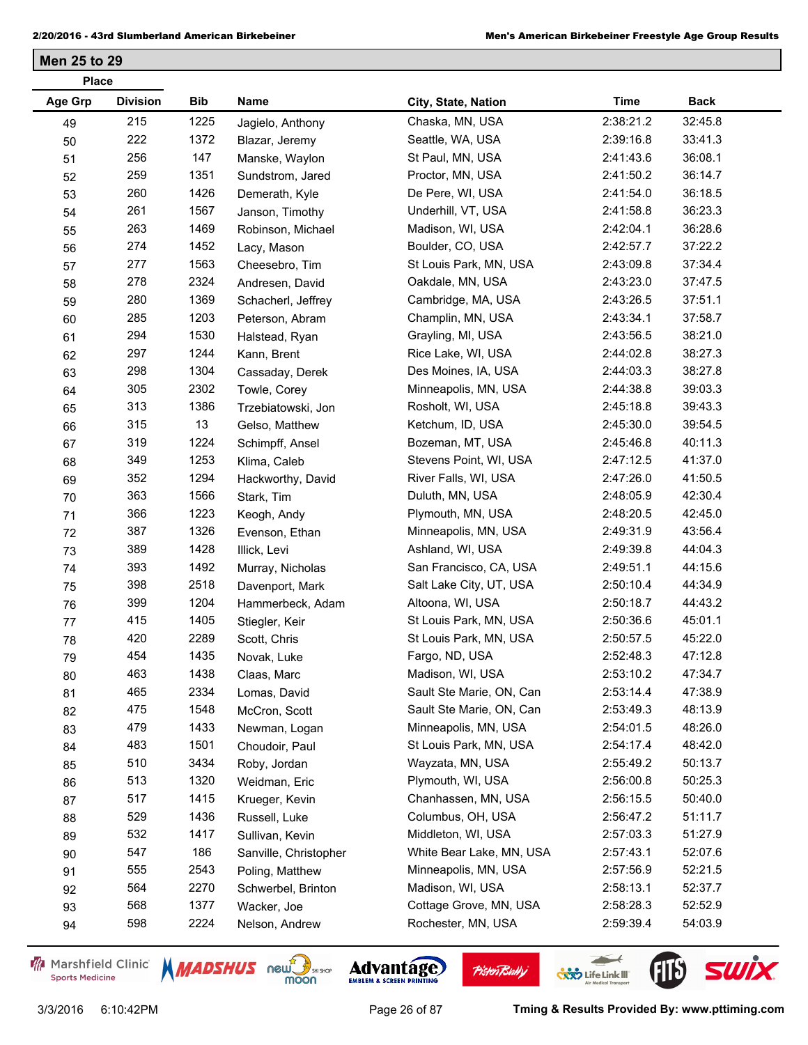## Men 25 to 29

| Place | | | | | | |
|---|---|---|---|---|---|---|
| Age Grp | Division | Bib | Name | City, State, Nation | Time | Back |
| 49 | 215 | 1225 | Jagielo, Anthony | Chaska, MN, USA | 2:38:21.2 | 32:45.8 |
| 50 | 222 | 1372 | Blazar, Jeremy | Seattle, WA, USA | 2:39:16.8 | 33:41.3 |
| 51 | 256 | 147 | Manske, Waylon | St Paul, MN, USA | 2:41:43.6 | 36:08.1 |
| 52 | 259 | 1351 | Sundstrom, Jared | Proctor, MN, USA | 2:41:50.2 | 36:14.7 |
| 53 | 260 | 1426 | Demerath, Kyle | De Pere, WI, USA | 2:41:54.0 | 36:18.5 |
| 54 | 261 | 1567 | Janson, Timothy | Underhill, VT, USA | 2:41:58.8 | 36:23.3 |
| 55 | 263 | 1469 | Robinson, Michael | Madison, WI, USA | 2:42:04.1 | 36:28.6 |
| 56 | 274 | 1452 | Lacy, Mason | Boulder, CO, USA | 2:42:57.7 | 37:22.2 |
| 57 | 277 | 1563 | Cheesebro, Tim | St Louis Park, MN, USA | 2:43:09.8 | 37:34.4 |
| 58 | 278 | 2324 | Andresen, David | Oakdale, MN, USA | 2:43:23.0 | 37:47.5 |
| 59 | 280 | 1369 | Schacherl, Jeffrey | Cambridge, MA, USA | 2:43:26.5 | 37:51.1 |
| 60 | 285 | 1203 | Peterson, Abram | Champlin, MN, USA | 2:43:34.1 | 37:58.7 |
| 61 | 294 | 1530 | Halstead, Ryan | Grayling, MI, USA | 2:43:56.5 | 38:21.0 |
| 62 | 297 | 1244 | Kann, Brent | Rice Lake, WI, USA | 2:44:02.8 | 38:27.3 |
| 63 | 298 | 1304 | Cassaday, Derek | Des Moines, IA, USA | 2:44:03.3 | 38:27.8 |
| 64 | 305 | 2302 | Towle, Corey | Minneapolis, MN, USA | 2:44:38.8 | 39:03.3 |
| 65 | 313 | 1386 | Trzebiatowski, Jon | Rosholt, WI, USA | 2:45:18.8 | 39:43.3 |
| 66 | 315 | 13 | Gelso, Matthew | Ketchum, ID, USA | 2:45:30.0 | 39:54.5 |
| 67 | 319 | 1224 | Schimpff, Ansel | Bozeman, MT, USA | 2:45:46.8 | 40:11.3 |
| 68 | 349 | 1253 | Klima, Caleb | Stevens Point, WI, USA | 2:47:12.5 | 41:37.0 |
| 69 | 352 | 1294 | Hackworthy, David | River Falls, WI, USA | 2:47:26.0 | 41:50.5 |
| 70 | 363 | 1566 | Stark, Tim | Duluth, MN, USA | 2:48:05.9 | 42:30.4 |
| 71 | 366 | 1223 | Keogh, Andy | Plymouth, MN, USA | 2:48:20.5 | 42:45.0 |
| 72 | 387 | 1326 | Evenson, Ethan | Minneapolis, MN, USA | 2:49:31.9 | 43:56.4 |
| 73 | 389 | 1428 | Illick, Levi | Ashland, WI, USA | 2:49:39.8 | 44:04.3 |
| 74 | 393 | 1492 | Murray, Nicholas | San Francisco, CA, USA | 2:49:51.1 | 44:15.6 |
| 75 | 398 | 2518 | Davenport, Mark | Salt Lake City, UT, USA | 2:50:10.4 | 44:34.9 |
| 76 | 399 | 1204 | Hammerbeck, Adam | Altoona, WI, USA | 2:50:18.7 | 44:43.2 |
| 77 | 415 | 1405 | Stiegler, Keir | St Louis Park, MN, USA | 2:50:36.6 | 45:01.1 |
| 78 | 420 | 2289 | Scott, Chris | St Louis Park, MN, USA | 2:50:57.5 | 45:22.0 |
| 79 | 454 | 1435 | Novak, Luke | Fargo, ND, USA | 2:52:48.3 | 47:12.8 |
| 80 | 463 | 1438 | Claas, Marc | Madison, WI, USA | 2:53:10.2 | 47:34.7 |
| 81 | 465 | 2334 | Lomas, David | Sault Ste Marie, ON, Can | 2:53:14.4 | 47:38.9 |
| 82 | 475 | 1548 | McCron, Scott | Sault Ste Marie, ON, Can | 2:53:49.3 | 48:13.9 |
| 83 | 479 | 1433 | Newman, Logan | Minneapolis, MN, USA | 2:54:01.5 | 48:26.0 |
| 84 | 483 | 1501 | Choudoir, Paul | St Louis Park, MN, USA | 2:54:17.4 | 48:42.0 |
| 85 | 510 | 3434 | Roby, Jordan | Wayzata, MN, USA | 2:55:49.2 | 50:13.7 |
| 86 | 513 | 1320 | Weidman, Eric | Plymouth, WI, USA | 2:56:00.8 | 50:25.3 |
| 87 | 517 | 1415 | Krueger, Kevin | Chanhassen, MN, USA | 2:56:15.5 | 50:40.0 |
| 88 | 529 | 1436 | Russell, Luke | Columbus, OH, USA | 2:56:47.2 | 51:11.7 |
| 89 | 532 | 1417 | Sullivan, Kevin | Middleton, WI, USA | 2:57:03.3 | 51:27.9 |
| 90 | 547 | 186 | Sanville, Christopher | White Bear Lake, MN, USA | 2:57:43.1 | 52:07.6 |
| 91 | 555 | 2543 | Poling, Matthew | Minneapolis, MN, USA | 2:57:56.9 | 52:21.5 |
| 92 | 564 | 2270 | Schwerbel, Brinton | Madison, WI, USA | 2:58:13.1 | 52:37.7 |
| 93 | 568 | 1377 | Wacker, Joe | Cottage Grove, MN, USA | 2:58:28.3 | 52:52.9 |
| 94 | 598 | 2224 | Nelson, Andrew | Rochester, MN, USA | 2:59:39.4 | 54:03.9 |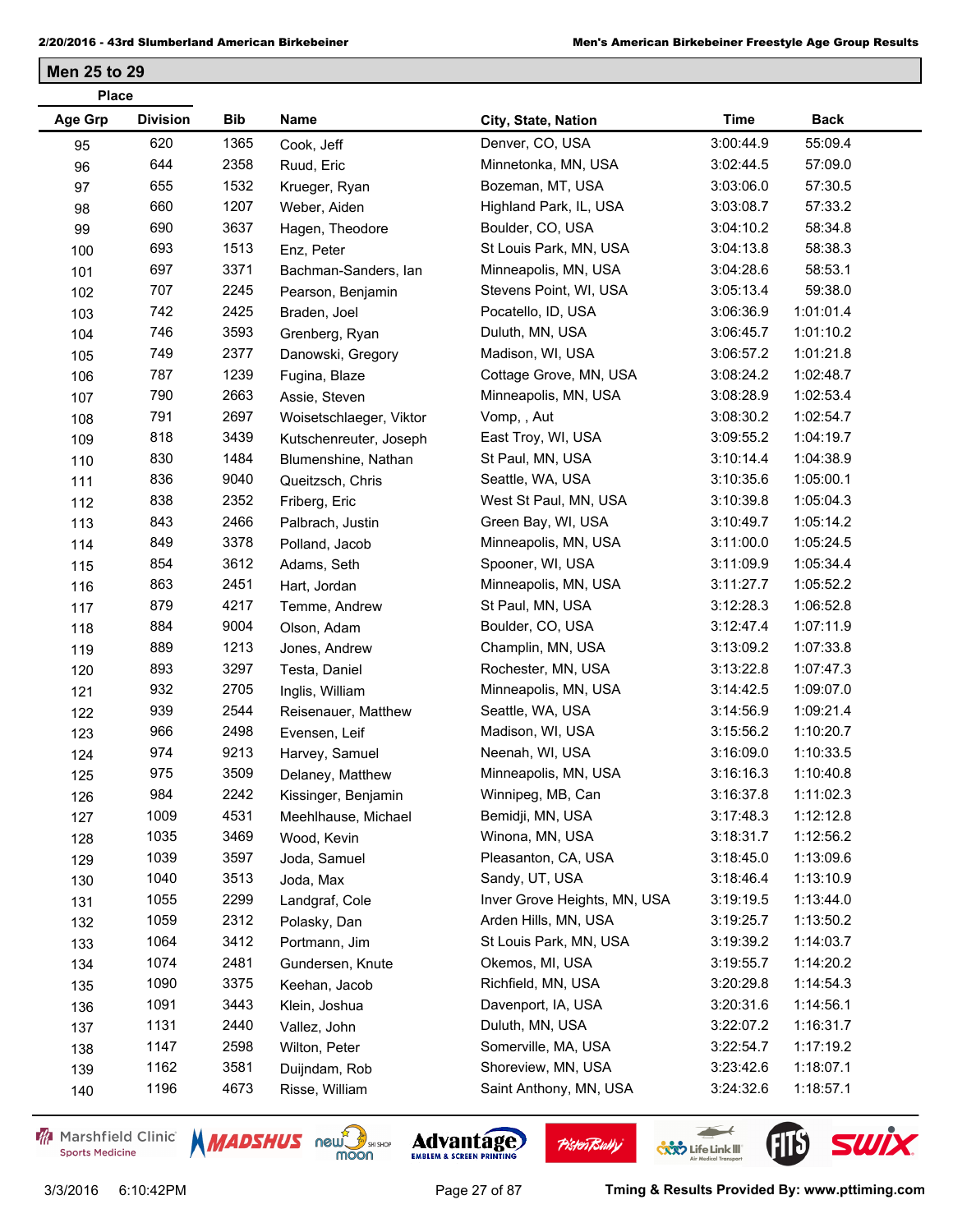## Men 25 to 29

| Place Age Grp | Division | Bib | Name | City, State, Nation | Time | Back |
|---|---|---|---|---|---|---|
| 95 | 620 | 1365 | Cook, Jeff | Denver, CO, USA | 3:00:44.9 | 55:09.4 |
| 96 | 644 | 2358 | Ruud, Eric | Minnetonka, MN, USA | 3:02:44.5 | 57:09.0 |
| 97 | 655 | 1532 | Krueger, Ryan | Bozeman, MT, USA | 3:03:06.0 | 57:30.5 |
| 98 | 660 | 1207 | Weber, Aiden | Highland Park, IL, USA | 3:03:08.7 | 57:33.2 |
| 99 | 690 | 3637 | Hagen, Theodore | Boulder, CO, USA | 3:04:10.2 | 58:34.8 |
| 100 | 693 | 1513 | Enz, Peter | St Louis Park, MN, USA | 3:04:13.8 | 58:38.3 |
| 101 | 697 | 3371 | Bachman-Sanders, Ian | Minneapolis, MN, USA | 3:04:28.6 | 58:53.1 |
| 102 | 707 | 2245 | Pearson, Benjamin | Stevens Point, WI, USA | 3:05:13.4 | 59:38.0 |
| 103 | 742 | 2425 | Braden, Joel | Pocatello, ID, USA | 3:06:36.9 | 1:01:01.4 |
| 104 | 746 | 3593 | Grenberg, Ryan | Duluth, MN, USA | 3:06:45.7 | 1:01:10.2 |
| 105 | 749 | 2377 | Danowski, Gregory | Madison, WI, USA | 3:06:57.2 | 1:01:21.8 |
| 106 | 787 | 1239 | Fugina, Blaze | Cottage Grove, MN, USA | 3:08:24.2 | 1:02:48.7 |
| 107 | 790 | 2663 | Assie, Steven | Minneapolis, MN, USA | 3:08:28.9 | 1:02:53.4 |
| 108 | 791 | 2697 | Woisetschlaeger, Viktor | Vomp, , Aut | 3:08:30.2 | 1:02:54.7 |
| 109 | 818 | 3439 | Kutschenreuter, Joseph | East Troy, WI, USA | 3:09:55.2 | 1:04:19.7 |
| 110 | 830 | 1484 | Blumenshine, Nathan | St Paul, MN, USA | 3:10:14.4 | 1:04:38.9 |
| 111 | 836 | 9040 | Queitzsch, Chris | Seattle, WA, USA | 3:10:35.6 | 1:05:00.1 |
| 112 | 838 | 2352 | Friberg, Eric | West St Paul, MN, USA | 3:10:39.8 | 1:05:04.3 |
| 113 | 843 | 2466 | Palbrach, Justin | Green Bay, WI, USA | 3:10:49.7 | 1:05:14.2 |
| 114 | 849 | 3378 | Polland, Jacob | Minneapolis, MN, USA | 3:11:00.0 | 1:05:24.5 |
| 115 | 854 | 3612 | Adams, Seth | Spooner, WI, USA | 3:11:09.9 | 1:05:34.4 |
| 116 | 863 | 2451 | Hart, Jordan | Minneapolis, MN, USA | 3:11:27.7 | 1:05:52.2 |
| 117 | 879 | 4217 | Temme, Andrew | St Paul, MN, USA | 3:12:28.3 | 1:06:52.8 |
| 118 | 884 | 9004 | Olson, Adam | Boulder, CO, USA | 3:12:47.4 | 1:07:11.9 |
| 119 | 889 | 1213 | Jones, Andrew | Champlin, MN, USA | 3:13:09.2 | 1:07:33.8 |
| 120 | 893 | 3297 | Testa, Daniel | Rochester, MN, USA | 3:13:22.8 | 1:07:47.3 |
| 121 | 932 | 2705 | Inglis, William | Minneapolis, MN, USA | 3:14:42.5 | 1:09:07.0 |
| 122 | 939 | 2544 | Reisenauer, Matthew | Seattle, WA, USA | 3:14:56.9 | 1:09:21.4 |
| 123 | 966 | 2498 | Evensen, Leif | Madison, WI, USA | 3:15:56.2 | 1:10:20.7 |
| 124 | 974 | 9213 | Harvey, Samuel | Neenah, WI, USA | 3:16:09.0 | 1:10:33.5 |
| 125 | 975 | 3509 | Delaney, Matthew | Minneapolis, MN, USA | 3:16:16.3 | 1:10:40.8 |
| 126 | 984 | 2242 | Kissinger, Benjamin | Winnipeg, MB, Can | 3:16:37.8 | 1:11:02.3 |
| 127 | 1009 | 4531 | Meehlhause, Michael | Bemidji, MN, USA | 3:17:48.3 | 1:12:12.8 |
| 128 | 1035 | 3469 | Wood, Kevin | Winona, MN, USA | 3:18:31.7 | 1:12:56.2 |
| 129 | 1039 | 3597 | Joda, Samuel | Pleasanton, CA, USA | 3:18:45.0 | 1:13:09.6 |
| 130 | 1040 | 3513 | Joda, Max | Sandy, UT, USA | 3:18:46.4 | 1:13:10.9 |
| 131 | 1055 | 2299 | Landgraf, Cole | Inver Grove Heights, MN, USA | 3:19:19.5 | 1:13:44.0 |
| 132 | 1059 | 2312 | Polasky, Dan | Arden Hills, MN, USA | 3:19:25.7 | 1:13:50.2 |
| 133 | 1064 | 3412 | Portmann, Jim | St Louis Park, MN, USA | 3:19:39.2 | 1:14:03.7 |
| 134 | 1074 | 2481 | Gundersen, Knute | Okemos, MI, USA | 3:19:55.7 | 1:14:20.2 |
| 135 | 1090 | 3375 | Keehan, Jacob | Richfield, MN, USA | 3:20:29.8 | 1:14:54.3 |
| 136 | 1091 | 3443 | Klein, Joshua | Davenport, IA, USA | 3:20:31.6 | 1:14:56.1 |
| 137 | 1131 | 2440 | Vallez, John | Duluth, MN, USA | 3:22:07.2 | 1:16:31.7 |
| 138 | 1147 | 2598 | Wilton, Peter | Somerville, MA, USA | 3:22:54.7 | 1:17:19.2 |
| 139 | 1162 | 3581 | Duijndam, Rob | Shoreview, MN, USA | 3:23:42.6 | 1:18:07.1 |
| 140 | 1196 | 4673 | Risse, William | Saint Anthony, MN, USA | 3:24:32.6 | 1:18:57.1 |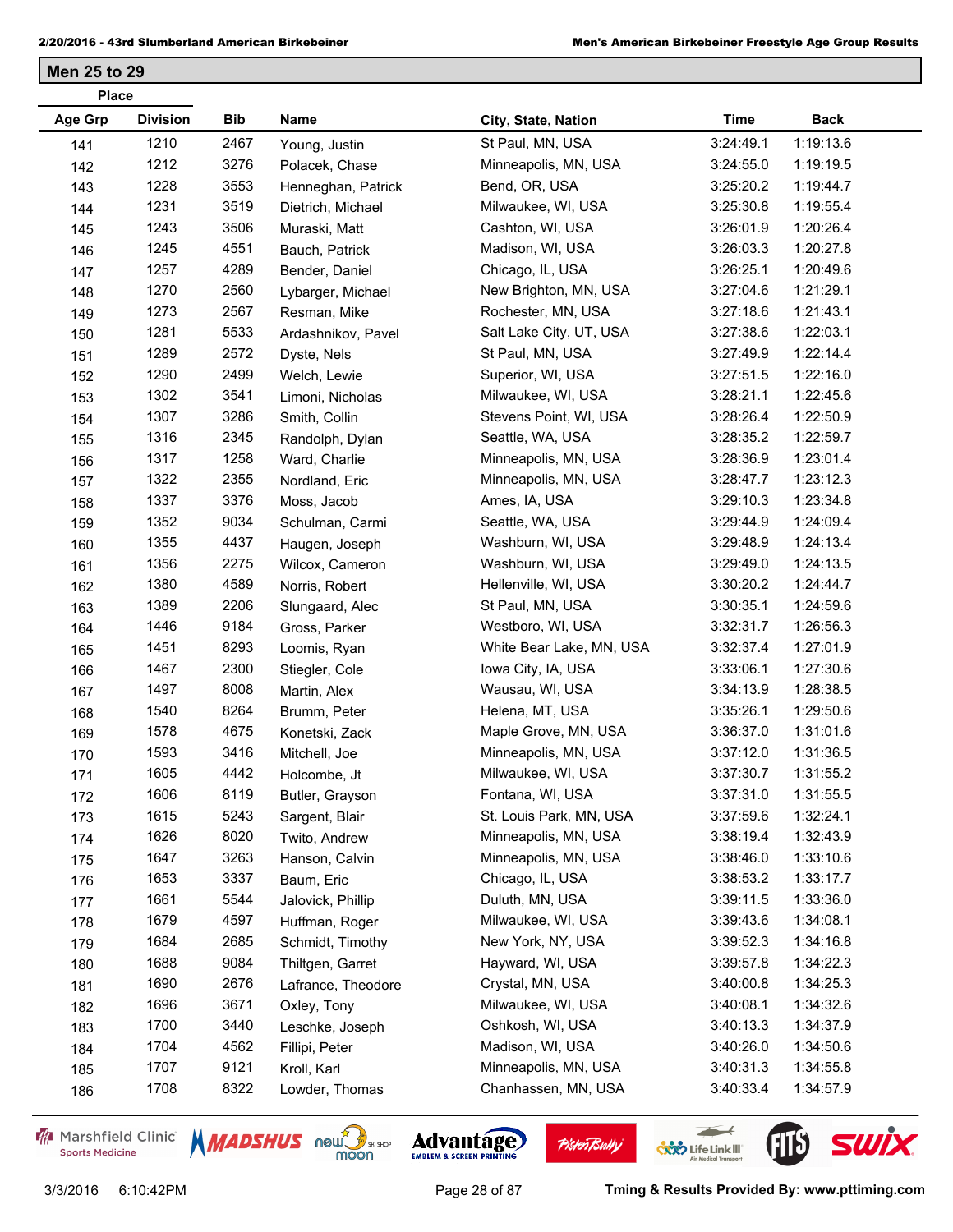## Men 25 to 29

| Place | | | | | | |
|---|---|---|---|---|---|---|
| **Age Grp** | **Division** | **Bib** | **Name** | **City, State, Nation** | **Time** | **Back** |
| 141 | 1210 | 2467 | Young, Justin | St Paul, MN, USA | 3:24:49.1 | 1:19:13.6 |
| 142 | 1212 | 3276 | Polacek, Chase | Minneapolis, MN, USA | 3:24:55.0 | 1:19:19.5 |
| 143 | 1228 | 3553 | Henneghan, Patrick | Bend, OR, USA | 3:25:20.2 | 1:19:44.7 |
| 144 | 1231 | 3519 | Dietrich, Michael | Milwaukee, WI, USA | 3:25:30.8 | 1:19:55.4 |
| 145 | 1243 | 3506 | Muraski, Matt | Cashton, WI, USA | 3:26:01.9 | 1:20:26.4 |
| 146 | 1245 | 4551 | Bauch, Patrick | Madison, WI, USA | 3:26:03.3 | 1:20:27.8 |
| 147 | 1257 | 4289 | Bender, Daniel | Chicago, IL, USA | 3:26:25.1 | 1:20:49.6 |
| 148 | 1270 | 2560 | Lybarger, Michael | New Brighton, MN, USA | 3:27:04.6 | 1:21:29.1 |
| 149 | 1273 | 2567 | Resman, Mike | Rochester, MN, USA | 3:27:18.6 | 1:21:43.1 |
| 150 | 1281 | 5533 | Ardashnikov, Pavel | Salt Lake City, UT, USA | 3:27:38.6 | 1:22:03.1 |
| 151 | 1289 | 2572 | Dyste, Nels | St Paul, MN, USA | 3:27:49.9 | 1:22:14.4 |
| 152 | 1290 | 2499 | Welch, Lewie | Superior, WI, USA | 3:27:51.5 | 1:22:16.0 |
| 153 | 1302 | 3541 | Limoni, Nicholas | Milwaukee, WI, USA | 3:28:21.1 | 1:22:45.6 |
| 154 | 1307 | 3286 | Smith, Collin | Stevens Point, WI, USA | 3:28:26.4 | 1:22:50.9 |
| 155 | 1316 | 2345 | Randolph, Dylan | Seattle, WA, USA | 3:28:35.2 | 1:22:59.7 |
| 156 | 1317 | 1258 | Ward, Charlie | Minneapolis, MN, USA | 3:28:36.9 | 1:23:01.4 |
| 157 | 1322 | 2355 | Nordland, Eric | Minneapolis, MN, USA | 3:28:47.7 | 1:23:12.3 |
| 158 | 1337 | 3376 | Moss, Jacob | Ames, IA, USA | 3:29:10.3 | 1:23:34.8 |
| 159 | 1352 | 9034 | Schulman, Carmi | Seattle, WA, USA | 3:29:44.9 | 1:24:09.4 |
| 160 | 1355 | 4437 | Haugen, Joseph | Washburn, WI, USA | 3:29:48.9 | 1:24:13.4 |
| 161 | 1356 | 2275 | Wilcox, Cameron | Washburn, WI, USA | 3:29:49.0 | 1:24:13.5 |
| 162 | 1380 | 4589 | Norris, Robert | Hellenville, WI, USA | 3:30:20.2 | 1:24:44.7 |
| 163 | 1389 | 2206 | Slungaard, Alec | St Paul, MN, USA | 3:30:35.1 | 1:24:59.6 |
| 164 | 1446 | 9184 | Gross, Parker | Westboro, WI, USA | 3:32:31.7 | 1:26:56.3 |
| 165 | 1451 | 8293 | Loomis, Ryan | White Bear Lake, MN, USA | 3:32:37.4 | 1:27:01.9 |
| 166 | 1467 | 2300 | Stiegler, Cole | Iowa City, IA, USA | 3:33:06.1 | 1:27:30.6 |
| 167 | 1497 | 8008 | Martin, Alex | Wausau, WI, USA | 3:34:13.9 | 1:28:38.5 |
| 168 | 1540 | 8264 | Brumm, Peter | Helena, MT, USA | 3:35:26.1 | 1:29:50.6 |
| 169 | 1578 | 4675 | Konetski, Zack | Maple Grove, MN, USA | 3:36:37.0 | 1:31:01.6 |
| 170 | 1593 | 3416 | Mitchell, Joe | Minneapolis, MN, USA | 3:37:12.0 | 1:31:36.5 |
| 171 | 1605 | 4442 | Holcombe, Jt | Milwaukee, WI, USA | 3:37:30.7 | 1:31:55.2 |
| 172 | 1606 | 8119 | Butler, Grayson | Fontana, WI, USA | 3:37:31.0 | 1:31:55.5 |
| 173 | 1615 | 5243 | Sargent, Blair | St. Louis Park, MN, USA | 3:37:59.6 | 1:32:24.1 |
| 174 | 1626 | 8020 | Twito, Andrew | Minneapolis, MN, USA | 3:38:19.4 | 1:32:43.9 |
| 175 | 1647 | 3263 | Hanson, Calvin | Minneapolis, MN, USA | 3:38:46.0 | 1:33:10.6 |
| 176 | 1653 | 3337 | Baum, Eric | Chicago, IL, USA | 3:38:53.2 | 1:33:17.7 |
| 177 | 1661 | 5544 | Jalovick, Phillip | Duluth, MN, USA | 3:39:11.5 | 1:33:36.0 |
| 178 | 1679 | 4597 | Huffman, Roger | Milwaukee, WI, USA | 3:39:43.6 | 1:34:08.1 |
| 179 | 1684 | 2685 | Schmidt, Timothy | New York, NY, USA | 3:39:52.3 | 1:34:16.8 |
| 180 | 1688 | 9084 | Thiltgen, Garret | Hayward, WI, USA | 3:39:57.8 | 1:34:22.3 |
| 181 | 1690 | 2676 | Lafrance, Theodore | Crystal, MN, USA | 3:40:00.8 | 1:34:25.3 |
| 182 | 1696 | 3671 | Oxley, Tony | Milwaukee, WI, USA | 3:40:08.1 | 1:34:32.6 |
| 183 | 1700 | 3440 | Leschke, Joseph | Oshkosh, WI, USA | 3:40:13.3 | 1:34:37.9 |
| 184 | 1704 | 4562 | Fillipi, Peter | Madison, WI, USA | 3:40:26.0 | 1:34:50.6 |
| 185 | 1707 | 9121 | Kroll, Karl | Minneapolis, MN, USA | 3:40:31.3 | 1:34:55.8 |
| 186 | 1708 | 8322 | Lowder, Thomas | Chanhassen, MN, USA | 3:40:33.4 | 1:34:57.9 |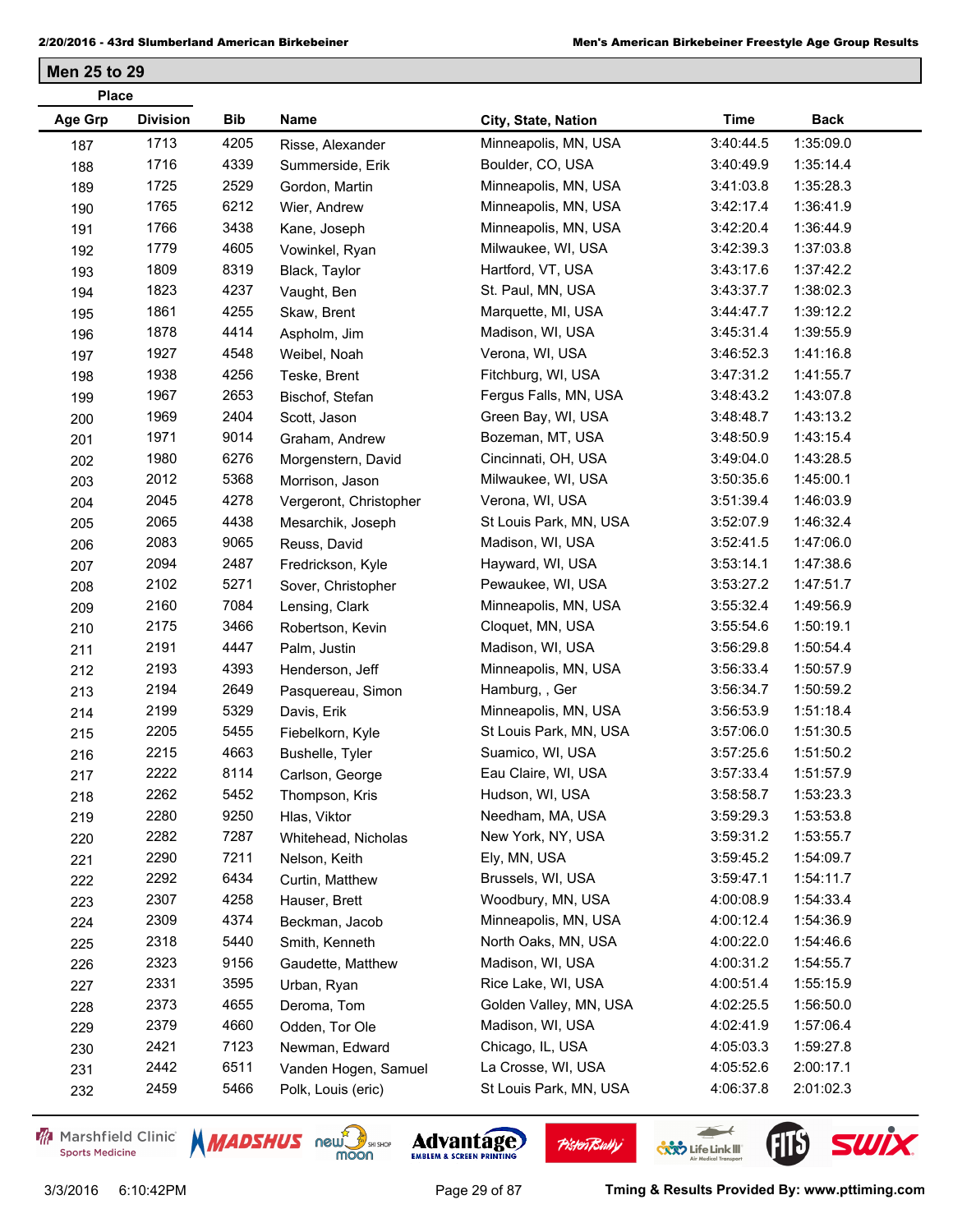## Men 25 to 29

| Place | | | | | | |
|---|---|---|---|---|---|---|
| **Age Grp** | **Division** | **Bib** | **Name** | **City, State, Nation** | **Time** | **Back** |
| 187 | 1713 | 4205 | Risse, Alexander | Minneapolis, MN, USA | 3:40:44.5 | 1:35:09.0 |
| 188 | 1716 | 4339 | Summerside, Erik | Boulder, CO, USA | 3:40:49.9 | 1:35:14.4 |
| 189 | 1725 | 2529 | Gordon, Martin | Minneapolis, MN, USA | 3:41:03.8 | 1:35:28.3 |
| 190 | 1765 | 6212 | Wier, Andrew | Minneapolis, MN, USA | 3:42:17.4 | 1:36:41.9 |
| 191 | 1766 | 3438 | Kane, Joseph | Minneapolis, MN, USA | 3:42:20.4 | 1:36:44.9 |
| 192 | 1779 | 4605 | Vowinkel, Ryan | Milwaukee, WI, USA | 3:42:39.3 | 1:37:03.8 |
| 193 | 1809 | 8319 | Black, Taylor | Hartford, VT, USA | 3:43:17.6 | 1:37:42.2 |
| 194 | 1823 | 4237 | Vaught, Ben | St. Paul, MN, USA | 3:43:37.7 | 1:38:02.3 |
| 195 | 1861 | 4255 | Skaw, Brent | Marquette, MI, USA | 3:44:47.7 | 1:39:12.2 |
| 196 | 1878 | 4414 | Aspholm, Jim | Madison, WI, USA | 3:45:31.4 | 1:39:55.9 |
| 197 | 1927 | 4548 | Weibel, Noah | Verona, WI, USA | 3:46:52.3 | 1:41:16.8 |
| 198 | 1938 | 4256 | Teske, Brent | Fitchburg, WI, USA | 3:47:31.2 | 1:41:55.7 |
| 199 | 1967 | 2653 | Bischof, Stefan | Fergus Falls, MN, USA | 3:48:43.2 | 1:43:07.8 |
| 200 | 1969 | 2404 | Scott, Jason | Green Bay, WI, USA | 3:48:48.7 | 1:43:13.2 |
| 201 | 1971 | 9014 | Graham, Andrew | Bozeman, MT, USA | 3:48:50.9 | 1:43:15.4 |
| 202 | 1980 | 6276 | Morgenstern, David | Cincinnati, OH, USA | 3:49:04.0 | 1:43:28.5 |
| 203 | 2012 | 5368 | Morrison, Jason | Milwaukee, WI, USA | 3:50:35.6 | 1:45:00.1 |
| 204 | 2045 | 4278 | Vergeront, Christopher | Verona, WI, USA | 3:51:39.4 | 1:46:03.9 |
| 205 | 2065 | 4438 | Mesarchik, Joseph | St Louis Park, MN, USA | 3:52:07.9 | 1:46:32.4 |
| 206 | 2083 | 9065 | Reuss, David | Madison, WI, USA | 3:52:41.5 | 1:47:06.0 |
| 207 | 2094 | 2487 | Fredrickson, Kyle | Hayward, WI, USA | 3:53:14.1 | 1:47:38.6 |
| 208 | 2102 | 5271 | Sover, Christopher | Pewaukee, WI, USA | 3:53:27.2 | 1:47:51.7 |
| 209 | 2160 | 7084 | Lensing, Clark | Minneapolis, MN, USA | 3:55:32.4 | 1:49:56.9 |
| 210 | 2175 | 3466 | Robertson, Kevin | Cloquet, MN, USA | 3:55:54.6 | 1:50:19.1 |
| 211 | 2191 | 4447 | Palm, Justin | Madison, WI, USA | 3:56:29.8 | 1:50:54.4 |
| 212 | 2193 | 4393 | Henderson, Jeff | Minneapolis, MN, USA | 3:56:33.4 | 1:50:57.9 |
| 213 | 2194 | 2649 | Pasquereau, Simon | Hamburg, , Ger | 3:56:34.7 | 1:50:59.2 |
| 214 | 2199 | 5329 | Davis, Erik | Minneapolis, MN, USA | 3:56:53.9 | 1:51:18.4 |
| 215 | 2205 | 5455 | Fiebelkorn, Kyle | St Louis Park, MN, USA | 3:57:06.0 | 1:51:30.5 |
| 216 | 2215 | 4663 | Bushelle, Tyler | Suamico, WI, USA | 3:57:25.6 | 1:51:50.2 |
| 217 | 2222 | 8114 | Carlson, George | Eau Claire, WI, USA | 3:57:33.4 | 1:51:57.9 |
| 218 | 2262 | 5452 | Thompson, Kris | Hudson, WI, USA | 3:58:58.7 | 1:53:23.3 |
| 219 | 2280 | 9250 | Hlas, Viktor | Needham, MA, USA | 3:59:29.3 | 1:53:53.8 |
| 220 | 2282 | 7287 | Whitehead, Nicholas | New York, NY, USA | 3:59:31.2 | 1:53:55.7 |
| 221 | 2290 | 7211 | Nelson, Keith | Ely, MN, USA | 3:59:45.2 | 1:54:09.7 |
| 222 | 2292 | 6434 | Curtin, Matthew | Brussels, WI, USA | 3:59:47.1 | 1:54:11.7 |
| 223 | 2307 | 4258 | Hauser, Brett | Woodbury, MN, USA | 4:00:08.9 | 1:54:33.4 |
| 224 | 2309 | 4374 | Beckman, Jacob | Minneapolis, MN, USA | 4:00:12.4 | 1:54:36.9 |
| 225 | 2318 | 5440 | Smith, Kenneth | North Oaks, MN, USA | 4:00:22.0 | 1:54:46.6 |
| 226 | 2323 | 9156 | Gaudette, Matthew | Madison, WI, USA | 4:00:31.2 | 1:54:55.7 |
| 227 | 2331 | 3595 | Urban, Ryan | Rice Lake, WI, USA | 4:00:51.4 | 1:55:15.9 |
| 228 | 2373 | 4655 | Deroma, Tom | Golden Valley, MN, USA | 4:02:25.5 | 1:56:50.0 |
| 229 | 2379 | 4660 | Odden, Tor Ole | Madison, WI, USA | 4:02:41.9 | 1:57:06.4 |
| 230 | 2421 | 7123 | Newman, Edward | Chicago, IL, USA | 4:05:03.3 | 1:59:27.8 |
| 231 | 2442 | 6511 | Vanden Hogen, Samuel | La Crosse, WI, USA | 4:05:52.6 | 2:00:17.1 |
| 232 | 2459 | 5466 | Polk, Louis (eric) | St Louis Park, MN, USA | 4:06:37.8 | 2:01:02.3 |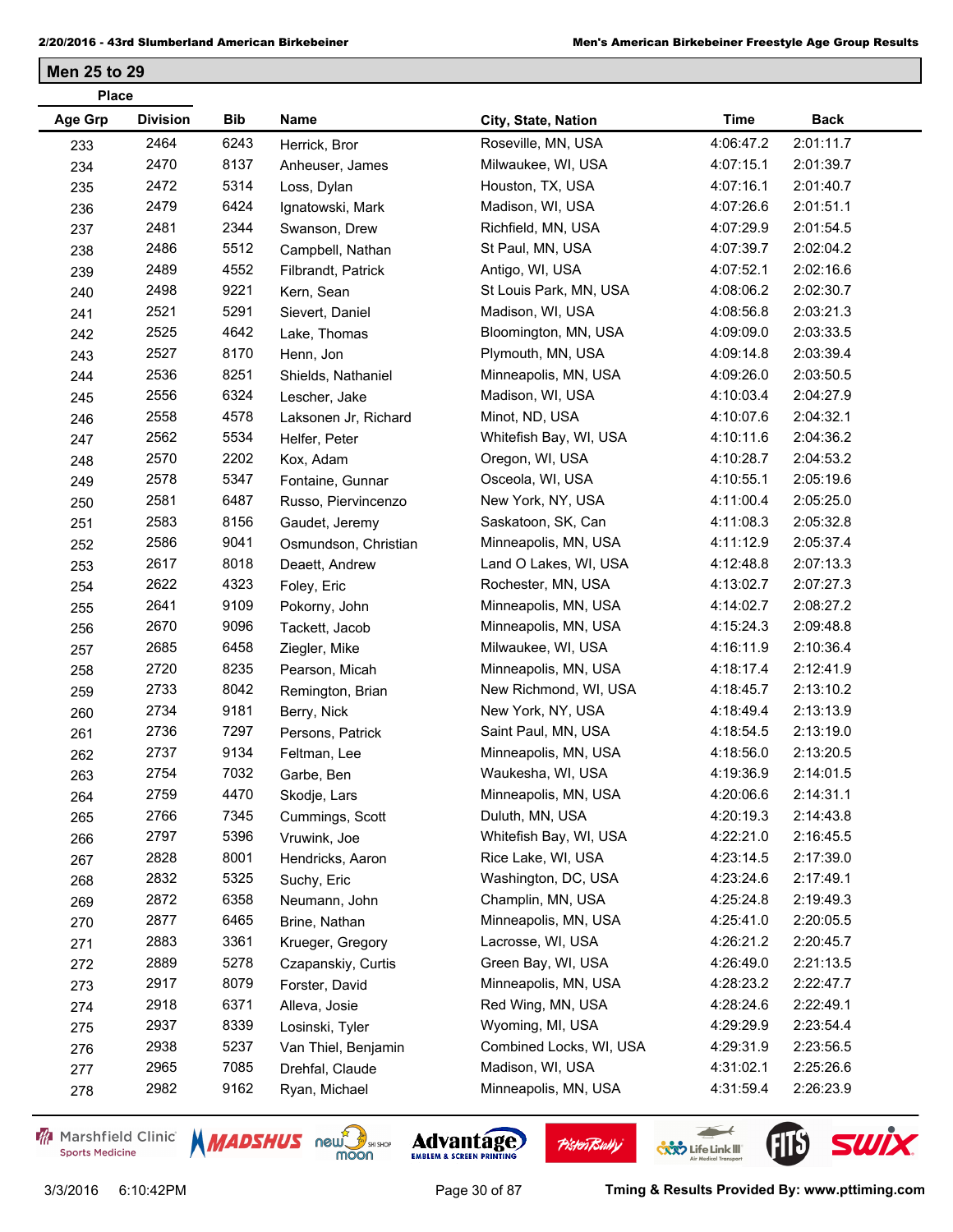## Men 25 to 29

| Place | | | | | | |
|---|---|---|---|---|---|---|
| Age Grp | Division | Bib | Name | City, State, Nation | Time | Back |
| 233 | 2464 | 6243 | Herrick, Bror | Roseville, MN, USA | 4:06:47.2 | 2:01:11.7 |
| 234 | 2470 | 8137 | Anheuser, James | Milwaukee, WI, USA | 4:07:15.1 | 2:01:39.7 |
| 235 | 2472 | 5314 | Loss, Dylan | Houston, TX, USA | 4:07:16.1 | 2:01:40.7 |
| 236 | 2479 | 6424 | Ignatowski, Mark | Madison, WI, USA | 4:07:26.6 | 2:01:51.1 |
| 237 | 2481 | 2344 | Swanson, Drew | Richfield, MN, USA | 4:07:29.9 | 2:01:54.5 |
| 238 | 2486 | 5512 | Campbell, Nathan | St Paul, MN, USA | 4:07:39.7 | 2:02:04.2 |
| 239 | 2489 | 4552 | Filbrandt, Patrick | Antigo, WI, USA | 4:07:52.1 | 2:02:16.6 |
| 240 | 2498 | 9221 | Kern, Sean | St Louis Park, MN, USA | 4:08:06.2 | 2:02:30.7 |
| 241 | 2521 | 5291 | Sievert, Daniel | Madison, WI, USA | 4:08:56.8 | 2:03:21.3 |
| 242 | 2525 | 4642 | Lake, Thomas | Bloomington, MN, USA | 4:09:09.0 | 2:03:33.5 |
| 243 | 2527 | 8170 | Henn, Jon | Plymouth, MN, USA | 4:09:14.8 | 2:03:39.4 |
| 244 | 2536 | 8251 | Shields, Nathaniel | Minneapolis, MN, USA | 4:09:26.0 | 2:03:50.5 |
| 245 | 2556 | 6324 | Lescher, Jake | Madison, WI, USA | 4:10:03.4 | 2:04:27.9 |
| 246 | 2558 | 4578 | Laksonen Jr, Richard | Minot, ND, USA | 4:10:07.6 | 2:04:32.1 |
| 247 | 2562 | 5534 | Helfer, Peter | Whitefish Bay, WI, USA | 4:10:11.6 | 2:04:36.2 |
| 248 | 2570 | 2202 | Kox, Adam | Oregon, WI, USA | 4:10:28.7 | 2:04:53.2 |
| 249 | 2578 | 5347 | Fontaine, Gunnar | Osceola, WI, USA | 4:10:55.1 | 2:05:19.6 |
| 250 | 2581 | 6487 | Russo, Piervincenzo | New York, NY, USA | 4:11:00.4 | 2:05:25.0 |
| 251 | 2583 | 8156 | Gaudet, Jeremy | Saskatoon, SK, Can | 4:11:08.3 | 2:05:32.8 |
| 252 | 2586 | 9041 | Osmundson, Christian | Minneapolis, MN, USA | 4:11:12.9 | 2:05:37.4 |
| 253 | 2617 | 8018 | Deaett, Andrew | Land O Lakes, WI, USA | 4:12:48.8 | 2:07:13.3 |
| 254 | 2622 | 4323 | Foley, Eric | Rochester, MN, USA | 4:13:02.7 | 2:07:27.3 |
| 255 | 2641 | 9109 | Pokorny, John | Minneapolis, MN, USA | 4:14:02.7 | 2:08:27.2 |
| 256 | 2670 | 9096 | Tackett, Jacob | Minneapolis, MN, USA | 4:15:24.3 | 2:09:48.8 |
| 257 | 2685 | 6458 | Ziegler, Mike | Milwaukee, WI, USA | 4:16:11.9 | 2:10:36.4 |
| 258 | 2720 | 8235 | Pearson, Micah | Minneapolis, MN, USA | 4:18:17.4 | 2:12:41.9 |
| 259 | 2733 | 8042 | Remington, Brian | New Richmond, WI, USA | 4:18:45.7 | 2:13:10.2 |
| 260 | 2734 | 9181 | Berry, Nick | New York, NY, USA | 4:18:49.4 | 2:13:13.9 |
| 261 | 2736 | 7297 | Persons, Patrick | Saint Paul, MN, USA | 4:18:54.5 | 2:13:19.0 |
| 262 | 2737 | 9134 | Feltman, Lee | Minneapolis, MN, USA | 4:18:56.0 | 2:13:20.5 |
| 263 | 2754 | 7032 | Garbe, Ben | Waukesha, WI, USA | 4:19:36.9 | 2:14:01.5 |
| 264 | 2759 | 4470 | Skodje, Lars | Minneapolis, MN, USA | 4:20:06.6 | 2:14:31.1 |
| 265 | 2766 | 7345 | Cummings, Scott | Duluth, MN, USA | 4:20:19.3 | 2:14:43.8 |
| 266 | 2797 | 5396 | Vruwink, Joe | Whitefish Bay, WI, USA | 4:22:21.0 | 2:16:45.5 |
| 267 | 2828 | 8001 | Hendricks, Aaron | Rice Lake, WI, USA | 4:23:14.5 | 2:17:39.0 |
| 268 | 2832 | 5325 | Suchy, Eric | Washington, DC, USA | 4:23:24.6 | 2:17:49.1 |
| 269 | 2872 | 6358 | Neumann, John | Champlin, MN, USA | 4:25:24.8 | 2:19:49.3 |
| 270 | 2877 | 6465 | Brine, Nathan | Minneapolis, MN, USA | 4:25:41.0 | 2:20:05.5 |
| 271 | 2883 | 3361 | Krueger, Gregory | Lacrosse, WI, USA | 4:26:21.2 | 2:20:45.7 |
| 272 | 2889 | 5278 | Czapanskiy, Curtis | Green Bay, WI, USA | 4:26:49.0 | 2:21:13.5 |
| 273 | 2917 | 8079 | Forster, David | Minneapolis, MN, USA | 4:28:23.2 | 2:22:47.7 |
| 274 | 2918 | 6371 | Alleva, Josie | Red Wing, MN, USA | 4:28:24.6 | 2:22:49.1 |
| 275 | 2937 | 8339 | Losinski, Tyler | Wyoming, MI, USA | 4:29:29.9 | 2:23:54.4 |
| 276 | 2938 | 5237 | Van Thiel, Benjamin | Combined Locks, WI, USA | 4:29:31.9 | 2:23:56.5 |
| 277 | 2965 | 7085 | Drehfal, Claude | Madison, WI, USA | 4:31:02.1 | 2:25:26.6 |
| 278 | 2982 | 9162 | Ryan, Michael | Minneapolis, MN, USA | 4:31:59.4 | 2:26:23.9 |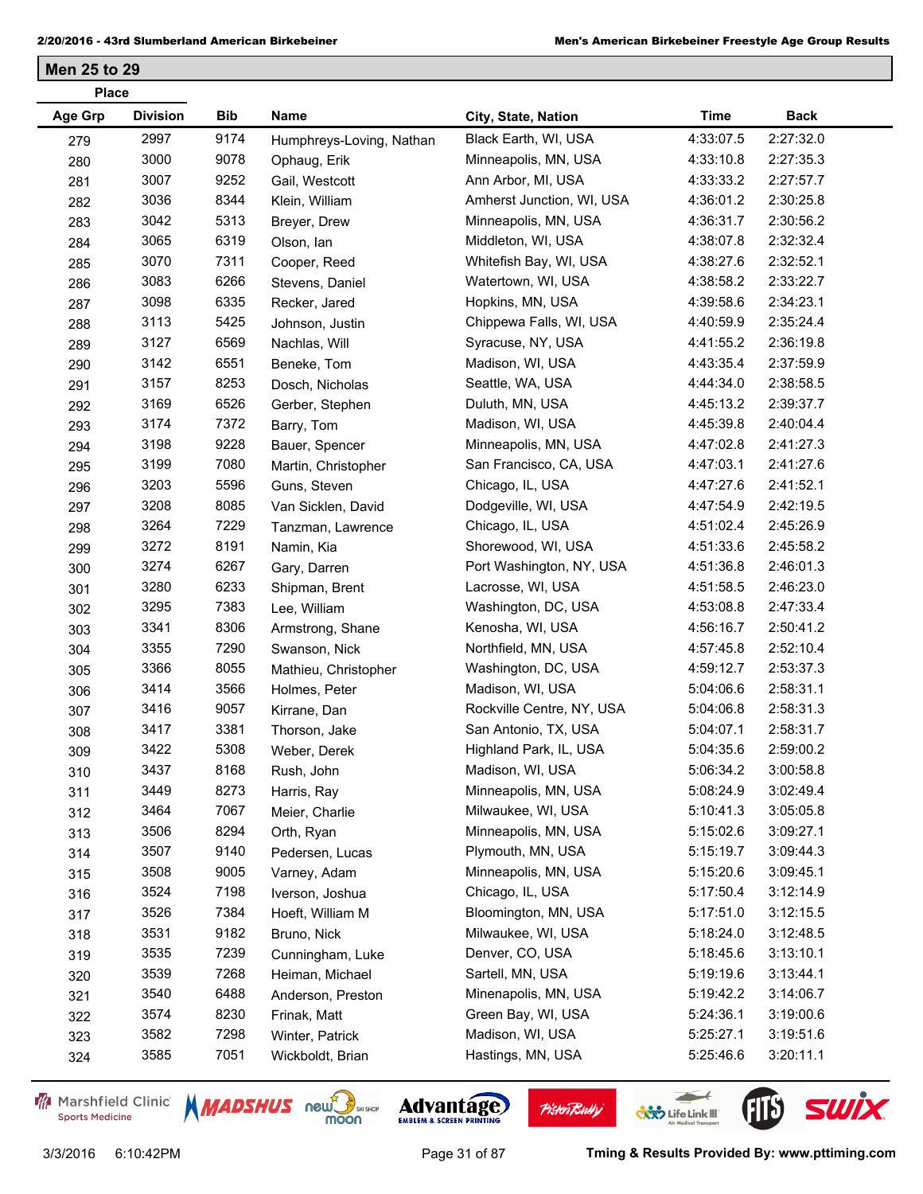## Men 25 to 29

| Place Age Grp | Division | Bib | Name | City, State, Nation | Time | Back |
|---|---|---|---|---|---|---|
| 279 | 2997 | 9174 | Humphreys-Loving, Nathan | Black Earth, WI, USA | 4:33:07.5 | 2:27:32.0 |
| 280 | 3000 | 9078 | Ophaug, Erik | Minneapolis, MN, USA | 4:33:10.8 | 2:27:35.3 |
| 281 | 3007 | 9252 | Gail, Westcott | Ann Arbor, MI, USA | 4:33:33.2 | 2:27:57.7 |
| 282 | 3036 | 8344 | Klein, William | Amherst Junction, WI, USA | 4:36:01.2 | 2:30:25.8 |
| 283 | 3042 | 5313 | Breyer, Drew | Minneapolis, MN, USA | 4:36:31.7 | 2:30:56.2 |
| 284 | 3065 | 6319 | Olson, Ian | Middleton, WI, USA | 4:38:07.8 | 2:32:32.4 |
| 285 | 3070 | 7311 | Cooper, Reed | Whitefish Bay, WI, USA | 4:38:27.6 | 2:32:52.1 |
| 286 | 3083 | 6266 | Stevens, Daniel | Watertown, WI, USA | 4:38:58.2 | 2:33:22.7 |
| 287 | 3098 | 6335 | Recker, Jared | Hopkins, MN, USA | 4:39:58.6 | 2:34:23.1 |
| 288 | 3113 | 5425 | Johnson, Justin | Chippewa Falls, WI, USA | 4:40:59.9 | 2:35:24.4 |
| 289 | 3127 | 6569 | Nachlas, Will | Syracuse, NY, USA | 4:41:55.2 | 2:36:19.8 |
| 290 | 3142 | 6551 | Beneke, Tom | Madison, WI, USA | 4:43:35.4 | 2:37:59.9 |
| 291 | 3157 | 8253 | Dosch, Nicholas | Seattle, WA, USA | 4:44:34.0 | 2:38:58.5 |
| 292 | 3169 | 6526 | Gerber, Stephen | Duluth, MN, USA | 4:45:13.2 | 2:39:37.7 |
| 293 | 3174 | 7372 | Barry, Tom | Madison, WI, USA | 4:45:39.8 | 2:40:04.4 |
| 294 | 3198 | 9228 | Bauer, Spencer | Minneapolis, MN, USA | 4:47:02.8 | 2:41:27.3 |
| 295 | 3199 | 7080 | Martin, Christopher | San Francisco, CA, USA | 4:47:03.1 | 2:41:27.6 |
| 296 | 3203 | 5596 | Guns, Steven | Chicago, IL, USA | 4:47:27.6 | 2:41:52.1 |
| 297 | 3208 | 8085 | Van Sicklen, David | Dodgeville, WI, USA | 4:47:54.9 | 2:42:19.5 |
| 298 | 3264 | 7229 | Tanzman, Lawrence | Chicago, IL, USA | 4:51:02.4 | 2:45:26.9 |
| 299 | 3272 | 8191 | Namin, Kia | Shorewood, WI, USA | 4:51:33.6 | 2:45:58.2 |
| 300 | 3274 | 6267 | Gary, Darren | Port Washington, NY, USA | 4:51:36.8 | 2:46:01.3 |
| 301 | 3280 | 6233 | Shipman, Brent | Lacrosse, WI, USA | 4:51:58.5 | 2:46:23.0 |
| 302 | 3295 | 7383 | Lee, William | Washington, DC, USA | 4:53:08.8 | 2:47:33.4 |
| 303 | 3341 | 8306 | Armstrong, Shane | Kenosha, WI, USA | 4:56:16.7 | 2:50:41.2 |
| 304 | 3355 | 7290 | Swanson, Nick | Northfield, MN, USA | 4:57:45.8 | 2:52:10.4 |
| 305 | 3366 | 8055 | Mathieu, Christopher | Washington, DC, USA | 4:59:12.7 | 2:53:37.3 |
| 306 | 3414 | 3566 | Holmes, Peter | Madison, WI, USA | 5:04:06.6 | 2:58:31.1 |
| 307 | 3416 | 9057 | Kirrane, Dan | Rockville Centre, NY, USA | 5:04:06.8 | 2:58:31.3 |
| 308 | 3417 | 3381 | Thorson, Jake | San Antonio, TX, USA | 5:04:07.1 | 2:58:31.7 |
| 309 | 3422 | 5308 | Weber, Derek | Highland Park, IL, USA | 5:04:35.6 | 2:59:00.2 |
| 310 | 3437 | 8168 | Rush, John | Madison, WI, USA | 5:06:34.2 | 3:00:58.8 |
| 311 | 3449 | 8273 | Harris, Ray | Minneapolis, MN, USA | 5:08:24.9 | 3:02:49.4 |
| 312 | 3464 | 7067 | Meier, Charlie | Milwaukee, WI, USA | 5:10:41.3 | 3:05:05.8 |
| 313 | 3506 | 8294 | Orth, Ryan | Minneapolis, MN, USA | 5:15:02.6 | 3:09:27.1 |
| 314 | 3507 | 9140 | Pedersen, Lucas | Plymouth, MN, USA | 5:15:19.7 | 3:09:44.3 |
| 315 | 3508 | 9005 | Varney, Adam | Minneapolis, MN, USA | 5:15:20.6 | 3:09:45.1 |
| 316 | 3524 | 7198 | Iverson, Joshua | Chicago, IL, USA | 5:17:50.4 | 3:12:14.9 |
| 317 | 3526 | 7384 | Hoeft, William M | Bloomington, MN, USA | 5:17:51.0 | 3:12:15.5 |
| 318 | 3531 | 9182 | Bruno, Nick | Milwaukee, WI, USA | 5:18:24.0 | 3:12:48.5 |
| 319 | 3535 | 7239 | Cunningham, Luke | Denver, CO, USA | 5:18:45.6 | 3:13:10.1 |
| 320 | 3539 | 7268 | Heiman, Michael | Sartell, MN, USA | 5:19:19.6 | 3:13:44.1 |
| 321 | 3540 | 6488 | Anderson, Preston | Minenapolis, MN, USA | 5:19:42.2 | 3:14:06.7 |
| 322 | 3574 | 8230 | Frinak, Matt | Green Bay, WI, USA | 5:24:36.1 | 3:19:00.6 |
| 323 | 3582 | 7298 | Winter, Patrick | Madison, WI, USA | 5:25:27.1 | 3:19:51.6 |
| 324 | 3585 | 7051 | Wickboldt, Brian | Hastings, MN, USA | 5:25:46.6 | 3:20:11.1 |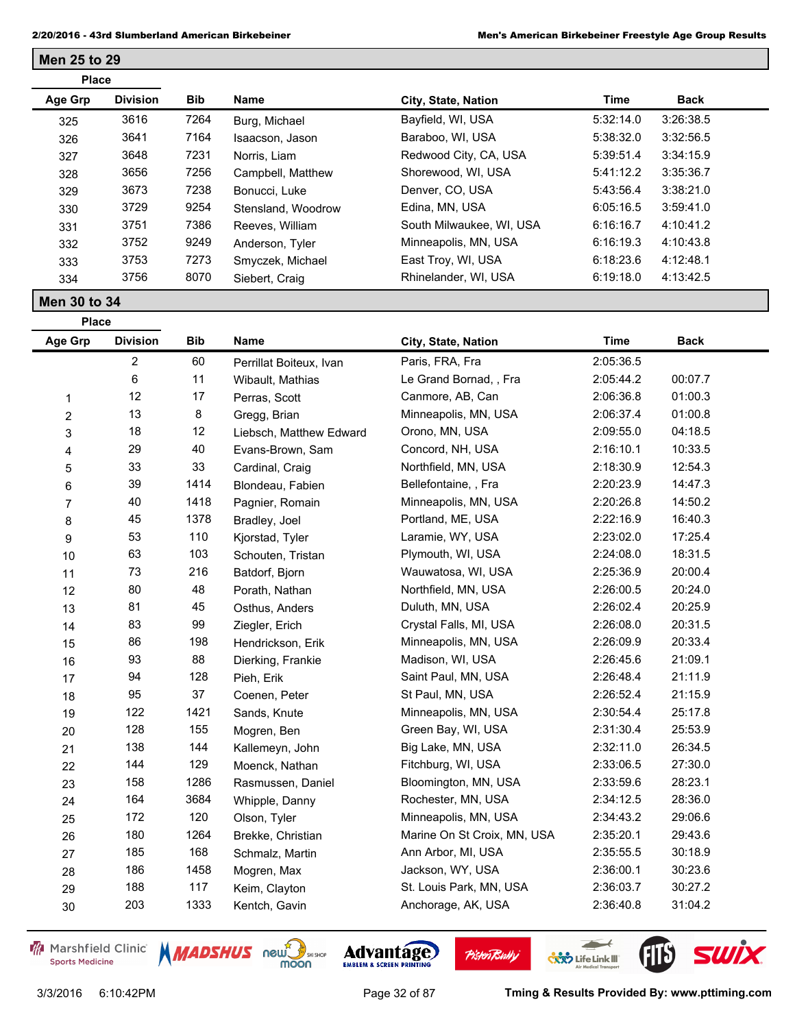## Men 25 to 29

| Place Age Grp | Division | Bib | Name | City, State, Nation | Time | Back |
|---|---|---|---|---|---|---|
| 325 | 3616 | 7264 | Burg, Michael | Bayfield, WI, USA | 5:32:14.0 | 3:26:38.5 |
| 326 | 3641 | 7164 | Isaacson, Jason | Baraboo, WI, USA | 5:38:32.0 | 3:32:56.5 |
| 327 | 3648 | 7231 | Norris, Liam | Redwood City, CA, USA | 5:39:51.4 | 3:34:15.9 |
| 328 | 3656 | 7256 | Campbell, Matthew | Shorewood, WI, USA | 5:41:12.2 | 3:35:36.7 |
| 329 | 3673 | 7238 | Bonucci, Luke | Denver, CO, USA | 5:43:56.4 | 3:38:21.0 |
| 330 | 3729 | 9254 | Stensland, Woodrow | Edina, MN, USA | 6:05:16.5 | 3:59:41.0 |
| 331 | 3751 | 7386 | Reeves, William | South Milwaukee, WI, USA | 6:16:16.7 | 4:10:41.2 |
| 332 | 3752 | 9249 | Anderson, Tyler | Minneapolis, MN, USA | 6:16:19.3 | 4:10:43.8 |
| 333 | 3753 | 7273 | Smyczek, Michael | East Troy, WI, USA | 6:18:23.6 | 4:12:48.1 |
| 334 | 3756 | 8070 | Siebert, Craig | Rhinelander, WI, USA | 6:19:18.0 | 4:13:42.5 |

## Men 30 to 34

| Place Age Grp | Division | Bib | Name | City, State, Nation | Time | Back |
|---|---|---|---|---|---|---|
| | 2 | 60 | Perrillat Boiteux, Ivan | Paris, FRA, Fra | 2:05:36.5 | |
| | 6 | 11 | Wibault, Mathias | Le Grand Bornad, , Fra | 2:05:44.2 | 00:07.7 |
| 1 | 12 | 17 | Perras, Scott | Canmore, AB, Can | 2:06:36.8 | 01:00.3 |
| 2 | 13 | 8 | Gregg, Brian | Minneapolis, MN, USA | 2:06:37.4 | 01:00.8 |
| 3 | 18 | 12 | Liebsch, Matthew Edward | Orono, MN, USA | 2:09:55.0 | 04:18.5 |
| 4 | 29 | 40 | Evans-Brown, Sam | Concord, NH, USA | 2:16:10.1 | 10:33.5 |
| 5 | 33 | 33 | Cardinal, Craig | Northfield, MN, USA | 2:18:30.9 | 12:54.3 |
| 6 | 39 | 1414 | Blondeau, Fabien | Bellefontaine, , Fra | 2:20:23.9 | 14:47.3 |
| 7 | 40 | 1418 | Pagnier, Romain | Minneapolis, MN, USA | 2:20:26.8 | 14:50.2 |
| 8 | 45 | 1378 | Bradley, Joel | Portland, ME, USA | 2:22:16.9 | 16:40.3 |
| 9 | 53 | 110 | Kjorstad, Tyler | Laramie, WY, USA | 2:23:02.0 | 17:25.4 |
| 10 | 63 | 103 | Schouten, Tristan | Plymouth, WI, USA | 2:24:08.0 | 18:31.5 |
| 11 | 73 | 216 | Batdorf, Bjorn | Wauwatosa, WI, USA | 2:25:36.9 | 20:00.4 |
| 12 | 80 | 48 | Porath, Nathan | Northfield, MN, USA | 2:26:00.5 | 20:24.0 |
| 13 | 81 | 45 | Osthus, Anders | Duluth, MN, USA | 2:26:02.4 | 20:25.9 |
| 14 | 83 | 99 | Ziegler, Erich | Crystal Falls, MI, USA | 2:26:08.0 | 20:31.5 |
| 15 | 86 | 198 | Hendrickson, Erik | Minneapolis, MN, USA | 2:26:09.9 | 20:33.4 |
| 16 | 93 | 88 | Dierking, Frankie | Madison, WI, USA | 2:26:45.6 | 21:09.1 |
| 17 | 94 | 128 | Pieh, Erik | Saint Paul, MN, USA | 2:26:48.4 | 21:11.9 |
| 18 | 95 | 37 | Coenen, Peter | St Paul, MN, USA | 2:26:52.4 | 21:15.9 |
| 19 | 122 | 1421 | Sands, Knute | Minneapolis, MN, USA | 2:30:54.4 | 25:17.8 |
| 20 | 128 | 155 | Mogren, Ben | Green Bay, WI, USA | 2:31:30.4 | 25:53.9 |
| 21 | 138 | 144 | Kallemeyn, John | Big Lake, MN, USA | 2:32:11.0 | 26:34.5 |
| 22 | 144 | 129 | Moenck, Nathan | Fitchburg, WI, USA | 2:33:06.5 | 27:30.0 |
| 23 | 158 | 1286 | Rasmussen, Daniel | Bloomington, MN, USA | 2:33:59.6 | 28:23.1 |
| 24 | 164 | 3684 | Whipple, Danny | Rochester, MN, USA | 2:34:12.5 | 28:36.0 |
| 25 | 172 | 120 | Olson, Tyler | Minneapolis, MN, USA | 2:34:43.2 | 29:06.6 |
| 26 | 180 | 1264 | Brekke, Christian | Marine On St Croix, MN, USA | 2:35:20.1 | 29:43.6 |
| 27 | 185 | 168 | Schmalz, Martin | Ann Arbor, MI, USA | 2:35:55.5 | 30:18.9 |
| 28 | 186 | 1458 | Mogren, Max | Jackson, WY, USA | 2:36:00.1 | 30:23.6 |
| 29 | 188 | 117 | Keim, Clayton | St. Louis Park, MN, USA | 2:36:03.7 | 30:27.2 |
| 30 | 203 | 1333 | Kentch, Gavin | Anchorage, AK, USA | 2:36:40.8 | 31:04.2 |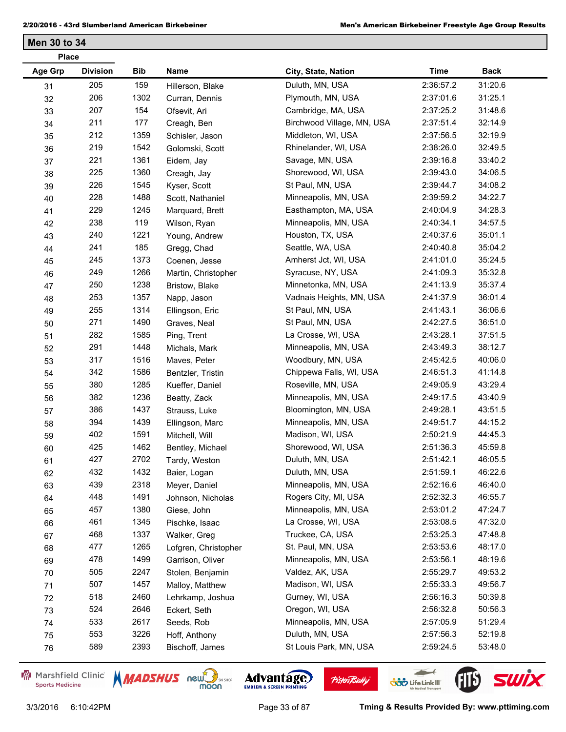## Men 30 to 34

| Place | | | | | | |
|---|---|---|---|---|---|---|
| **Age Grp** | **Division** | **Bib** | **Name** | **City, State, Nation** | **Time** | **Back** |
| 31 | 205 | 159 | Hillerson, Blake | Duluth, MN, USA | 2:36:57.2 | 31:20.6 |
| 32 | 206 | 1302 | Curran, Dennis | Plymouth, MN, USA | 2:37:01.6 | 31:25.1 |
| 33 | 207 | 154 | Ofsevit, Ari | Cambridge, MA, USA | 2:37:25.2 | 31:48.6 |
| 34 | 211 | 177 | Creagh, Ben | Birchwood Village, MN, USA | 2:37:51.4 | 32:14.9 |
| 35 | 212 | 1359 | Schisler, Jason | Middleton, WI, USA | 2:37:56.5 | 32:19.9 |
| 36 | 219 | 1542 | Golomski, Scott | Rhinelander, WI, USA | 2:38:26.0 | 32:49.5 |
| 37 | 221 | 1361 | Eidem, Jay | Savage, MN, USA | 2:39:16.8 | 33:40.2 |
| 38 | 225 | 1360 | Creagh, Jay | Shorewood, WI, USA | 2:39:43.0 | 34:06.5 |
| 39 | 226 | 1545 | Kyser, Scott | St Paul, MN, USA | 2:39:44.7 | 34:08.2 |
| 40 | 228 | 1488 | Scott, Nathaniel | Minneapolis, MN, USA | 2:39:59.2 | 34:22.7 |
| 41 | 229 | 1245 | Marquard, Brett | Easthampton, MA, USA | 2:40:04.9 | 34:28.3 |
| 42 | 238 | 119 | Wilson, Ryan | Minneapolis, MN, USA | 2:40:34.1 | 34:57.5 |
| 43 | 240 | 1221 | Young, Andrew | Houston, TX, USA | 2:40:37.6 | 35:01.1 |
| 44 | 241 | 185 | Gregg, Chad | Seattle, WA, USA | 2:40:40.8 | 35:04.2 |
| 45 | 245 | 1373 | Coenen, Jesse | Amherst Jct, WI, USA | 2:41:01.0 | 35:24.5 |
| 46 | 249 | 1266 | Martin, Christopher | Syracuse, NY, USA | 2:41:09.3 | 35:32.8 |
| 47 | 250 | 1238 | Bristow, Blake | Minnetonka, MN, USA | 2:41:13.9 | 35:37.4 |
| 48 | 253 | 1357 | Napp, Jason | Vadnais Heights, MN, USA | 2:41:37.9 | 36:01.4 |
| 49 | 255 | 1314 | Ellingson, Eric | St Paul, MN, USA | 2:41:43.1 | 36:06.6 |
| 50 | 271 | 1490 | Graves, Neal | St Paul, MN, USA | 2:42:27.5 | 36:51.0 |
| 51 | 282 | 1585 | Ping, Trent | La Crosse, WI, USA | 2:43:28.1 | 37:51.5 |
| 52 | 291 | 1448 | Michals, Mark | Minneapolis, MN, USA | 2:43:49.3 | 38:12.7 |
| 53 | 317 | 1516 | Maves, Peter | Woodbury, MN, USA | 2:45:42.5 | 40:06.0 |
| 54 | 342 | 1586 | Bentzler, Tristin | Chippewa Falls, WI, USA | 2:46:51.3 | 41:14.8 |
| 55 | 380 | 1285 | Kueffer, Daniel | Roseville, MN, USA | 2:49:05.9 | 43:29.4 |
| 56 | 382 | 1236 | Beatty, Zack | Minneapolis, MN, USA | 2:49:17.5 | 43:40.9 |
| 57 | 386 | 1437 | Strauss, Luke | Bloomington, MN, USA | 2:49:28.1 | 43:51.5 |
| 58 | 394 | 1439 | Ellingson, Marc | Minneapolis, MN, USA | 2:49:51.7 | 44:15.2 |
| 59 | 402 | 1591 | Mitchell, Will | Madison, WI, USA | 2:50:21.9 | 44:45.3 |
| 60 | 425 | 1462 | Bentley, Michael | Shorewood, WI, USA | 2:51:36.3 | 45:59.8 |
| 61 | 427 | 2702 | Tardy, Weston | Duluth, MN, USA | 2:51:42.1 | 46:05.5 |
| 62 | 432 | 1432 | Baier, Logan | Duluth, MN, USA | 2:51:59.1 | 46:22.6 |
| 63 | 439 | 2318 | Meyer, Daniel | Minneapolis, MN, USA | 2:52:16.6 | 46:40.0 |
| 64 | 448 | 1491 | Johnson, Nicholas | Rogers City, MI, USA | 2:52:32.3 | 46:55.7 |
| 65 | 457 | 1380 | Giese, John | Minneapolis, MN, USA | 2:53:01.2 | 47:24.7 |
| 66 | 461 | 1345 | Pischke, Isaac | La Crosse, WI, USA | 2:53:08.5 | 47:32.0 |
| 67 | 468 | 1337 | Walker, Greg | Truckee, CA, USA | 2:53:25.3 | 47:48.8 |
| 68 | 477 | 1265 | Lofgren, Christopher | St. Paul, MN, USA | 2:53:53.6 | 48:17.0 |
| 69 | 478 | 1499 | Garrison, Oliver | Minneapolis, MN, USA | 2:53:56.1 | 48:19.6 |
| 70 | 505 | 2247 | Stolen, Benjamin | Valdez, AK, USA | 2:55:29.7 | 49:53.2 |
| 71 | 507 | 1457 | Malloy, Matthew | Madison, WI, USA | 2:55:33.3 | 49:56.7 |
| 72 | 518 | 2460 | Lehrkamp, Joshua | Gurney, WI, USA | 2:56:16.3 | 50:39.8 |
| 73 | 524 | 2646 | Eckert, Seth | Oregon, WI, USA | 2:56:32.8 | 50:56.3 |
| 74 | 533 | 2617 | Seeds, Rob | Minneapolis, MN, USA | 2:57:05.9 | 51:29.4 |
| 75 | 553 | 3226 | Hoff, Anthony | Duluth, MN, USA | 2:57:56.3 | 52:19.8 |
| 76 | 589 | 2393 | Bischoff, James | St Louis Park, MN, USA | 2:59:24.5 | 53:48.0 |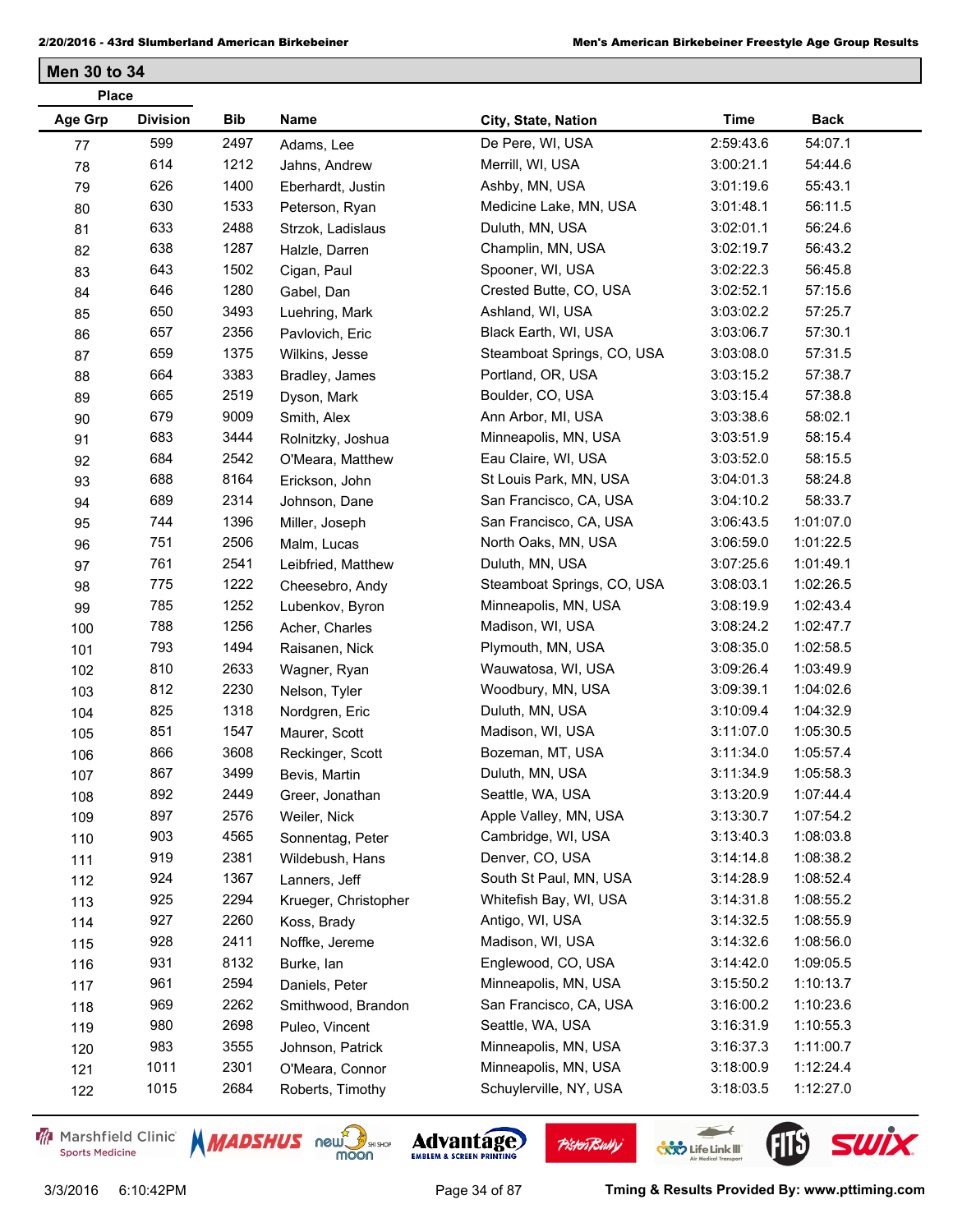## Men 30 to 34

| Place | | | | | | |
|---|---|---|---|---|---|---|
| Age Grp | Division | Bib | Name | City, State, Nation | Time | Back |
| 77 | 599 | 2497 | Adams, Lee | De Pere, WI, USA | 2:59:43.6 | 54:07.1 |
| 78 | 614 | 1212 | Jahns, Andrew | Merrill, WI, USA | 3:00:21.1 | 54:44.6 |
| 79 | 626 | 1400 | Eberhardt, Justin | Ashby, MN, USA | 3:01:19.6 | 55:43.1 |
| 80 | 630 | 1533 | Peterson, Ryan | Medicine Lake, MN, USA | 3:01:48.1 | 56:11.5 |
| 81 | 633 | 2488 | Strzok, Ladislaus | Duluth, MN, USA | 3:02:01.1 | 56:24.6 |
| 82 | 638 | 1287 | Halzle, Darren | Champlin, MN, USA | 3:02:19.7 | 56:43.2 |
| 83 | 643 | 1502 | Cigan, Paul | Spooner, WI, USA | 3:02:22.3 | 56:45.8 |
| 84 | 646 | 1280 | Gabel, Dan | Crested Butte, CO, USA | 3:02:52.1 | 57:15.6 |
| 85 | 650 | 3493 | Luehring, Mark | Ashland, WI, USA | 3:03:02.2 | 57:25.7 |
| 86 | 657 | 2356 | Pavlovich, Eric | Black Earth, WI, USA | 3:03:06.7 | 57:30.1 |
| 87 | 659 | 1375 | Wilkins, Jesse | Steamboat Springs, CO, USA | 3:03:08.0 | 57:31.5 |
| 88 | 664 | 3383 | Bradley, James | Portland, OR, USA | 3:03:15.2 | 57:38.7 |
| 89 | 665 | 2519 | Dyson, Mark | Boulder, CO, USA | 3:03:15.4 | 57:38.8 |
| 90 | 679 | 9009 | Smith, Alex | Ann Arbor, MI, USA | 3:03:38.6 | 58:02.1 |
| 91 | 683 | 3444 | Rolnitzky, Joshua | Minneapolis, MN, USA | 3:03:51.9 | 58:15.4 |
| 92 | 684 | 2542 | O'Meara, Matthew | Eau Claire, WI, USA | 3:03:52.0 | 58:15.5 |
| 93 | 688 | 8164 | Erickson, John | St Louis Park, MN, USA | 3:04:01.3 | 58:24.8 |
| 94 | 689 | 2314 | Johnson, Dane | San Francisco, CA, USA | 3:04:10.2 | 58:33.7 |
| 95 | 744 | 1396 | Miller, Joseph | San Francisco, CA, USA | 3:06:43.5 | 1:01:07.0 |
| 96 | 751 | 2506 | Malm, Lucas | North Oaks, MN, USA | 3:06:59.0 | 1:01:22.5 |
| 97 | 761 | 2541 | Leibfried, Matthew | Duluth, MN, USA | 3:07:25.6 | 1:01:49.1 |
| 98 | 775 | 1222 | Cheesebro, Andy | Steamboat Springs, CO, USA | 3:08:03.1 | 1:02:26.5 |
| 99 | 785 | 1252 | Lubenkov, Byron | Minneapolis, MN, USA | 3:08:19.9 | 1:02:43.4 |
| 100 | 788 | 1256 | Acher, Charles | Madison, WI, USA | 3:08:24.2 | 1:02:47.7 |
| 101 | 793 | 1494 | Raisanen, Nick | Plymouth, MN, USA | 3:08:35.0 | 1:02:58.5 |
| 102 | 810 | 2633 | Wagner, Ryan | Wauwatosa, WI, USA | 3:09:26.4 | 1:03:49.9 |
| 103 | 812 | 2230 | Nelson, Tyler | Woodbury, MN, USA | 3:09:39.1 | 1:04:02.6 |
| 104 | 825 | 1318 | Nordgren, Eric | Duluth, MN, USA | 3:10:09.4 | 1:04:32.9 |
| 105 | 851 | 1547 | Maurer, Scott | Madison, WI, USA | 3:11:07.0 | 1:05:30.5 |
| 106 | 866 | 3608 | Reckinger, Scott | Bozeman, MT, USA | 3:11:34.0 | 1:05:57.4 |
| 107 | 867 | 3499 | Bevis, Martin | Duluth, MN, USA | 3:11:34.9 | 1:05:58.3 |
| 108 | 892 | 2449 | Greer, Jonathan | Seattle, WA, USA | 3:13:20.9 | 1:07:44.4 |
| 109 | 897 | 2576 | Weiler, Nick | Apple Valley, MN, USA | 3:13:30.7 | 1:07:54.2 |
| 110 | 903 | 4565 | Sonnentag, Peter | Cambridge, WI, USA | 3:13:40.3 | 1:08:03.8 |
| 111 | 919 | 2381 | Wildebush, Hans | Denver, CO, USA | 3:14:14.8 | 1:08:38.2 |
| 112 | 924 | 1367 | Lanners, Jeff | South St Paul, MN, USA | 3:14:28.9 | 1:08:52.4 |
| 113 | 925 | 2294 | Krueger, Christopher | Whitefish Bay, WI, USA | 3:14:31.8 | 1:08:55.2 |
| 114 | 927 | 2260 | Koss, Brady | Antigo, WI, USA | 3:14:32.5 | 1:08:55.9 |
| 115 | 928 | 2411 | Noffke, Jereme | Madison, WI, USA | 3:14:32.6 | 1:08:56.0 |
| 116 | 931 | 8132 | Burke, Ian | Englewood, CO, USA | 3:14:42.0 | 1:09:05.5 |
| 117 | 961 | 2594 | Daniels, Peter | Minneapolis, MN, USA | 3:15:50.2 | 1:10:13.7 |
| 118 | 969 | 2262 | Smithwood, Brandon | San Francisco, CA, USA | 3:16:00.2 | 1:10:23.6 |
| 119 | 980 | 2698 | Puleo, Vincent | Seattle, WA, USA | 3:16:31.9 | 1:10:55.3 |
| 120 | 983 | 3555 | Johnson, Patrick | Minneapolis, MN, USA | 3:16:37.3 | 1:11:00.7 |
| 121 | 1011 | 2301 | O'Meara, Connor | Minneapolis, MN, USA | 3:18:00.9 | 1:12:24.4 |
| 122 | 1015 | 2684 | Roberts, Timothy | Schuylerville, NY, USA | 3:18:03.5 | 1:12:27.0 |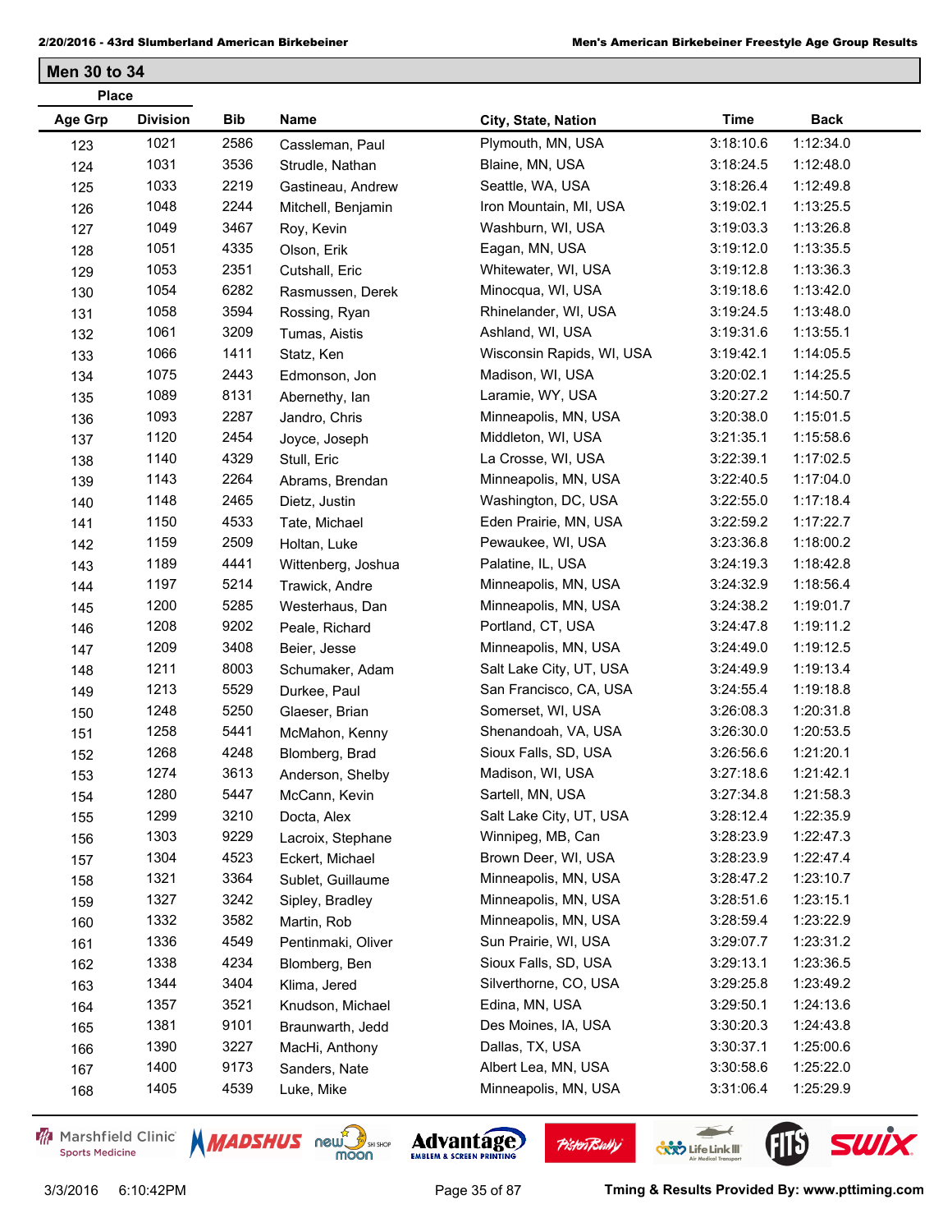## Men 30 to 34

| Place | | | | | | |
|---|---|---|---|---|---|---|
| Age Grp | Division | Bib | Name | City, State, Nation | Time | Back |
| 123 | 1021 | 2586 | Cassleman, Paul | Plymouth, MN, USA | 3:18:10.6 | 1:12:34.0 |
| 124 | 1031 | 3536 | Strudle, Nathan | Blaine, MN, USA | 3:18:24.5 | 1:12:48.0 |
| 125 | 1033 | 2219 | Gastineau, Andrew | Seattle, WA, USA | 3:18:26.4 | 1:12:49.8 |
| 126 | 1048 | 2244 | Mitchell, Benjamin | Iron Mountain, MI, USA | 3:19:02.1 | 1:13:25.5 |
| 127 | 1049 | 3467 | Roy, Kevin | Washburn, WI, USA | 3:19:03.3 | 1:13:26.8 |
| 128 | 1051 | 4335 | Olson, Erik | Eagan, MN, USA | 3:19:12.0 | 1:13:35.5 |
| 129 | 1053 | 2351 | Cutshall, Eric | Whitewater, WI, USA | 3:19:12.8 | 1:13:36.3 |
| 130 | 1054 | 6282 | Rasmussen, Derek | Minocqua, WI, USA | 3:19:18.6 | 1:13:42.0 |
| 131 | 1058 | 3594 | Rossing, Ryan | Rhinelander, WI, USA | 3:19:24.5 | 1:13:48.0 |
| 132 | 1061 | 3209 | Tumas, Aistis | Ashland, WI, USA | 3:19:31.6 | 1:13:55.1 |
| 133 | 1066 | 1411 | Statz, Ken | Wisconsin Rapids, WI, USA | 3:19:42.1 | 1:14:05.5 |
| 134 | 1075 | 2443 | Edmonson, Jon | Madison, WI, USA | 3:20:02.1 | 1:14:25.5 |
| 135 | 1089 | 8131 | Abernethy, Ian | Laramie, WY, USA | 3:20:27.2 | 1:14:50.7 |
| 136 | 1093 | 2287 | Jandro, Chris | Minneapolis, MN, USA | 3:20:38.0 | 1:15:01.5 |
| 137 | 1120 | 2454 | Joyce, Joseph | Middleton, WI, USA | 3:21:35.1 | 1:15:58.6 |
| 138 | 1140 | 4329 | Stull, Eric | La Crosse, WI, USA | 3:22:39.1 | 1:17:02.5 |
| 139 | 1143 | 2264 | Abrams, Brendan | Minneapolis, MN, USA | 3:22:40.5 | 1:17:04.0 |
| 140 | 1148 | 2465 | Dietz, Justin | Washington, DC, USA | 3:22:55.0 | 1:17:18.4 |
| 141 | 1150 | 4533 | Tate, Michael | Eden Prairie, MN, USA | 3:22:59.2 | 1:17:22.7 |
| 142 | 1159 | 2509 | Holtan, Luke | Pewaukee, WI, USA | 3:23:36.8 | 1:18:00.2 |
| 143 | 1189 | 4441 | Wittenberg, Joshua | Palatine, IL, USA | 3:24:19.3 | 1:18:42.8 |
| 144 | 1197 | 5214 | Trawick, Andre | Minneapolis, MN, USA | 3:24:32.9 | 1:18:56.4 |
| 145 | 1200 | 5285 | Westerhaus, Dan | Minneapolis, MN, USA | 3:24:38.2 | 1:19:01.7 |
| 146 | 1208 | 9202 | Peale, Richard | Portland, CT, USA | 3:24:47.8 | 1:19:11.2 |
| 147 | 1209 | 3408 | Beier, Jesse | Minneapolis, MN, USA | 3:24:49.0 | 1:19:12.5 |
| 148 | 1211 | 8003 | Schumaker, Adam | Salt Lake City, UT, USA | 3:24:49.9 | 1:19:13.4 |
| 149 | 1213 | 5529 | Durkee, Paul | San Francisco, CA, USA | 3:24:55.4 | 1:19:18.8 |
| 150 | 1248 | 5250 | Glaeser, Brian | Somerset, WI, USA | 3:26:08.3 | 1:20:31.8 |
| 151 | 1258 | 5441 | McMahon, Kenny | Shenandoah, VA, USA | 3:26:30.0 | 1:20:53.5 |
| 152 | 1268 | 4248 | Blomberg, Brad | Sioux Falls, SD, USA | 3:26:56.6 | 1:21:20.1 |
| 153 | 1274 | 3613 | Anderson, Shelby | Madison, WI, USA | 3:27:18.6 | 1:21:42.1 |
| 154 | 1280 | 5447 | McCann, Kevin | Sartell, MN, USA | 3:27:34.8 | 1:21:58.3 |
| 155 | 1299 | 3210 | Docta, Alex | Salt Lake City, UT, USA | 3:28:12.4 | 1:22:35.9 |
| 156 | 1303 | 9229 | Lacroix, Stephane | Winnipeg, MB, Can | 3:28:23.9 | 1:22:47.3 |
| 157 | 1304 | 4523 | Eckert, Michael | Brown Deer, WI, USA | 3:28:23.9 | 1:22:47.4 |
| 158 | 1321 | 3364 | Sublet, Guillaume | Minneapolis, MN, USA | 3:28:47.2 | 1:23:10.7 |
| 159 | 1327 | 3242 | Sipley, Bradley | Minneapolis, MN, USA | 3:28:51.6 | 1:23:15.1 |
| 160 | 1332 | 3582 | Martin, Rob | Minneapolis, MN, USA | 3:28:59.4 | 1:23:22.9 |
| 161 | 1336 | 4549 | Pentinmaki, Oliver | Sun Prairie, WI, USA | 3:29:07.7 | 1:23:31.2 |
| 162 | 1338 | 4234 | Blomberg, Ben | Sioux Falls, SD, USA | 3:29:13.1 | 1:23:36.5 |
| 163 | 1344 | 3404 | Klima, Jered | Silverthorne, CO, USA | 3:29:25.8 | 1:23:49.2 |
| 164 | 1357 | 3521 | Knudson, Michael | Edina, MN, USA | 3:29:50.1 | 1:24:13.6 |
| 165 | 1381 | 9101 | Braunwarth, Jedd | Des Moines, IA, USA | 3:30:20.3 | 1:24:43.8 |
| 166 | 1390 | 3227 | MacHi, Anthony | Dallas, TX, USA | 3:30:37.1 | 1:25:00.6 |
| 167 | 1400 | 9173 | Sanders, Nate | Albert Lea, MN, USA | 3:30:58.6 | 1:25:22.0 |
| 168 | 1405 | 4539 | Luke, Mike | Minneapolis, MN, USA | 3:31:06.4 | 1:25:29.9 |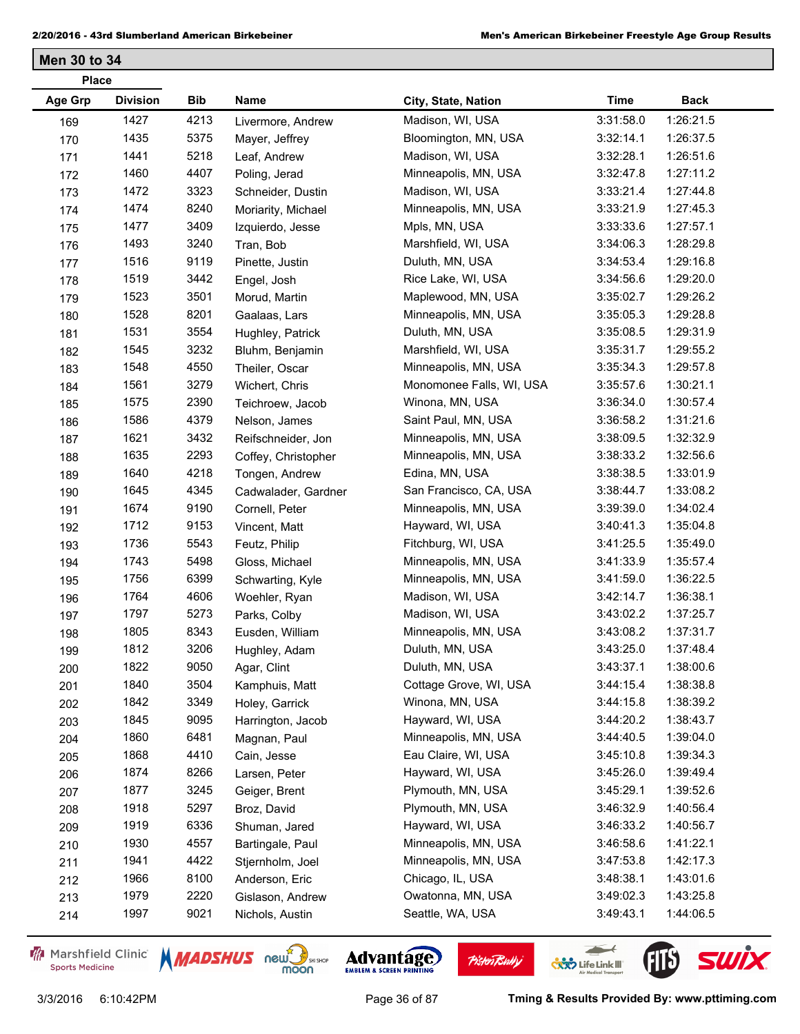## Men 30 to 34

| Place Age Grp | Place Division | Bib | Name | City, State, Nation | Time | Back |
|---|---|---|---|---|---|---|
| 169 | 1427 | 4213 | Livermore, Andrew | Madison, WI, USA | 3:31:58.0 | 1:26:21.5 |
| 170 | 1435 | 5375 | Mayer, Jeffrey | Bloomington, MN, USA | 3:32:14.1 | 1:26:37.5 |
| 171 | 1441 | 5218 | Leaf, Andrew | Madison, WI, USA | 3:32:28.1 | 1:26:51.6 |
| 172 | 1460 | 4407 | Poling, Jerad | Minneapolis, MN, USA | 3:32:47.8 | 1:27:11.2 |
| 173 | 1472 | 3323 | Schneider, Dustin | Madison, WI, USA | 3:33:21.4 | 1:27:44.8 |
| 174 | 1474 | 8240 | Moriarity, Michael | Minneapolis, MN, USA | 3:33:21.9 | 1:27:45.3 |
| 175 | 1477 | 3409 | Izquierdo, Jesse | Mpls, MN, USA | 3:33:33.6 | 1:27:57.1 |
| 176 | 1493 | 3240 | Tran, Bob | Marshfield, WI, USA | 3:34:06.3 | 1:28:29.8 |
| 177 | 1516 | 9119 | Pinette, Justin | Duluth, MN, USA | 3:34:53.4 | 1:29:16.8 |
| 178 | 1519 | 3442 | Engel, Josh | Rice Lake, WI, USA | 3:34:56.6 | 1:29:20.0 |
| 179 | 1523 | 3501 | Morud, Martin | Maplewood, MN, USA | 3:35:02.7 | 1:29:26.2 |
| 180 | 1528 | 8201 | Gaalaas, Lars | Minneapolis, MN, USA | 3:35:05.3 | 1:29:28.8 |
| 181 | 1531 | 3554 | Hughley, Patrick | Duluth, MN, USA | 3:35:08.5 | 1:29:31.9 |
| 182 | 1545 | 3232 | Bluhm, Benjamin | Marshfield, WI, USA | 3:35:31.7 | 1:29:55.2 |
| 183 | 1548 | 4550 | Theiler, Oscar | Minneapolis, MN, USA | 3:35:34.3 | 1:29:57.8 |
| 184 | 1561 | 3279 | Wichert, Chris | Monomonee Falls, WI, USA | 3:35:57.6 | 1:30:21.1 |
| 185 | 1575 | 2390 | Teichroew, Jacob | Winona, MN, USA | 3:36:34.0 | 1:30:57.4 |
| 186 | 1586 | 4379 | Nelson, James | Saint Paul, MN, USA | 3:36:58.2 | 1:31:21.6 |
| 187 | 1621 | 3432 | Reifschneider, Jon | Minneapolis, MN, USA | 3:38:09.5 | 1:32:32.9 |
| 188 | 1635 | 2293 | Coffey, Christopher | Minneapolis, MN, USA | 3:38:33.2 | 1:32:56.6 |
| 189 | 1640 | 4218 | Tongen, Andrew | Edina, MN, USA | 3:38:38.5 | 1:33:01.9 |
| 190 | 1645 | 4345 | Cadwalader, Gardner | San Francisco, CA, USA | 3:38:44.7 | 1:33:08.2 |
| 191 | 1674 | 9190 | Cornell, Peter | Minneapolis, MN, USA | 3:39:39.0 | 1:34:02.4 |
| 192 | 1712 | 9153 | Vincent, Matt | Hayward, WI, USA | 3:40:41.3 | 1:35:04.8 |
| 193 | 1736 | 5543 | Feutz, Philip | Fitchburg, WI, USA | 3:41:25.5 | 1:35:49.0 |
| 194 | 1743 | 5498 | Gloss, Michael | Minneapolis, MN, USA | 3:41:33.9 | 1:35:57.4 |
| 195 | 1756 | 6399 | Schwarting, Kyle | Minneapolis, MN, USA | 3:41:59.0 | 1:36:22.5 |
| 196 | 1764 | 4606 | Woehler, Ryan | Madison, WI, USA | 3:42:14.7 | 1:36:38.1 |
| 197 | 1797 | 5273 | Parks, Colby | Madison, WI, USA | 3:43:02.2 | 1:37:25.7 |
| 198 | 1805 | 8343 | Eusden, William | Minneapolis, MN, USA | 3:43:08.2 | 1:37:31.7 |
| 199 | 1812 | 3206 | Hughley, Adam | Duluth, MN, USA | 3:43:25.0 | 1:37:48.4 |
| 200 | 1822 | 9050 | Agar, Clint | Duluth, MN, USA | 3:43:37.1 | 1:38:00.6 |
| 201 | 1840 | 3504 | Kamphuis, Matt | Cottage Grove, WI, USA | 3:44:15.4 | 1:38:38.8 |
| 202 | 1842 | 3349 | Holey, Garrick | Winona, MN, USA | 3:44:15.8 | 1:38:39.2 |
| 203 | 1845 | 9095 | Harrington, Jacob | Hayward, WI, USA | 3:44:20.2 | 1:38:43.7 |
| 204 | 1860 | 6481 | Magnan, Paul | Minneapolis, MN, USA | 3:44:40.5 | 1:39:04.0 |
| 205 | 1868 | 4410 | Cain, Jesse | Eau Claire, WI, USA | 3:45:10.8 | 1:39:34.3 |
| 206 | 1874 | 8266 | Larsen, Peter | Hayward, WI, USA | 3:45:26.0 | 1:39:49.4 |
| 207 | 1877 | 3245 | Geiger, Brent | Plymouth, MN, USA | 3:45:29.1 | 1:39:52.6 |
| 208 | 1918 | 5297 | Broz, David | Plymouth, MN, USA | 3:46:32.9 | 1:40:56.4 |
| 209 | 1919 | 6336 | Shuman, Jared | Hayward, WI, USA | 3:46:33.2 | 1:40:56.7 |
| 210 | 1930 | 4557 | Bartingale, Paul | Minneapolis, MN, USA | 3:46:58.6 | 1:41:22.1 |
| 211 | 1941 | 4422 | Stjernholm, Joel | Minneapolis, MN, USA | 3:47:53.8 | 1:42:17.3 |
| 212 | 1966 | 8100 | Anderson, Eric | Chicago, IL, USA | 3:48:38.1 | 1:43:01.6 |
| 213 | 1979 | 2220 | Gislason, Andrew | Owatonna, MN, USA | 3:49:02.3 | 1:43:25.8 |
| 214 | 1997 | 9021 | Nichols, Austin | Seattle, WA, USA | 3:49:43.1 | 1:44:06.5 |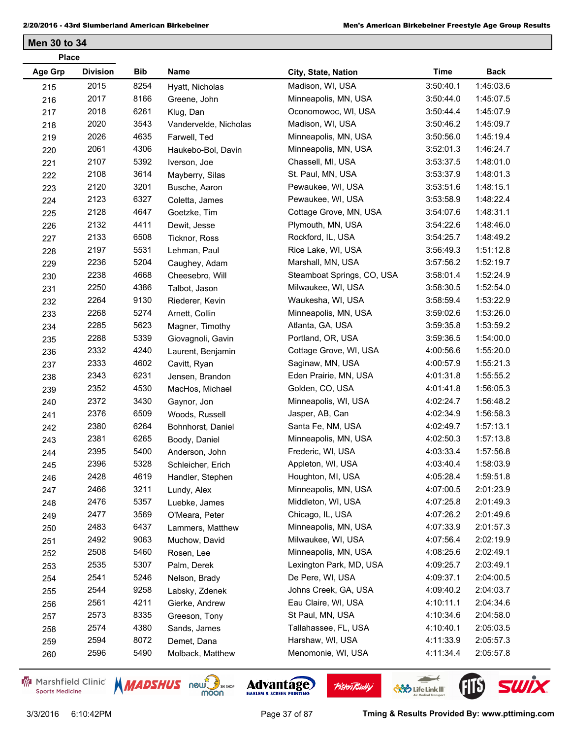## Men 30 to 34

| Place Age Grp | Division | Bib | Name | City, State, Nation | Time | Back |
|---|---|---|---|---|---|---|
| 215 | 2015 | 8254 | Hyatt, Nicholas | Madison, WI, USA | 3:50:40.1 | 1:45:03.6 |
| 216 | 2017 | 8166 | Greene, John | Minneapolis, MN, USA | 3:50:44.0 | 1:45:07.5 |
| 217 | 2018 | 6261 | Klug, Dan | Oconomowoc, WI, USA | 3:50:44.4 | 1:45:07.9 |
| 218 | 2020 | 3543 | Vandervelde, Nicholas | Madison, WI, USA | 3:50:46.2 | 1:45:09.7 |
| 219 | 2026 | 4635 | Farwell, Ted | Minneapolis, MN, USA | 3:50:56.0 | 1:45:19.4 |
| 220 | 2061 | 4306 | Haukebo-Bol, Davin | Minneapolis, MN, USA | 3:52:01.3 | 1:46:24.7 |
| 221 | 2107 | 5392 | Iverson, Joe | Chassell, MI, USA | 3:53:37.5 | 1:48:01.0 |
| 222 | 2108 | 3614 | Mayberry, Silas | St. Paul, MN, USA | 3:53:37.9 | 1:48:01.3 |
| 223 | 2120 | 3201 | Busche, Aaron | Pewaukee, WI, USA | 3:53:51.6 | 1:48:15.1 |
| 224 | 2123 | 6327 | Coletta, James | Pewaukee, WI, USA | 3:53:58.9 | 1:48:22.4 |
| 225 | 2128 | 4647 | Goetzke, Tim | Cottage Grove, MN, USA | 3:54:07.6 | 1:48:31.1 |
| 226 | 2132 | 4411 | Dewit, Jesse | Plymouth, MN, USA | 3:54:22.6 | 1:48:46.0 |
| 227 | 2133 | 6508 | Ticknor, Ross | Rockford, IL, USA | 3:54:25.7 | 1:48:49.2 |
| 228 | 2197 | 5531 | Lehman, Paul | Rice Lake, WI, USA | 3:56:49.3 | 1:51:12.8 |
| 229 | 2236 | 5204 | Caughey, Adam | Marshall, MN, USA | 3:57:56.2 | 1:52:19.7 |
| 230 | 2238 | 4668 | Cheesebro, Will | Steamboat Springs, CO, USA | 3:58:01.4 | 1:52:24.9 |
| 231 | 2250 | 4386 | Talbot, Jason | Milwaukee, WI, USA | 3:58:30.5 | 1:52:54.0 |
| 232 | 2264 | 9130 | Riederer, Kevin | Waukesha, WI, USA | 3:58:59.4 | 1:53:22.9 |
| 233 | 2268 | 5274 | Arnett, Collin | Minneapolis, MN, USA | 3:59:02.6 | 1:53:26.0 |
| 234 | 2285 | 5623 | Magner, Timothy | Atlanta, GA, USA | 3:59:35.8 | 1:53:59.2 |
| 235 | 2288 | 5339 | Giovagnoli, Gavin | Portland, OR, USA | 3:59:36.5 | 1:54:00.0 |
| 236 | 2332 | 4240 | Laurent, Benjamin | Cottage Grove, WI, USA | 4:00:56.6 | 1:55:20.0 |
| 237 | 2333 | 4602 | Cavitt, Ryan | Saginaw, MN, USA | 4:00:57.9 | 1:55:21.3 |
| 238 | 2343 | 6231 | Jensen, Brandon | Eden Prairie, MN, USA | 4:01:31.8 | 1:55:55.2 |
| 239 | 2352 | 4530 | MacHos, Michael | Golden, CO, USA | 4:01:41.8 | 1:56:05.3 |
| 240 | 2372 | 3430 | Gaynor, Jon | Minneapolis, WI, USA | 4:02:24.7 | 1:56:48.2 |
| 241 | 2376 | 6509 | Woods, Russell | Jasper, AB, Can | 4:02:34.9 | 1:56:58.3 |
| 242 | 2380 | 6264 | Bohnhorst, Daniel | Santa Fe, NM, USA | 4:02:49.7 | 1:57:13.1 |
| 243 | 2381 | 6265 | Boody, Daniel | Minneapolis, MN, USA | 4:02:50.3 | 1:57:13.8 |
| 244 | 2395 | 5400 | Anderson, John | Frederic, WI, USA | 4:03:33.4 | 1:57:56.8 |
| 245 | 2396 | 5328 | Schleicher, Erich | Appleton, WI, USA | 4:03:40.4 | 1:58:03.9 |
| 246 | 2428 | 4619 | Handler, Stephen | Houghton, MI, USA | 4:05:28.4 | 1:59:51.8 |
| 247 | 2466 | 3211 | Lundy, Alex | Minneapolis, MN, USA | 4:07:00.5 | 2:01:23.9 |
| 248 | 2476 | 5357 | Luebke, James | Middleton, WI, USA | 4:07:25.8 | 2:01:49.3 |
| 249 | 2477 | 3569 | O'Meara, Peter | Chicago, IL, USA | 4:07:26.2 | 2:01:49.6 |
| 250 | 2483 | 6437 | Lammers, Matthew | Minneapolis, MN, USA | 4:07:33.9 | 2:01:57.3 |
| 251 | 2492 | 9063 | Muchow, David | Milwaukee, WI, USA | 4:07:56.4 | 2:02:19.9 |
| 252 | 2508 | 5460 | Rosen, Lee | Minneapolis, MN, USA | 4:08:25.6 | 2:02:49.1 |
| 253 | 2535 | 5307 | Palm, Derek | Lexington Park, MD, USA | 4:09:25.7 | 2:03:49.1 |
| 254 | 2541 | 5246 | Nelson, Brady | De Pere, WI, USA | 4:09:37.1 | 2:04:00.5 |
| 255 | 2544 | 9258 | Labsky, Zdenek | Johns Creek, GA, USA | 4:09:40.2 | 2:04:03.7 |
| 256 | 2561 | 4211 | Gierke, Andrew | Eau Claire, WI, USA | 4:10:11.1 | 2:04:34.6 |
| 257 | 2573 | 8335 | Greeson, Tony | St Paul, MN, USA | 4:10:34.6 | 2:04:58.0 |
| 258 | 2574 | 4380 | Sands, James | Tallahassee, FL, USA | 4:10:40.1 | 2:05:03.5 |
| 259 | 2594 | 8072 | Demet, Dana | Harshaw, WI, USA | 4:11:33.9 | 2:05:57.3 |
| 260 | 2596 | 5490 | Molback, Matthew | Menomonie, WI, USA | 4:11:34.4 | 2:05:57.8 |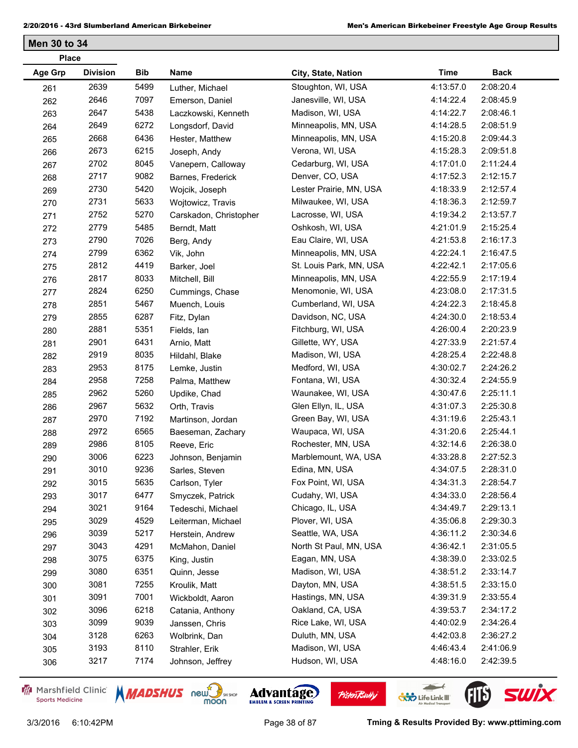## Men 30 to 34

| Place | | | | | | |
|---|---|---|---|---|---|---|
| Age Grp | Division | Bib | Name | City, State, Nation | Time | Back |
| 261 | 2639 | 5499 | Luther, Michael | Stoughton, WI, USA | 4:13:57.0 | 2:08:20.4 |
| 262 | 2646 | 7097 | Emerson, Daniel | Janesville, WI, USA | 4:14:22.4 | 2:08:45.9 |
| 263 | 2647 | 5438 | Laczkowski, Kenneth | Madison, WI, USA | 4:14:22.7 | 2:08:46.1 |
| 264 | 2649 | 6272 | Longsdorf, David | Minneapolis, MN, USA | 4:14:28.5 | 2:08:51.9 |
| 265 | 2668 | 6436 | Hester, Matthew | Minneapolis, MN, USA | 4:15:20.8 | 2:09:44.3 |
| 266 | 2673 | 6215 | Joseph, Andy | Verona, WI, USA | 4:15:28.3 | 2:09:51.8 |
| 267 | 2702 | 8045 | Vanepern, Calloway | Cedarburg, WI, USA | 4:17:01.0 | 2:11:24.4 |
| 268 | 2717 | 9082 | Barnes, Frederick | Denver, CO, USA | 4:17:52.3 | 2:12:15.7 |
| 269 | 2730 | 5420 | Wojcik, Joseph | Lester Prairie, MN, USA | 4:18:33.9 | 2:12:57.4 |
| 270 | 2731 | 5633 | Wojtowicz, Travis | Milwaukee, WI, USA | 4:18:36.3 | 2:12:59.7 |
| 271 | 2752 | 5270 | Carskadon, Christopher | Lacrosse, WI, USA | 4:19:34.2 | 2:13:57.7 |
| 272 | 2779 | 5485 | Berndt, Matt | Oshkosh, WI, USA | 4:21:01.9 | 2:15:25.4 |
| 273 | 2790 | 7026 | Berg, Andy | Eau Claire, WI, USA | 4:21:53.8 | 2:16:17.3 |
| 274 | 2799 | 6362 | Vik, John | Minneapolis, MN, USA | 4:22:24.1 | 2:16:47.5 |
| 275 | 2812 | 4419 | Barker, Joel | St. Louis Park, MN, USA | 4:22:42.1 | 2:17:05.6 |
| 276 | 2817 | 8033 | Mitchell, Bill | Minneapolis, MN, USA | 4:22:55.9 | 2:17:19.4 |
| 277 | 2824 | 6250 | Cummings, Chase | Menomonie, WI, USA | 4:23:08.0 | 2:17:31.5 |
| 278 | 2851 | 5467 | Muench, Louis | Cumberland, WI, USA | 4:24:22.3 | 2:18:45.8 |
| 279 | 2855 | 6287 | Fitz, Dylan | Davidson, NC, USA | 4:24:30.0 | 2:18:53.4 |
| 280 | 2881 | 5351 | Fields, Ian | Fitchburg, WI, USA | 4:26:00.4 | 2:20:23.9 |
| 281 | 2901 | 6431 | Arnio, Matt | Gillette, WY, USA | 4:27:33.9 | 2:21:57.4 |
| 282 | 2919 | 8035 | Hildahl, Blake | Madison, WI, USA | 4:28:25.4 | 2:22:48.8 |
| 283 | 2953 | 8175 | Lemke, Justin | Medford, WI, USA | 4:30:02.7 | 2:24:26.2 |
| 284 | 2958 | 7258 | Palma, Matthew | Fontana, WI, USA | 4:30:32.4 | 2:24:55.9 |
| 285 | 2962 | 5260 | Updike, Chad | Waunakee, WI, USA | 4:30:47.6 | 2:25:11.1 |
| 286 | 2967 | 5632 | Orth, Travis | Glen Ellyn, IL, USA | 4:31:07.3 | 2:25:30.8 |
| 287 | 2970 | 7192 | Martinson, Jordan | Green Bay, WI, USA | 4:31:19.6 | 2:25:43.1 |
| 288 | 2972 | 6565 | Baeseman, Zachary | Waupaca, WI, USA | 4:31:20.6 | 2:25:44.1 |
| 289 | 2986 | 8105 | Reeve, Eric | Rochester, MN, USA | 4:32:14.6 | 2:26:38.0 |
| 290 | 3006 | 6223 | Johnson, Benjamin | Marblemount, WA, USA | 4:33:28.8 | 2:27:52.3 |
| 291 | 3010 | 9236 | Sarles, Steven | Edina, MN, USA | 4:34:07.5 | 2:28:31.0 |
| 292 | 3015 | 5635 | Carlson, Tyler | Fox Point, WI, USA | 4:34:31.3 | 2:28:54.7 |
| 293 | 3017 | 6477 | Smyczek, Patrick | Cudahy, WI, USA | 4:34:33.0 | 2:28:56.4 |
| 294 | 3021 | 9164 | Tedeschi, Michael | Chicago, IL, USA | 4:34:49.7 | 2:29:13.1 |
| 295 | 3029 | 4529 | Leiterman, Michael | Plover, WI, USA | 4:35:06.8 | 2:29:30.3 |
| 296 | 3039 | 5217 | Herstein, Andrew | Seattle, WA, USA | 4:36:11.2 | 2:30:34.6 |
| 297 | 3043 | 4291 | McMahon, Daniel | North St Paul, MN, USA | 4:36:42.1 | 2:31:05.5 |
| 298 | 3075 | 6375 | King, Justin | Eagan, MN, USA | 4:38:39.0 | 2:33:02.5 |
| 299 | 3080 | 6351 | Quinn, Jesse | Madison, WI, USA | 4:38:51.2 | 2:33:14.7 |
| 300 | 3081 | 7255 | Kroulik, Matt | Dayton, MN, USA | 4:38:51.5 | 2:33:15.0 |
| 301 | 3091 | 7001 | Wickboldt, Aaron | Hastings, MN, USA | 4:39:31.9 | 2:33:55.4 |
| 302 | 3096 | 6218 | Catania, Anthony | Oakland, CA, USA | 4:39:53.7 | 2:34:17.2 |
| 303 | 3099 | 9039 | Janssen, Chris | Rice Lake, WI, USA | 4:40:02.9 | 2:34:26.4 |
| 304 | 3128 | 6263 | Wolbrink, Dan | Duluth, MN, USA | 4:42:03.8 | 2:36:27.2 |
| 305 | 3193 | 8110 | Strahler, Erik | Madison, WI, USA | 4:46:43.4 | 2:41:06.9 |
| 306 | 3217 | 7174 | Johnson, Jeffrey | Hudson, WI, USA | 4:48:16.0 | 2:42:39.5 |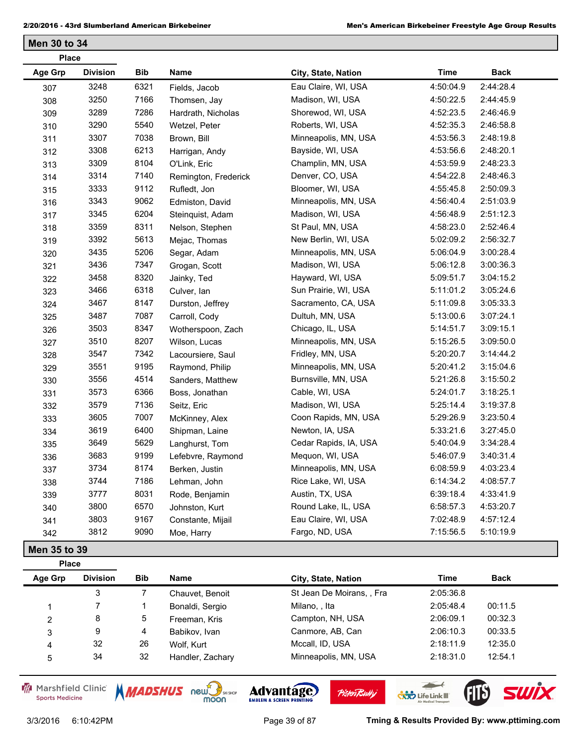## Men 30 to 34

| Place Age Grp | Place Division | Bib | Name | City, State, Nation | Time | Back |
|---|---|---|---|---|---|---|
| 307 | 3248 | 6321 | Fields, Jacob | Eau Claire, WI, USA | 4:50:04.9 | 2:44:28.4 |
| 308 | 3250 | 7166 | Thomsen, Jay | Madison, WI, USA | 4:50:22.5 | 2:44:45.9 |
| 309 | 3289 | 7286 | Hardrath, Nicholas | Shorewod, WI, USA | 4:52:23.5 | 2:46:46.9 |
| 310 | 3290 | 5540 | Wetzel, Peter | Roberts, WI, USA | 4:52:35.3 | 2:46:58.8 |
| 311 | 3307 | 7038 | Brown, Bill | Minneapolis, MN, USA | 4:53:56.3 | 2:48:19.8 |
| 312 | 3308 | 6213 | Harrigan, Andy | Bayside, WI, USA | 4:53:56.6 | 2:48:20.1 |
| 313 | 3309 | 8104 | O'Link, Eric | Champlin, MN, USA | 4:53:59.9 | 2:48:23.3 |
| 314 | 3314 | 7140 | Remington, Frederick | Denver, CO, USA | 4:54:22.8 | 2:48:46.3 |
| 315 | 3333 | 9112 | Rufledt, Jon | Bloomer, WI, USA | 4:55:45.8 | 2:50:09.3 |
| 316 | 3343 | 9062 | Edmiston, David | Minneapolis, MN, USA | 4:56:40.4 | 2:51:03.9 |
| 317 | 3345 | 6204 | Steinquist, Adam | Madison, WI, USA | 4:56:48.9 | 2:51:12.3 |
| 318 | 3359 | 8311 | Nelson, Stephen | St Paul, MN, USA | 4:58:23.0 | 2:52:46.4 |
| 319 | 3392 | 5613 | Mejac, Thomas | New Berlin, WI, USA | 5:02:09.2 | 2:56:32.7 |
| 320 | 3435 | 5206 | Segar, Adam | Minneapolis, MN, USA | 5:06:04.9 | 3:00:28.4 |
| 321 | 3436 | 7347 | Grogan, Scott | Madison, WI, USA | 5:06:12.8 | 3:00:36.3 |
| 322 | 3458 | 8320 | Jainky, Ted | Hayward, WI, USA | 5:09:51.7 | 3:04:15.2 |
| 323 | 3466 | 6318 | Culver, Ian | Sun Prairie, WI, USA | 5:11:01.2 | 3:05:24.6 |
| 324 | 3467 | 8147 | Durston, Jeffrey | Sacramento, CA, USA | 5:11:09.8 | 3:05:33.3 |
| 325 | 3487 | 7087 | Carroll, Cody | Dultuh, MN, USA | 5:13:00.6 | 3:07:24.1 |
| 326 | 3503 | 8347 | Wotherspoon, Zach | Chicago, IL, USA | 5:14:51.7 | 3:09:15.1 |
| 327 | 3510 | 8207 | Wilson, Lucas | Minneapolis, MN, USA | 5:15:26.5 | 3:09:50.0 |
| 328 | 3547 | 7342 | Lacoursiere, Saul | Fridley, MN, USA | 5:20:20.7 | 3:14:44.2 |
| 329 | 3551 | 9195 | Raymond, Philip | Minneapolis, MN, USA | 5:20:41.2 | 3:15:04.6 |
| 330 | 3556 | 4514 | Sanders, Matthew | Burnsville, MN, USA | 5:21:26.8 | 3:15:50.2 |
| 331 | 3573 | 6366 | Boss, Jonathan | Cable, WI, USA | 5:24:01.7 | 3:18:25.1 |
| 332 | 3579 | 7136 | Seitz, Eric | Madison, WI, USA | 5:25:14.4 | 3:19:37.8 |
| 333 | 3605 | 7007 | McKinney, Alex | Coon Rapids, MN, USA | 5:29:26.9 | 3:23:50.4 |
| 334 | 3619 | 6400 | Shipman, Laine | Newton, IA, USA | 5:33:21.6 | 3:27:45.0 |
| 335 | 3649 | 5629 | Langhurst, Tom | Cedar Rapids, IA, USA | 5:40:04.9 | 3:34:28.4 |
| 336 | 3683 | 9199 | Lefebvre, Raymond | Mequon, WI, USA | 5:46:07.9 | 3:40:31.4 |
| 337 | 3734 | 8174 | Berken, Justin | Minneapolis, MN, USA | 6:08:59.9 | 4:03:23.4 |
| 338 | 3744 | 7186 | Lehman, John | Rice Lake, WI, USA | 6:14:34.2 | 4:08:57.7 |
| 339 | 3777 | 8031 | Rode, Benjamin | Austin, TX, USA | 6:39:18.4 | 4:33:41.9 |
| 340 | 3800 | 6570 | Johnston, Kurt | Round Lake, IL, USA | 6:58:57.3 | 4:53:20.7 |
| 341 | 3803 | 9167 | Constante, Mijail | Eau Claire, WI, USA | 7:02:48.9 | 4:57:12.4 |
| 342 | 3812 | 9090 | Moe, Harry | Fargo, ND, USA | 7:15:56.5 | 5:10:19.9 |

## Men 35 to 39

| Place Age Grp | Place Division | Bib | Name | City, State, Nation | Time | Back |
|---|---|---|---|---|---|---|
| | 3 | 7 | Chauvet, Benoit | St Jean De Moirans, , Fra | 2:05:36.8 | |
| 1 | 7 | 1 | Bonaldi, Sergio | Milano, , Ita | 2:05:48.4 | 00:11.5 |
| 2 | 8 | 5 | Freeman, Kris | Campton, NH, USA | 2:06:09.1 | 00:32.3 |
| 3 | 9 | 4 | Babikov, Ivan | Canmore, AB, Can | 2:06:10.3 | 00:33.5 |
| 4 | 32 | 26 | Wolf, Kurt | Mccall, ID, USA | 2:18:11.9 | 12:35.0 |
| 5 | 34 | 32 | Handler, Zachary | Minneapolis, MN, USA | 2:18:31.0 | 12:54.1 |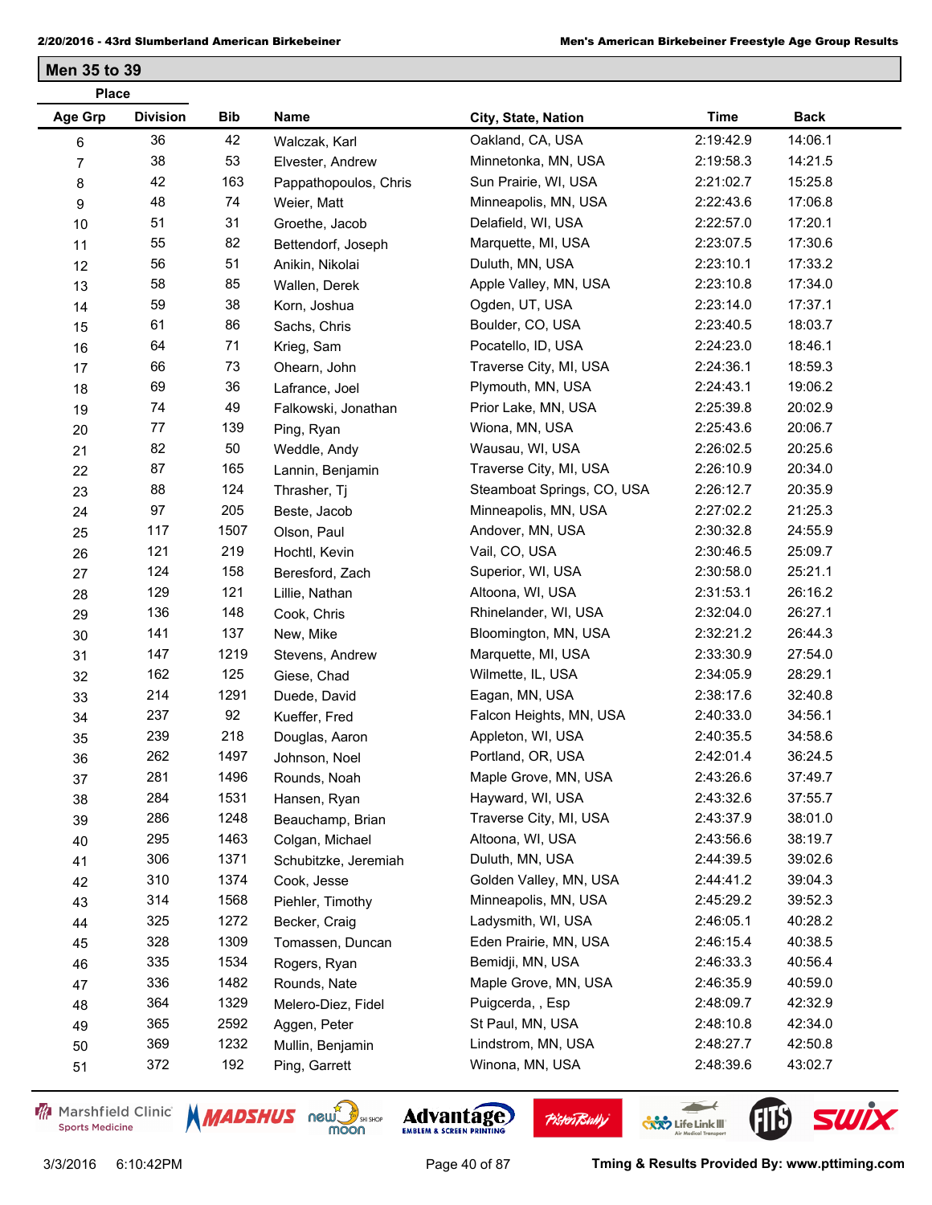## Men 35 to 39

| Place | | | | | | |
|---|---|---|---|---|---|---|
| Age Grp | Division | Bib | Name | City, State, Nation | Time | Back |
| 6 | 36 | 42 | Walczak, Karl | Oakland, CA, USA | 2:19:42.9 | 14:06.1 |
| 7 | 38 | 53 | Elvester, Andrew | Minnetonka, MN, USA | 2:19:58.3 | 14:21.5 |
| 8 | 42 | 163 | Pappathopoulos, Chris | Sun Prairie, WI, USA | 2:21:02.7 | 15:25.8 |
| 9 | 48 | 74 | Weier, Matt | Minneapolis, MN, USA | 2:22:43.6 | 17:06.8 |
| 10 | 51 | 31 | Groethe, Jacob | Delafield, WI, USA | 2:22:57.0 | 17:20.1 |
| 11 | 55 | 82 | Bettendorf, Joseph | Marquette, MI, USA | 2:23:07.5 | 17:30.6 |
| 12 | 56 | 51 | Anikin, Nikolai | Duluth, MN, USA | 2:23:10.1 | 17:33.2 |
| 13 | 58 | 85 | Wallen, Derek | Apple Valley, MN, USA | 2:23:10.8 | 17:34.0 |
| 14 | 59 | 38 | Korn, Joshua | Ogden, UT, USA | 2:23:14.0 | 17:37.1 |
| 15 | 61 | 86 | Sachs, Chris | Boulder, CO, USA | 2:23:40.5 | 18:03.7 |
| 16 | 64 | 71 | Krieg, Sam | Pocatello, ID, USA | 2:24:23.0 | 18:46.1 |
| 17 | 66 | 73 | Ohearn, John | Traverse City, MI, USA | 2:24:36.1 | 18:59.3 |
| 18 | 69 | 36 | Lafrance, Joel | Plymouth, MN, USA | 2:24:43.1 | 19:06.2 |
| 19 | 74 | 49 | Falkowski, Jonathan | Prior Lake, MN, USA | 2:25:39.8 | 20:02.9 |
| 20 | 77 | 139 | Ping, Ryan | Wiona, MN, USA | 2:25:43.6 | 20:06.7 |
| 21 | 82 | 50 | Weddle, Andy | Wausau, WI, USA | 2:26:02.5 | 20:25.6 |
| 22 | 87 | 165 | Lannin, Benjamin | Traverse City, MI, USA | 2:26:10.9 | 20:34.0 |
| 23 | 88 | 124 | Thrasher, Tj | Steamboat Springs, CO, USA | 2:26:12.7 | 20:35.9 |
| 24 | 97 | 205 | Beste, Jacob | Minneapolis, MN, USA | 2:27:02.2 | 21:25.3 |
| 25 | 117 | 1507 | Olson, Paul | Andover, MN, USA | 2:30:32.8 | 24:55.9 |
| 26 | 121 | 219 | Hochtl, Kevin | Vail, CO, USA | 2:30:46.5 | 25:09.7 |
| 27 | 124 | 158 | Beresford, Zach | Superior, WI, USA | 2:30:58.0 | 25:21.1 |
| 28 | 129 | 121 | Lillie, Nathan | Altoona, WI, USA | 2:31:53.1 | 26:16.2 |
| 29 | 136 | 148 | Cook, Chris | Rhinelander, WI, USA | 2:32:04.0 | 26:27.1 |
| 30 | 141 | 137 | New, Mike | Bloomington, MN, USA | 2:32:21.2 | 26:44.3 |
| 31 | 147 | 1219 | Stevens, Andrew | Marquette, MI, USA | 2:33:30.9 | 27:54.0 |
| 32 | 162 | 125 | Giese, Chad | Wilmette, IL, USA | 2:34:05.9 | 28:29.1 |
| 33 | 214 | 1291 | Duede, David | Eagan, MN, USA | 2:38:17.6 | 32:40.8 |
| 34 | 237 | 92 | Kueffer, Fred | Falcon Heights, MN, USA | 2:40:33.0 | 34:56.1 |
| 35 | 239 | 218 | Douglas, Aaron | Appleton, WI, USA | 2:40:35.5 | 34:58.6 |
| 36 | 262 | 1497 | Johnson, Noel | Portland, OR, USA | 2:42:01.4 | 36:24.5 |
| 37 | 281 | 1496 | Rounds, Noah | Maple Grove, MN, USA | 2:43:26.6 | 37:49.7 |
| 38 | 284 | 1531 | Hansen, Ryan | Hayward, WI, USA | 2:43:32.6 | 37:55.7 |
| 39 | 286 | 1248 | Beauchamp, Brian | Traverse City, MI, USA | 2:43:37.9 | 38:01.0 |
| 40 | 295 | 1463 | Colgan, Michael | Altoona, WI, USA | 2:43:56.6 | 38:19.7 |
| 41 | 306 | 1371 | Schubitzke, Jeremiah | Duluth, MN, USA | 2:44:39.5 | 39:02.6 |
| 42 | 310 | 1374 | Cook, Jesse | Golden Valley, MN, USA | 2:44:41.2 | 39:04.3 |
| 43 | 314 | 1568 | Piehler, Timothy | Minneapolis, MN, USA | 2:45:29.2 | 39:52.3 |
| 44 | 325 | 1272 | Becker, Craig | Ladysmith, WI, USA | 2:46:05.1 | 40:28.2 |
| 45 | 328 | 1309 | Tomassen, Duncan | Eden Prairie, MN, USA | 2:46:15.4 | 40:38.5 |
| 46 | 335 | 1534 | Rogers, Ryan | Bemidji, MN, USA | 2:46:33.3 | 40:56.4 |
| 47 | 336 | 1482 | Rounds, Nate | Maple Grove, MN, USA | 2:46:35.9 | 40:59.0 |
| 48 | 364 | 1329 | Melero-Diez, Fidel | Puigcerda, , Esp | 2:48:09.7 | 42:32.9 |
| 49 | 365 | 2592 | Aggen, Peter | St Paul, MN, USA | 2:48:10.8 | 42:34.0 |
| 50 | 369 | 1232 | Mullin, Benjamin | Lindstrom, MN, USA | 2:48:27.7 | 42:50.8 |
| 51 | 372 | 192 | Ping, Garrett | Winona, MN, USA | 2:48:39.6 | 43:02.7 |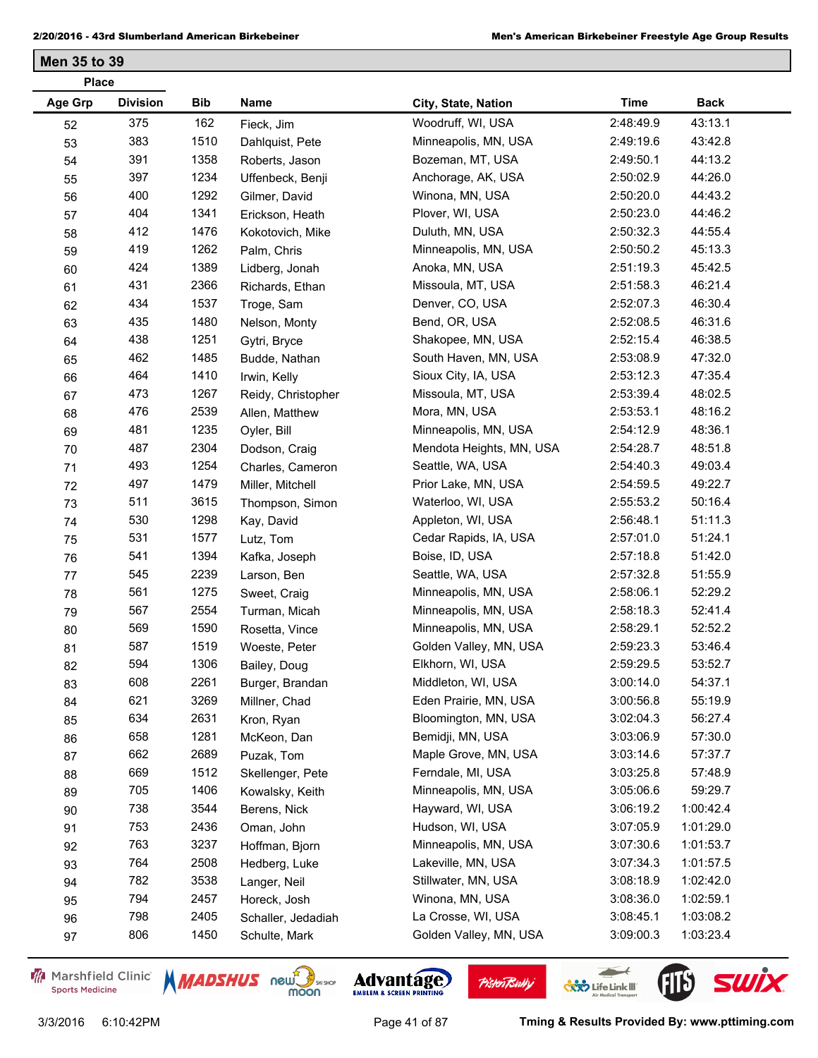## Men 35 to 39

| Place Age Grp | Place Division | Bib | Name | City, State, Nation | Time | Back |
|---|---|---|---|---|---|---|
| 52 | 375 | 162 | Fieck, Jim | Woodruff, WI, USA | 2:48:49.9 | 43:13.1 |
| 53 | 383 | 1510 | Dahlquist, Pete | Minneapolis, MN, USA | 2:49:19.6 | 43:42.8 |
| 54 | 391 | 1358 | Roberts, Jason | Bozeman, MT, USA | 2:49:50.1 | 44:13.2 |
| 55 | 397 | 1234 | Uffenbeck, Benji | Anchorage, AK, USA | 2:50:02.9 | 44:26.0 |
| 56 | 400 | 1292 | Gilmer, David | Winona, MN, USA | 2:50:20.0 | 44:43.2 |
| 57 | 404 | 1341 | Erickson, Heath | Plover, WI, USA | 2:50:23.0 | 44:46.2 |
| 58 | 412 | 1476 | Kokotovich, Mike | Duluth, MN, USA | 2:50:32.3 | 44:55.4 |
| 59 | 419 | 1262 | Palm, Chris | Minneapolis, MN, USA | 2:50:50.2 | 45:13.3 |
| 60 | 424 | 1389 | Lidberg, Jonah | Anoka, MN, USA | 2:51:19.3 | 45:42.5 |
| 61 | 431 | 2366 | Richards, Ethan | Missoula, MT, USA | 2:51:58.3 | 46:21.4 |
| 62 | 434 | 1537 | Troge, Sam | Denver, CO, USA | 2:52:07.3 | 46:30.4 |
| 63 | 435 | 1480 | Nelson, Monty | Bend, OR, USA | 2:52:08.5 | 46:31.6 |
| 64 | 438 | 1251 | Gytri, Bryce | Shakopee, MN, USA | 2:52:15.4 | 46:38.5 |
| 65 | 462 | 1485 | Budde, Nathan | South Haven, MN, USA | 2:53:08.9 | 47:32.0 |
| 66 | 464 | 1410 | Irwin, Kelly | Sioux City, IA, USA | 2:53:12.3 | 47:35.4 |
| 67 | 473 | 1267 | Reidy, Christopher | Missoula, MT, USA | 2:53:39.4 | 48:02.5 |
| 68 | 476 | 2539 | Allen, Matthew | Mora, MN, USA | 2:53:53.1 | 48:16.2 |
| 69 | 481 | 1235 | Oyler, Bill | Minneapolis, MN, USA | 2:54:12.9 | 48:36.1 |
| 70 | 487 | 2304 | Dodson, Craig | Mendota Heights, MN, USA | 2:54:28.7 | 48:51.8 |
| 71 | 493 | 1254 | Charles, Cameron | Seattle, WA, USA | 2:54:40.3 | 49:03.4 |
| 72 | 497 | 1479 | Miller, Mitchell | Prior Lake, MN, USA | 2:54:59.5 | 49:22.7 |
| 73 | 511 | 3615 | Thompson, Simon | Waterloo, WI, USA | 2:55:53.2 | 50:16.4 |
| 74 | 530 | 1298 | Kay, David | Appleton, WI, USA | 2:56:48.1 | 51:11.3 |
| 75 | 531 | 1577 | Lutz, Tom | Cedar Rapids, IA, USA | 2:57:01.0 | 51:24.1 |
| 76 | 541 | 1394 | Kafka, Joseph | Boise, ID, USA | 2:57:18.8 | 51:42.0 |
| 77 | 545 | 2239 | Larson, Ben | Seattle, WA, USA | 2:57:32.8 | 51:55.9 |
| 78 | 561 | 1275 | Sweet, Craig | Minneapolis, MN, USA | 2:58:06.1 | 52:29.2 |
| 79 | 567 | 2554 | Turman, Micah | Minneapolis, MN, USA | 2:58:18.3 | 52:41.4 |
| 80 | 569 | 1590 | Rosetta, Vince | Minneapolis, MN, USA | 2:58:29.1 | 52:52.2 |
| 81 | 587 | 1519 | Woeste, Peter | Golden Valley, MN, USA | 2:59:23.3 | 53:46.4 |
| 82 | 594 | 1306 | Bailey, Doug | Elkhorn, WI, USA | 2:59:29.5 | 53:52.7 |
| 83 | 608 | 2261 | Burger, Brandan | Middleton, WI, USA | 3:00:14.0 | 54:37.1 |
| 84 | 621 | 3269 | Millner, Chad | Eden Prairie, MN, USA | 3:00:56.8 | 55:19.9 |
| 85 | 634 | 2631 | Kron, Ryan | Bloomington, MN, USA | 3:02:04.3 | 56:27.4 |
| 86 | 658 | 1281 | McKeon, Dan | Bemidji, MN, USA | 3:03:06.9 | 57:30.0 |
| 87 | 662 | 2689 | Puzak, Tom | Maple Grove, MN, USA | 3:03:14.6 | 57:37.7 |
| 88 | 669 | 1512 | Skellenger, Pete | Ferndale, MI, USA | 3:03:25.8 | 57:48.9 |
| 89 | 705 | 1406 | Kowalsky, Keith | Minneapolis, MN, USA | 3:05:06.6 | 59:29.7 |
| 90 | 738 | 3544 | Berens, Nick | Hayward, WI, USA | 3:06:19.2 | 1:00:42.4 |
| 91 | 753 | 2436 | Oman, John | Hudson, WI, USA | 3:07:05.9 | 1:01:29.0 |
| 92 | 763 | 3237 | Hoffman, Bjorn | Minneapolis, MN, USA | 3:07:30.6 | 1:01:53.7 |
| 93 | 764 | 2508 | Hedberg, Luke | Lakeville, MN, USA | 3:07:34.3 | 1:01:57.5 |
| 94 | 782 | 3538 | Langer, Neil | Stillwater, MN, USA | 3:08:18.9 | 1:02:42.0 |
| 95 | 794 | 2457 | Horeck, Josh | Winona, MN, USA | 3:08:36.0 | 1:02:59.1 |
| 96 | 798 | 2405 | Schaller, Jedadiah | La Crosse, WI, USA | 3:08:45.1 | 1:03:08.2 |
| 97 | 806 | 1450 | Schulte, Mark | Golden Valley, MN, USA | 3:09:00.3 | 1:03:23.4 |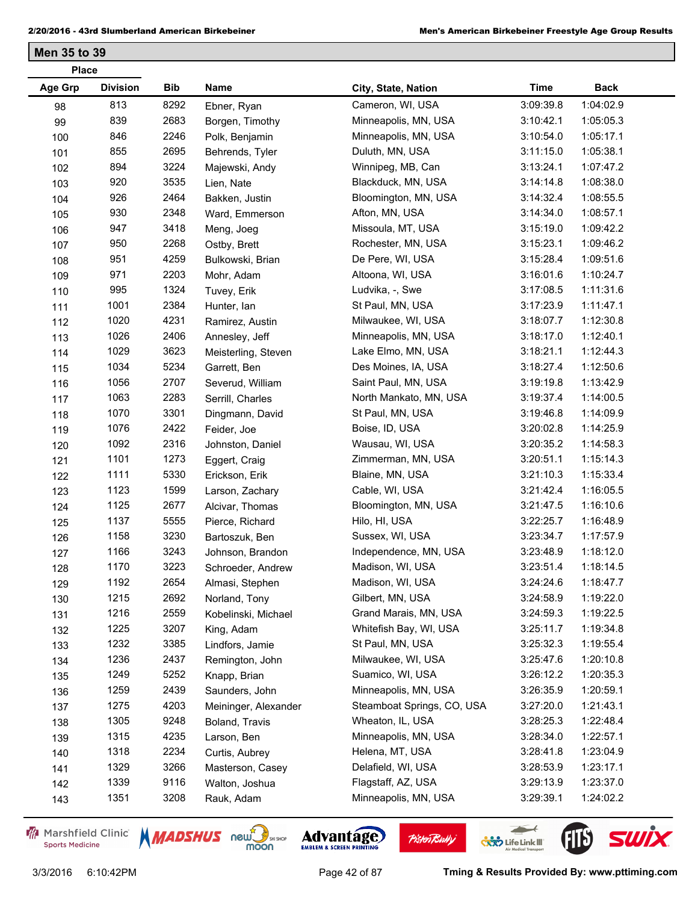## Men 35 to 39

| Place Age Grp | Place Division | Bib | Name | City, State, Nation | Time | Back |
|---|---|---|---|---|---|---|
| 98 | 813 | 8292 | Ebner, Ryan | Cameron, WI, USA | 3:09:39.8 | 1:04:02.9 |
| 99 | 839 | 2683 | Borgen, Timothy | Minneapolis, MN, USA | 3:10:42.1 | 1:05:05.3 |
| 100 | 846 | 2246 | Polk, Benjamin | Minneapolis, MN, USA | 3:10:54.0 | 1:05:17.1 |
| 101 | 855 | 2695 | Behrends, Tyler | Duluth, MN, USA | 3:11:15.0 | 1:05:38.1 |
| 102 | 894 | 3224 | Majewski, Andy | Winnipeg, MB, Can | 3:13:24.1 | 1:07:47.2 |
| 103 | 920 | 3535 | Lien, Nate | Blackduck, MN, USA | 3:14:14.8 | 1:08:38.0 |
| 104 | 926 | 2464 | Bakken, Justin | Bloomington, MN, USA | 3:14:32.4 | 1:08:55.5 |
| 105 | 930 | 2348 | Ward, Emmerson | Afton, MN, USA | 3:14:34.0 | 1:08:57.1 |
| 106 | 947 | 3418 | Meng, Joeg | Missoula, MT, USA | 3:15:19.0 | 1:09:42.2 |
| 107 | 950 | 2268 | Ostby, Brett | Rochester, MN, USA | 3:15:23.1 | 1:09:46.2 |
| 108 | 951 | 4259 | Bulkowski, Brian | De Pere, WI, USA | 3:15:28.4 | 1:09:51.6 |
| 109 | 971 | 2203 | Mohr, Adam | Altoona, WI, USA | 3:16:01.6 | 1:10:24.7 |
| 110 | 995 | 1324 | Tuvey, Erik | Ludvika, -, Swe | 3:17:08.5 | 1:11:31.6 |
| 111 | 1001 | 2384 | Hunter, Ian | St Paul, MN, USA | 3:17:23.9 | 1:11:47.1 |
| 112 | 1020 | 4231 | Ramirez, Austin | Milwaukee, WI, USA | 3:18:07.7 | 1:12:30.8 |
| 113 | 1026 | 2406 | Annesley, Jeff | Minneapolis, MN, USA | 3:18:17.0 | 1:12:40.1 |
| 114 | 1029 | 3623 | Meisterling, Steven | Lake Elmo, MN, USA | 3:18:21.1 | 1:12:44.3 |
| 115 | 1034 | 5234 | Garrett, Ben | Des Moines, IA, USA | 3:18:27.4 | 1:12:50.6 |
| 116 | 1056 | 2707 | Severud, William | Saint Paul, MN, USA | 3:19:19.8 | 1:13:42.9 |
| 117 | 1063 | 2283 | Serrill, Charles | North Mankato, MN, USA | 3:19:37.4 | 1:14:00.5 |
| 118 | 1070 | 3301 | Dingmann, David | St Paul, MN, USA | 3:19:46.8 | 1:14:09.9 |
| 119 | 1076 | 2422 | Feider, Joe | Boise, ID, USA | 3:20:02.8 | 1:14:25.9 |
| 120 | 1092 | 2316 | Johnston, Daniel | Wausau, WI, USA | 3:20:35.2 | 1:14:58.3 |
| 121 | 1101 | 1273 | Eggert, Craig | Zimmerman, MN, USA | 3:20:51.1 | 1:15:14.3 |
| 122 | 1111 | 5330 | Erickson, Erik | Blaine, MN, USA | 3:21:10.3 | 1:15:33.4 |
| 123 | 1123 | 1599 | Larson, Zachary | Cable, WI, USA | 3:21:42.4 | 1:16:05.5 |
| 124 | 1125 | 2677 | Alcivar, Thomas | Bloomington, MN, USA | 3:21:47.5 | 1:16:10.6 |
| 125 | 1137 | 5555 | Pierce, Richard | Hilo, HI, USA | 3:22:25.7 | 1:16:48.9 |
| 126 | 1158 | 3230 | Bartoszuk, Ben | Sussex, WI, USA | 3:23:34.7 | 1:17:57.9 |
| 127 | 1166 | 3243 | Johnson, Brandon | Independence, MN, USA | 3:23:48.9 | 1:18:12.0 |
| 128 | 1170 | 3223 | Schroeder, Andrew | Madison, WI, USA | 3:23:51.4 | 1:18:14.5 |
| 129 | 1192 | 2654 | Almasi, Stephen | Madison, WI, USA | 3:24:24.6 | 1:18:47.7 |
| 130 | 1215 | 2692 | Norland, Tony | Gilbert, MN, USA | 3:24:58.9 | 1:19:22.0 |
| 131 | 1216 | 2559 | Kobelinski, Michael | Grand Marais, MN, USA | 3:24:59.3 | 1:19:22.5 |
| 132 | 1225 | 3207 | King, Adam | Whitefish Bay, WI, USA | 3:25:11.7 | 1:19:34.8 |
| 133 | 1232 | 3385 | Lindfors, Jamie | St Paul, MN, USA | 3:25:32.3 | 1:19:55.4 |
| 134 | 1236 | 2437 | Remington, John | Milwaukee, WI, USA | 3:25:47.6 | 1:20:10.8 |
| 135 | 1249 | 5252 | Knapp, Brian | Suamico, WI, USA | 3:26:12.2 | 1:20:35.3 |
| 136 | 1259 | 2439 | Saunders, John | Minneapolis, MN, USA | 3:26:35.9 | 1:20:59.1 |
| 137 | 1275 | 4203 | Meininger, Alexander | Steamboat Springs, CO, USA | 3:27:20.0 | 1:21:43.1 |
| 138 | 1305 | 9248 | Boland, Travis | Wheaton, IL, USA | 3:28:25.3 | 1:22:48.4 |
| 139 | 1315 | 4235 | Larson, Ben | Minneapolis, MN, USA | 3:28:34.0 | 1:22:57.1 |
| 140 | 1318 | 2234 | Curtis, Aubrey | Helena, MT, USA | 3:28:41.8 | 1:23:04.9 |
| 141 | 1329 | 3266 | Masterson, Casey | Delafield, WI, USA | 3:28:53.9 | 1:23:17.1 |
| 142 | 1339 | 9116 | Walton, Joshua | Flagstaff, AZ, USA | 3:29:13.9 | 1:23:37.0 |
| 143 | 1351 | 3208 | Rauk, Adam | Minneapolis, MN, USA | 3:29:39.1 | 1:24:02.2 |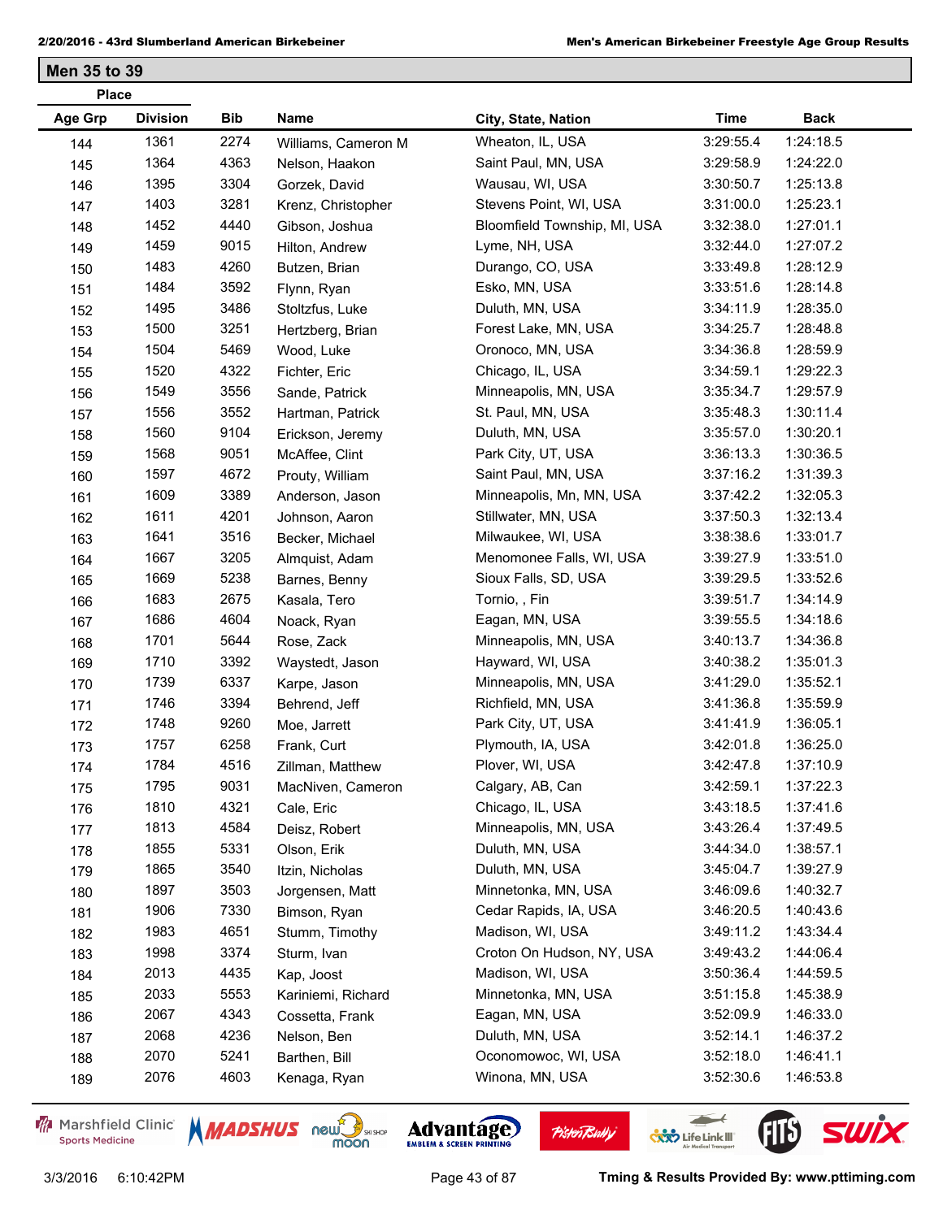## Men 35 to 39

| Place Age Grp | Place Division | Bib | Name | City, State, Nation | Time | Back |
|---|---|---|---|---|---|---|
| 144 | 1361 | 2274 | Williams, Cameron M | Wheaton, IL, USA | 3:29:55.4 | 1:24:18.5 |
| 145 | 1364 | 4363 | Nelson, Haakon | Saint Paul, MN, USA | 3:29:58.9 | 1:24:22.0 |
| 146 | 1395 | 3304 | Gorzek, David | Wausau, WI, USA | 3:30:50.7 | 1:25:13.8 |
| 147 | 1403 | 3281 | Krenz, Christopher | Stevens Point, WI, USA | 3:31:00.0 | 1:25:23.1 |
| 148 | 1452 | 4440 | Gibson, Joshua | Bloomfield Township, MI, USA | 3:32:38.0 | 1:27:01.1 |
| 149 | 1459 | 9015 | Hilton, Andrew | Lyme, NH, USA | 3:32:44.0 | 1:27:07.2 |
| 150 | 1483 | 4260 | Butzen, Brian | Durango, CO, USA | 3:33:49.8 | 1:28:12.9 |
| 151 | 1484 | 3592 | Flynn, Ryan | Esko, MN, USA | 3:33:51.6 | 1:28:14.8 |
| 152 | 1495 | 3486 | Stoltzfus, Luke | Duluth, MN, USA | 3:34:11.9 | 1:28:35.0 |
| 153 | 1500 | 3251 | Hertzberg, Brian | Forest Lake, MN, USA | 3:34:25.7 | 1:28:48.8 |
| 154 | 1504 | 5469 | Wood, Luke | Oronoco, MN, USA | 3:34:36.8 | 1:28:59.9 |
| 155 | 1520 | 4322 | Fichter, Eric | Chicago, IL, USA | 3:34:59.1 | 1:29:22.3 |
| 156 | 1549 | 3556 | Sande, Patrick | Minneapolis, MN, USA | 3:35:34.7 | 1:29:57.9 |
| 157 | 1556 | 3552 | Hartman, Patrick | St. Paul, MN, USA | 3:35:48.3 | 1:30:11.4 |
| 158 | 1560 | 9104 | Erickson, Jeremy | Duluth, MN, USA | 3:35:57.0 | 1:30:20.1 |
| 159 | 1568 | 9051 | McAffee, Clint | Park City, UT, USA | 3:36:13.3 | 1:30:36.5 |
| 160 | 1597 | 4672 | Prouty, William | Saint Paul, MN, USA | 3:37:16.2 | 1:31:39.3 |
| 161 | 1609 | 3389 | Anderson, Jason | Minneapolis, Mn, MN, USA | 3:37:42.2 | 1:32:05.3 |
| 162 | 1611 | 4201 | Johnson, Aaron | Stillwater, MN, USA | 3:37:50.3 | 1:32:13.4 |
| 163 | 1641 | 3516 | Becker, Michael | Milwaukee, WI, USA | 3:38:38.6 | 1:33:01.7 |
| 164 | 1667 | 3205 | Almquist, Adam | Menomonee Falls, WI, USA | 3:39:27.9 | 1:33:51.0 |
| 165 | 1669 | 5238 | Barnes, Benny | Sioux Falls, SD, USA | 3:39:29.5 | 1:33:52.6 |
| 166 | 1683 | 2675 | Kasala, Tero | Tornio, , Fin | 3:39:51.7 | 1:34:14.9 |
| 167 | 1686 | 4604 | Noack, Ryan | Eagan, MN, USA | 3:39:55.5 | 1:34:18.6 |
| 168 | 1701 | 5644 | Rose, Zack | Minneapolis, MN, USA | 3:40:13.7 | 1:34:36.8 |
| 169 | 1710 | 3392 | Waystedt, Jason | Hayward, WI, USA | 3:40:38.2 | 1:35:01.3 |
| 170 | 1739 | 6337 | Karpe, Jason | Minneapolis, MN, USA | 3:41:29.0 | 1:35:52.1 |
| 171 | 1746 | 3394 | Behrend, Jeff | Richfield, MN, USA | 3:41:36.8 | 1:35:59.9 |
| 172 | 1748 | 9260 | Moe, Jarrett | Park City, UT, USA | 3:41:41.9 | 1:36:05.1 |
| 173 | 1757 | 6258 | Frank, Curt | Plymouth, IA, USA | 3:42:01.8 | 1:36:25.0 |
| 174 | 1784 | 4516 | Zillman, Matthew | Plover, WI, USA | 3:42:47.8 | 1:37:10.9 |
| 175 | 1795 | 9031 | MacNiven, Cameron | Calgary, AB, Can | 3:42:59.1 | 1:37:22.3 |
| 176 | 1810 | 4321 | Cale, Eric | Chicago, IL, USA | 3:43:18.5 | 1:37:41.6 |
| 177 | 1813 | 4584 | Deisz, Robert | Minneapolis, MN, USA | 3:43:26.4 | 1:37:49.5 |
| 178 | 1855 | 5331 | Olson, Erik | Duluth, MN, USA | 3:44:34.0 | 1:38:57.1 |
| 179 | 1865 | 3540 | Itzin, Nicholas | Duluth, MN, USA | 3:45:04.7 | 1:39:27.9 |
| 180 | 1897 | 3503 | Jorgensen, Matt | Minnetonka, MN, USA | 3:46:09.6 | 1:40:32.7 |
| 181 | 1906 | 7330 | Bimson, Ryan | Cedar Rapids, IA, USA | 3:46:20.5 | 1:40:43.6 |
| 182 | 1983 | 4651 | Stumm, Timothy | Madison, WI, USA | 3:49:11.2 | 1:43:34.4 |
| 183 | 1998 | 3374 | Sturm, Ivan | Croton On Hudson, NY, USA | 3:49:43.2 | 1:44:06.4 |
| 184 | 2013 | 4435 | Kap, Joost | Madison, WI, USA | 3:50:36.4 | 1:44:59.5 |
| 185 | 2033 | 5553 | Kariniemi, Richard | Minnetonka, MN, USA | 3:51:15.8 | 1:45:38.9 |
| 186 | 2067 | 4343 | Cossetta, Frank | Eagan, MN, USA | 3:52:09.9 | 1:46:33.0 |
| 187 | 2068 | 4236 | Nelson, Ben | Duluth, MN, USA | 3:52:14.1 | 1:46:37.2 |
| 188 | 2070 | 5241 | Barthen, Bill | Oconomowoc, WI, USA | 3:52:18.0 | 1:46:41.1 |
| 189 | 2076 | 4603 | Kenaga, Ryan | Winona, MN, USA | 3:52:30.6 | 1:46:53.8 |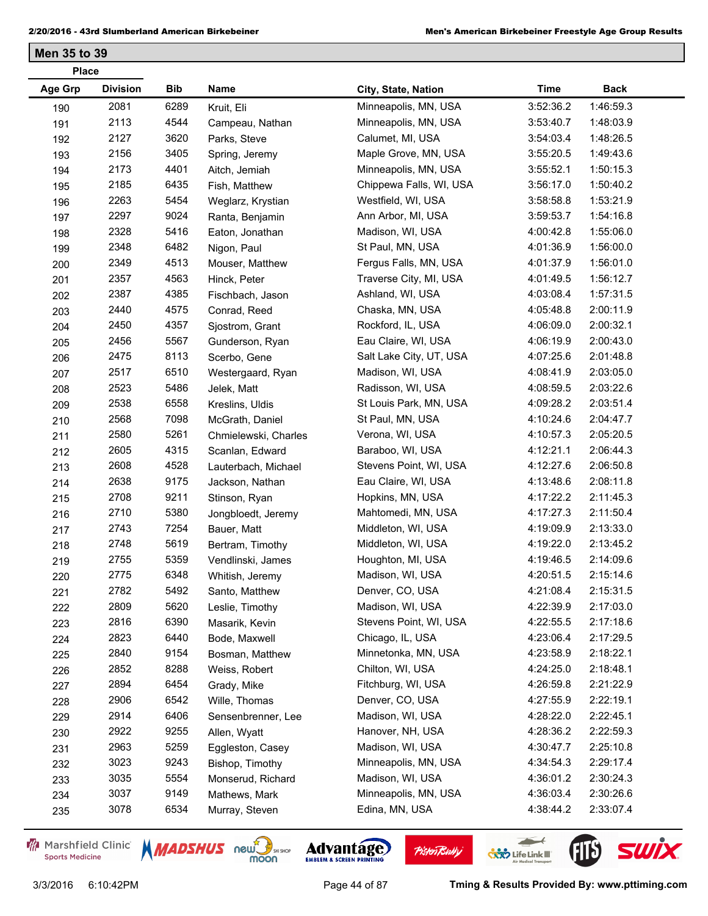## Men 35 to 39

| Place | | | | | | |
|---|---|---|---|---|---|---|
| Age Grp | Division | Bib | Name | City, State, Nation | Time | Back |
| 190 | 2081 | 6289 | Kruit, Eli | Minneapolis, MN, USA | 3:52:36.2 | 1:46:59.3 |
| 191 | 2113 | 4544 | Campeau, Nathan | Minneapolis, MN, USA | 3:53:40.7 | 1:48:03.9 |
| 192 | 2127 | 3620 | Parks, Steve | Calumet, MI, USA | 3:54:03.4 | 1:48:26.5 |
| 193 | 2156 | 3405 | Spring, Jeremy | Maple Grove, MN, USA | 3:55:20.5 | 1:49:43.6 |
| 194 | 2173 | 4401 | Aitch, Jemiah | Minneapolis, MN, USA | 3:55:52.1 | 1:50:15.3 |
| 195 | 2185 | 6435 | Fish, Matthew | Chippewa Falls, WI, USA | 3:56:17.0 | 1:50:40.2 |
| 196 | 2263 | 5454 | Weglarz, Krystian | Westfield, WI, USA | 3:58:58.8 | 1:53:21.9 |
| 197 | 2297 | 9024 | Ranta, Benjamin | Ann Arbor, MI, USA | 3:59:53.7 | 1:54:16.8 |
| 198 | 2328 | 5416 | Eaton, Jonathan | Madison, WI, USA | 4:00:42.8 | 1:55:06.0 |
| 199 | 2348 | 6482 | Nigon, Paul | St Paul, MN, USA | 4:01:36.9 | 1:56:00.0 |
| 200 | 2349 | 4513 | Mouser, Matthew | Fergus Falls, MN, USA | 4:01:37.9 | 1:56:01.0 |
| 201 | 2357 | 4563 | Hinck, Peter | Traverse City, MI, USA | 4:01:49.5 | 1:56:12.7 |
| 202 | 2387 | 4385 | Fischbach, Jason | Ashland, WI, USA | 4:03:08.4 | 1:57:31.5 |
| 203 | 2440 | 4575 | Conrad, Reed | Chaska, MN, USA | 4:05:48.8 | 2:00:11.9 |
| 204 | 2450 | 4357 | Sjostrom, Grant | Rockford, IL, USA | 4:06:09.0 | 2:00:32.1 |
| 205 | 2456 | 5567 | Gunderson, Ryan | Eau Claire, WI, USA | 4:06:19.9 | 2:00:43.0 |
| 206 | 2475 | 8113 | Scerbo, Gene | Salt Lake City, UT, USA | 4:07:25.6 | 2:01:48.8 |
| 207 | 2517 | 6510 | Westergaard, Ryan | Madison, WI, USA | 4:08:41.9 | 2:03:05.0 |
| 208 | 2523 | 5486 | Jelek, Matt | Radisson, WI, USA | 4:08:59.5 | 2:03:22.6 |
| 209 | 2538 | 6558 | Kreslins, Uldis | St Louis Park, MN, USA | 4:09:28.2 | 2:03:51.4 |
| 210 | 2568 | 7098 | McGrath, Daniel | St Paul, MN, USA | 4:10:24.6 | 2:04:47.7 |
| 211 | 2580 | 5261 | Chmielewski, Charles | Verona, WI, USA | 4:10:57.3 | 2:05:20.5 |
| 212 | 2605 | 4315 | Scanlan, Edward | Baraboo, WI, USA | 4:12:21.1 | 2:06:44.3 |
| 213 | 2608 | 4528 | Lauterbach, Michael | Stevens Point, WI, USA | 4:12:27.6 | 2:06:50.8 |
| 214 | 2638 | 9175 | Jackson, Nathan | Eau Claire, WI, USA | 4:13:48.6 | 2:08:11.8 |
| 215 | 2708 | 9211 | Stinson, Ryan | Hopkins, MN, USA | 4:17:22.2 | 2:11:45.3 |
| 216 | 2710 | 5380 | Jongbloedt, Jeremy | Mahtomedi, MN, USA | 4:17:27.3 | 2:11:50.4 |
| 217 | 2743 | 7254 | Bauer, Matt | Middleton, WI, USA | 4:19:09.9 | 2:13:33.0 |
| 218 | 2748 | 5619 | Bertram, Timothy | Middleton, WI, USA | 4:19:22.0 | 2:13:45.2 |
| 219 | 2755 | 5359 | Vendlinski, James | Houghton, MI, USA | 4:19:46.5 | 2:14:09.6 |
| 220 | 2775 | 6348 | Whitish, Jeremy | Madison, WI, USA | 4:20:51.5 | 2:15:14.6 |
| 221 | 2782 | 5492 | Santo, Matthew | Denver, CO, USA | 4:21:08.4 | 2:15:31.5 |
| 222 | 2809 | 5620 | Leslie, Timothy | Madison, WI, USA | 4:22:39.9 | 2:17:03.0 |
| 223 | 2816 | 6390 | Masarik, Kevin | Stevens Point, WI, USA | 4:22:55.5 | 2:17:18.6 |
| 224 | 2823 | 6440 | Bode, Maxwell | Chicago, IL, USA | 4:23:06.4 | 2:17:29.5 |
| 225 | 2840 | 9154 | Bosman, Matthew | Minnetonka, MN, USA | 4:23:58.9 | 2:18:22.1 |
| 226 | 2852 | 8288 | Weiss, Robert | Chilton, WI, USA | 4:24:25.0 | 2:18:48.1 |
| 227 | 2894 | 6454 | Grady, Mike | Fitchburg, WI, USA | 4:26:59.8 | 2:21:22.9 |
| 228 | 2906 | 6542 | Wille, Thomas | Denver, CO, USA | 4:27:55.9 | 2:22:19.1 |
| 229 | 2914 | 6406 | Sensenbrenner, Lee | Madison, WI, USA | 4:28:22.0 | 2:22:45.1 |
| 230 | 2922 | 9255 | Allen, Wyatt | Hanover, NH, USA | 4:28:36.2 | 2:22:59.3 |
| 231 | 2963 | 5259 | Eggleston, Casey | Madison, WI, USA | 4:30:47.7 | 2:25:10.8 |
| 232 | 3023 | 9243 | Bishop, Timothy | Minneapolis, MN, USA | 4:34:54.3 | 2:29:17.4 |
| 233 | 3035 | 5554 | Monserud, Richard | Madison, WI, USA | 4:36:01.2 | 2:30:24.3 |
| 234 | 3037 | 9149 | Mathews, Mark | Minneapolis, MN, USA | 4:36:03.4 | 2:30:26.6 |
| 235 | 3078 | 6534 | Murray, Steven | Edina, MN, USA | 4:38:44.2 | 2:33:07.4 |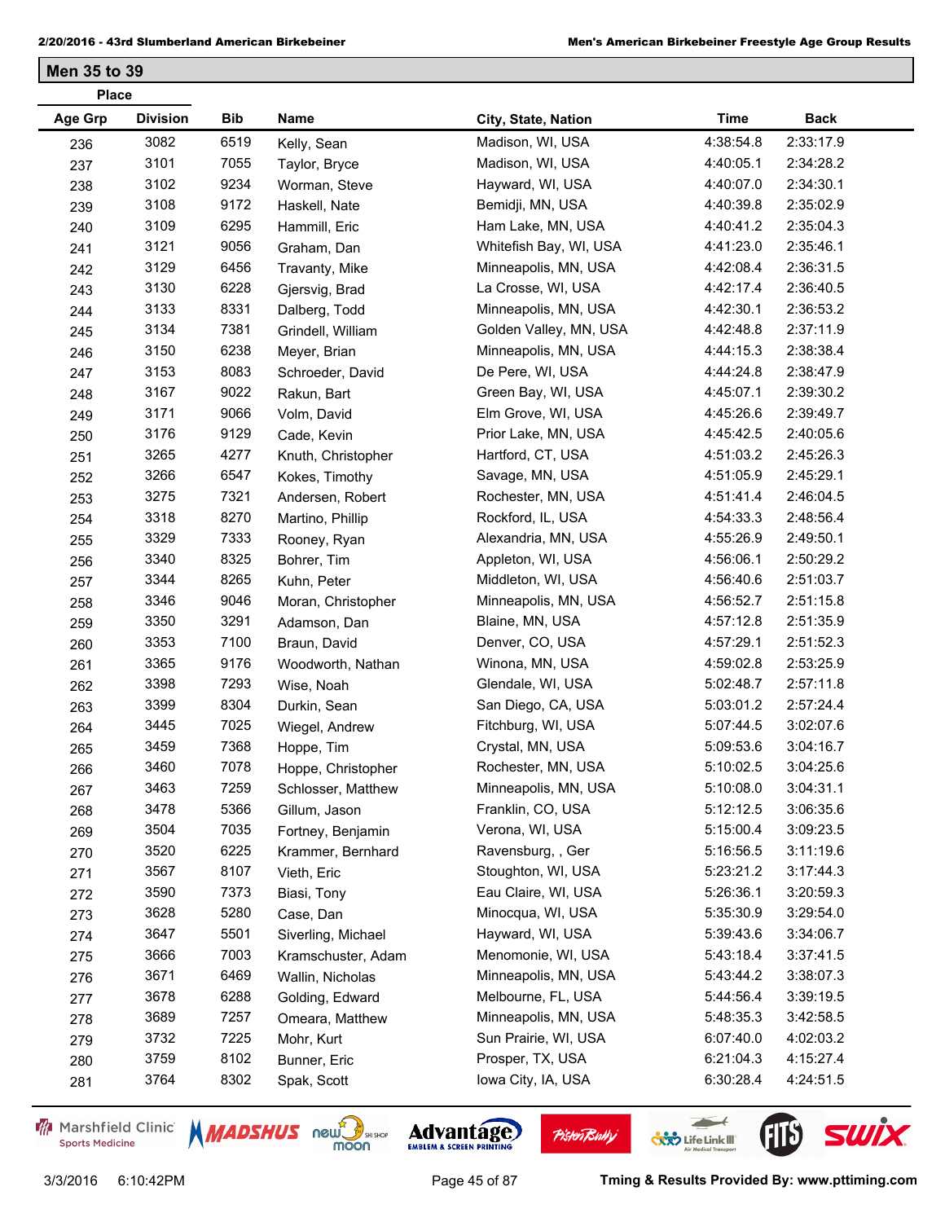## Men 35 to 39

| Place Age Grp | Place Division | Bib | Name | City, State, Nation | Time | Back |
|---|---|---|---|---|---|---|
| 236 | 3082 | 6519 | Kelly, Sean | Madison, WI, USA | 4:38:54.8 | 2:33:17.9 |
| 237 | 3101 | 7055 | Taylor, Bryce | Madison, WI, USA | 4:40:05.1 | 2:34:28.2 |
| 238 | 3102 | 9234 | Worman, Steve | Hayward, WI, USA | 4:40:07.0 | 2:34:30.1 |
| 239 | 3108 | 9172 | Haskell, Nate | Bemidji, MN, USA | 4:40:39.8 | 2:35:02.9 |
| 240 | 3109 | 6295 | Hammill, Eric | Ham Lake, MN, USA | 4:40:41.2 | 2:35:04.3 |
| 241 | 3121 | 9056 | Graham, Dan | Whitefish Bay, WI, USA | 4:41:23.0 | 2:35:46.1 |
| 242 | 3129 | 6456 | Travanty, Mike | Minneapolis, MN, USA | 4:42:08.4 | 2:36:31.5 |
| 243 | 3130 | 6228 | Gjersvig, Brad | La Crosse, WI, USA | 4:42:17.4 | 2:36:40.5 |
| 244 | 3133 | 8331 | Dalberg, Todd | Minneapolis, MN, USA | 4:42:30.1 | 2:36:53.2 |
| 245 | 3134 | 7381 | Grindell, William | Golden Valley, MN, USA | 4:42:48.8 | 2:37:11.9 |
| 246 | 3150 | 6238 | Meyer, Brian | Minneapolis, MN, USA | 4:44:15.3 | 2:38:38.4 |
| 247 | 3153 | 8083 | Schroeder, David | De Pere, WI, USA | 4:44:24.8 | 2:38:47.9 |
| 248 | 3167 | 9022 | Rakun, Bart | Green Bay, WI, USA | 4:45:07.1 | 2:39:30.2 |
| 249 | 3171 | 9066 | Volm, David | Elm Grove, WI, USA | 4:45:26.6 | 2:39:49.7 |
| 250 | 3176 | 9129 | Cade, Kevin | Prior Lake, MN, USA | 4:45:42.5 | 2:40:05.6 |
| 251 | 3265 | 4277 | Knuth, Christopher | Hartford, CT, USA | 4:51:03.2 | 2:45:26.3 |
| 252 | 3266 | 6547 | Kokes, Timothy | Savage, MN, USA | 4:51:05.9 | 2:45:29.1 |
| 253 | 3275 | 7321 | Andersen, Robert | Rochester, MN, USA | 4:51:41.4 | 2:46:04.5 |
| 254 | 3318 | 8270 | Martino, Phillip | Rockford, IL, USA | 4:54:33.3 | 2:48:56.4 |
| 255 | 3329 | 7333 | Rooney, Ryan | Alexandria, MN, USA | 4:55:26.9 | 2:49:50.1 |
| 256 | 3340 | 8325 | Bohrer, Tim | Appleton, WI, USA | 4:56:06.1 | 2:50:29.2 |
| 257 | 3344 | 8265 | Kuhn, Peter | Middleton, WI, USA | 4:56:40.6 | 2:51:03.7 |
| 258 | 3346 | 9046 | Moran, Christopher | Minneapolis, MN, USA | 4:56:52.7 | 2:51:15.8 |
| 259 | 3350 | 3291 | Adamson, Dan | Blaine, MN, USA | 4:57:12.8 | 2:51:35.9 |
| 260 | 3353 | 7100 | Braun, David | Denver, CO, USA | 4:57:29.1 | 2:51:52.3 |
| 261 | 3365 | 9176 | Woodworth, Nathan | Winona, MN, USA | 4:59:02.8 | 2:53:25.9 |
| 262 | 3398 | 7293 | Wise, Noah | Glendale, WI, USA | 5:02:48.7 | 2:57:11.8 |
| 263 | 3399 | 8304 | Durkin, Sean | San Diego, CA, USA | 5:03:01.2 | 2:57:24.4 |
| 264 | 3445 | 7025 | Wiegel, Andrew | Fitchburg, WI, USA | 5:07:44.5 | 3:02:07.6 |
| 265 | 3459 | 7368 | Hoppe, Tim | Crystal, MN, USA | 5:09:53.6 | 3:04:16.7 |
| 266 | 3460 | 7078 | Hoppe, Christopher | Rochester, MN, USA | 5:10:02.5 | 3:04:25.6 |
| 267 | 3463 | 7259 | Schlosser, Matthew | Minneapolis, MN, USA | 5:10:08.0 | 3:04:31.1 |
| 268 | 3478 | 5366 | Gillum, Jason | Franklin, CO, USA | 5:12:12.5 | 3:06:35.6 |
| 269 | 3504 | 7035 | Fortney, Benjamin | Verona, WI, USA | 5:15:00.4 | 3:09:23.5 |
| 270 | 3520 | 6225 | Krammer, Bernhard | Ravensburg, , Ger | 5:16:56.5 | 3:11:19.6 |
| 271 | 3567 | 8107 | Vieth, Eric | Stoughton, WI, USA | 5:23:21.2 | 3:17:44.3 |
| 272 | 3590 | 7373 | Biasi, Tony | Eau Claire, WI, USA | 5:26:36.1 | 3:20:59.3 |
| 273 | 3628 | 5280 | Case, Dan | Minocqua, WI, USA | 5:35:30.9 | 3:29:54.0 |
| 274 | 3647 | 5501 | Siverling, Michael | Hayward, WI, USA | 5:39:43.6 | 3:34:06.7 |
| 275 | 3666 | 7003 | Kramschuster, Adam | Menomonie, WI, USA | 5:43:18.4 | 3:37:41.5 |
| 276 | 3671 | 6469 | Wallin, Nicholas | Minneapolis, MN, USA | 5:43:44.2 | 3:38:07.3 |
| 277 | 3678 | 6288 | Golding, Edward | Melbourne, FL, USA | 5:44:56.4 | 3:39:19.5 |
| 278 | 3689 | 7257 | Omeara, Matthew | Minneapolis, MN, USA | 5:48:35.3 | 3:42:58.5 |
| 279 | 3732 | 7225 | Mohr, Kurt | Sun Prairie, WI, USA | 6:07:40.0 | 4:02:03.2 |
| 280 | 3759 | 8102 | Bunner, Eric | Prosper, TX, USA | 6:21:04.3 | 4:15:27.4 |
| 281 | 3764 | 8302 | Spak, Scott | Iowa City, IA, USA | 6:30:28.4 | 4:24:51.5 |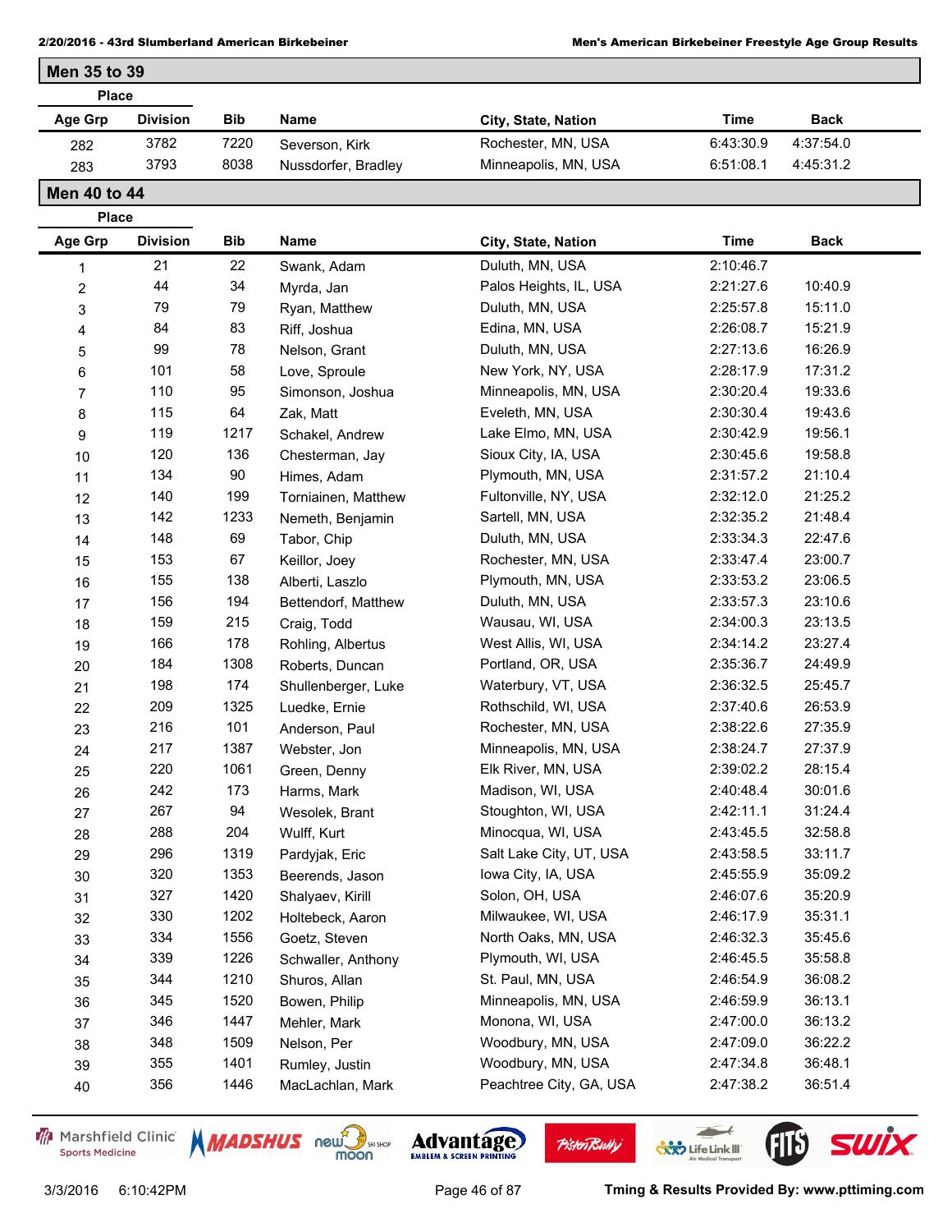## Men 35 to 39

| Place Age Grp | Place Division | Bib | Name | City, State, Nation | Time | Back |
|---|---|---|---|---|---|---|
| 282 | 3782 | 7220 | Severson, Kirk | Rochester, MN, USA | 6:43:30.9 | 4:37:54.0 |
| 283 | 3793 | 8038 | Nussdorfer, Bradley | Minneapolis, MN, USA | 6:51:08.1 | 4:45:31.2 |

## Men 40 to 44

| Place Age Grp | Place Division | Bib | Name | City, State, Nation | Time | Back |
|---|---|---|---|---|---|---|
| 1 | 21 | 22 | Swank, Adam | Duluth, MN, USA | 2:10:46.7 | |
| 2 | 44 | 34 | Myrda, Jan | Palos Heights, IL, USA | 2:21:27.6 | 10:40.9 |
| 3 | 79 | 79 | Ryan, Matthew | Duluth, MN, USA | 2:25:57.8 | 15:11.0 |
| 4 | 84 | 83 | Riff, Joshua | Edina, MN, USA | 2:26:08.7 | 15:21.9 |
| 5 | 99 | 78 | Nelson, Grant | Duluth, MN, USA | 2:27:13.6 | 16:26.9 |
| 6 | 101 | 58 | Love, Sproule | New York, NY, USA | 2:28:17.9 | 17:31.2 |
| 7 | 110 | 95 | Simonson, Joshua | Minneapolis, MN, USA | 2:30:20.4 | 19:33.6 |
| 8 | 115 | 64 | Zak, Matt | Eveleth, MN, USA | 2:30:30.4 | 19:43.6 |
| 9 | 119 | 1217 | Schakel, Andrew | Lake Elmo, MN, USA | 2:30:42.9 | 19:56.1 |
| 10 | 120 | 136 | Chesterman, Jay | Sioux City, IA, USA | 2:30:45.6 | 19:58.8 |
| 11 | 134 | 90 | Himes, Adam | Plymouth, MN, USA | 2:31:57.2 | 21:10.4 |
| 12 | 140 | 199 | Torniainen, Matthew | Fultonville, NY, USA | 2:32:12.0 | 21:25.2 |
| 13 | 142 | 1233 | Nemeth, Benjamin | Sartell, MN, USA | 2:32:35.2 | 21:48.4 |
| 14 | 148 | 69 | Tabor, Chip | Duluth, MN, USA | 2:33:34.3 | 22:47.6 |
| 15 | 153 | 67 | Keillor, Joey | Rochester, MN, USA | 2:33:47.4 | 23:00.7 |
| 16 | 155 | 138 | Alberti, Laszlo | Plymouth, MN, USA | 2:33:53.2 | 23:06.5 |
| 17 | 156 | 194 | Bettendorf, Matthew | Duluth, MN, USA | 2:33:57.3 | 23:10.6 |
| 18 | 159 | 215 | Craig, Todd | Wausau, WI, USA | 2:34:00.3 | 23:13.5 |
| 19 | 166 | 178 | Rohling, Albertus | West Allis, WI, USA | 2:34:14.2 | 23:27.4 |
| 20 | 184 | 1308 | Roberts, Duncan | Portland, OR, USA | 2:35:36.7 | 24:49.9 |
| 21 | 198 | 174 | Shullenberger, Luke | Waterbury, VT, USA | 2:36:32.5 | 25:45.7 |
| 22 | 209 | 1325 | Luedke, Ernie | Rothschild, WI, USA | 2:37:40.6 | 26:53.9 |
| 23 | 216 | 101 | Anderson, Paul | Rochester, MN, USA | 2:38:22.6 | 27:35.9 |
| 24 | 217 | 1387 | Webster, Jon | Minneapolis, MN, USA | 2:38:24.7 | 27:37.9 |
| 25 | 220 | 1061 | Green, Denny | Elk River, MN, USA | 2:39:02.2 | 28:15.4 |
| 26 | 242 | 173 | Harms, Mark | Madison, WI, USA | 2:40:48.4 | 30:01.6 |
| 27 | 267 | 94 | Wesolek, Brant | Stoughton, WI, USA | 2:42:11.1 | 31:24.4 |
| 28 | 288 | 204 | Wulff, Kurt | Minocqua, WI, USA | 2:43:45.5 | 32:58.8 |
| 29 | 296 | 1319 | Pardyjak, Eric | Salt Lake City, UT, USA | 2:43:58.5 | 33:11.7 |
| 30 | 320 | 1353 | Beerends, Jason | Iowa City, IA, USA | 2:45:55.9 | 35:09.2 |
| 31 | 327 | 1420 | Shalyaev, Kirill | Solon, OH, USA | 2:46:07.6 | 35:20.9 |
| 32 | 330 | 1202 | Holtebeck, Aaron | Milwaukee, WI, USA | 2:46:17.9 | 35:31.1 |
| 33 | 334 | 1556 | Goetz, Steven | North Oaks, MN, USA | 2:46:32.3 | 35:45.6 |
| 34 | 339 | 1226 | Schwaller, Anthony | Plymouth, WI, USA | 2:46:45.5 | 35:58.8 |
| 35 | 344 | 1210 | Shuros, Allan | St. Paul, MN, USA | 2:46:54.9 | 36:08.2 |
| 36 | 345 | 1520 | Bowen, Philip | Minneapolis, MN, USA | 2:46:59.9 | 36:13.1 |
| 37 | 346 | 1447 | Mehler, Mark | Monona, WI, USA | 2:47:00.0 | 36:13.2 |
| 38 | 348 | 1509 | Nelson, Per | Woodbury, MN, USA | 2:47:09.0 | 36:22.2 |
| 39 | 355 | 1401 | Rumley, Justin | Woodbury, MN, USA | 2:47:34.8 | 36:48.1 |
| 40 | 356 | 1446 | MacLachlan, Mark | Peachtree City, GA, USA | 2:47:38.2 | 36:51.4 |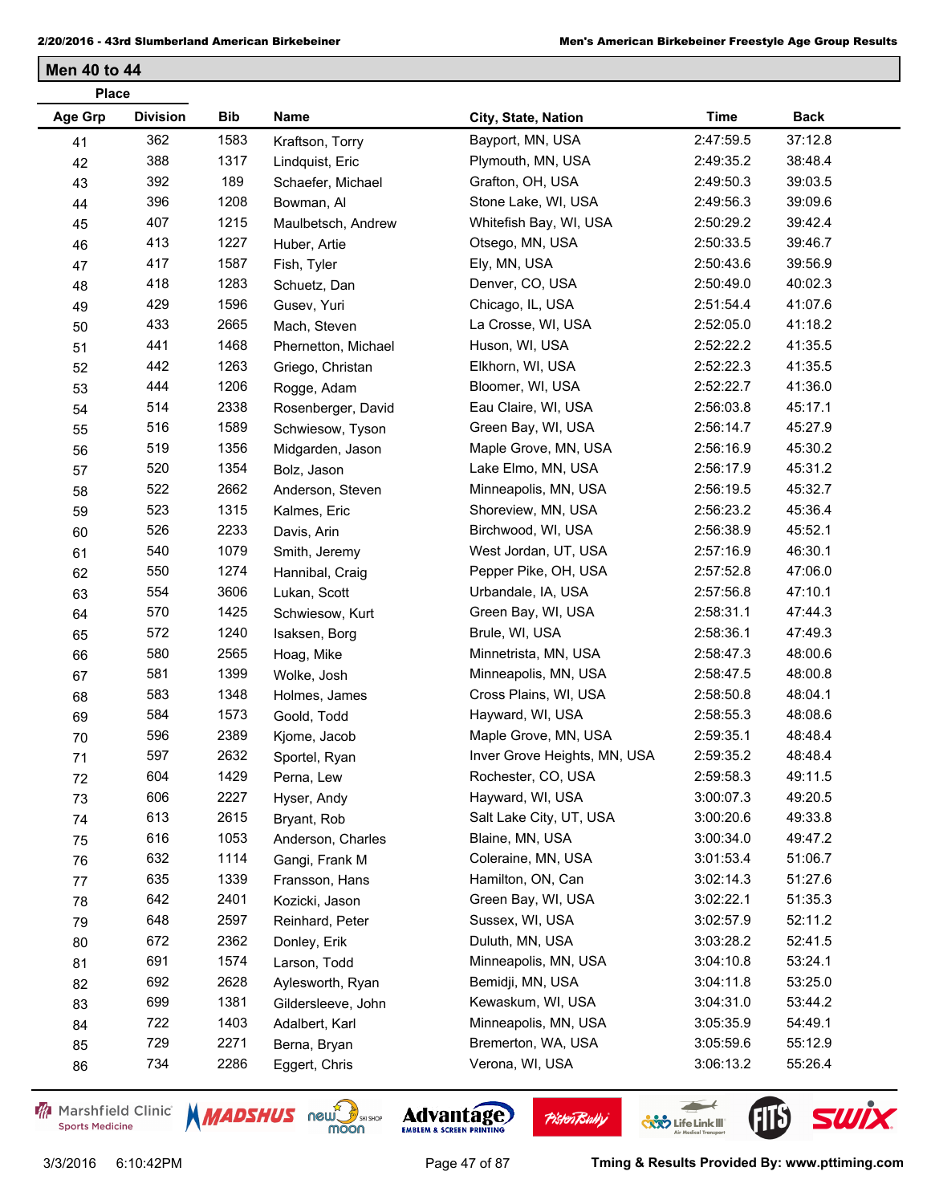## Men 40 to 44

| Place Age Grp | Division | Bib | Name | City, State, Nation | Time | Back |
|---|---|---|---|---|---|---|
| 41 | 362 | 1583 | Kraftson, Torry | Bayport, MN, USA | 2:47:59.5 | 37:12.8 |
| 42 | 388 | 1317 | Lindquist, Eric | Plymouth, MN, USA | 2:49:35.2 | 38:48.4 |
| 43 | 392 | 189 | Schaefer, Michael | Grafton, OH, USA | 2:49:50.3 | 39:03.5 |
| 44 | 396 | 1208 | Bowman, Al | Stone Lake, WI, USA | 2:49:56.3 | 39:09.6 |
| 45 | 407 | 1215 | Maulbetsch, Andrew | Whitefish Bay, WI, USA | 2:50:29.2 | 39:42.4 |
| 46 | 413 | 1227 | Huber, Artie | Otsego, MN, USA | 2:50:33.5 | 39:46.7 |
| 47 | 417 | 1587 | Fish, Tyler | Ely, MN, USA | 2:50:43.6 | 39:56.9 |
| 48 | 418 | 1283 | Schuetz, Dan | Denver, CO, USA | 2:50:49.0 | 40:02.3 |
| 49 | 429 | 1596 | Gusev, Yuri | Chicago, IL, USA | 2:51:54.4 | 41:07.6 |
| 50 | 433 | 2665 | Mach, Steven | La Crosse, WI, USA | 2:52:05.0 | 41:18.2 |
| 51 | 441 | 1468 | Phernetton, Michael | Huson, WI, USA | 2:52:22.2 | 41:35.5 |
| 52 | 442 | 1263 | Griego, Christan | Elkhorn, WI, USA | 2:52:22.3 | 41:35.5 |
| 53 | 444 | 1206 | Rogge, Adam | Bloomer, WI, USA | 2:52:22.7 | 41:36.0 |
| 54 | 514 | 2338 | Rosenberger, David | Eau Claire, WI, USA | 2:56:03.8 | 45:17.1 |
| 55 | 516 | 1589 | Schwiesow, Tyson | Green Bay, WI, USA | 2:56:14.7 | 45:27.9 |
| 56 | 519 | 1356 | Midgarden, Jason | Maple Grove, MN, USA | 2:56:16.9 | 45:30.2 |
| 57 | 520 | 1354 | Bolz, Jason | Lake Elmo, MN, USA | 2:56:17.9 | 45:31.2 |
| 58 | 522 | 2662 | Anderson, Steven | Minneapolis, MN, USA | 2:56:19.5 | 45:32.7 |
| 59 | 523 | 1315 | Kalmes, Eric | Shoreview, MN, USA | 2:56:23.2 | 45:36.4 |
| 60 | 526 | 2233 | Davis, Arin | Birchwood, WI, USA | 2:56:38.9 | 45:52.1 |
| 61 | 540 | 1079 | Smith, Jeremy | West Jordan, UT, USA | 2:57:16.9 | 46:30.1 |
| 62 | 550 | 1274 | Hannibal, Craig | Pepper Pike, OH, USA | 2:57:52.8 | 47:06.0 |
| 63 | 554 | 3606 | Lukan, Scott | Urbandale, IA, USA | 2:57:56.8 | 47:10.1 |
| 64 | 570 | 1425 | Schwiesow, Kurt | Green Bay, WI, USA | 2:58:31.1 | 47:44.3 |
| 65 | 572 | 1240 | Isaksen, Borg | Brule, WI, USA | 2:58:36.1 | 47:49.3 |
| 66 | 580 | 2565 | Hoag, Mike | Minnetrista, MN, USA | 2:58:47.3 | 48:00.6 |
| 67 | 581 | 1399 | Wolke, Josh | Minneapolis, MN, USA | 2:58:47.5 | 48:00.8 |
| 68 | 583 | 1348 | Holmes, James | Cross Plains, WI, USA | 2:58:50.8 | 48:04.1 |
| 69 | 584 | 1573 | Goold, Todd | Hayward, WI, USA | 2:58:55.3 | 48:08.6 |
| 70 | 596 | 2389 | Kjome, Jacob | Maple Grove, MN, USA | 2:59:35.1 | 48:48.4 |
| 71 | 597 | 2632 | Sportel, Ryan | Inver Grove Heights, MN, USA | 2:59:35.2 | 48:48.4 |
| 72 | 604 | 1429 | Perna, Lew | Rochester, CO, USA | 2:59:58.3 | 49:11.5 |
| 73 | 606 | 2227 | Hyser, Andy | Hayward, WI, USA | 3:00:07.3 | 49:20.5 |
| 74 | 613 | 2615 | Bryant, Rob | Salt Lake City, UT, USA | 3:00:20.6 | 49:33.8 |
| 75 | 616 | 1053 | Anderson, Charles | Blaine, MN, USA | 3:00:34.0 | 49:47.2 |
| 76 | 632 | 1114 | Gangi, Frank M | Coleraine, MN, USA | 3:01:53.4 | 51:06.7 |
| 77 | 635 | 1339 | Fransson, Hans | Hamilton, ON, Can | 3:02:14.3 | 51:27.6 |
| 78 | 642 | 2401 | Kozicki, Jason | Green Bay, WI, USA | 3:02:22.1 | 51:35.3 |
| 79 | 648 | 2597 | Reinhard, Peter | Sussex, WI, USA | 3:02:57.9 | 52:11.2 |
| 80 | 672 | 2362 | Donley, Erik | Duluth, MN, USA | 3:03:28.2 | 52:41.5 |
| 81 | 691 | 1574 | Larson, Todd | Minneapolis, MN, USA | 3:04:10.8 | 53:24.1 |
| 82 | 692 | 2628 | Aylesworth, Ryan | Bemidji, MN, USA | 3:04:11.8 | 53:25.0 |
| 83 | 699 | 1381 | Gildersleeve, John | Kewaskum, WI, USA | 3:04:31.0 | 53:44.2 |
| 84 | 722 | 1403 | Adalbert, Karl | Minneapolis, MN, USA | 3:05:35.9 | 54:49.1 |
| 85 | 729 | 2271 | Berna, Bryan | Bremerton, WA, USA | 3:05:59.6 | 55:12.9 |
| 86 | 734 | 2286 | Eggert, Chris | Verona, WI, USA | 3:06:13.2 | 55:26.4 |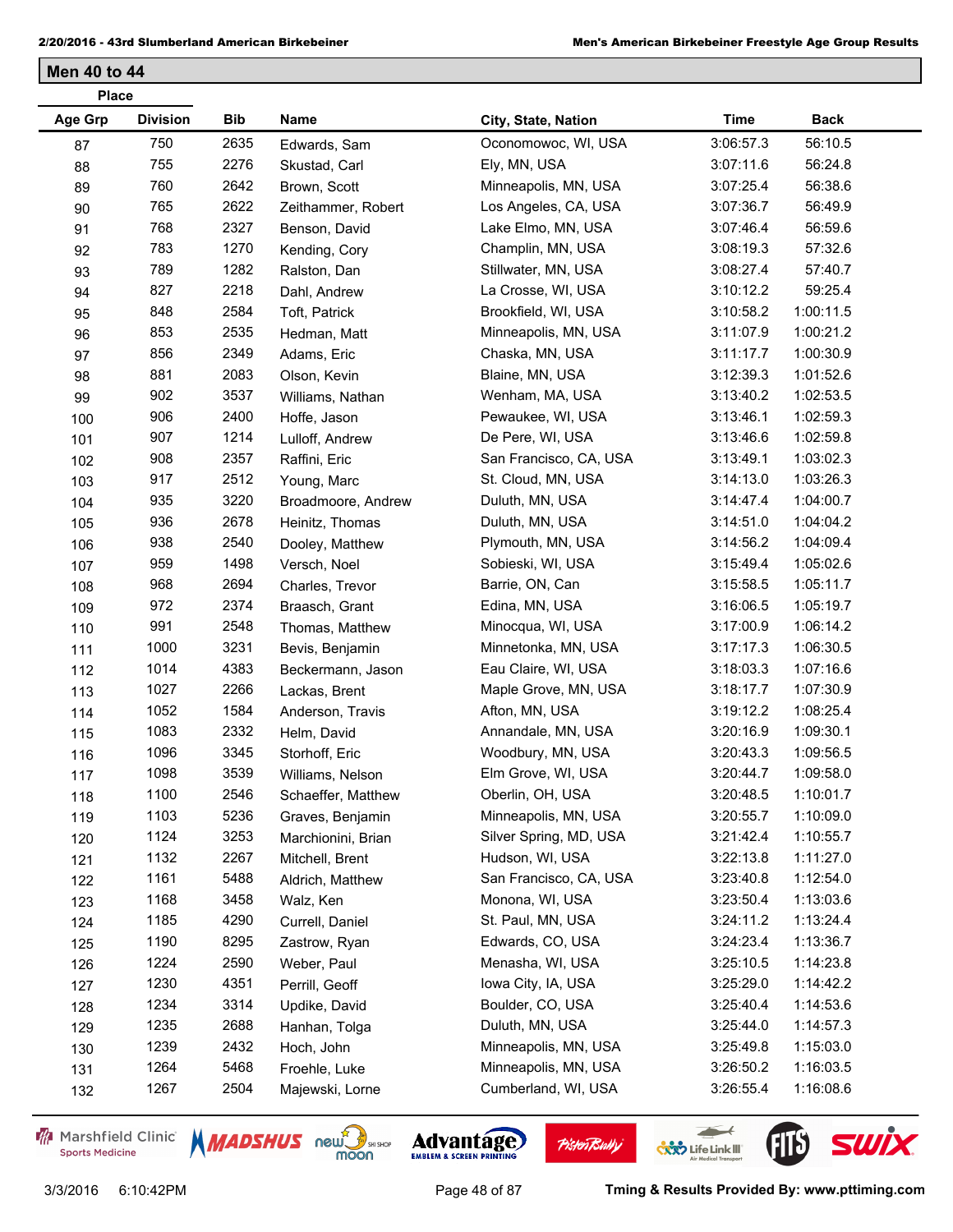## Men 40 to 44

| Place | | | | | | |
|---|---|---|---|---|---|---|
| Age Grp | Division | Bib | Name | City, State, Nation | Time | Back |
| 87 | 750 | 2635 | Edwards, Sam | Oconomowoc, WI, USA | 3:06:57.3 | 56:10.5 |
| 88 | 755 | 2276 | Skustad, Carl | Ely, MN, USA | 3:07:11.6 | 56:24.8 |
| 89 | 760 | 2642 | Brown, Scott | Minneapolis, MN, USA | 3:07:25.4 | 56:38.6 |
| 90 | 765 | 2622 | Zeithammer, Robert | Los Angeles, CA, USA | 3:07:36.7 | 56:49.9 |
| 91 | 768 | 2327 | Benson, David | Lake Elmo, MN, USA | 3:07:46.4 | 56:59.6 |
| 92 | 783 | 1270 | Kending, Cory | Champlin, MN, USA | 3:08:19.3 | 57:32.6 |
| 93 | 789 | 1282 | Ralston, Dan | Stillwater, MN, USA | 3:08:27.4 | 57:40.7 |
| 94 | 827 | 2218 | Dahl, Andrew | La Crosse, WI, USA | 3:10:12.2 | 59:25.4 |
| 95 | 848 | 2584 | Toft, Patrick | Brookfield, WI, USA | 3:10:58.2 | 1:00:11.5 |
| 96 | 853 | 2535 | Hedman, Matt | Minneapolis, MN, USA | 3:11:07.9 | 1:00:21.2 |
| 97 | 856 | 2349 | Adams, Eric | Chaska, MN, USA | 3:11:17.7 | 1:00:30.9 |
| 98 | 881 | 2083 | Olson, Kevin | Blaine, MN, USA | 3:12:39.3 | 1:01:52.6 |
| 99 | 902 | 3537 | Williams, Nathan | Wenham, MA, USA | 3:13:40.2 | 1:02:53.5 |
| 100 | 906 | 2400 | Hoffe, Jason | Pewaukee, WI, USA | 3:13:46.1 | 1:02:59.3 |
| 101 | 907 | 1214 | Lulloff, Andrew | De Pere, WI, USA | 3:13:46.6 | 1:02:59.8 |
| 102 | 908 | 2357 | Raffini, Eric | San Francisco, CA, USA | 3:13:49.1 | 1:03:02.3 |
| 103 | 917 | 2512 | Young, Marc | St. Cloud, MN, USA | 3:14:13.0 | 1:03:26.3 |
| 104 | 935 | 3220 | Broadmoore, Andrew | Duluth, MN, USA | 3:14:47.4 | 1:04:00.7 |
| 105 | 936 | 2678 | Heinitz, Thomas | Duluth, MN, USA | 3:14:51.0 | 1:04:04.2 |
| 106 | 938 | 2540 | Dooley, Matthew | Plymouth, MN, USA | 3:14:56.2 | 1:04:09.4 |
| 107 | 959 | 1498 | Versch, Noel | Sobieski, WI, USA | 3:15:49.4 | 1:05:02.6 |
| 108 | 968 | 2694 | Charles, Trevor | Barrie, ON, Can | 3:15:58.5 | 1:05:11.7 |
| 109 | 972 | 2374 | Braasch, Grant | Edina, MN, USA | 3:16:06.5 | 1:05:19.7 |
| 110 | 991 | 2548 | Thomas, Matthew | Minocqua, WI, USA | 3:17:00.9 | 1:06:14.2 |
| 111 | 1000 | 3231 | Bevis, Benjamin | Minnetonka, MN, USA | 3:17:17.3 | 1:06:30.5 |
| 112 | 1014 | 4383 | Beckermann, Jason | Eau Claire, WI, USA | 3:18:03.3 | 1:07:16.6 |
| 113 | 1027 | 2266 | Lackas, Brent | Maple Grove, MN, USA | 3:18:17.7 | 1:07:30.9 |
| 114 | 1052 | 1584 | Anderson, Travis | Afton, MN, USA | 3:19:12.2 | 1:08:25.4 |
| 115 | 1083 | 2332 | Helm, David | Annandale, MN, USA | 3:20:16.9 | 1:09:30.1 |
| 116 | 1096 | 3345 | Storhoff, Eric | Woodbury, MN, USA | 3:20:43.3 | 1:09:56.5 |
| 117 | 1098 | 3539 | Williams, Nelson | Elm Grove, WI, USA | 3:20:44.7 | 1:09:58.0 |
| 118 | 1100 | 2546 | Schaeffer, Matthew | Oberlin, OH, USA | 3:20:48.5 | 1:10:01.7 |
| 119 | 1103 | 5236 | Graves, Benjamin | Minneapolis, MN, USA | 3:20:55.7 | 1:10:09.0 |
| 120 | 1124 | 3253 | Marchionini, Brian | Silver Spring, MD, USA | 3:21:42.4 | 1:10:55.7 |
| 121 | 1132 | 2267 | Mitchell, Brent | Hudson, WI, USA | 3:22:13.8 | 1:11:27.0 |
| 122 | 1161 | 5488 | Aldrich, Matthew | San Francisco, CA, USA | 3:23:40.8 | 1:12:54.0 |
| 123 | 1168 | 3458 | Walz, Ken | Monona, WI, USA | 3:23:50.4 | 1:13:03.6 |
| 124 | 1185 | 4290 | Currell, Daniel | St. Paul, MN, USA | 3:24:11.2 | 1:13:24.4 |
| 125 | 1190 | 8295 | Zastrow, Ryan | Edwards, CO, USA | 3:24:23.4 | 1:13:36.7 |
| 126 | 1224 | 2590 | Weber, Paul | Menasha, WI, USA | 3:25:10.5 | 1:14:23.8 |
| 127 | 1230 | 4351 | Perrill, Geoff | Iowa City, IA, USA | 3:25:29.0 | 1:14:42.2 |
| 128 | 1234 | 3314 | Updike, David | Boulder, CO, USA | 3:25:40.4 | 1:14:53.6 |
| 129 | 1235 | 2688 | Hanhan, Tolga | Duluth, MN, USA | 3:25:44.0 | 1:14:57.3 |
| 130 | 1239 | 2432 | Hoch, John | Minneapolis, MN, USA | 3:25:49.8 | 1:15:03.0 |
| 131 | 1264 | 5468 | Froehle, Luke | Minneapolis, MN, USA | 3:26:50.2 | 1:16:03.5 |
| 132 | 1267 | 2504 | Majewski, Lorne | Cumberland, WI, USA | 3:26:55.4 | 1:16:08.6 |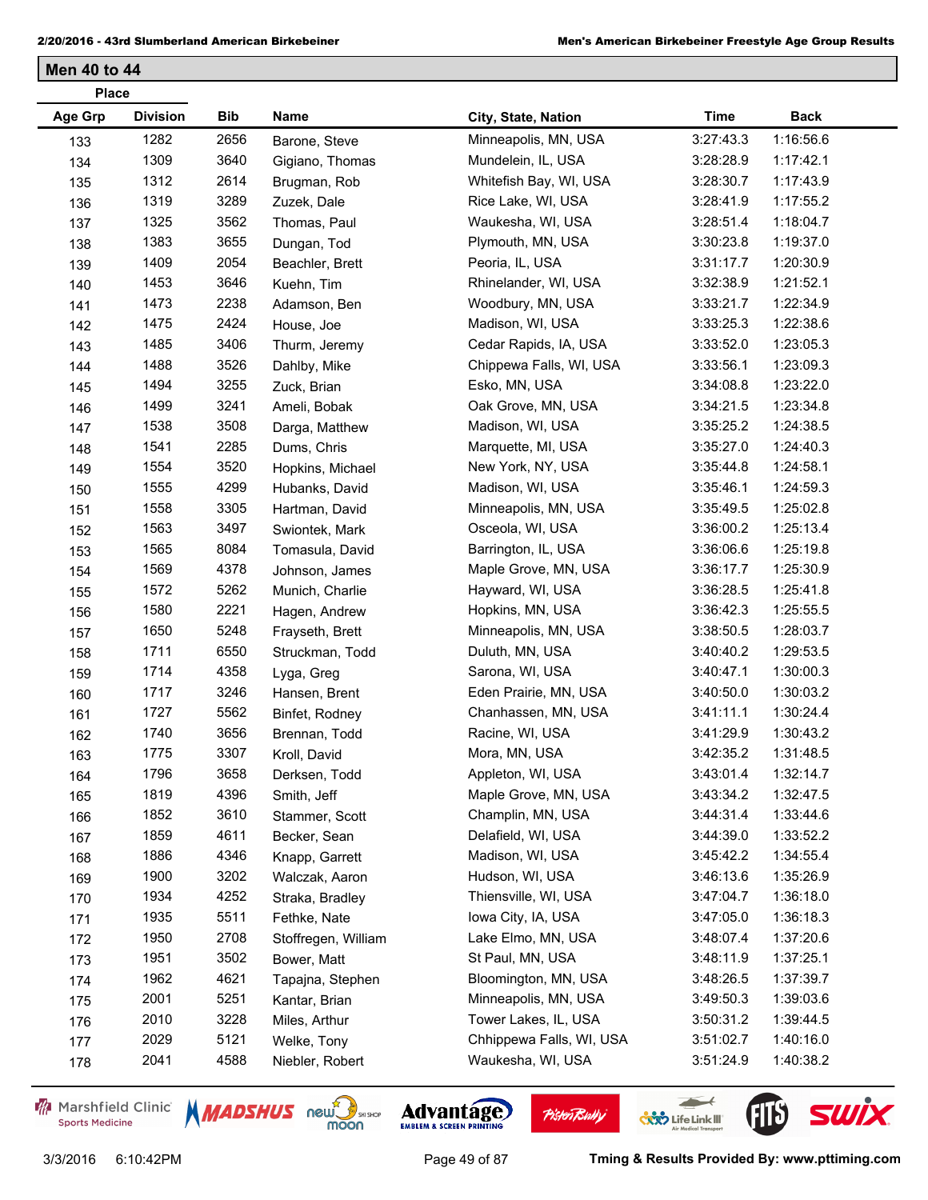## Men 40 to 44

| Place | | | | | | |
|---|---|---|---|---|---|---|
| Age Grp | Division | Bib | Name | City, State, Nation | Time | Back |
| 133 | 1282 | 2656 | Barone, Steve | Minneapolis, MN, USA | 3:27:43.3 | 1:16:56.6 |
| 134 | 1309 | 3640 | Gigiano, Thomas | Mundelein, IL, USA | 3:28:28.9 | 1:17:42.1 |
| 135 | 1312 | 2614 | Brugman, Rob | Whitefish Bay, WI, USA | 3:28:30.7 | 1:17:43.9 |
| 136 | 1319 | 3289 | Zuzek, Dale | Rice Lake, WI, USA | 3:28:41.9 | 1:17:55.2 |
| 137 | 1325 | 3562 | Thomas, Paul | Waukesha, WI, USA | 3:28:51.4 | 1:18:04.7 |
| 138 | 1383 | 3655 | Dungan, Tod | Plymouth, MN, USA | 3:30:23.8 | 1:19:37.0 |
| 139 | 1409 | 2054 | Beachler, Brett | Peoria, IL, USA | 3:31:17.7 | 1:20:30.9 |
| 140 | 1453 | 3646 | Kuehn, Tim | Rhinelander, WI, USA | 3:32:38.9 | 1:21:52.1 |
| 141 | 1473 | 2238 | Adamson, Ben | Woodbury, MN, USA | 3:33:21.7 | 1:22:34.9 |
| 142 | 1475 | 2424 | House, Joe | Madison, WI, USA | 3:33:25.3 | 1:22:38.6 |
| 143 | 1485 | 3406 | Thurm, Jeremy | Cedar Rapids, IA, USA | 3:33:52.0 | 1:23:05.3 |
| 144 | 1488 | 3526 | Dahlby, Mike | Chippewa Falls, WI, USA | 3:33:56.1 | 1:23:09.3 |
| 145 | 1494 | 3255 | Zuck, Brian | Esko, MN, USA | 3:34:08.8 | 1:23:22.0 |
| 146 | 1499 | 3241 | Ameli, Bobak | Oak Grove, MN, USA | 3:34:21.5 | 1:23:34.8 |
| 147 | 1538 | 3508 | Darga, Matthew | Madison, WI, USA | 3:35:25.2 | 1:24:38.5 |
| 148 | 1541 | 2285 | Dums, Chris | Marquette, MI, USA | 3:35:27.0 | 1:24:40.3 |
| 149 | 1554 | 3520 | Hopkins, Michael | New York, NY, USA | 3:35:44.8 | 1:24:58.1 |
| 150 | 1555 | 4299 | Hubanks, David | Madison, WI, USA | 3:35:46.1 | 1:24:59.3 |
| 151 | 1558 | 3305 | Hartman, David | Minneapolis, MN, USA | 3:35:49.5 | 1:25:02.8 |
| 152 | 1563 | 3497 | Swiontek, Mark | Osceola, WI, USA | 3:36:00.2 | 1:25:13.4 |
| 153 | 1565 | 8084 | Tomasula, David | Barrington, IL, USA | 3:36:06.6 | 1:25:19.8 |
| 154 | 1569 | 4378 | Johnson, James | Maple Grove, MN, USA | 3:36:17.7 | 1:25:30.9 |
| 155 | 1572 | 5262 | Munich, Charlie | Hayward, WI, USA | 3:36:28.5 | 1:25:41.8 |
| 156 | 1580 | 2221 | Hagen, Andrew | Hopkins, MN, USA | 3:36:42.3 | 1:25:55.5 |
| 157 | 1650 | 5248 | Frayseth, Brett | Minneapolis, MN, USA | 3:38:50.5 | 1:28:03.7 |
| 158 | 1711 | 6550 | Struckman, Todd | Duluth, MN, USA | 3:40:40.2 | 1:29:53.5 |
| 159 | 1714 | 4358 | Lyga, Greg | Sarona, WI, USA | 3:40:47.1 | 1:30:00.3 |
| 160 | 1717 | 3246 | Hansen, Brent | Eden Prairie, MN, USA | 3:40:50.0 | 1:30:03.2 |
| 161 | 1727 | 5562 | Binfet, Rodney | Chanhassen, MN, USA | 3:41:11.1 | 1:30:24.4 |
| 162 | 1740 | 3656 | Brennan, Todd | Racine, WI, USA | 3:41:29.9 | 1:30:43.2 |
| 163 | 1775 | 3307 | Kroll, David | Mora, MN, USA | 3:42:35.2 | 1:31:48.5 |
| 164 | 1796 | 3658 | Derksen, Todd | Appleton, WI, USA | 3:43:01.4 | 1:32:14.7 |
| 165 | 1819 | 4396 | Smith, Jeff | Maple Grove, MN, USA | 3:43:34.2 | 1:32:47.5 |
| 166 | 1852 | 3610 | Stammer, Scott | Champlin, MN, USA | 3:44:31.4 | 1:33:44.6 |
| 167 | 1859 | 4611 | Becker, Sean | Delafield, WI, USA | 3:44:39.0 | 1:33:52.2 |
| 168 | 1886 | 4346 | Knapp, Garrett | Madison, WI, USA | 3:45:42.2 | 1:34:55.4 |
| 169 | 1900 | 3202 | Walczak, Aaron | Hudson, WI, USA | 3:46:13.6 | 1:35:26.9 |
| 170 | 1934 | 4252 | Straka, Bradley | Thiensville, WI, USA | 3:47:04.7 | 1:36:18.0 |
| 171 | 1935 | 5511 | Fethke, Nate | Iowa City, IA, USA | 3:47:05.0 | 1:36:18.3 |
| 172 | 1950 | 2708 | Stoffregen, William | Lake Elmo, MN, USA | 3:48:07.4 | 1:37:20.6 |
| 173 | 1951 | 3502 | Bower, Matt | St Paul, MN, USA | 3:48:11.9 | 1:37:25.1 |
| 174 | 1962 | 4621 | Tapajna, Stephen | Bloomington, MN, USA | 3:48:26.5 | 1:37:39.7 |
| 175 | 2001 | 5251 | Kantar, Brian | Minneapolis, MN, USA | 3:49:50.3 | 1:39:03.6 |
| 176 | 2010 | 3228 | Miles, Arthur | Tower Lakes, IL, USA | 3:50:31.2 | 1:39:44.5 |
| 177 | 2029 | 5121 | Welke, Tony | Chhippewa Falls, WI, USA | 3:51:02.7 | 1:40:16.0 |
| 178 | 2041 | 4588 | Niebler, Robert | Waukesha, WI, USA | 3:51:24.9 | 1:40:38.2 |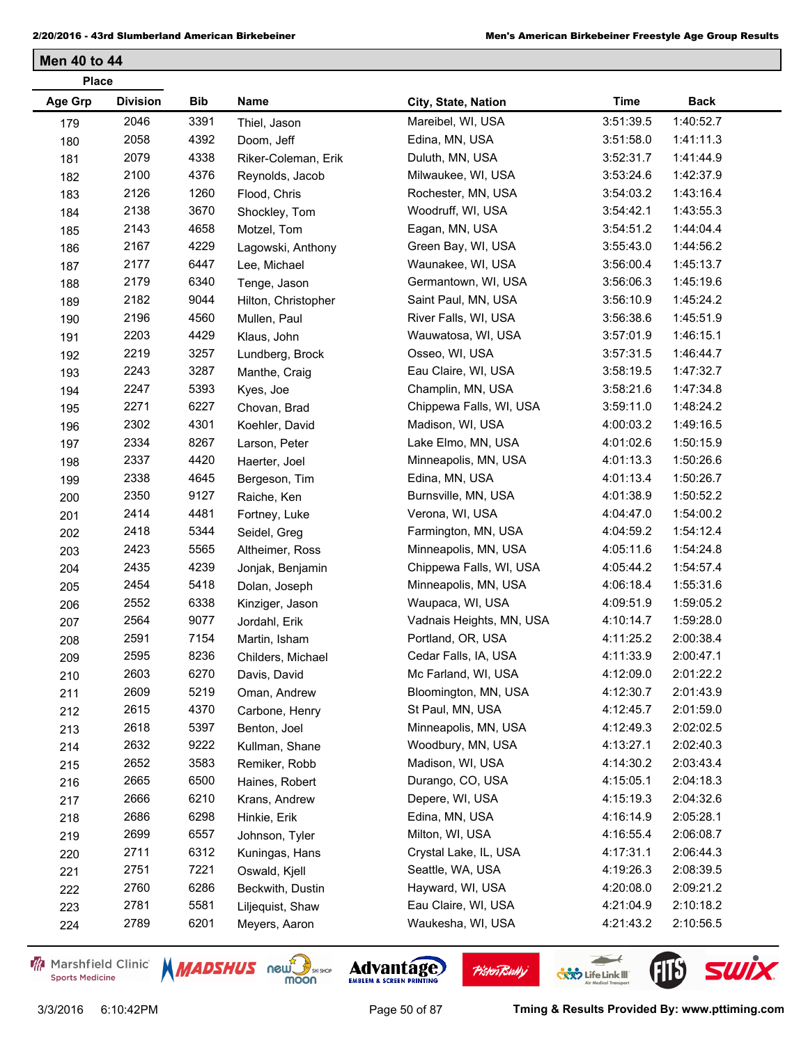## Men 40 to 44

| Place | | Bib | Name | City, State, Nation | Time | Back |
|---|---|---|---|---|---|---|
| Age Grp | Division | | | | | |
| 179 | 2046 | 3391 | Thiel, Jason | Mareibel, WI, USA | 3:51:39.5 | 1:40:52.7 |
| 180 | 2058 | 4392 | Doom, Jeff | Edina, MN, USA | 3:51:58.0 | 1:41:11.3 |
| 181 | 2079 | 4338 | Riker-Coleman, Erik | Duluth, MN, USA | 3:52:31.7 | 1:41:44.9 |
| 182 | 2100 | 4376 | Reynolds, Jacob | Milwaukee, WI, USA | 3:53:24.6 | 1:42:37.9 |
| 183 | 2126 | 1260 | Flood, Chris | Rochester, MN, USA | 3:54:03.2 | 1:43:16.4 |
| 184 | 2138 | 3670 | Shockley, Tom | Woodruff, WI, USA | 3:54:42.1 | 1:43:55.3 |
| 185 | 2143 | 4658 | Motzel, Tom | Eagan, MN, USA | 3:54:51.2 | 1:44:04.4 |
| 186 | 2167 | 4229 | Lagowski, Anthony | Green Bay, WI, USA | 3:55:43.0 | 1:44:56.2 |
| 187 | 2177 | 6447 | Lee, Michael | Waunakee, WI, USA | 3:56:00.4 | 1:45:13.7 |
| 188 | 2179 | 6340 | Tenge, Jason | Germantown, WI, USA | 3:56:06.3 | 1:45:19.6 |
| 189 | 2182 | 9044 | Hilton, Christopher | Saint Paul, MN, USA | 3:56:10.9 | 1:45:24.2 |
| 190 | 2196 | 4560 | Mullen, Paul | River Falls, WI, USA | 3:56:38.6 | 1:45:51.9 |
| 191 | 2203 | 4429 | Klaus, John | Wauwatosa, WI, USA | 3:57:01.9 | 1:46:15.1 |
| 192 | 2219 | 3257 | Lundberg, Brock | Osseo, WI, USA | 3:57:31.5 | 1:46:44.7 |
| 193 | 2243 | 3287 | Manthe, Craig | Eau Claire, WI, USA | 3:58:19.5 | 1:47:32.7 |
| 194 | 2247 | 5393 | Kyes, Joe | Champlin, MN, USA | 3:58:21.6 | 1:47:34.8 |
| 195 | 2271 | 6227 | Chovan, Brad | Chippewa Falls, WI, USA | 3:59:11.0 | 1:48:24.2 |
| 196 | 2302 | 4301 | Koehler, David | Madison, WI, USA | 4:00:03.2 | 1:49:16.5 |
| 197 | 2334 | 8267 | Larson, Peter | Lake Elmo, MN, USA | 4:01:02.6 | 1:50:15.9 |
| 198 | 2337 | 4420 | Haerter, Joel | Minneapolis, MN, USA | 4:01:13.3 | 1:50:26.6 |
| 199 | 2338 | 4645 | Bergeson, Tim | Edina, MN, USA | 4:01:13.4 | 1:50:26.7 |
| 200 | 2350 | 9127 | Raiche, Ken | Burnsville, MN, USA | 4:01:38.9 | 1:50:52.2 |
| 201 | 2414 | 4481 | Fortney, Luke | Verona, WI, USA | 4:04:47.0 | 1:54:00.2 |
| 202 | 2418 | 5344 | Seidel, Greg | Farmington, MN, USA | 4:04:59.2 | 1:54:12.4 |
| 203 | 2423 | 5565 | Altheimer, Ross | Minneapolis, MN, USA | 4:05:11.6 | 1:54:24.8 |
| 204 | 2435 | 4239 | Jonjak, Benjamin | Chippewa Falls, WI, USA | 4:05:44.2 | 1:54:57.4 |
| 205 | 2454 | 5418 | Dolan, Joseph | Minneapolis, MN, USA | 4:06:18.4 | 1:55:31.6 |
| 206 | 2552 | 6338 | Kinziger, Jason | Waupaca, WI, USA | 4:09:51.9 | 1:59:05.2 |
| 207 | 2564 | 9077 | Jordahl, Erik | Vadnais Heights, MN, USA | 4:10:14.7 | 1:59:28.0 |
| 208 | 2591 | 7154 | Martin, Isham | Portland, OR, USA | 4:11:25.2 | 2:00:38.4 |
| 209 | 2595 | 8236 | Childers, Michael | Cedar Falls, IA, USA | 4:11:33.9 | 2:00:47.1 |
| 210 | 2603 | 6270 | Davis, David | Mc Farland, WI, USA | 4:12:09.0 | 2:01:22.2 |
| 211 | 2609 | 5219 | Oman, Andrew | Bloomington, MN, USA | 4:12:30.7 | 2:01:43.9 |
| 212 | 2615 | 4370 | Carbone, Henry | St Paul, MN, USA | 4:12:45.7 | 2:01:59.0 |
| 213 | 2618 | 5397 | Benton, Joel | Minneapolis, MN, USA | 4:12:49.3 | 2:02:02.5 |
| 214 | 2632 | 9222 | Kullman, Shane | Woodbury, MN, USA | 4:13:27.1 | 2:02:40.3 |
| 215 | 2652 | 3583 | Remiker, Robb | Madison, WI, USA | 4:14:30.2 | 2:03:43.4 |
| 216 | 2665 | 6500 | Haines, Robert | Durango, CO, USA | 4:15:05.1 | 2:04:18.3 |
| 217 | 2666 | 6210 | Krans, Andrew | Depere, WI, USA | 4:15:19.3 | 2:04:32.6 |
| 218 | 2686 | 6298 | Hinkie, Erik | Edina, MN, USA | 4:16:14.9 | 2:05:28.1 |
| 219 | 2699 | 6557 | Johnson, Tyler | Milton, WI, USA | 4:16:55.4 | 2:06:08.7 |
| 220 | 2711 | 6312 | Kuningas, Hans | Crystal Lake, IL, USA | 4:17:31.1 | 2:06:44.3 |
| 221 | 2751 | 7221 | Oswald, Kjell | Seattle, WA, USA | 4:19:26.3 | 2:08:39.5 |
| 222 | 2760 | 6286 | Beckwith, Dustin | Hayward, WI, USA | 4:20:08.0 | 2:09:21.2 |
| 223 | 2781 | 5581 | Liljequist, Shaw | Eau Claire, WI, USA | 4:21:04.9 | 2:10:18.2 |
| 224 | 2789 | 6201 | Meyers, Aaron | Waukesha, WI, USA | 4:21:43.2 | 2:10:56.5 |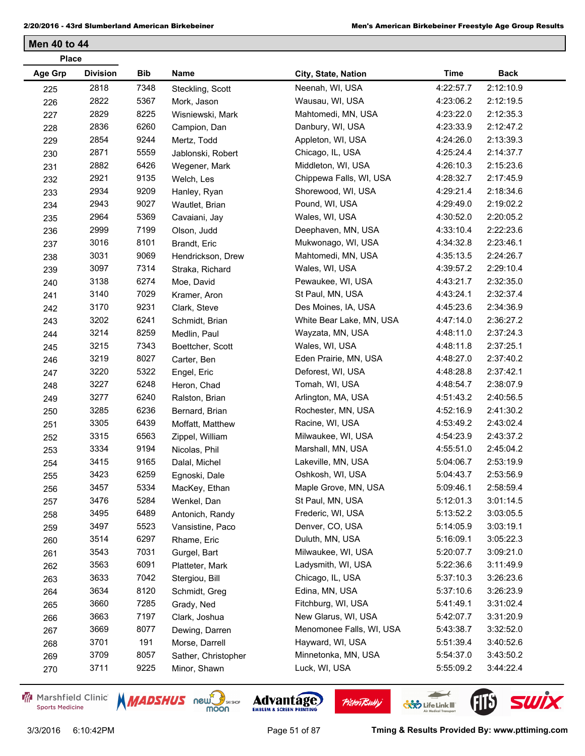## Men 40 to 44

| Place | | | | | | |
|---|---|---|---|---|---|---|
| **Age Grp** | **Division** | **Bib** | **Name** | **City, State, Nation** | **Time** | **Back** |
| 225 | 2818 | 7348 | Steckling, Scott | Neenah, WI, USA | 4:22:57.7 | 2:12:10.9 |
| 226 | 2822 | 5367 | Mork, Jason | Wausau, WI, USA | 4:23:06.2 | 2:12:19.5 |
| 227 | 2829 | 8225 | Wisniewski, Mark | Mahtomedi, MN, USA | 4:23:22.0 | 2:12:35.3 |
| 228 | 2836 | 6260 | Campion, Dan | Danbury, WI, USA | 4:23:33.9 | 2:12:47.2 |
| 229 | 2854 | 9244 | Mertz, Todd | Appleton, WI, USA | 4:24:26.0 | 2:13:39.3 |
| 230 | 2871 | 5559 | Jablonski, Robert | Chicago, IL, USA | 4:25:24.4 | 2:14:37.7 |
| 231 | 2882 | 6426 | Wegener, Mark | Middleton, WI, USA | 4:26:10.3 | 2:15:23.6 |
| 232 | 2921 | 9135 | Welch, Les | Chippewa Falls, WI, USA | 4:28:32.7 | 2:17:45.9 |
| 233 | 2934 | 9209 | Hanley, Ryan | Shorewood, WI, USA | 4:29:21.4 | 2:18:34.6 |
| 234 | 2943 | 9027 | Wautlet, Brian | Pound, WI, USA | 4:29:49.0 | 2:19:02.2 |
| 235 | 2964 | 5369 | Cavaiani, Jay | Wales, WI, USA | 4:30:52.0 | 2:20:05.2 |
| 236 | 2999 | 7199 | Olson, Judd | Deephaven, MN, USA | 4:33:10.4 | 2:22:23.6 |
| 237 | 3016 | 8101 | Brandt, Eric | Mukwonago, WI, USA | 4:34:32.8 | 2:23:46.1 |
| 238 | 3031 | 9069 | Hendrickson, Drew | Mahtomedi, MN, USA | 4:35:13.5 | 2:24:26.7 |
| 239 | 3097 | 7314 | Straka, Richard | Wales, WI, USA | 4:39:57.2 | 2:29:10.4 |
| 240 | 3138 | 6274 | Moe, David | Pewaukee, WI, USA | 4:43:21.7 | 2:32:35.0 |
| 241 | 3140 | 7029 | Kramer, Aron | St Paul, MN, USA | 4:43:24.1 | 2:32:37.4 |
| 242 | 3170 | 9231 | Clark, Steve | Des Moines, IA, USA | 4:45:23.6 | 2:34:36.9 |
| 243 | 3202 | 6241 | Schmidt, Brian | White Bear Lake, MN, USA | 4:47:14.0 | 2:36:27.2 |
| 244 | 3214 | 8259 | Medlin, Paul | Wayzata, MN, USA | 4:48:11.0 | 2:37:24.3 |
| 245 | 3215 | 7343 | Boettcher, Scott | Wales, WI, USA | 4:48:11.8 | 2:37:25.1 |
| 246 | 3219 | 8027 | Carter, Ben | Eden Prairie, MN, USA | 4:48:27.0 | 2:37:40.2 |
| 247 | 3220 | 5322 | Engel, Eric | Deforest, WI, USA | 4:48:28.8 | 2:37:42.1 |
| 248 | 3227 | 6248 | Heron, Chad | Tomah, WI, USA | 4:48:54.7 | 2:38:07.9 |
| 249 | 3277 | 6240 | Ralston, Brian | Arlington, MA, USA | 4:51:43.2 | 2:40:56.5 |
| 250 | 3285 | 6236 | Bernard, Brian | Rochester, MN, USA | 4:52:16.9 | 2:41:30.2 |
| 251 | 3305 | 6439 | Moffatt, Matthew | Racine, WI, USA | 4:53:49.2 | 2:43:02.4 |
| 252 | 3315 | 6563 | Zippel, William | Milwaukee, WI, USA | 4:54:23.9 | 2:43:37.2 |
| 253 | 3334 | 9194 | Nicolas, Phil | Marshall, MN, USA | 4:55:51.0 | 2:45:04.2 |
| 254 | 3415 | 9165 | Dalal, Michel | Lakeville, MN, USA | 5:04:06.7 | 2:53:19.9 |
| 255 | 3423 | 6259 | Egnoski, Dale | Oshkosh, WI, USA | 5:04:43.7 | 2:53:56.9 |
| 256 | 3457 | 5334 | MacKey, Ethan | Maple Grove, MN, USA | 5:09:46.1 | 2:58:59.4 |
| 257 | 3476 | 5284 | Wenkel, Dan | St Paul, MN, USA | 5:12:01.3 | 3:01:14.5 |
| 258 | 3495 | 6489 | Antonich, Randy | Frederic, WI, USA | 5:13:52.2 | 3:03:05.5 |
| 259 | 3497 | 5523 | Vansistine, Paco | Denver, CO, USA | 5:14:05.9 | 3:03:19.1 |
| 260 | 3514 | 6297 | Rhame, Eric | Duluth, MN, USA | 5:16:09.1 | 3:05:22.3 |
| 261 | 3543 | 7031 | Gurgel, Bart | Milwaukee, WI, USA | 5:20:07.7 | 3:09:21.0 |
| 262 | 3563 | 6091 | Platteter, Mark | Ladysmith, WI, USA | 5:22:36.6 | 3:11:49.9 |
| 263 | 3633 | 7042 | Stergiou, Bill | Chicago, IL, USA | 5:37:10.3 | 3:26:23.6 |
| 264 | 3634 | 8120 | Schmidt, Greg | Edina, MN, USA | 5:37:10.6 | 3:26:23.9 |
| 265 | 3660 | 7285 | Grady, Ned | Fitchburg, WI, USA | 5:41:49.1 | 3:31:02.4 |
| 266 | 3663 | 7197 | Clark, Joshua | New Glarus, WI, USA | 5:42:07.7 | 3:31:20.9 |
| 267 | 3669 | 8077 | Dewing, Darren | Menomonee Falls, WI, USA | 5:43:38.7 | 3:32:52.0 |
| 268 | 3701 | 191 | Morse, Darrell | Hayward, WI, USA | 5:51:39.4 | 3:40:52.6 |
| 269 | 3709 | 8057 | Sather, Christopher | Minnetonka, MN, USA | 5:54:37.0 | 3:43:50.2 |
| 270 | 3711 | 9225 | Minor, Shawn | Luck, WI, USA | 5:55:09.2 | 3:44:22.4 |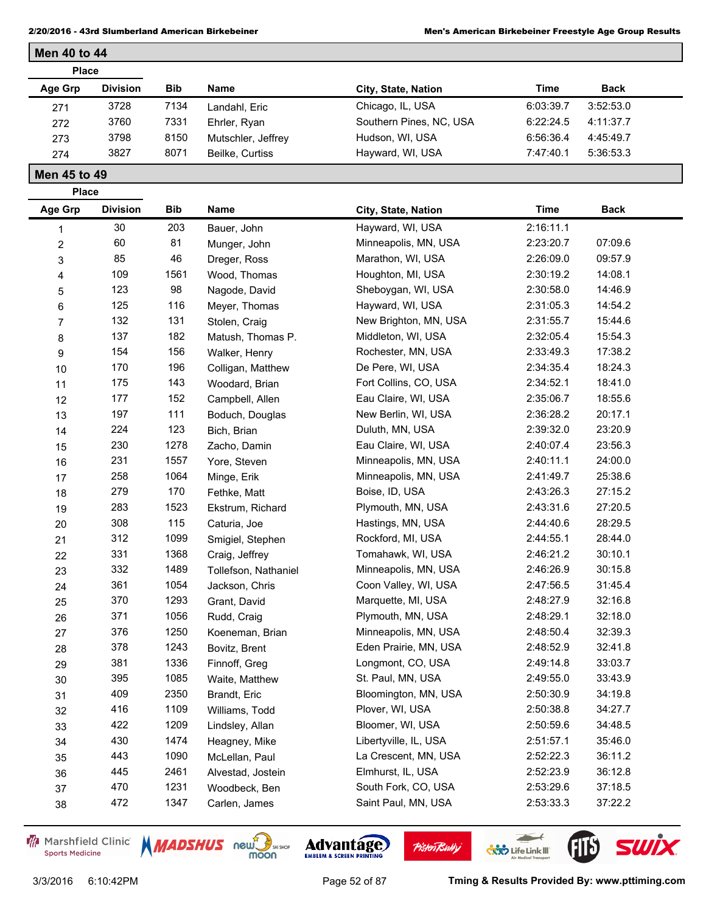## Men 40 to 44

| Place | | | | | | |
|---|---|---|---|---|---|---|
| Age Grp | Division | Bib | Name | City, State, Nation | Time | Back |
| 271 | 3728 | 7134 | Landahl, Eric | Chicago, IL, USA | 6:03:39.7 | 3:52:53.0 |
| 272 | 3760 | 7331 | Ehrler, Ryan | Southern Pines, NC, USA | 6:22:24.5 | 4:11:37.7 |
| 273 | 3798 | 8150 | Mutschler, Jeffrey | Hudson, WI, USA | 6:56:36.4 | 4:45:49.7 |
| 274 | 3827 | 8071 | Beilke, Curtiss | Hayward, WI, USA | 7:47:40.1 | 5:36:53.3 |

## Men 45 to 49

| Place | | | | | | |
|---|---|---|---|---|---|---|
| Age Grp | Division | Bib | Name | City, State, Nation | Time | Back |
| 1 | 30 | 203 | Bauer, John | Hayward, WI, USA | 2:16:11.1 | |
| 2 | 60 | 81 | Munger, John | Minneapolis, MN, USA | 2:23:20.7 | 07:09.6 |
| 3 | 85 | 46 | Dreger, Ross | Marathon, WI, USA | 2:26:09.0 | 09:57.9 |
| 4 | 109 | 1561 | Wood, Thomas | Houghton, MI, USA | 2:30:19.2 | 14:08.1 |
| 5 | 123 | 98 | Nagode, David | Sheboygan, WI, USA | 2:30:58.0 | 14:46.9 |
| 6 | 125 | 116 | Meyer, Thomas | Hayward, WI, USA | 2:31:05.3 | 14:54.2 |
| 7 | 132 | 131 | Stolen, Craig | New Brighton, MN, USA | 2:31:55.7 | 15:44.6 |
| 8 | 137 | 182 | Matush, Thomas P. | Middleton, WI, USA | 2:32:05.4 | 15:54.3 |
| 9 | 154 | 156 | Walker, Henry | Rochester, MN, USA | 2:33:49.3 | 17:38.2 |
| 10 | 170 | 196 | Colligan, Matthew | De Pere, WI, USA | 2:34:35.4 | 18:24.3 |
| 11 | 175 | 143 | Woodard, Brian | Fort Collins, CO, USA | 2:34:52.1 | 18:41.0 |
| 12 | 177 | 152 | Campbell, Allen | Eau Claire, WI, USA | 2:35:06.7 | 18:55.6 |
| 13 | 197 | 111 | Boduch, Douglas | New Berlin, WI, USA | 2:36:28.2 | 20:17.1 |
| 14 | 224 | 123 | Bich, Brian | Duluth, MN, USA | 2:39:32.0 | 23:20.9 |
| 15 | 230 | 1278 | Zacho, Damin | Eau Claire, WI, USA | 2:40:07.4 | 23:56.3 |
| 16 | 231 | 1557 | Yore, Steven | Minneapolis, MN, USA | 2:40:11.1 | 24:00.0 |
| 17 | 258 | 1064 | Minge, Erik | Minneapolis, MN, USA | 2:41:49.7 | 25:38.6 |
| 18 | 279 | 170 | Fethke, Matt | Boise, ID, USA | 2:43:26.3 | 27:15.2 |
| 19 | 283 | 1523 | Ekstrum, Richard | Plymouth, MN, USA | 2:43:31.6 | 27:20.5 |
| 20 | 308 | 115 | Caturia, Joe | Hastings, MN, USA | 2:44:40.6 | 28:29.5 |
| 21 | 312 | 1099 | Smigiel, Stephen | Rockford, MI, USA | 2:44:55.1 | 28:44.0 |
| 22 | 331 | 1368 | Craig, Jeffrey | Tomahawk, WI, USA | 2:46:21.2 | 30:10.1 |
| 23 | 332 | 1489 | Tollefson, Nathaniel | Minneapolis, MN, USA | 2:46:26.9 | 30:15.8 |
| 24 | 361 | 1054 | Jackson, Chris | Coon Valley, WI, USA | 2:47:56.5 | 31:45.4 |
| 25 | 370 | 1293 | Grant, David | Marquette, MI, USA | 2:48:27.9 | 32:16.8 |
| 26 | 371 | 1056 | Rudd, Craig | Plymouth, MN, USA | 2:48:29.1 | 32:18.0 |
| 27 | 376 | 1250 | Koeneman, Brian | Minneapolis, MN, USA | 2:48:50.4 | 32:39.3 |
| 28 | 378 | 1243 | Bovitz, Brent | Eden Prairie, MN, USA | 2:48:52.9 | 32:41.8 |
| 29 | 381 | 1336 | Finnoff, Greg | Longmont, CO, USA | 2:49:14.8 | 33:03.7 |
| 30 | 395 | 1085 | Waite, Matthew | St. Paul, MN, USA | 2:49:55.0 | 33:43.9 |
| 31 | 409 | 2350 | Brandt, Eric | Bloomington, MN, USA | 2:50:30.9 | 34:19.8 |
| 32 | 416 | 1109 | Williams, Todd | Plover, WI, USA | 2:50:38.8 | 34:27.7 |
| 33 | 422 | 1209 | Lindsley, Allan | Bloomer, WI, USA | 2:50:59.6 | 34:48.5 |
| 34 | 430 | 1474 | Heagney, Mike | Libertyville, IL, USA | 2:51:57.1 | 35:46.0 |
| 35 | 443 | 1090 | McLellan, Paul | La Crescent, MN, USA | 2:52:22.3 | 36:11.2 |
| 36 | 445 | 2461 | Alvestad, Jostein | Elmhurst, IL, USA | 2:52:23.9 | 36:12.8 |
| 37 | 470 | 1231 | Woodbeck, Ben | South Fork, CO, USA | 2:53:29.6 | 37:18.5 |
| 38 | 472 | 1347 | Carlen, James | Saint Paul, MN, USA | 2:53:33.3 | 37:22.2 |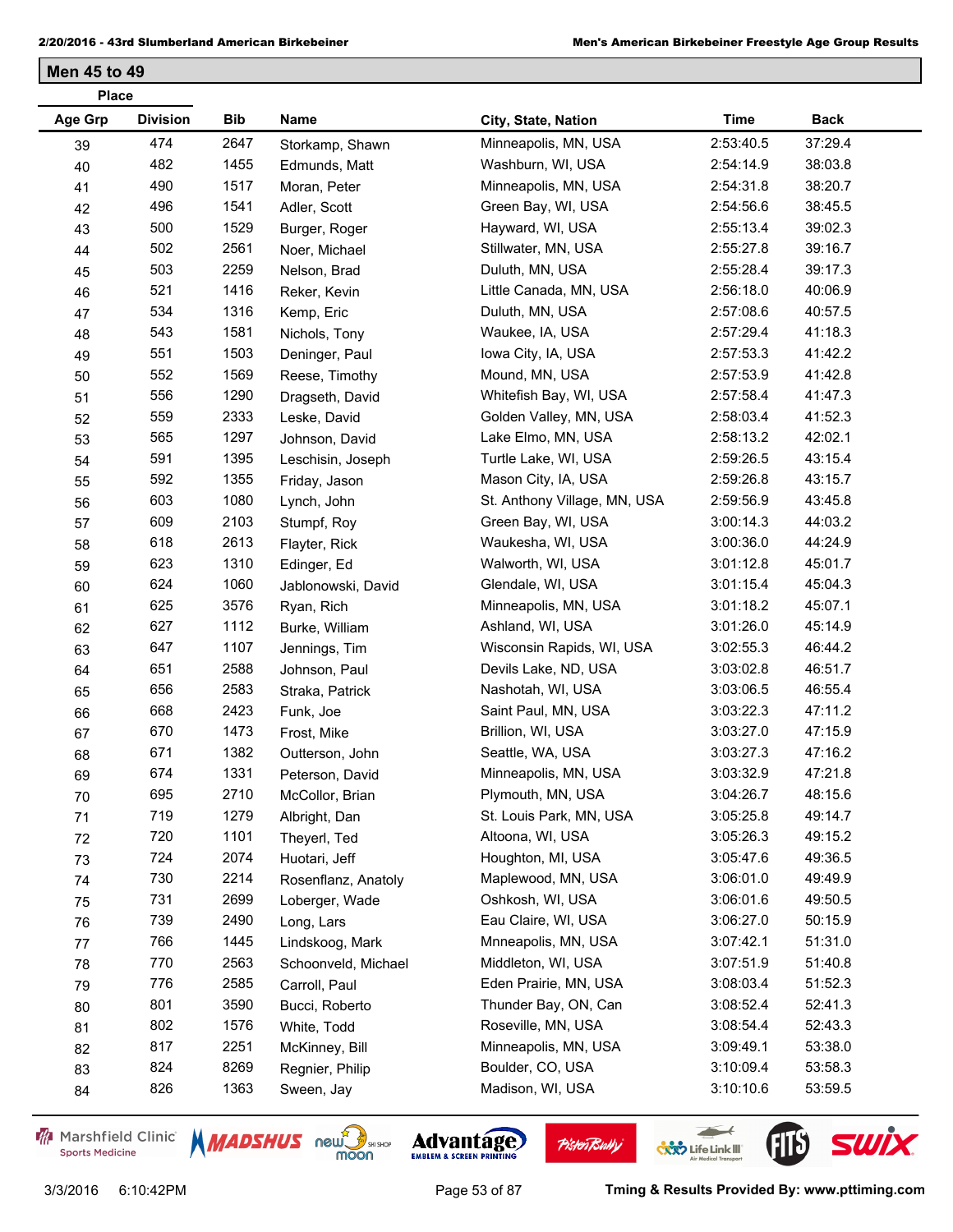## Men 45 to 49

| Place Age Grp | Division | Bib | Name | City, State, Nation | Time | Back |
|---|---|---|---|---|---|---|
| 39 | 474 | 2647 | Storkamp, Shawn | Minneapolis, MN, USA | 2:53:40.5 | 37:29.4 |
| 40 | 482 | 1455 | Edmunds, Matt | Washburn, WI, USA | 2:54:14.9 | 38:03.8 |
| 41 | 490 | 1517 | Moran, Peter | Minneapolis, MN, USA | 2:54:31.8 | 38:20.7 |
| 42 | 496 | 1541 | Adler, Scott | Green Bay, WI, USA | 2:54:56.6 | 38:45.5 |
| 43 | 500 | 1529 | Burger, Roger | Hayward, WI, USA | 2:55:13.4 | 39:02.3 |
| 44 | 502 | 2561 | Noer, Michael | Stillwater, MN, USA | 2:55:27.8 | 39:16.7 |
| 45 | 503 | 2259 | Nelson, Brad | Duluth, MN, USA | 2:55:28.4 | 39:17.3 |
| 46 | 521 | 1416 | Reker, Kevin | Little Canada, MN, USA | 2:56:18.0 | 40:06.9 |
| 47 | 534 | 1316 | Kemp, Eric | Duluth, MN, USA | 2:57:08.6 | 40:57.5 |
| 48 | 543 | 1581 | Nichols, Tony | Waukee, IA, USA | 2:57:29.4 | 41:18.3 |
| 49 | 551 | 1503 | Deninger, Paul | Iowa City, IA, USA | 2:57:53.3 | 41:42.2 |
| 50 | 552 | 1569 | Reese, Timothy | Mound, MN, USA | 2:57:53.9 | 41:42.8 |
| 51 | 556 | 1290 | Dragseth, David | Whitefish Bay, WI, USA | 2:57:58.4 | 41:47.3 |
| 52 | 559 | 2333 | Leske, David | Golden Valley, MN, USA | 2:58:03.4 | 41:52.3 |
| 53 | 565 | 1297 | Johnson, David | Lake Elmo, MN, USA | 2:58:13.2 | 42:02.1 |
| 54 | 591 | 1395 | Leschisin, Joseph | Turtle Lake, WI, USA | 2:59:26.5 | 43:15.4 |
| 55 | 592 | 1355 | Friday, Jason | Mason City, IA, USA | 2:59:26.8 | 43:15.7 |
| 56 | 603 | 1080 | Lynch, John | St. Anthony Village, MN, USA | 2:59:56.9 | 43:45.8 |
| 57 | 609 | 2103 | Stumpf, Roy | Green Bay, WI, USA | 3:00:14.3 | 44:03.2 |
| 58 | 618 | 2613 | Flayter, Rick | Waukesha, WI, USA | 3:00:36.0 | 44:24.9 |
| 59 | 623 | 1310 | Edinger, Ed | Walworth, WI, USA | 3:01:12.8 | 45:01.7 |
| 60 | 624 | 1060 | Jablonowski, David | Glendale, WI, USA | 3:01:15.4 | 45:04.3 |
| 61 | 625 | 3576 | Ryan, Rich | Minneapolis, MN, USA | 3:01:18.2 | 45:07.1 |
| 62 | 627 | 1112 | Burke, William | Ashland, WI, USA | 3:01:26.0 | 45:14.9 |
| 63 | 647 | 1107 | Jennings, Tim | Wisconsin Rapids, WI, USA | 3:02:55.3 | 46:44.2 |
| 64 | 651 | 2588 | Johnson, Paul | Devils Lake, ND, USA | 3:03:02.8 | 46:51.7 |
| 65 | 656 | 2583 | Straka, Patrick | Nashotah, WI, USA | 3:03:06.5 | 46:55.4 |
| 66 | 668 | 2423 | Funk, Joe | Saint Paul, MN, USA | 3:03:22.3 | 47:11.2 |
| 67 | 670 | 1473 | Frost, Mike | Brillion, WI, USA | 3:03:27.0 | 47:15.9 |
| 68 | 671 | 1382 | Outterson, John | Seattle, WA, USA | 3:03:27.3 | 47:16.2 |
| 69 | 674 | 1331 | Peterson, David | Minneapolis, MN, USA | 3:03:32.9 | 47:21.8 |
| 70 | 695 | 2710 | McCollor, Brian | Plymouth, MN, USA | 3:04:26.7 | 48:15.6 |
| 71 | 719 | 1279 | Albright, Dan | St. Louis Park, MN, USA | 3:05:25.8 | 49:14.7 |
| 72 | 720 | 1101 | Theyerl, Ted | Altoona, WI, USA | 3:05:26.3 | 49:15.2 |
| 73 | 724 | 2074 | Huotari, Jeff | Houghton, MI, USA | 3:05:47.6 | 49:36.5 |
| 74 | 730 | 2214 | Rosenflanz, Anatoly | Maplewood, MN, USA | 3:06:01.0 | 49:49.9 |
| 75 | 731 | 2699 | Loberger, Wade | Oshkosh, WI, USA | 3:06:01.6 | 49:50.5 |
| 76 | 739 | 2490 | Long, Lars | Eau Claire, WI, USA | 3:06:27.0 | 50:15.9 |
| 77 | 766 | 1445 | Lindskoog, Mark | Mnneapolis, MN, USA | 3:07:42.1 | 51:31.0 |
| 78 | 770 | 2563 | Schoonveld, Michael | Middleton, WI, USA | 3:07:51.9 | 51:40.8 |
| 79 | 776 | 2585 | Carroll, Paul | Eden Prairie, MN, USA | 3:08:03.4 | 51:52.3 |
| 80 | 801 | 3590 | Bucci, Roberto | Thunder Bay, ON, Can | 3:08:52.4 | 52:41.3 |
| 81 | 802 | 1576 | White, Todd | Roseville, MN, USA | 3:08:54.4 | 52:43.3 |
| 82 | 817 | 2251 | McKinney, Bill | Minneapolis, MN, USA | 3:09:49.1 | 53:38.0 |
| 83 | 824 | 8269 | Regnier, Philip | Boulder, CO, USA | 3:10:09.4 | 53:58.3 |
| 84 | 826 | 1363 | Sween, Jay | Madison, WI, USA | 3:10:10.6 | 53:59.5 |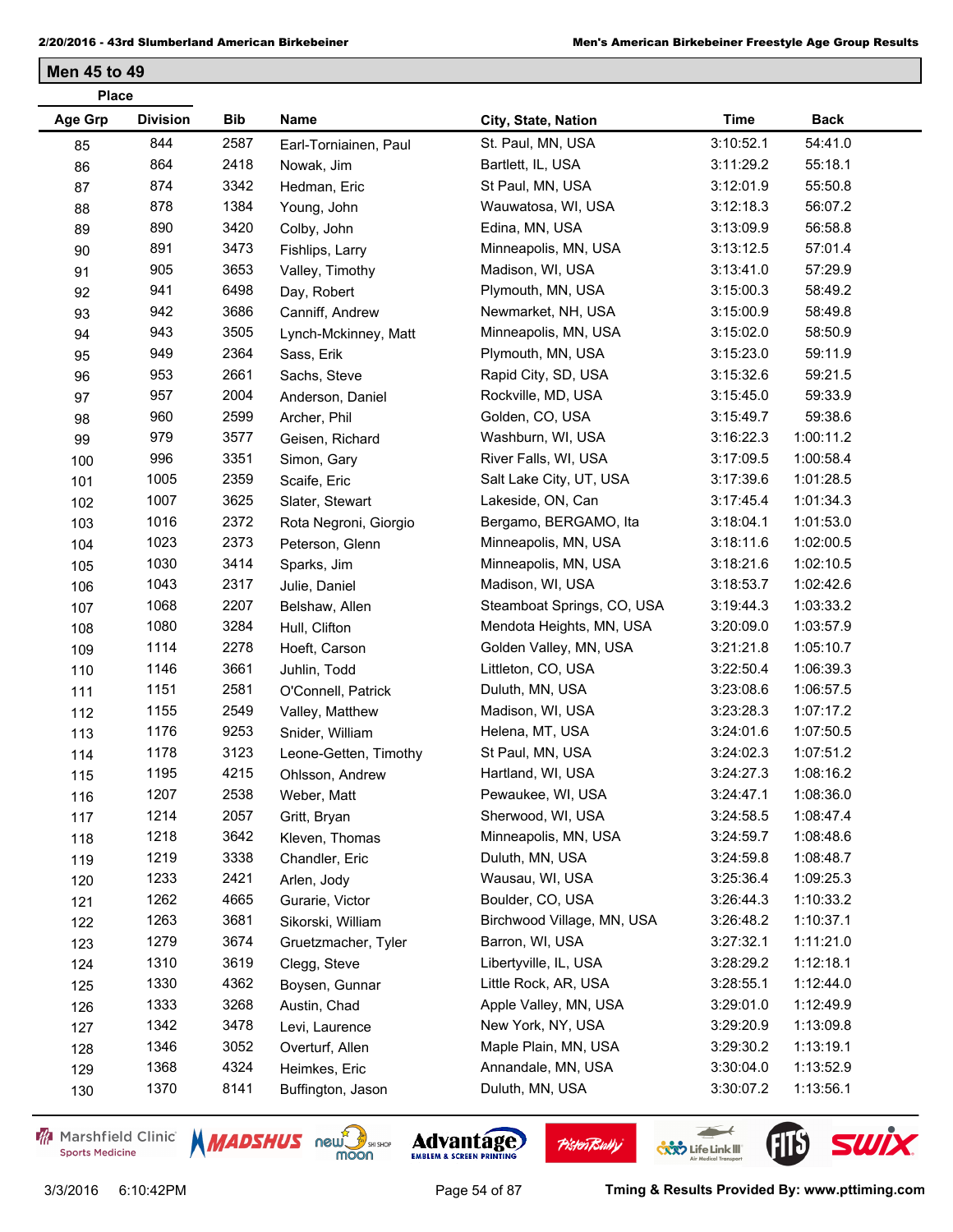## Men 45 to 49

| Place | | | | | | |
|---|---|---|---|---|---|---|
| **Age Grp** | **Division** | **Bib** | **Name** | **City, State, Nation** | **Time** | **Back** |
| 85 | 844 | 2587 | Earl-Torniainen, Paul | St. Paul, MN, USA | 3:10:52.1 | 54:41.0 |
| 86 | 864 | 2418 | Nowak, Jim | Bartlett, IL, USA | 3:11:29.2 | 55:18.1 |
| 87 | 874 | 3342 | Hedman, Eric | St Paul, MN, USA | 3:12:01.9 | 55:50.8 |
| 88 | 878 | 1384 | Young, John | Wauwatosa, WI, USA | 3:12:18.3 | 56:07.2 |
| 89 | 890 | 3420 | Colby, John | Edina, MN, USA | 3:13:09.9 | 56:58.8 |
| 90 | 891 | 3473 | Fishlips, Larry | Minneapolis, MN, USA | 3:13:12.5 | 57:01.4 |
| 91 | 905 | 3653 | Valley, Timothy | Madison, WI, USA | 3:13:41.0 | 57:29.9 |
| 92 | 941 | 6498 | Day, Robert | Plymouth, MN, USA | 3:15:00.3 | 58:49.2 |
| 93 | 942 | 3686 | Canniff, Andrew | Newmarket, NH, USA | 3:15:00.9 | 58:49.8 |
| 94 | 943 | 3505 | Lynch-Mckinney, Matt | Minneapolis, MN, USA | 3:15:02.0 | 58:50.9 |
| 95 | 949 | 2364 | Sass, Erik | Plymouth, MN, USA | 3:15:23.0 | 59:11.9 |
| 96 | 953 | 2661 | Sachs, Steve | Rapid City, SD, USA | 3:15:32.6 | 59:21.5 |
| 97 | 957 | 2004 | Anderson, Daniel | Rockville, MD, USA | 3:15:45.0 | 59:33.9 |
| 98 | 960 | 2599 | Archer, Phil | Golden, CO, USA | 3:15:49.7 | 59:38.6 |
| 99 | 979 | 3577 | Geisen, Richard | Washburn, WI, USA | 3:16:22.3 | 1:00:11.2 |
| 100 | 996 | 3351 | Simon, Gary | River Falls, WI, USA | 3:17:09.5 | 1:00:58.4 |
| 101 | 1005 | 2359 | Scaife, Eric | Salt Lake City, UT, USA | 3:17:39.6 | 1:01:28.5 |
| 102 | 1007 | 3625 | Slater, Stewart | Lakeside, ON, Can | 3:17:45.4 | 1:01:34.3 |
| 103 | 1016 | 2372 | Rota Negroni, Giorgio | Bergamo, BERGAMO, Ita | 3:18:04.1 | 1:01:53.0 |
| 104 | 1023 | 2373 | Peterson, Glenn | Minneapolis, MN, USA | 3:18:11.6 | 1:02:00.5 |
| 105 | 1030 | 3414 | Sparks, Jim | Minneapolis, MN, USA | 3:18:21.6 | 1:02:10.5 |
| 106 | 1043 | 2317 | Julie, Daniel | Madison, WI, USA | 3:18:53.7 | 1:02:42.6 |
| 107 | 1068 | 2207 | Belshaw, Allen | Steamboat Springs, CO, USA | 3:19:44.3 | 1:03:33.2 |
| 108 | 1080 | 3284 | Hull, Clifton | Mendota Heights, MN, USA | 3:20:09.0 | 1:03:57.9 |
| 109 | 1114 | 2278 | Hoeft, Carson | Golden Valley, MN, USA | 3:21:21.8 | 1:05:10.7 |
| 110 | 1146 | 3661 | Juhlin, Todd | Littleton, CO, USA | 3:22:50.4 | 1:06:39.3 |
| 111 | 1151 | 2581 | O'Connell, Patrick | Duluth, MN, USA | 3:23:08.6 | 1:06:57.5 |
| 112 | 1155 | 2549 | Valley, Matthew | Madison, WI, USA | 3:23:28.3 | 1:07:17.2 |
| 113 | 1176 | 9253 | Snider, William | Helena, MT, USA | 3:24:01.6 | 1:07:50.5 |
| 114 | 1178 | 3123 | Leone-Getten, Timothy | St Paul, MN, USA | 3:24:02.3 | 1:07:51.2 |
| 115 | 1195 | 4215 | Ohlsson, Andrew | Hartland, WI, USA | 3:24:27.3 | 1:08:16.2 |
| 116 | 1207 | 2538 | Weber, Matt | Pewaukee, WI, USA | 3:24:47.1 | 1:08:36.0 |
| 117 | 1214 | 2057 | Gritt, Bryan | Sherwood, WI, USA | 3:24:58.5 | 1:08:47.4 |
| 118 | 1218 | 3642 | Kleven, Thomas | Minneapolis, MN, USA | 3:24:59.7 | 1:08:48.6 |
| 119 | 1219 | 3338 | Chandler, Eric | Duluth, MN, USA | 3:24:59.8 | 1:08:48.7 |
| 120 | 1233 | 2421 | Arlen, Jody | Wausau, WI, USA | 3:25:36.4 | 1:09:25.3 |
| 121 | 1262 | 4665 | Gurarie, Victor | Boulder, CO, USA | 3:26:44.3 | 1:10:33.2 |
| 122 | 1263 | 3681 | Sikorski, William | Birchwood Village, MN, USA | 3:26:48.2 | 1:10:37.1 |
| 123 | 1279 | 3674 | Gruetzmacher, Tyler | Barron, WI, USA | 3:27:32.1 | 1:11:21.0 |
| 124 | 1310 | 3619 | Clegg, Steve | Libertyville, IL, USA | 3:28:29.2 | 1:12:18.1 |
| 125 | 1330 | 4362 | Boysen, Gunnar | Little Rock, AR, USA | 3:28:55.1 | 1:12:44.0 |
| 126 | 1333 | 3268 | Austin, Chad | Apple Valley, MN, USA | 3:29:01.0 | 1:12:49.9 |
| 127 | 1342 | 3478 | Levi, Laurence | New York, NY, USA | 3:29:20.9 | 1:13:09.8 |
| 128 | 1346 | 3052 | Overturf, Allen | Maple Plain, MN, USA | 3:29:30.2 | 1:13:19.1 |
| 129 | 1368 | 4324 | Heimkes, Eric | Annandale, MN, USA | 3:30:04.0 | 1:13:52.9 |
| 130 | 1370 | 8141 | Buffington, Jason | Duluth, MN, USA | 3:30:07.2 | 1:13:56.1 |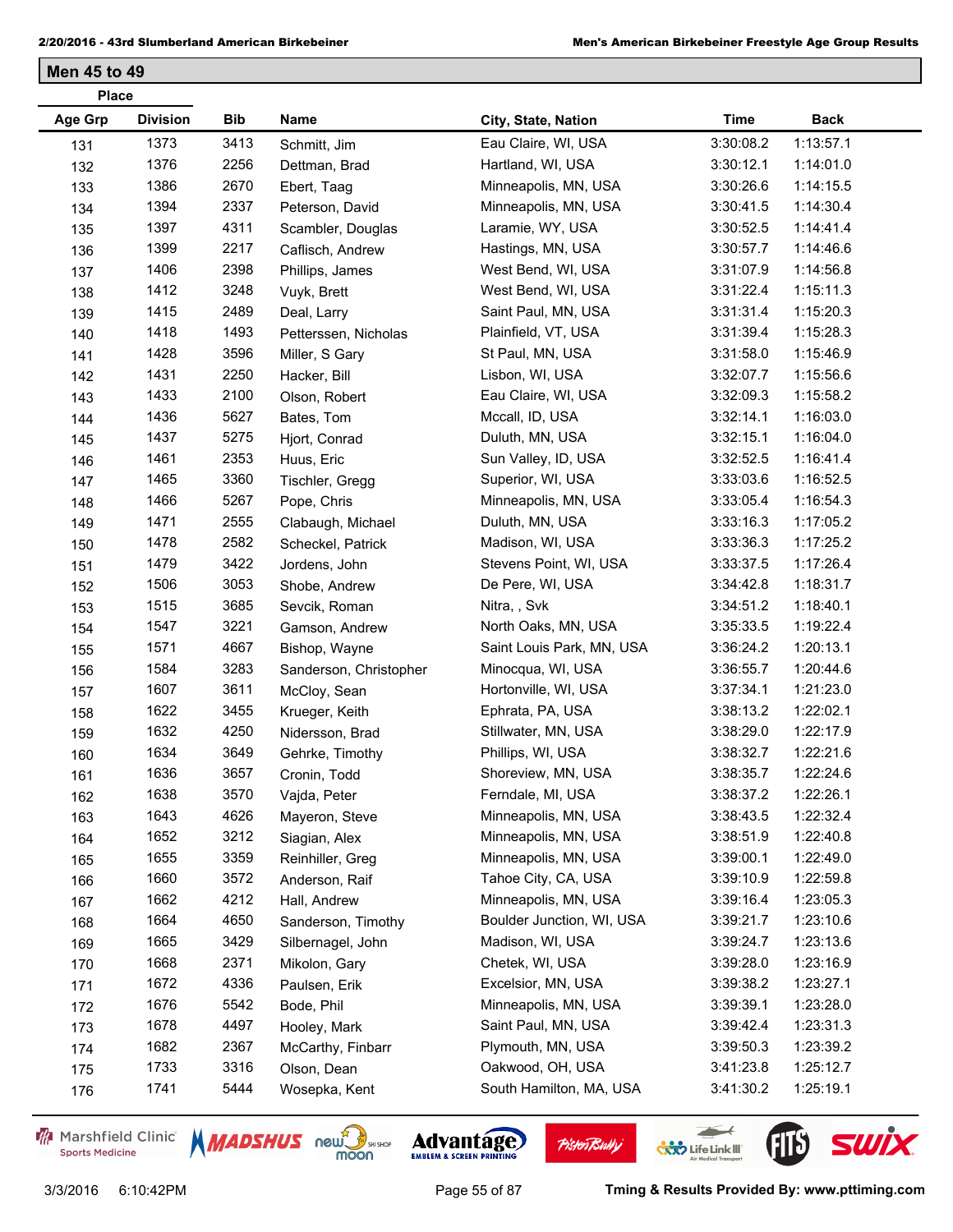## Men 45 to 49

| Place Age Grp | Division | Bib | Name | City, State, Nation | Time | Back |
|---|---|---|---|---|---|---|
| 131 | 1373 | 3413 | Schmitt, Jim | Eau Claire, WI, USA | 3:30:08.2 | 1:13:57.1 |
| 132 | 1376 | 2256 | Dettman, Brad | Hartland, WI, USA | 3:30:12.1 | 1:14:01.0 |
| 133 | 1386 | 2670 | Ebert, Taag | Minneapolis, MN, USA | 3:30:26.6 | 1:14:15.5 |
| 134 | 1394 | 2337 | Peterson, David | Minneapolis, MN, USA | 3:30:41.5 | 1:14:30.4 |
| 135 | 1397 | 4311 | Scambler, Douglas | Laramie, WY, USA | 3:30:52.5 | 1:14:41.4 |
| 136 | 1399 | 2217 | Caflisch, Andrew | Hastings, MN, USA | 3:30:57.7 | 1:14:46.6 |
| 137 | 1406 | 2398 | Phillips, James | West Bend, WI, USA | 3:31:07.9 | 1:14:56.8 |
| 138 | 1412 | 3248 | Vuyk, Brett | West Bend, WI, USA | 3:31:22.4 | 1:15:11.3 |
| 139 | 1415 | 2489 | Deal, Larry | Saint Paul, MN, USA | 3:31:31.4 | 1:15:20.3 |
| 140 | 1418 | 1493 | Petterssen, Nicholas | Plainfield, VT, USA | 3:31:39.4 | 1:15:28.3 |
| 141 | 1428 | 3596 | Miller, S Gary | St Paul, MN, USA | 3:31:58.0 | 1:15:46.9 |
| 142 | 1431 | 2250 | Hacker, Bill | Lisbon, WI, USA | 3:32:07.7 | 1:15:56.6 |
| 143 | 1433 | 2100 | Olson, Robert | Eau Claire, WI, USA | 3:32:09.3 | 1:15:58.2 |
| 144 | 1436 | 5627 | Bates, Tom | Mccall, ID, USA | 3:32:14.1 | 1:16:03.0 |
| 145 | 1437 | 5275 | Hjort, Conrad | Duluth, MN, USA | 3:32:15.1 | 1:16:04.0 |
| 146 | 1461 | 2353 | Huus, Eric | Sun Valley, ID, USA | 3:32:52.5 | 1:16:41.4 |
| 147 | 1465 | 3360 | Tischler, Gregg | Superior, WI, USA | 3:33:03.6 | 1:16:52.5 |
| 148 | 1466 | 5267 | Pope, Chris | Minneapolis, MN, USA | 3:33:05.4 | 1:16:54.3 |
| 149 | 1471 | 2555 | Clabaugh, Michael | Duluth, MN, USA | 3:33:16.3 | 1:17:05.2 |
| 150 | 1478 | 2582 | Scheckel, Patrick | Madison, WI, USA | 3:33:36.3 | 1:17:25.2 |
| 151 | 1479 | 3422 | Jordens, John | Stevens Point, WI, USA | 3:33:37.5 | 1:17:26.4 |
| 152 | 1506 | 3053 | Shobe, Andrew | De Pere, WI, USA | 3:34:42.8 | 1:18:31.7 |
| 153 | 1515 | 3685 | Sevcik, Roman | Nitra, , Svk | 3:34:51.2 | 1:18:40.1 |
| 154 | 1547 | 3221 | Gamson, Andrew | North Oaks, MN, USA | 3:35:33.5 | 1:19:22.4 |
| 155 | 1571 | 4667 | Bishop, Wayne | Saint Louis Park, MN, USA | 3:36:24.2 | 1:20:13.1 |
| 156 | 1584 | 3283 | Sanderson, Christopher | Minocqua, WI, USA | 3:36:55.7 | 1:20:44.6 |
| 157 | 1607 | 3611 | McCloy, Sean | Hortonville, WI, USA | 3:37:34.1 | 1:21:23.0 |
| 158 | 1622 | 3455 | Krueger, Keith | Ephrata, PA, USA | 3:38:13.2 | 1:22:02.1 |
| 159 | 1632 | 4250 | Nidersson, Brad | Stillwater, MN, USA | 3:38:29.0 | 1:22:17.9 |
| 160 | 1634 | 3649 | Gehrke, Timothy | Phillips, WI, USA | 3:38:32.7 | 1:22:21.6 |
| 161 | 1636 | 3657 | Cronin, Todd | Shoreview, MN, USA | 3:38:35.7 | 1:22:24.6 |
| 162 | 1638 | 3570 | Vajda, Peter | Ferndale, MI, USA | 3:38:37.2 | 1:22:26.1 |
| 163 | 1643 | 4626 | Mayeron, Steve | Minneapolis, MN, USA | 3:38:43.5 | 1:22:32.4 |
| 164 | 1652 | 3212 | Siagian, Alex | Minneapolis, MN, USA | 3:38:51.9 | 1:22:40.8 |
| 165 | 1655 | 3359 | Reinhiller, Greg | Minneapolis, MN, USA | 3:39:00.1 | 1:22:49.0 |
| 166 | 1660 | 3572 | Anderson, Raif | Tahoe City, CA, USA | 3:39:10.9 | 1:22:59.8 |
| 167 | 1662 | 4212 | Hall, Andrew | Minneapolis, MN, USA | 3:39:16.4 | 1:23:05.3 |
| 168 | 1664 | 4650 | Sanderson, Timothy | Boulder Junction, WI, USA | 3:39:21.7 | 1:23:10.6 |
| 169 | 1665 | 3429 | Silbernagel, John | Madison, WI, USA | 3:39:24.7 | 1:23:13.6 |
| 170 | 1668 | 2371 | Mikolon, Gary | Chetek, WI, USA | 3:39:28.0 | 1:23:16.9 |
| 171 | 1672 | 4336 | Paulsen, Erik | Excelsior, MN, USA | 3:39:38.2 | 1:23:27.1 |
| 172 | 1676 | 5542 | Bode, Phil | Minneapolis, MN, USA | 3:39:39.1 | 1:23:28.0 |
| 173 | 1678 | 4497 | Hooley, Mark | Saint Paul, MN, USA | 3:39:42.4 | 1:23:31.3 |
| 174 | 1682 | 2367 | McCarthy, Finbarr | Plymouth, MN, USA | 3:39:50.3 | 1:23:39.2 |
| 175 | 1733 | 3316 | Olson, Dean | Oakwood, OH, USA | 3:41:23.8 | 1:25:12.7 |
| 176 | 1741 | 5444 | Wosepka, Kent | South Hamilton, MA, USA | 3:41:30.2 | 1:25:19.1 |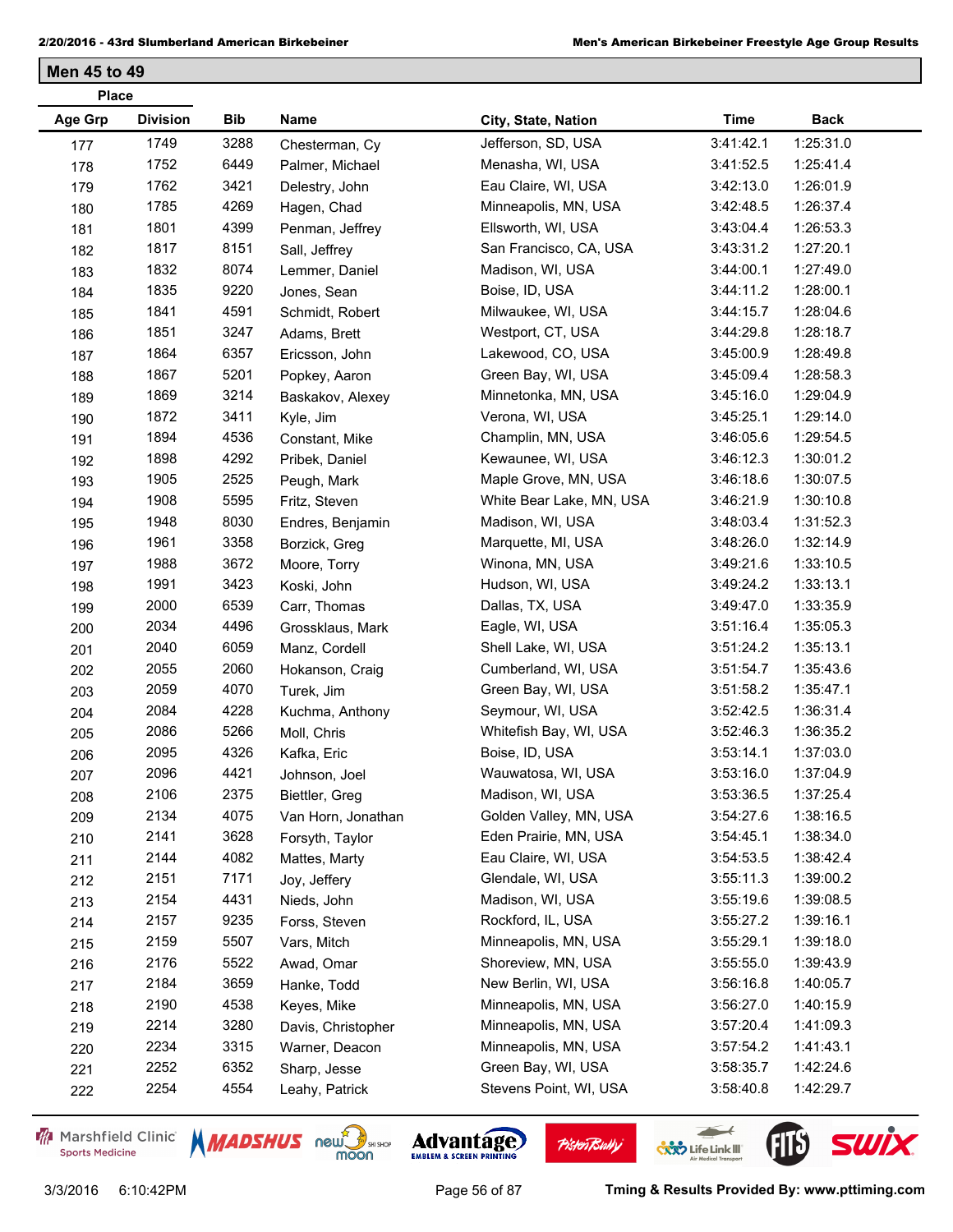## Men 45 to 49

| Place Age Grp | Place Division | Bib | Name | City, State, Nation | Time | Back |
|---|---|---|---|---|---|---|
| 177 | 1749 | 3288 | Chesterman, Cy | Jefferson, SD, USA | 3:41:42.1 | 1:25:31.0 |
| 178 | 1752 | 6449 | Palmer, Michael | Menasha, WI, USA | 3:41:52.5 | 1:25:41.4 |
| 179 | 1762 | 3421 | Delestry, John | Eau Claire, WI, USA | 3:42:13.0 | 1:26:01.9 |
| 180 | 1785 | 4269 | Hagen, Chad | Minneapolis, MN, USA | 3:42:48.5 | 1:26:37.4 |
| 181 | 1801 | 4399 | Penman, Jeffrey | Ellsworth, WI, USA | 3:43:04.4 | 1:26:53.3 |
| 182 | 1817 | 8151 | Sall, Jeffrey | San Francisco, CA, USA | 3:43:31.2 | 1:27:20.1 |
| 183 | 1832 | 8074 | Lemmer, Daniel | Madison, WI, USA | 3:44:00.1 | 1:27:49.0 |
| 184 | 1835 | 9220 | Jones, Sean | Boise, ID, USA | 3:44:11.2 | 1:28:00.1 |
| 185 | 1841 | 4591 | Schmidt, Robert | Milwaukee, WI, USA | 3:44:15.7 | 1:28:04.6 |
| 186 | 1851 | 3247 | Adams, Brett | Westport, CT, USA | 3:44:29.8 | 1:28:18.7 |
| 187 | 1864 | 6357 | Ericsson, John | Lakewood, CO, USA | 3:45:00.9 | 1:28:49.8 |
| 188 | 1867 | 5201 | Popkey, Aaron | Green Bay, WI, USA | 3:45:09.4 | 1:28:58.3 |
| 189 | 1869 | 3214 | Baskakov, Alexey | Minnetonka, MN, USA | 3:45:16.0 | 1:29:04.9 |
| 190 | 1872 | 3411 | Kyle, Jim | Verona, WI, USA | 3:45:25.1 | 1:29:14.0 |
| 191 | 1894 | 4536 | Constant, Mike | Champlin, MN, USA | 3:46:05.6 | 1:29:54.5 |
| 192 | 1898 | 4292 | Pribek, Daniel | Kewaunee, WI, USA | 3:46:12.3 | 1:30:01.2 |
| 193 | 1905 | 2525 | Peugh, Mark | Maple Grove, MN, USA | 3:46:18.6 | 1:30:07.5 |
| 194 | 1908 | 5595 | Fritz, Steven | White Bear Lake, MN, USA | 3:46:21.9 | 1:30:10.8 |
| 195 | 1948 | 8030 | Endres, Benjamin | Madison, WI, USA | 3:48:03.4 | 1:31:52.3 |
| 196 | 1961 | 3358 | Borzick, Greg | Marquette, MI, USA | 3:48:26.0 | 1:32:14.9 |
| 197 | 1988 | 3672 | Moore, Torry | Winona, MN, USA | 3:49:21.6 | 1:33:10.5 |
| 198 | 1991 | 3423 | Koski, John | Hudson, WI, USA | 3:49:24.2 | 1:33:13.1 |
| 199 | 2000 | 6539 | Carr, Thomas | Dallas, TX, USA | 3:49:47.0 | 1:33:35.9 |
| 200 | 2034 | 4496 | Grossklaus, Mark | Eagle, WI, USA | 3:51:16.4 | 1:35:05.3 |
| 201 | 2040 | 6059 | Manz, Cordell | Shell Lake, WI, USA | 3:51:24.2 | 1:35:13.1 |
| 202 | 2055 | 2060 | Hokanson, Craig | Cumberland, WI, USA | 3:51:54.7 | 1:35:43.6 |
| 203 | 2059 | 4070 | Turek, Jim | Green Bay, WI, USA | 3:51:58.2 | 1:35:47.1 |
| 204 | 2084 | 4228 | Kuchma, Anthony | Seymour, WI, USA | 3:52:42.5 | 1:36:31.4 |
| 205 | 2086 | 5266 | Moll, Chris | Whitefish Bay, WI, USA | 3:52:46.3 | 1:36:35.2 |
| 206 | 2095 | 4326 | Kafka, Eric | Boise, ID, USA | 3:53:14.1 | 1:37:03.0 |
| 207 | 2096 | 4421 | Johnson, Joel | Wauwatosa, WI, USA | 3:53:16.0 | 1:37:04.9 |
| 208 | 2106 | 2375 | Biettler, Greg | Madison, WI, USA | 3:53:36.5 | 1:37:25.4 |
| 209 | 2134 | 4075 | Van Horn, Jonathan | Golden Valley, MN, USA | 3:54:27.6 | 1:38:16.5 |
| 210 | 2141 | 3628 | Forsyth, Taylor | Eden Prairie, MN, USA | 3:54:45.1 | 1:38:34.0 |
| 211 | 2144 | 4082 | Mattes, Marty | Eau Claire, WI, USA | 3:54:53.5 | 1:38:42.4 |
| 212 | 2151 | 7171 | Joy, Jeffery | Glendale, WI, USA | 3:55:11.3 | 1:39:00.2 |
| 213 | 2154 | 4431 | Nieds, John | Madison, WI, USA | 3:55:19.6 | 1:39:08.5 |
| 214 | 2157 | 9235 | Forss, Steven | Rockford, IL, USA | 3:55:27.2 | 1:39:16.1 |
| 215 | 2159 | 5507 | Vars, Mitch | Minneapolis, MN, USA | 3:55:29.1 | 1:39:18.0 |
| 216 | 2176 | 5522 | Awad, Omar | Shoreview, MN, USA | 3:55:55.0 | 1:39:43.9 |
| 217 | 2184 | 3659 | Hanke, Todd | New Berlin, WI, USA | 3:56:16.8 | 1:40:05.7 |
| 218 | 2190 | 4538 | Keyes, Mike | Minneapolis, MN, USA | 3:56:27.0 | 1:40:15.9 |
| 219 | 2214 | 3280 | Davis, Christopher | Minneapolis, MN, USA | 3:57:20.4 | 1:41:09.3 |
| 220 | 2234 | 3315 | Warner, Deacon | Minneapolis, MN, USA | 3:57:54.2 | 1:41:43.1 |
| 221 | 2252 | 6352 | Sharp, Jesse | Green Bay, WI, USA | 3:58:35.7 | 1:42:24.6 |
| 222 | 2254 | 4554 | Leahy, Patrick | Stevens Point, WI, USA | 3:58:40.8 | 1:42:29.7 |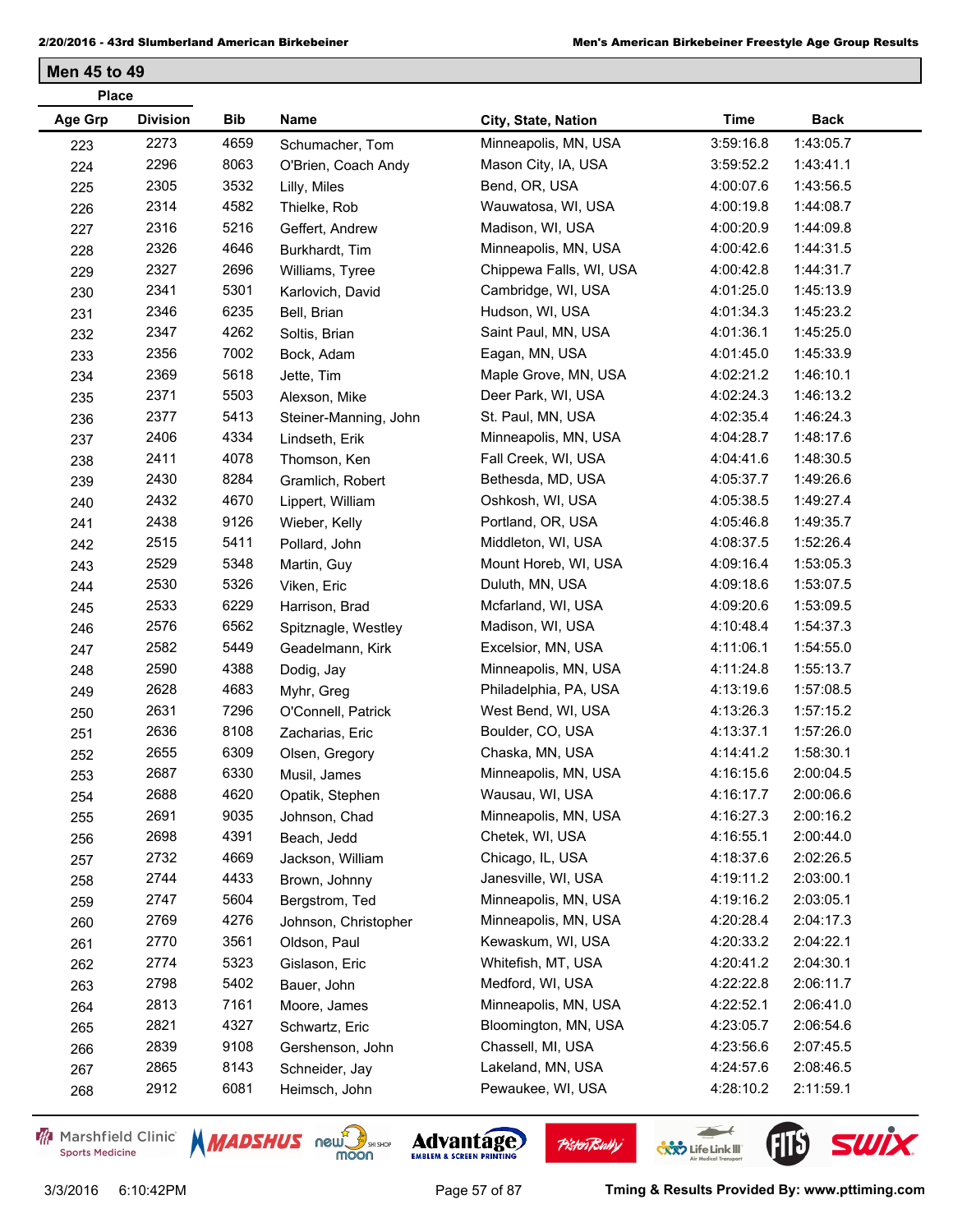## Men 45 to 49

| Place Age Grp | Division | Bib | Name | City, State, Nation | Time | Back |
|---|---|---|---|---|---|---|
| 223 | 2273 | 4659 | Schumacher, Tom | Minneapolis, MN, USA | 3:59:16.8 | 1:43:05.7 |
| 224 | 2296 | 8063 | O'Brien, Coach Andy | Mason City, IA, USA | 3:59:52.2 | 1:43:41.1 |
| 225 | 2305 | 3532 | Lilly, Miles | Bend, OR, USA | 4:00:07.6 | 1:43:56.5 |
| 226 | 2314 | 4582 | Thielke, Rob | Wauwatosa, WI, USA | 4:00:19.8 | 1:44:08.7 |
| 227 | 2316 | 5216 | Geffert, Andrew | Madison, WI, USA | 4:00:20.9 | 1:44:09.8 |
| 228 | 2326 | 4646 | Burkhardt, Tim | Minneapolis, MN, USA | 4:00:42.6 | 1:44:31.5 |
| 229 | 2327 | 2696 | Williams, Tyree | Chippewa Falls, WI, USA | 4:00:42.8 | 1:44:31.7 |
| 230 | 2341 | 5301 | Karlovich, David | Cambridge, WI, USA | 4:01:25.0 | 1:45:13.9 |
| 231 | 2346 | 6235 | Bell, Brian | Hudson, WI, USA | 4:01:34.3 | 1:45:23.2 |
| 232 | 2347 | 4262 | Soltis, Brian | Saint Paul, MN, USA | 4:01:36.1 | 1:45:25.0 |
| 233 | 2356 | 7002 | Bock, Adam | Eagan, MN, USA | 4:01:45.0 | 1:45:33.9 |
| 234 | 2369 | 5618 | Jette, Tim | Maple Grove, MN, USA | 4:02:21.2 | 1:46:10.1 |
| 235 | 2371 | 5503 | Alexson, Mike | Deer Park, WI, USA | 4:02:24.3 | 1:46:13.2 |
| 236 | 2377 | 5413 | Steiner-Manning, John | St. Paul, MN, USA | 4:02:35.4 | 1:46:24.3 |
| 237 | 2406 | 4334 | Lindseth, Erik | Minneapolis, MN, USA | 4:04:28.7 | 1:48:17.6 |
| 238 | 2411 | 4078 | Thomson, Ken | Fall Creek, WI, USA | 4:04:41.6 | 1:48:30.5 |
| 239 | 2430 | 8284 | Gramlich, Robert | Bethesda, MD, USA | 4:05:37.7 | 1:49:26.6 |
| 240 | 2432 | 4670 | Lippert, William | Oshkosh, WI, USA | 4:05:38.5 | 1:49:27.4 |
| 241 | 2438 | 9126 | Wieber, Kelly | Portland, OR, USA | 4:05:46.8 | 1:49:35.7 |
| 242 | 2515 | 5411 | Pollard, John | Middleton, WI, USA | 4:08:37.5 | 1:52:26.4 |
| 243 | 2529 | 5348 | Martin, Guy | Mount Horeb, WI, USA | 4:09:16.4 | 1:53:05.3 |
| 244 | 2530 | 5326 | Viken, Eric | Duluth, MN, USA | 4:09:18.6 | 1:53:07.5 |
| 245 | 2533 | 6229 | Harrison, Brad | Mcfarland, WI, USA | 4:09:20.6 | 1:53:09.5 |
| 246 | 2576 | 6562 | Spitznagle, Westley | Madison, WI, USA | 4:10:48.4 | 1:54:37.3 |
| 247 | 2582 | 5449 | Geadelmann, Kirk | Excelsior, MN, USA | 4:11:06.1 | 1:54:55.0 |
| 248 | 2590 | 4388 | Dodig, Jay | Minneapolis, MN, USA | 4:11:24.8 | 1:55:13.7 |
| 249 | 2628 | 4683 | Myhr, Greg | Philadelphia, PA, USA | 4:13:19.6 | 1:57:08.5 |
| 250 | 2631 | 7296 | O'Connell, Patrick | West Bend, WI, USA | 4:13:26.3 | 1:57:15.2 |
| 251 | 2636 | 8108 | Zacharias, Eric | Boulder, CO, USA | 4:13:37.1 | 1:57:26.0 |
| 252 | 2655 | 6309 | Olsen, Gregory | Chaska, MN, USA | 4:14:41.2 | 1:58:30.1 |
| 253 | 2687 | 6330 | Musil, James | Minneapolis, MN, USA | 4:16:15.6 | 2:00:04.5 |
| 254 | 2688 | 4620 | Opatik, Stephen | Wausau, WI, USA | 4:16:17.7 | 2:00:06.6 |
| 255 | 2691 | 9035 | Johnson, Chad | Minneapolis, MN, USA | 4:16:27.3 | 2:00:16.2 |
| 256 | 2698 | 4391 | Beach, Jedd | Chetek, WI, USA | 4:16:55.1 | 2:00:44.0 |
| 257 | 2732 | 4669 | Jackson, William | Chicago, IL, USA | 4:18:37.6 | 2:02:26.5 |
| 258 | 2744 | 4433 | Brown, Johnny | Janesville, WI, USA | 4:19:11.2 | 2:03:00.1 |
| 259 | 2747 | 5604 | Bergstrom, Ted | Minneapolis, MN, USA | 4:19:16.2 | 2:03:05.1 |
| 260 | 2769 | 4276 | Johnson, Christopher | Minneapolis, MN, USA | 4:20:28.4 | 2:04:17.3 |
| 261 | 2770 | 3561 | Oldson, Paul | Kewaskum, WI, USA | 4:20:33.2 | 2:04:22.1 |
| 262 | 2774 | 5323 | Gislason, Eric | Whitefish, MT, USA | 4:20:41.2 | 2:04:30.1 |
| 263 | 2798 | 5402 | Bauer, John | Medford, WI, USA | 4:22:22.8 | 2:06:11.7 |
| 264 | 2813 | 7161 | Moore, James | Minneapolis, MN, USA | 4:22:52.1 | 2:06:41.0 |
| 265 | 2821 | 4327 | Schwartz, Eric | Bloomington, MN, USA | 4:23:05.7 | 2:06:54.6 |
| 266 | 2839 | 9108 | Gershenson, John | Chassell, MI, USA | 4:23:56.6 | 2:07:45.5 |
| 267 | 2865 | 8143 | Schneider, Jay | Lakeland, MN, USA | 4:24:57.6 | 2:08:46.5 |
| 268 | 2912 | 6081 | Heimsch, John | Pewaukee, WI, USA | 4:28:10.2 | 2:11:59.1 |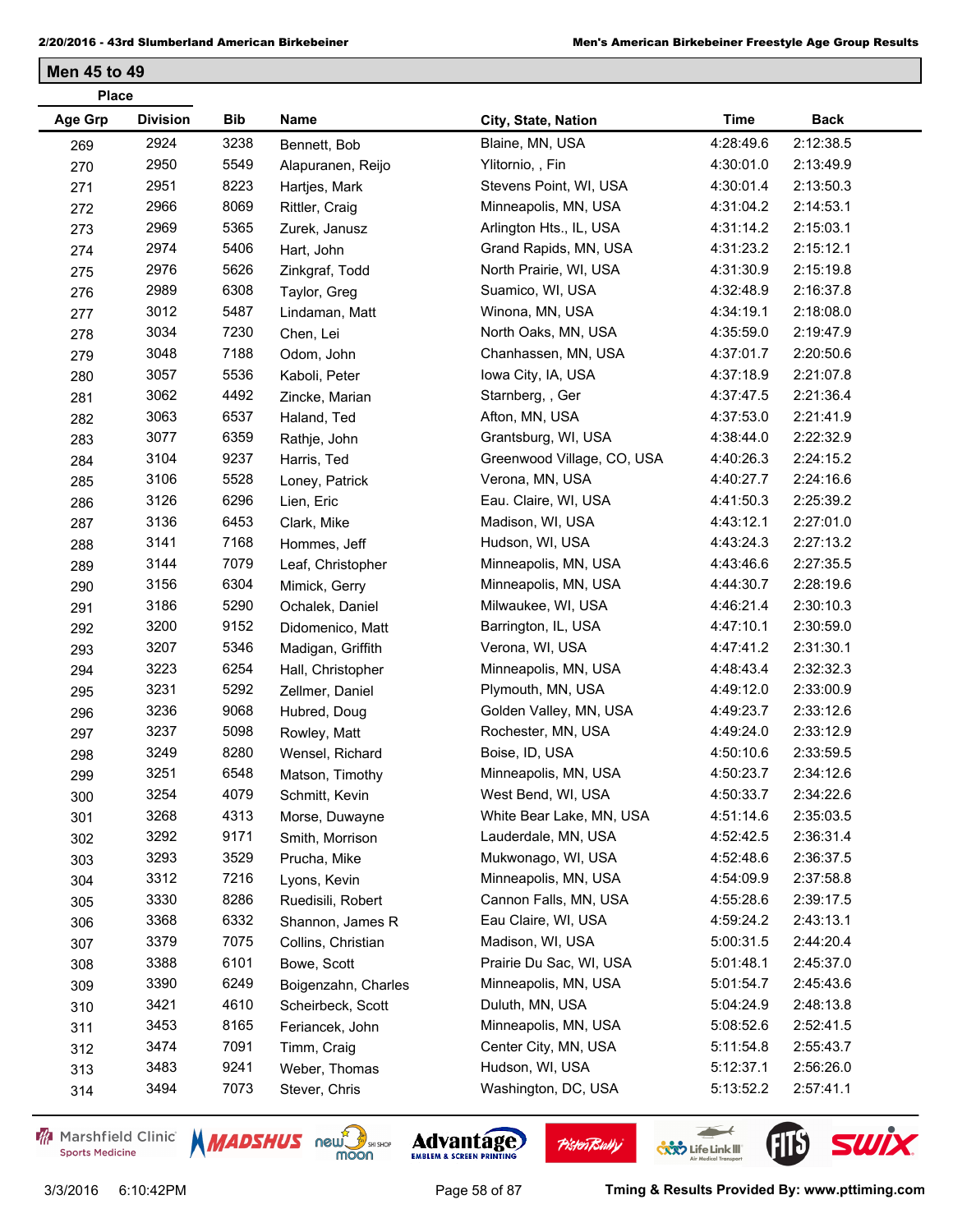## Men 45 to 49

| Place | | | | | | |
|---|---|---|---|---|---|---|
| Age Grp | Division | Bib | Name | City, State, Nation | Time | Back |
| 269 | 2924 | 3238 | Bennett, Bob | Blaine, MN, USA | 4:28:49.6 | 2:12:38.5 |
| 270 | 2950 | 5549 | Alapuranen, Reijo | Ylitornio, , Fin | 4:30:01.0 | 2:13:49.9 |
| 271 | 2951 | 8223 | Hartjes, Mark | Stevens Point, WI, USA | 4:30:01.4 | 2:13:50.3 |
| 272 | 2966 | 8069 | Rittler, Craig | Minneapolis, MN, USA | 4:31:04.2 | 2:14:53.1 |
| 273 | 2969 | 5365 | Zurek, Janusz | Arlington Hts., IL, USA | 4:31:14.2 | 2:15:03.1 |
| 274 | 2974 | 5406 | Hart, John | Grand Rapids, MN, USA | 4:31:23.2 | 2:15:12.1 |
| 275 | 2976 | 5626 | Zinkgraf, Todd | North Prairie, WI, USA | 4:31:30.9 | 2:15:19.8 |
| 276 | 2989 | 6308 | Taylor, Greg | Suamico, WI, USA | 4:32:48.9 | 2:16:37.8 |
| 277 | 3012 | 5487 | Lindaman, Matt | Winona, MN, USA | 4:34:19.1 | 2:18:08.0 |
| 278 | 3034 | 7230 | Chen, Lei | North Oaks, MN, USA | 4:35:59.0 | 2:19:47.9 |
| 279 | 3048 | 7188 | Odom, John | Chanhassen, MN, USA | 4:37:01.7 | 2:20:50.6 |
| 280 | 3057 | 5536 | Kaboli, Peter | Iowa City, IA, USA | 4:37:18.9 | 2:21:07.8 |
| 281 | 3062 | 4492 | Zincke, Marian | Starnberg, , Ger | 4:37:47.5 | 2:21:36.4 |
| 282 | 3063 | 6537 | Haland, Ted | Afton, MN, USA | 4:37:53.0 | 2:21:41.9 |
| 283 | 3077 | 6359 | Rathje, John | Grantsburg, WI, USA | 4:38:44.0 | 2:22:32.9 |
| 284 | 3104 | 9237 | Harris, Ted | Greenwood Village, CO, USA | 4:40:26.3 | 2:24:15.2 |
| 285 | 3106 | 5528 | Loney, Patrick | Verona, MN, USA | 4:40:27.7 | 2:24:16.6 |
| 286 | 3126 | 6296 | Lien, Eric | Eau. Claire, WI, USA | 4:41:50.3 | 2:25:39.2 |
| 287 | 3136 | 6453 | Clark, Mike | Madison, WI, USA | 4:43:12.1 | 2:27:01.0 |
| 288 | 3141 | 7168 | Hommes, Jeff | Hudson, WI, USA | 4:43:24.3 | 2:27:13.2 |
| 289 | 3144 | 7079 | Leaf, Christopher | Minneapolis, MN, USA | 4:43:46.6 | 2:27:35.5 |
| 290 | 3156 | 6304 | Mimick, Gerry | Minneapolis, MN, USA | 4:44:30.7 | 2:28:19.6 |
| 291 | 3186 | 5290 | Ochalek, Daniel | Milwaukee, WI, USA | 4:46:21.4 | 2:30:10.3 |
| 292 | 3200 | 9152 | Didomenico, Matt | Barrington, IL, USA | 4:47:10.1 | 2:30:59.0 |
| 293 | 3207 | 5346 | Madigan, Griffith | Verona, WI, USA | 4:47:41.2 | 2:31:30.1 |
| 294 | 3223 | 6254 | Hall, Christopher | Minneapolis, MN, USA | 4:48:43.4 | 2:32:32.3 |
| 295 | 3231 | 5292 | Zellmer, Daniel | Plymouth, MN, USA | 4:49:12.0 | 2:33:00.9 |
| 296 | 3236 | 9068 | Hubred, Doug | Golden Valley, MN, USA | 4:49:23.7 | 2:33:12.6 |
| 297 | 3237 | 5098 | Rowley, Matt | Rochester, MN, USA | 4:49:24.0 | 2:33:12.9 |
| 298 | 3249 | 8280 | Wensel, Richard | Boise, ID, USA | 4:50:10.6 | 2:33:59.5 |
| 299 | 3251 | 6548 | Matson, Timothy | Minneapolis, MN, USA | 4:50:23.7 | 2:34:12.6 |
| 300 | 3254 | 4079 | Schmitt, Kevin | West Bend, WI, USA | 4:50:33.7 | 2:34:22.6 |
| 301 | 3268 | 4313 | Morse, Duwayne | White Bear Lake, MN, USA | 4:51:14.6 | 2:35:03.5 |
| 302 | 3292 | 9171 | Smith, Morrison | Lauderdale, MN, USA | 4:52:42.5 | 2:36:31.4 |
| 303 | 3293 | 3529 | Prucha, Mike | Mukwonago, WI, USA | 4:52:48.6 | 2:36:37.5 |
| 304 | 3312 | 7216 | Lyons, Kevin | Minneapolis, MN, USA | 4:54:09.9 | 2:37:58.8 |
| 305 | 3330 | 8286 | Ruedisili, Robert | Cannon Falls, MN, USA | 4:55:28.6 | 2:39:17.5 |
| 306 | 3368 | 6332 | Shannon, James R | Eau Claire, WI, USA | 4:59:24.2 | 2:43:13.1 |
| 307 | 3379 | 7075 | Collins, Christian | Madison, WI, USA | 5:00:31.5 | 2:44:20.4 |
| 308 | 3388 | 6101 | Bowe, Scott | Prairie Du Sac, WI, USA | 5:01:48.1 | 2:45:37.0 |
| 309 | 3390 | 6249 | Boigenzahn, Charles | Minneapolis, MN, USA | 5:01:54.7 | 2:45:43.6 |
| 310 | 3421 | 4610 | Scheirbeck, Scott | Duluth, MN, USA | 5:04:24.9 | 2:48:13.8 |
| 311 | 3453 | 8165 | Feriancek, John | Minneapolis, MN, USA | 5:08:52.6 | 2:52:41.5 |
| 312 | 3474 | 7091 | Timm, Craig | Center City, MN, USA | 5:11:54.8 | 2:55:43.7 |
| 313 | 3483 | 9241 | Weber, Thomas | Hudson, WI, USA | 5:12:37.1 | 2:56:26.0 |
| 314 | 3494 | 7073 | Stever, Chris | Washington, DC, USA | 5:13:52.2 | 2:57:41.1 |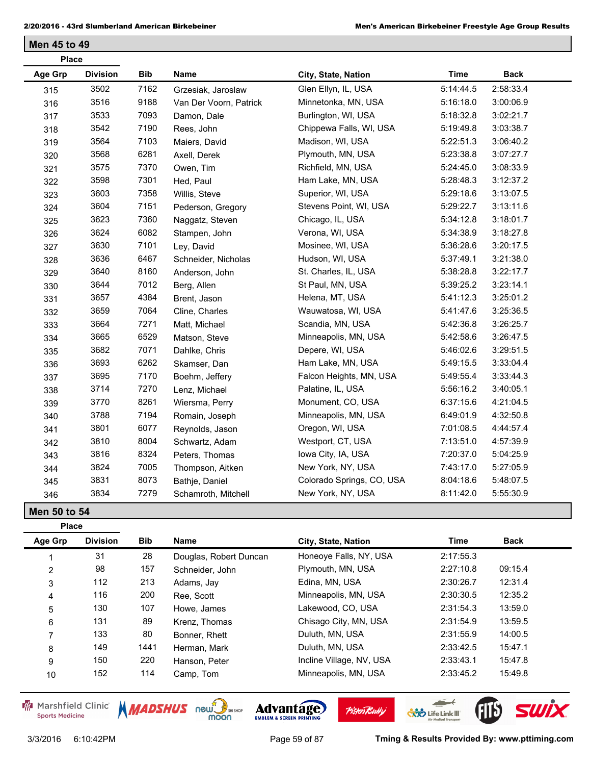## Men 45 to 49

| Place Age Grp | Division | Bib | Name | City, State, Nation | Time | Back |
|---|---|---|---|---|---|---|
| 315 | 3502 | 7162 | Grzesiak, Jaroslaw | Glen Ellyn, IL, USA | 5:14:44.5 | 2:58:33.4 |
| 316 | 3516 | 9188 | Van Der Voorn, Patrick | Minnetonka, MN, USA | 5:16:18.0 | 3:00:06.9 |
| 317 | 3533 | 7093 | Damon, Dale | Burlington, WI, USA | 5:18:32.8 | 3:02:21.7 |
| 318 | 3542 | 7190 | Rees, John | Chippewa Falls, WI, USA | 5:19:49.8 | 3:03:38.7 |
| 319 | 3564 | 7103 | Maiers, David | Madison, WI, USA | 5:22:51.3 | 3:06:40.2 |
| 320 | 3568 | 6281 | Axell, Derek | Plymouth, MN, USA | 5:23:38.8 | 3:07:27.7 |
| 321 | 3575 | 7370 | Owen, Tim | Richfield, MN, USA | 5:24:45.0 | 3:08:33.9 |
| 322 | 3598 | 7301 | Hed, Paul | Ham Lake, MN, USA | 5:28:48.3 | 3:12:37.2 |
| 323 | 3603 | 7358 | Willis, Steve | Superior, WI, USA | 5:29:18.6 | 3:13:07.5 |
| 324 | 3604 | 7151 | Pederson, Gregory | Stevens Point, WI, USA | 5:29:22.7 | 3:13:11.6 |
| 325 | 3623 | 7360 | Naggatz, Steven | Chicago, IL, USA | 5:34:12.8 | 3:18:01.7 |
| 326 | 3624 | 6082 | Stampen, John | Verona, WI, USA | 5:34:38.9 | 3:18:27.8 |
| 327 | 3630 | 7101 | Ley, David | Mosinee, WI, USA | 5:36:28.6 | 3:20:17.5 |
| 328 | 3636 | 6467 | Schneider, Nicholas | Hudson, WI, USA | 5:37:49.1 | 3:21:38.0 |
| 329 | 3640 | 8160 | Anderson, John | St. Charles, IL, USA | 5:38:28.8 | 3:22:17.7 |
| 330 | 3644 | 7012 | Berg, Allen | St Paul, MN, USA | 5:39:25.2 | 3:23:14.1 |
| 331 | 3657 | 4384 | Brent, Jason | Helena, MT, USA | 5:41:12.3 | 3:25:01.2 |
| 332 | 3659 | 7064 | Cline, Charles | Wauwatosa, WI, USA | 5:41:47.6 | 3:25:36.5 |
| 333 | 3664 | 7271 | Matt, Michael | Scandia, MN, USA | 5:42:36.8 | 3:26:25.7 |
| 334 | 3665 | 6529 | Matson, Steve | Minneapolis, MN, USA | 5:42:58.6 | 3:26:47.5 |
| 335 | 3682 | 7071 | Dahlke, Chris | Depere, WI, USA | 5:46:02.6 | 3:29:51.5 |
| 336 | 3693 | 6262 | Skamser, Dan | Ham Lake, MN, USA | 5:49:15.5 | 3:33:04.4 |
| 337 | 3695 | 7170 | Boehm, Jeffery | Falcon Heights, MN, USA | 5:49:55.4 | 3:33:44.3 |
| 338 | 3714 | 7270 | Lenz, Michael | Palatine, IL, USA | 5:56:16.2 | 3:40:05.1 |
| 339 | 3770 | 8261 | Wiersma, Perry | Monument, CO, USA | 6:37:15.6 | 4:21:04.5 |
| 340 | 3788 | 7194 | Romain, Joseph | Minneapolis, MN, USA | 6:49:01.9 | 4:32:50.8 |
| 341 | 3801 | 6077 | Reynolds, Jason | Oregon, WI, USA | 7:01:08.5 | 4:44:57.4 |
| 342 | 3810 | 8004 | Schwartz, Adam | Westport, CT, USA | 7:13:51.0 | 4:57:39.9 |
| 343 | 3816 | 8324 | Peters, Thomas | Iowa City, IA, USA | 7:20:37.0 | 5:04:25.9 |
| 344 | 3824 | 7005 | Thompson, Aitken | New York, NY, USA | 7:43:17.0 | 5:27:05.9 |
| 345 | 3831 | 8073 | Bathje, Daniel | Colorado Springs, CO, USA | 8:04:18.6 | 5:48:07.5 |
| 346 | 3834 | 7279 | Schamroth, Mitchell | New York, NY, USA | 8:11:42.0 | 5:55:30.9 |

## Men 50 to 54

| Place Age Grp | Division | Bib | Name | City, State, Nation | Time | Back |
|---|---|---|---|---|---|---|
| 1 | 31 | 28 | Douglas, Robert Duncan | Honeoye Falls, NY, USA | 2:17:55.3 | |
| 2 | 98 | 157 | Schneider, John | Plymouth, MN, USA | 2:27:10.8 | 09:15.4 |
| 3 | 112 | 213 | Adams, Jay | Edina, MN, USA | 2:30:26.7 | 12:31.4 |
| 4 | 116 | 200 | Ree, Scott | Minneapolis, MN, USA | 2:30:30.5 | 12:35.2 |
| 5 | 130 | 107 | Howe, James | Lakewood, CO, USA | 2:31:54.3 | 13:59.0 |
| 6 | 131 | 89 | Krenz, Thomas | Chisago City, MN, USA | 2:31:54.9 | 13:59.5 |
| 7 | 133 | 80 | Bonner, Rhett | Duluth, MN, USA | 2:31:55.9 | 14:00.5 |
| 8 | 149 | 1441 | Herman, Mark | Duluth, MN, USA | 2:33:42.5 | 15:47.1 |
| 9 | 150 | 220 | Hanson, Peter | Incline Village, NV, USA | 2:33:43.1 | 15:47.8 |
| 10 | 152 | 114 | Camp, Tom | Minneapolis, MN, USA | 2:33:45.2 | 15:49.8 |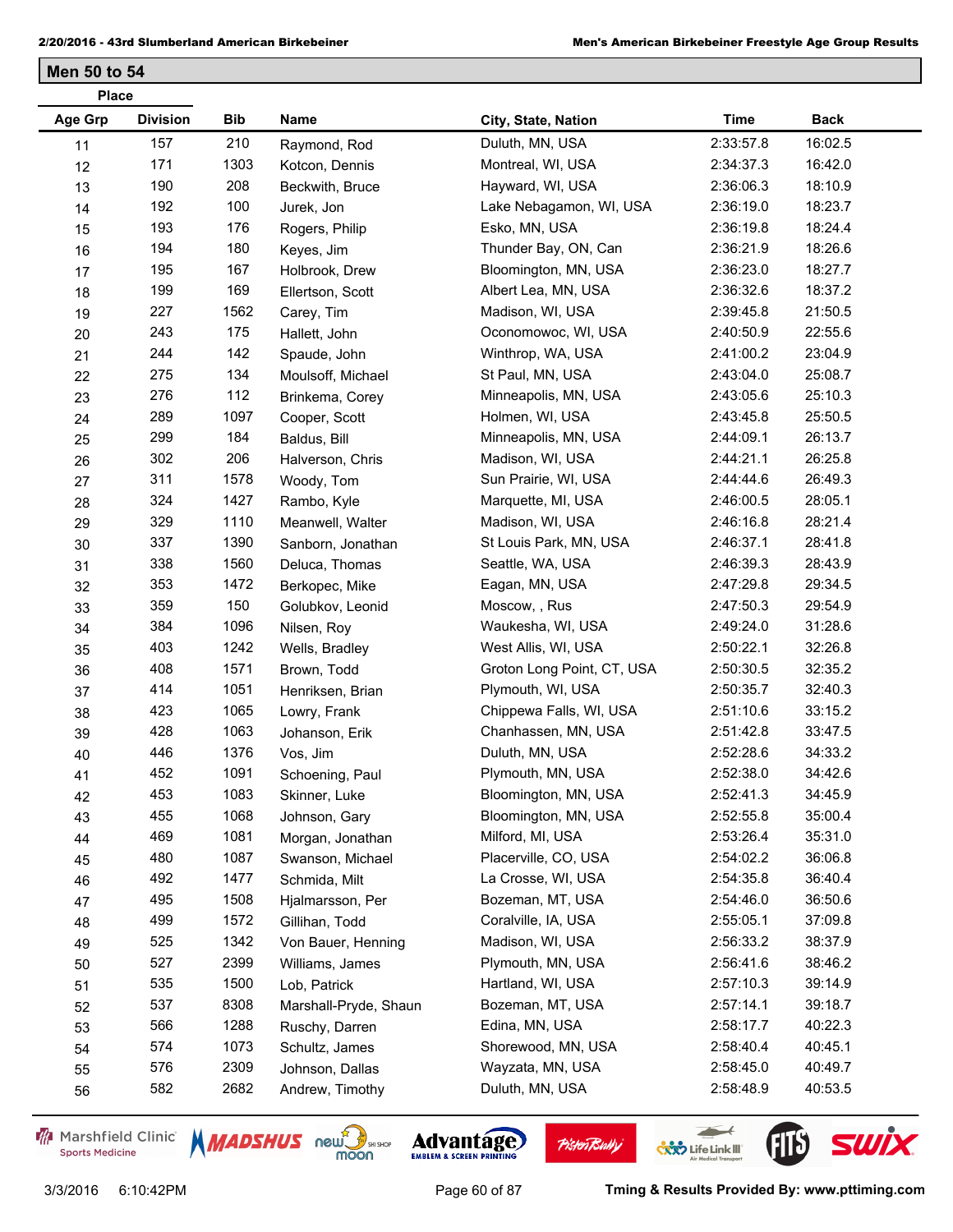## Men 50 to 54

| Place Age Grp | Place Division | Bib | Name | City, State, Nation | Time | Back |
|---|---|---|---|---|---|---|
| 11 | 157 | 210 | Raymond, Rod | Duluth, MN, USA | 2:33:57.8 | 16:02.5 |
| 12 | 171 | 1303 | Kotcon, Dennis | Montreal, WI, USA | 2:34:37.3 | 16:42.0 |
| 13 | 190 | 208 | Beckwith, Bruce | Hayward, WI, USA | 2:36:06.3 | 18:10.9 |
| 14 | 192 | 100 | Jurek, Jon | Lake Nebagamon, WI, USA | 2:36:19.0 | 18:23.7 |
| 15 | 193 | 176 | Rogers, Philip | Esko, MN, USA | 2:36:19.8 | 18:24.4 |
| 16 | 194 | 180 | Keyes, Jim | Thunder Bay, ON, Can | 2:36:21.9 | 18:26.6 |
| 17 | 195 | 167 | Holbrook, Drew | Bloomington, MN, USA | 2:36:23.0 | 18:27.7 |
| 18 | 199 | 169 | Ellertson, Scott | Albert Lea, MN, USA | 2:36:32.6 | 18:37.2 |
| 19 | 227 | 1562 | Carey, Tim | Madison, WI, USA | 2:39:45.8 | 21:50.5 |
| 20 | 243 | 175 | Hallett, John | Oconomowoc, WI, USA | 2:40:50.9 | 22:55.6 |
| 21 | 244 | 142 | Spaude, John | Winthrop, WA, USA | 2:41:00.2 | 23:04.9 |
| 22 | 275 | 134 | Moulsoff, Michael | St Paul, MN, USA | 2:43:04.0 | 25:08.7 |
| 23 | 276 | 112 | Brinkema, Corey | Minneapolis, MN, USA | 2:43:05.6 | 25:10.3 |
| 24 | 289 | 1097 | Cooper, Scott | Holmen, WI, USA | 2:43:45.8 | 25:50.5 |
| 25 | 299 | 184 | Baldus, Bill | Minneapolis, MN, USA | 2:44:09.1 | 26:13.7 |
| 26 | 302 | 206 | Halverson, Chris | Madison, WI, USA | 2:44:21.1 | 26:25.8 |
| 27 | 311 | 1578 | Woody, Tom | Sun Prairie, WI, USA | 2:44:44.6 | 26:49.3 |
| 28 | 324 | 1427 | Rambo, Kyle | Marquette, MI, USA | 2:46:00.5 | 28:05.1 |
| 29 | 329 | 1110 | Meanwell, Walter | Madison, WI, USA | 2:46:16.8 | 28:21.4 |
| 30 | 337 | 1390 | Sanborn, Jonathan | St Louis Park, MN, USA | 2:46:37.1 | 28:41.8 |
| 31 | 338 | 1560 | Deluca, Thomas | Seattle, WA, USA | 2:46:39.3 | 28:43.9 |
| 32 | 353 | 1472 | Berkopec, Mike | Eagan, MN, USA | 2:47:29.8 | 29:34.5 |
| 33 | 359 | 150 | Golubkov, Leonid | Moscow, , Rus | 2:47:50.3 | 29:54.9 |
| 34 | 384 | 1096 | Nilsen, Roy | Waukesha, WI, USA | 2:49:24.0 | 31:28.6 |
| 35 | 403 | 1242 | Wells, Bradley | West Allis, WI, USA | 2:50:22.1 | 32:26.8 |
| 36 | 408 | 1571 | Brown, Todd | Groton Long Point, CT, USA | 2:50:30.5 | 32:35.2 |
| 37 | 414 | 1051 | Henriksen, Brian | Plymouth, WI, USA | 2:50:35.7 | 32:40.3 |
| 38 | 423 | 1065 | Lowry, Frank | Chippewa Falls, WI, USA | 2:51:10.6 | 33:15.2 |
| 39 | 428 | 1063 | Johanson, Erik | Chanhassen, MN, USA | 2:51:42.8 | 33:47.5 |
| 40 | 446 | 1376 | Vos, Jim | Duluth, MN, USA | 2:52:28.6 | 34:33.2 |
| 41 | 452 | 1091 | Schoening, Paul | Plymouth, MN, USA | 2:52:38.0 | 34:42.6 |
| 42 | 453 | 1083 | Skinner, Luke | Bloomington, MN, USA | 2:52:41.3 | 34:45.9 |
| 43 | 455 | 1068 | Johnson, Gary | Bloomington, MN, USA | 2:52:55.8 | 35:00.4 |
| 44 | 469 | 1081 | Morgan, Jonathan | Milford, MI, USA | 2:53:26.4 | 35:31.0 |
| 45 | 480 | 1087 | Swanson, Michael | Placerville, CO, USA | 2:54:02.2 | 36:06.8 |
| 46 | 492 | 1477 | Schmida, Milt | La Crosse, WI, USA | 2:54:35.8 | 36:40.4 |
| 47 | 495 | 1508 | Hjalmarsson, Per | Bozeman, MT, USA | 2:54:46.0 | 36:50.6 |
| 48 | 499 | 1572 | Gillihan, Todd | Coralville, IA, USA | 2:55:05.1 | 37:09.8 |
| 49 | 525 | 1342 | Von Bauer, Henning | Madison, WI, USA | 2:56:33.2 | 38:37.9 |
| 50 | 527 | 2399 | Williams, James | Plymouth, MN, USA | 2:56:41.6 | 38:46.2 |
| 51 | 535 | 1500 | Lob, Patrick | Hartland, WI, USA | 2:57:10.3 | 39:14.9 |
| 52 | 537 | 8308 | Marshall-Pryde, Shaun | Bozeman, MT, USA | 2:57:14.1 | 39:18.7 |
| 53 | 566 | 1288 | Ruschy, Darren | Edina, MN, USA | 2:58:17.7 | 40:22.3 |
| 54 | 574 | 1073 | Schultz, James | Shorewood, MN, USA | 2:58:40.4 | 40:45.1 |
| 55 | 576 | 2309 | Johnson, Dallas | Wayzata, MN, USA | 2:58:45.0 | 40:49.7 |
| 56 | 582 | 2682 | Andrew, Timothy | Duluth, MN, USA | 2:58:48.9 | 40:53.5 |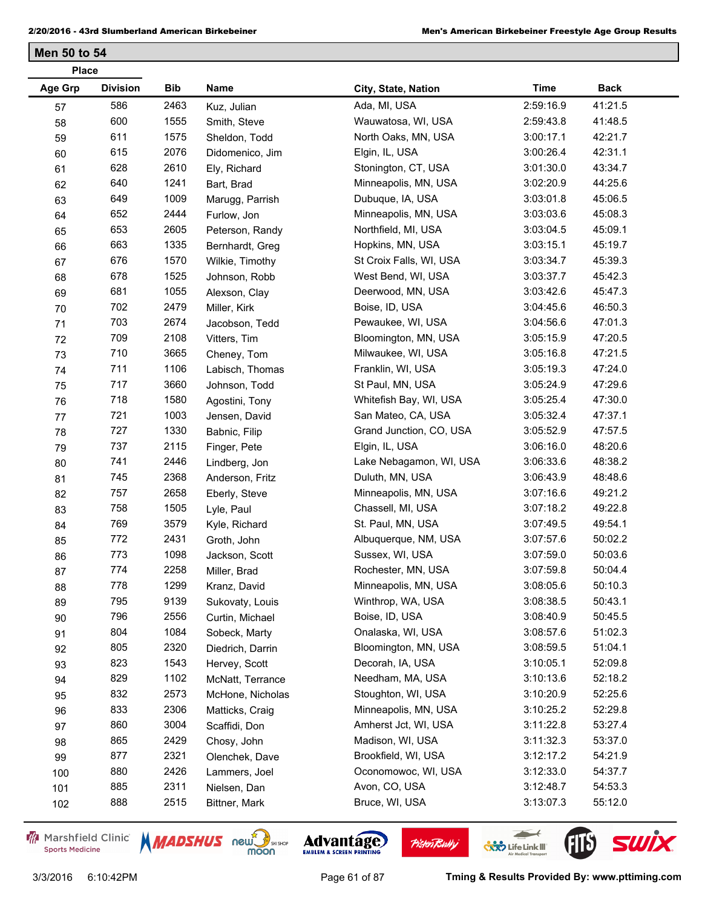## Men 50 to 54

| Place | | | | | | |
|---|---|---|---|---|---|---|
| **Age Grp** | **Division** | **Bib** | **Name** | **City, State, Nation** | **Time** | **Back** |
| 57 | 586 | 2463 | Kuz, Julian | Ada, MI, USA | 2:59:16.9 | 41:21.5 |
| 58 | 600 | 1555 | Smith, Steve | Wauwatosa, WI, USA | 2:59:43.8 | 41:48.5 |
| 59 | 611 | 1575 | Sheldon, Todd | North Oaks, MN, USA | 3:00:17.1 | 42:21.7 |
| 60 | 615 | 2076 | Didomenico, Jim | Elgin, IL, USA | 3:00:26.4 | 42:31.1 |
| 61 | 628 | 2610 | Ely, Richard | Stonington, CT, USA | 3:01:30.0 | 43:34.7 |
| 62 | 640 | 1241 | Bart, Brad | Minneapolis, MN, USA | 3:02:20.9 | 44:25.6 |
| 63 | 649 | 1009 | Marugg, Parrish | Dubuque, IA, USA | 3:03:01.8 | 45:06.5 |
| 64 | 652 | 2444 | Furlow, Jon | Minneapolis, MN, USA | 3:03:03.6 | 45:08.3 |
| 65 | 653 | 2605 | Peterson, Randy | Northfield, MI, USA | 3:03:04.5 | 45:09.1 |
| 66 | 663 | 1335 | Bernhardt, Greg | Hopkins, MN, USA | 3:03:15.1 | 45:19.7 |
| 67 | 676 | 1570 | Wilkie, Timothy | St Croix Falls, WI, USA | 3:03:34.7 | 45:39.3 |
| 68 | 678 | 1525 | Johnson, Robb | West Bend, WI, USA | 3:03:37.7 | 45:42.3 |
| 69 | 681 | 1055 | Alexson, Clay | Deerwood, MN, USA | 3:03:42.6 | 45:47.3 |
| 70 | 702 | 2479 | Miller, Kirk | Boise, ID, USA | 3:04:45.6 | 46:50.3 |
| 71 | 703 | 2674 | Jacobson, Tedd | Pewaukee, WI, USA | 3:04:56.6 | 47:01.3 |
| 72 | 709 | 2108 | Vitters, Tim | Bloomington, MN, USA | 3:05:15.9 | 47:20.5 |
| 73 | 710 | 3665 | Cheney, Tom | Milwaukee, WI, USA | 3:05:16.8 | 47:21.5 |
| 74 | 711 | 1106 | Labisch, Thomas | Franklin, WI, USA | 3:05:19.3 | 47:24.0 |
| 75 | 717 | 3660 | Johnson, Todd | St Paul, MN, USA | 3:05:24.9 | 47:29.6 |
| 76 | 718 | 1580 | Agostini, Tony | Whitefish Bay, WI, USA | 3:05:25.4 | 47:30.0 |
| 77 | 721 | 1003 | Jensen, David | San Mateo, CA, USA | 3:05:32.4 | 47:37.1 |
| 78 | 727 | 1330 | Babnic, Filip | Grand Junction, CO, USA | 3:05:52.9 | 47:57.5 |
| 79 | 737 | 2115 | Finger, Pete | Elgin, IL, USA | 3:06:16.0 | 48:20.6 |
| 80 | 741 | 2446 | Lindberg, Jon | Lake Nebagamon, WI, USA | 3:06:33.6 | 48:38.2 |
| 81 | 745 | 2368 | Anderson, Fritz | Duluth, MN, USA | 3:06:43.9 | 48:48.6 |
| 82 | 757 | 2658 | Eberly, Steve | Minneapolis, MN, USA | 3:07:16.6 | 49:21.2 |
| 83 | 758 | 1505 | Lyle, Paul | Chassell, MI, USA | 3:07:18.2 | 49:22.8 |
| 84 | 769 | 3579 | Kyle, Richard | St. Paul, MN, USA | 3:07:49.5 | 49:54.1 |
| 85 | 772 | 2431 | Groth, John | Albuquerque, NM, USA | 3:07:57.6 | 50:02.2 |
| 86 | 773 | 1098 | Jackson, Scott | Sussex, WI, USA | 3:07:59.0 | 50:03.6 |
| 87 | 774 | 2258 | Miller, Brad | Rochester, MN, USA | 3:07:59.8 | 50:04.4 |
| 88 | 778 | 1299 | Kranz, David | Minneapolis, MN, USA | 3:08:05.6 | 50:10.3 |
| 89 | 795 | 9139 | Sukovaty, Louis | Winthrop, WA, USA | 3:08:38.5 | 50:43.1 |
| 90 | 796 | 2556 | Curtin, Michael | Boise, ID, USA | 3:08:40.9 | 50:45.5 |
| 91 | 804 | 1084 | Sobeck, Marty | Onalaska, WI, USA | 3:08:57.6 | 51:02.3 |
| 92 | 805 | 2320 | Diedrich, Darrin | Bloomington, MN, USA | 3:08:59.5 | 51:04.1 |
| 93 | 823 | 1543 | Hervey, Scott | Decorah, IA, USA | 3:10:05.1 | 52:09.8 |
| 94 | 829 | 1102 | McNatt, Terrance | Needham, MA, USA | 3:10:13.6 | 52:18.2 |
| 95 | 832 | 2573 | McHone, Nicholas | Stoughton, WI, USA | 3:10:20.9 | 52:25.6 |
| 96 | 833 | 2306 | Matticks, Craig | Minneapolis, MN, USA | 3:10:25.2 | 52:29.8 |
| 97 | 860 | 3004 | Scaffidi, Don | Amherst Jct, WI, USA | 3:11:22.8 | 53:27.4 |
| 98 | 865 | 2429 | Chosy, John | Madison, WI, USA | 3:11:32.3 | 53:37.0 |
| 99 | 877 | 2321 | Olenchek, Dave | Brookfield, WI, USA | 3:12:17.2 | 54:21.9 |
| 100 | 880 | 2426 | Lammers, Joel | Oconomowoc, WI, USA | 3:12:33.0 | 54:37.7 |
| 101 | 885 | 2311 | Nielsen, Dan | Avon, CO, USA | 3:12:48.7 | 54:53.3 |
| 102 | 888 | 2515 | Bittner, Mark | Bruce, WI, USA | 3:13:07.3 | 55:12.0 |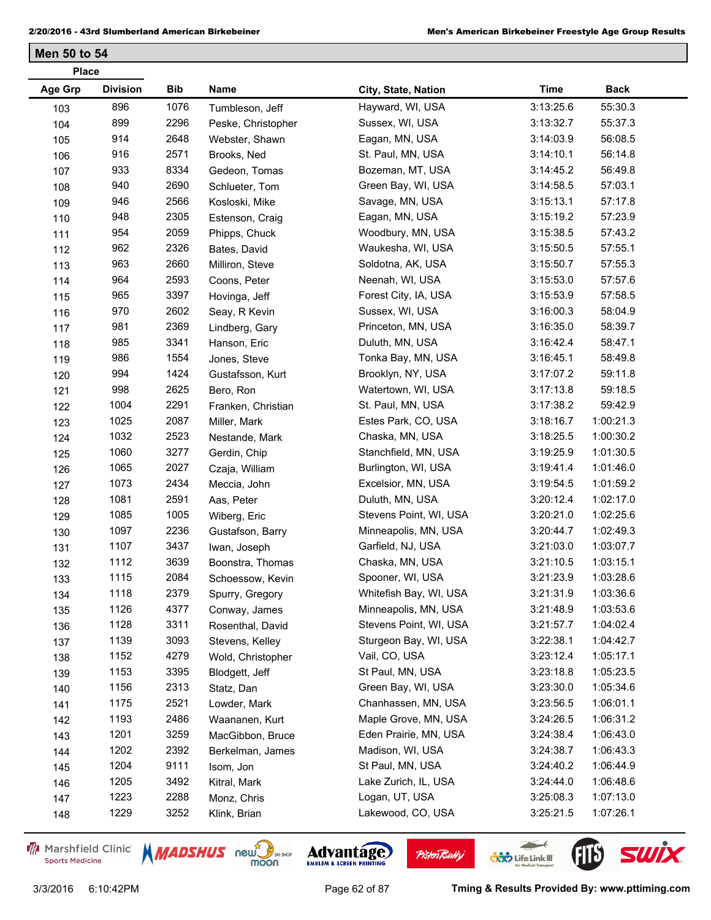## Men 50 to 54

| Place | | | | | | |
|---|---|---|---|---|---|---|
| Age Grp | Division | Bib | Name | City, State, Nation | Time | Back |
| 103 | 896 | 1076 | Tumbleson, Jeff | Hayward, WI, USA | 3:13:25.6 | 55:30.3 |
| 104 | 899 | 2296 | Peske, Christopher | Sussex, WI, USA | 3:13:32.7 | 55:37.3 |
| 105 | 914 | 2648 | Webster, Shawn | Eagan, MN, USA | 3:14:03.9 | 56:08.5 |
| 106 | 916 | 2571 | Brooks, Ned | St. Paul, MN, USA | 3:14:10.1 | 56:14.8 |
| 107 | 933 | 8334 | Gedeon, Tomas | Bozeman, MT, USA | 3:14:45.2 | 56:49.8 |
| 108 | 940 | 2690 | Schlueter, Tom | Green Bay, WI, USA | 3:14:58.5 | 57:03.1 |
| 109 | 946 | 2566 | Kosloski, Mike | Savage, MN, USA | 3:15:13.1 | 57:17.8 |
| 110 | 948 | 2305 | Estenson, Craig | Eagan, MN, USA | 3:15:19.2 | 57:23.9 |
| 111 | 954 | 2059 | Phipps, Chuck | Woodbury, MN, USA | 3:15:38.5 | 57:43.2 |
| 112 | 962 | 2326 | Bates, David | Waukesha, WI, USA | 3:15:50.5 | 57:55.1 |
| 113 | 963 | 2660 | Milliron, Steve | Soldotna, AK, USA | 3:15:50.7 | 57:55.3 |
| 114 | 964 | 2593 | Coons, Peter | Neenah, WI, USA | 3:15:53.0 | 57:57.6 |
| 115 | 965 | 3397 | Hovinga, Jeff | Forest City, IA, USA | 3:15:53.9 | 57:58.5 |
| 116 | 970 | 2602 | Seay, R Kevin | Sussex, WI, USA | 3:16:00.3 | 58:04.9 |
| 117 | 981 | 2369 | Lindberg, Gary | Princeton, MN, USA | 3:16:35.0 | 58:39.7 |
| 118 | 985 | 3341 | Hanson, Eric | Duluth, MN, USA | 3:16:42.4 | 58:47.1 |
| 119 | 986 | 1554 | Jones, Steve | Tonka Bay, MN, USA | 3:16:45.1 | 58:49.8 |
| 120 | 994 | 1424 | Gustafsson, Kurt | Brooklyn, NY, USA | 3:17:07.2 | 59:11.8 |
| 121 | 998 | 2625 | Bero, Ron | Watertown, WI, USA | 3:17:13.8 | 59:18.5 |
| 122 | 1004 | 2291 | Franken, Christian | St. Paul, MN, USA | 3:17:38.2 | 59:42.9 |
| 123 | 1025 | 2087 | Miller, Mark | Estes Park, CO, USA | 3:18:16.7 | 1:00:21.3 |
| 124 | 1032 | 2523 | Nestande, Mark | Chaska, MN, USA | 3:18:25.5 | 1:00:30.2 |
| 125 | 1060 | 3277 | Gerdin, Chip | Stanchfield, MN, USA | 3:19:25.9 | 1:01:30.5 |
| 126 | 1065 | 2027 | Czaja, William | Burlington, WI, USA | 3:19:41.4 | 1:01:46.0 |
| 127 | 1073 | 2434 | Meccia, John | Excelsior, MN, USA | 3:19:54.5 | 1:01:59.2 |
| 128 | 1081 | 2591 | Aas, Peter | Duluth, MN, USA | 3:20:12.4 | 1:02:17.0 |
| 129 | 1085 | 1005 | Wiberg, Eric | Stevens Point, WI, USA | 3:20:21.0 | 1:02:25.6 |
| 130 | 1097 | 2236 | Gustafson, Barry | Minneapolis, MN, USA | 3:20:44.7 | 1:02:49.3 |
| 131 | 1107 | 3437 | Iwan, Joseph | Garfield, NJ, USA | 3:21:03.0 | 1:03:07.7 |
| 132 | 1112 | 3639 | Boonstra, Thomas | Chaska, MN, USA | 3:21:10.5 | 1:03:15.1 |
| 133 | 1115 | 2084 | Schoessow, Kevin | Spooner, WI, USA | 3:21:23.9 | 1:03:28.6 |
| 134 | 1118 | 2379 | Spurry, Gregory | Whitefish Bay, WI, USA | 3:21:31.9 | 1:03:36.6 |
| 135 | 1126 | 4377 | Conway, James | Minneapolis, MN, USA | 3:21:48.9 | 1:03:53.6 |
| 136 | 1128 | 3311 | Rosenthal, David | Stevens Point, WI, USA | 3:21:57.7 | 1:04:02.4 |
| 137 | 1139 | 3093 | Stevens, Kelley | Sturgeon Bay, WI, USA | 3:22:38.1 | 1:04:42.7 |
| 138 | 1152 | 4279 | Wold, Christopher | Vail, CO, USA | 3:23:12.4 | 1:05:17.1 |
| 139 | 1153 | 3395 | Blodgett, Jeff | St Paul, MN, USA | 3:23:18.8 | 1:05:23.5 |
| 140 | 1156 | 2313 | Statz, Dan | Green Bay, WI, USA | 3:23:30.0 | 1:05:34.6 |
| 141 | 1175 | 2521 | Lowder, Mark | Chanhassen, MN, USA | 3:23:56.5 | 1:06:01.1 |
| 142 | 1193 | 2486 | Waananen, Kurt | Maple Grove, MN, USA | 3:24:26.5 | 1:06:31.2 |
| 143 | 1201 | 3259 | MacGibbon, Bruce | Eden Prairie, MN, USA | 3:24:38.4 | 1:06:43.0 |
| 144 | 1202 | 2392 | Berkelman, James | Madison, WI, USA | 3:24:38.7 | 1:06:43.3 |
| 145 | 1204 | 9111 | Isom, Jon | St Paul, MN, USA | 3:24:40.2 | 1:06:44.9 |
| 146 | 1205 | 3492 | Kitral, Mark | Lake Zurich, IL, USA | 3:24:44.0 | 1:06:48.6 |
| 147 | 1223 | 2288 | Monz, Chris | Logan, UT, USA | 3:25:08.3 | 1:07:13.0 |
| 148 | 1229 | 3252 | Klink, Brian | Lakewood, CO, USA | 3:25:21.5 | 1:07:26.1 |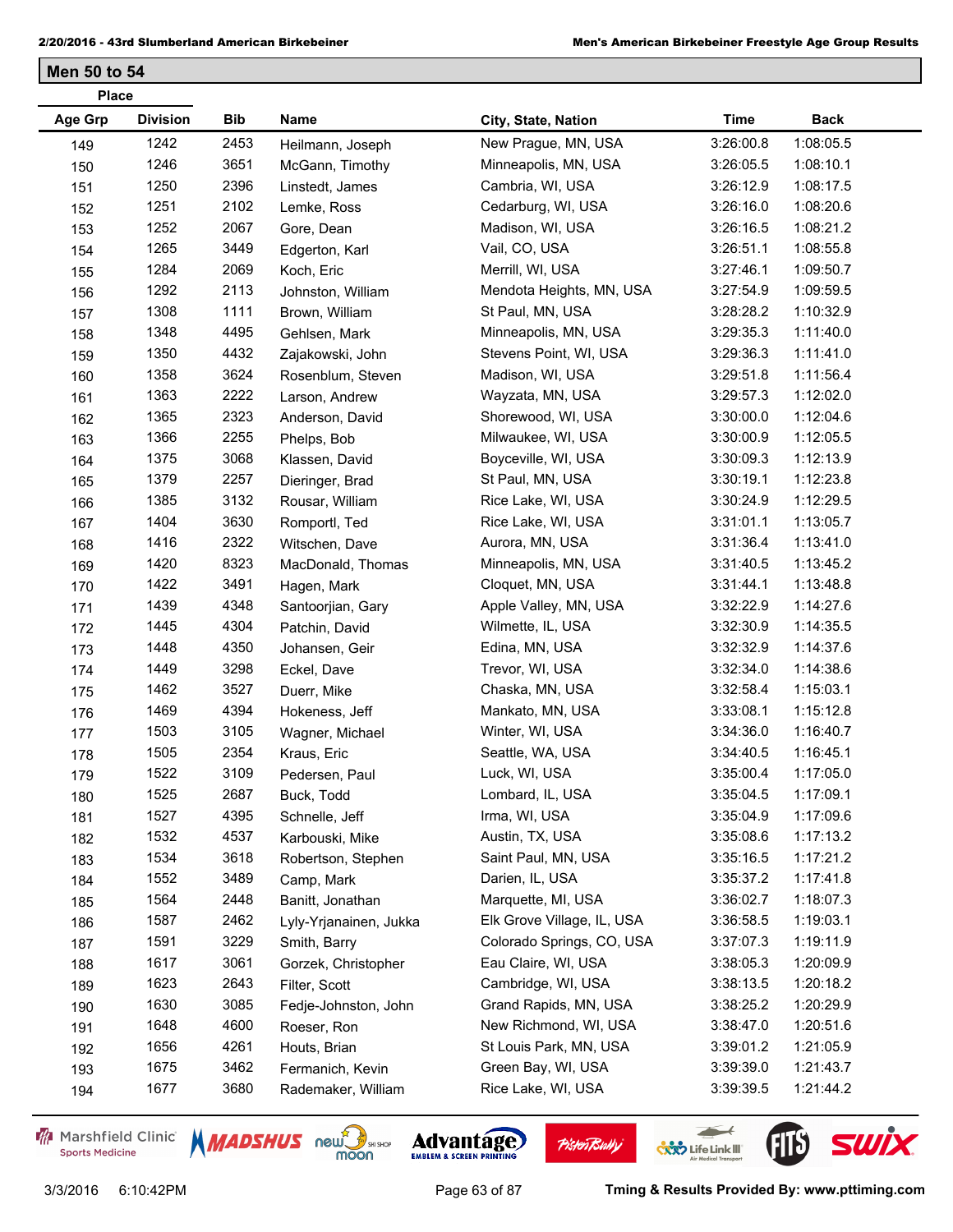## Men 50 to 54

| Place | | Bib | Name | City, State, Nation | Time | Back |
|---|---|---|---|---|---|---|
| Age Grp | Division | | | | | |
| 149 | 1242 | 2453 | Heilmann, Joseph | New Prague, MN, USA | 3:26:00.8 | 1:08:05.5 |
| 150 | 1246 | 3651 | McGann, Timothy | Minneapolis, MN, USA | 3:26:05.5 | 1:08:10.1 |
| 151 | 1250 | 2396 | Linstedt, James | Cambria, WI, USA | 3:26:12.9 | 1:08:17.5 |
| 152 | 1251 | 2102 | Lemke, Ross | Cedarburg, WI, USA | 3:26:16.0 | 1:08:20.6 |
| 153 | 1252 | 2067 | Gore, Dean | Madison, WI, USA | 3:26:16.5 | 1:08:21.2 |
| 154 | 1265 | 3449 | Edgerton, Karl | Vail, CO, USA | 3:26:51.1 | 1:08:55.8 |
| 155 | 1284 | 2069 | Koch, Eric | Merrill, WI, USA | 3:27:46.1 | 1:09:50.7 |
| 156 | 1292 | 2113 | Johnston, William | Mendota Heights, MN, USA | 3:27:54.9 | 1:09:59.5 |
| 157 | 1308 | 1111 | Brown, William | St Paul, MN, USA | 3:28:28.2 | 1:10:32.9 |
| 158 | 1348 | 4495 | Gehlsen, Mark | Minneapolis, MN, USA | 3:29:35.3 | 1:11:40.0 |
| 159 | 1350 | 4432 | Zajakowski, John | Stevens Point, WI, USA | 3:29:36.3 | 1:11:41.0 |
| 160 | 1358 | 3624 | Rosenblum, Steven | Madison, WI, USA | 3:29:51.8 | 1:11:56.4 |
| 161 | 1363 | 2222 | Larson, Andrew | Wayzata, MN, USA | 3:29:57.3 | 1:12:02.0 |
| 162 | 1365 | 2323 | Anderson, David | Shorewood, WI, USA | 3:30:00.0 | 1:12:04.6 |
| 163 | 1366 | 2255 | Phelps, Bob | Milwaukee, WI, USA | 3:30:00.9 | 1:12:05.5 |
| 164 | 1375 | 3068 | Klassen, David | Boyceville, WI, USA | 3:30:09.3 | 1:12:13.9 |
| 165 | 1379 | 2257 | Dieringer, Brad | St Paul, MN, USA | 3:30:19.1 | 1:12:23.8 |
| 166 | 1385 | 3132 | Rousar, William | Rice Lake, WI, USA | 3:30:24.9 | 1:12:29.5 |
| 167 | 1404 | 3630 | Romportl, Ted | Rice Lake, WI, USA | 3:31:01.1 | 1:13:05.7 |
| 168 | 1416 | 2322 | Witschen, Dave | Aurora, MN, USA | 3:31:36.4 | 1:13:41.0 |
| 169 | 1420 | 8323 | MacDonald, Thomas | Minneapolis, MN, USA | 3:31:40.5 | 1:13:45.2 |
| 170 | 1422 | 3491 | Hagen, Mark | Cloquet, MN, USA | 3:31:44.1 | 1:13:48.8 |
| 171 | 1439 | 4348 | Santoorjian, Gary | Apple Valley, MN, USA | 3:32:22.9 | 1:14:27.6 |
| 172 | 1445 | 4304 | Patchin, David | Wilmette, IL, USA | 3:32:30.9 | 1:14:35.5 |
| 173 | 1448 | 4350 | Johansen, Geir | Edina, MN, USA | 3:32:32.9 | 1:14:37.6 |
| 174 | 1449 | 3298 | Eckel, Dave | Trevor, WI, USA | 3:32:34.0 | 1:14:38.6 |
| 175 | 1462 | 3527 | Duerr, Mike | Chaska, MN, USA | 3:32:58.4 | 1:15:03.1 |
| 176 | 1469 | 4394 | Hokeness, Jeff | Mankato, MN, USA | 3:33:08.1 | 1:15:12.8 |
| 177 | 1503 | 3105 | Wagner, Michael | Winter, WI, USA | 3:34:36.0 | 1:16:40.7 |
| 178 | 1505 | 2354 | Kraus, Eric | Seattle, WA, USA | 3:34:40.5 | 1:16:45.1 |
| 179 | 1522 | 3109 | Pedersen, Paul | Luck, WI, USA | 3:35:00.4 | 1:17:05.0 |
| 180 | 1525 | 2687 | Buck, Todd | Lombard, IL, USA | 3:35:04.5 | 1:17:09.1 |
| 181 | 1527 | 4395 | Schnelle, Jeff | Irma, WI, USA | 3:35:04.9 | 1:17:09.6 |
| 182 | 1532 | 4537 | Karbouski, Mike | Austin, TX, USA | 3:35:08.6 | 1:17:13.2 |
| 183 | 1534 | 3618 | Robertson, Stephen | Saint Paul, MN, USA | 3:35:16.5 | 1:17:21.2 |
| 184 | 1552 | 3489 | Camp, Mark | Darien, IL, USA | 3:35:37.2 | 1:17:41.8 |
| 185 | 1564 | 2448 | Banitt, Jonathan | Marquette, MI, USA | 3:36:02.7 | 1:18:07.3 |
| 186 | 1587 | 2462 | Lyly-Yrjanainen, Jukka | Elk Grove Village, IL, USA | 3:36:58.5 | 1:19:03.1 |
| 187 | 1591 | 3229 | Smith, Barry | Colorado Springs, CO, USA | 3:37:07.3 | 1:19:11.9 |
| 188 | 1617 | 3061 | Gorzek, Christopher | Eau Claire, WI, USA | 3:38:05.3 | 1:20:09.9 |
| 189 | 1623 | 2643 | Filter, Scott | Cambridge, WI, USA | 3:38:13.5 | 1:20:18.2 |
| 190 | 1630 | 3085 | Fedje-Johnston, John | Grand Rapids, MN, USA | 3:38:25.2 | 1:20:29.9 |
| 191 | 1648 | 4600 | Roeser, Ron | New Richmond, WI, USA | 3:38:47.0 | 1:20:51.6 |
| 192 | 1656 | 4261 | Houts, Brian | St Louis Park, MN, USA | 3:39:01.2 | 1:21:05.9 |
| 193 | 1675 | 3462 | Fermanich, Kevin | Green Bay, WI, USA | 3:39:39.0 | 1:21:43.7 |
| 194 | 1677 | 3680 | Rademaker, William | Rice Lake, WI, USA | 3:39:39.5 | 1:21:44.2 |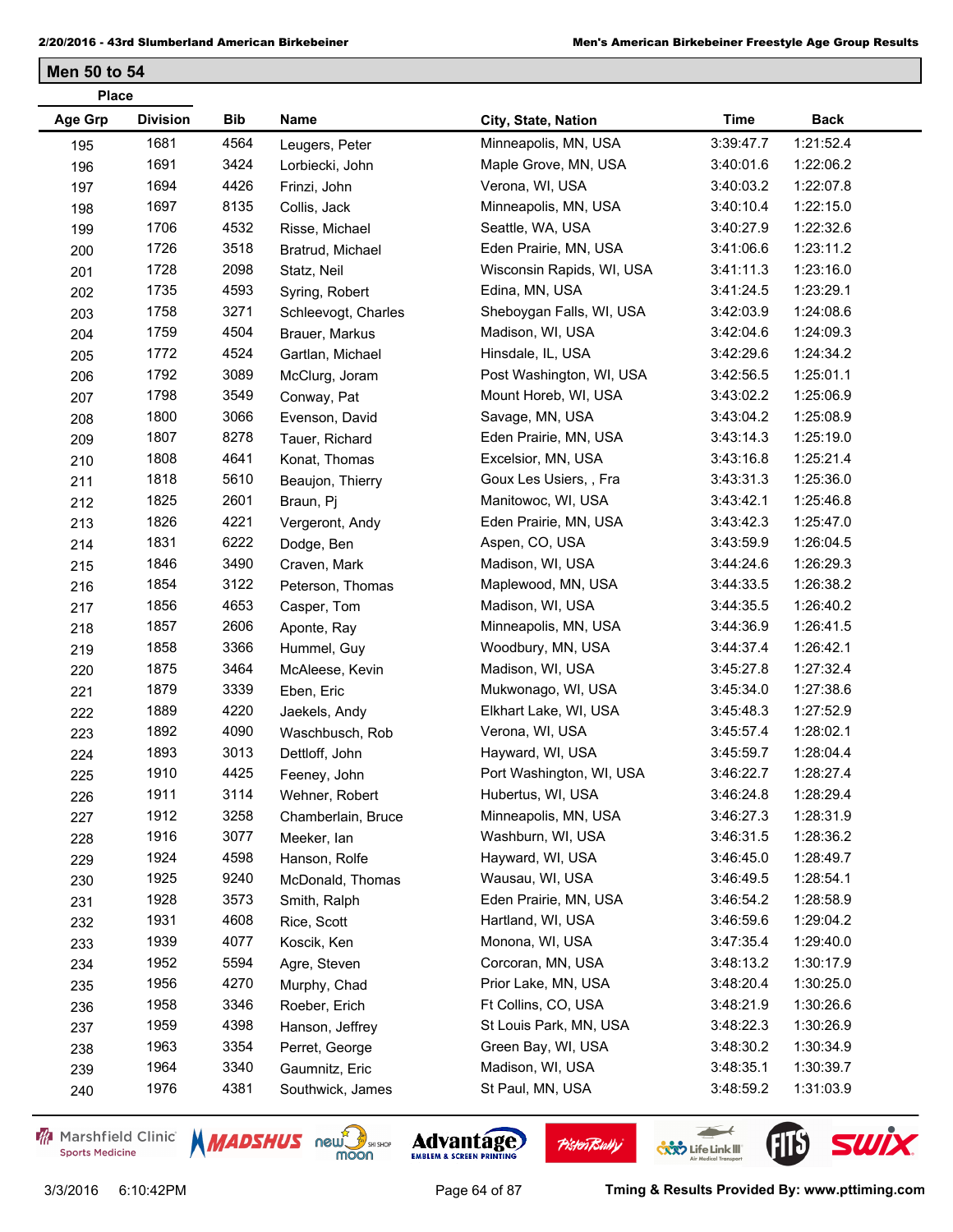## Men 50 to 54

| Place | | | | | | |
|---|---|---|---|---|---|---|
| **Age Grp** | **Division** | **Bib** | **Name** | **City, State, Nation** | **Time** | **Back** |
| 195 | 1681 | 4564 | Leugers, Peter | Minneapolis, MN, USA | 3:39:47.7 | 1:21:52.4 |
| 196 | 1691 | 3424 | Lorbiecki, John | Maple Grove, MN, USA | 3:40:01.6 | 1:22:06.2 |
| 197 | 1694 | 4426 | Frinzi, John | Verona, WI, USA | 3:40:03.2 | 1:22:07.8 |
| 198 | 1697 | 8135 | Collis, Jack | Minneapolis, MN, USA | 3:40:10.4 | 1:22:15.0 |
| 199 | 1706 | 4532 | Risse, Michael | Seattle, WA, USA | 3:40:27.9 | 1:22:32.6 |
| 200 | 1726 | 3518 | Bratrud, Michael | Eden Prairie, MN, USA | 3:41:06.6 | 1:23:11.2 |
| 201 | 1728 | 2098 | Statz, Neil | Wisconsin Rapids, WI, USA | 3:41:11.3 | 1:23:16.0 |
| 202 | 1735 | 4593 | Syring, Robert | Edina, MN, USA | 3:41:24.5 | 1:23:29.1 |
| 203 | 1758 | 3271 | Schleevogt, Charles | Sheboygan Falls, WI, USA | 3:42:03.9 | 1:24:08.6 |
| 204 | 1759 | 4504 | Brauer, Markus | Madison, WI, USA | 3:42:04.6 | 1:24:09.3 |
| 205 | 1772 | 4524 | Gartlan, Michael | Hinsdale, IL, USA | 3:42:29.6 | 1:24:34.2 |
| 206 | 1792 | 3089 | McClurg, Joram | Post Washington, WI, USA | 3:42:56.5 | 1:25:01.1 |
| 207 | 1798 | 3549 | Conway, Pat | Mount Horeb, WI, USA | 3:43:02.2 | 1:25:06.9 |
| 208 | 1800 | 3066 | Evenson, David | Savage, MN, USA | 3:43:04.2 | 1:25:08.9 |
| 209 | 1807 | 8278 | Tauer, Richard | Eden Prairie, MN, USA | 3:43:14.3 | 1:25:19.0 |
| 210 | 1808 | 4641 | Konat, Thomas | Excelsior, MN, USA | 3:43:16.8 | 1:25:21.4 |
| 211 | 1818 | 5610 | Beaujon, Thierry | Goux Les Usiers, , Fra | 3:43:31.3 | 1:25:36.0 |
| 212 | 1825 | 2601 | Braun, Pj | Manitowoc, WI, USA | 3:43:42.1 | 1:25:46.8 |
| 213 | 1826 | 4221 | Vergeront, Andy | Eden Prairie, MN, USA | 3:43:42.3 | 1:25:47.0 |
| 214 | 1831 | 6222 | Dodge, Ben | Aspen, CO, USA | 3:43:59.9 | 1:26:04.5 |
| 215 | 1846 | 3490 | Craven, Mark | Madison, WI, USA | 3:44:24.6 | 1:26:29.3 |
| 216 | 1854 | 3122 | Peterson, Thomas | Maplewood, MN, USA | 3:44:33.5 | 1:26:38.2 |
| 217 | 1856 | 4653 | Casper, Tom | Madison, WI, USA | 3:44:35.5 | 1:26:40.2 |
| 218 | 1857 | 2606 | Aponte, Ray | Minneapolis, MN, USA | 3:44:36.9 | 1:26:41.5 |
| 219 | 1858 | 3366 | Hummel, Guy | Woodbury, MN, USA | 3:44:37.4 | 1:26:42.1 |
| 220 | 1875 | 3464 | McAleese, Kevin | Madison, WI, USA | 3:45:27.8 | 1:27:32.4 |
| 221 | 1879 | 3339 | Eben, Eric | Mukwonago, WI, USA | 3:45:34.0 | 1:27:38.6 |
| 222 | 1889 | 4220 | Jaekels, Andy | Elkhart Lake, WI, USA | 3:45:48.3 | 1:27:52.9 |
| 223 | 1892 | 4090 | Waschbusch, Rob | Verona, WI, USA | 3:45:57.4 | 1:28:02.1 |
| 224 | 1893 | 3013 | Dettloff, John | Hayward, WI, USA | 3:45:59.7 | 1:28:04.4 |
| 225 | 1910 | 4425 | Feeney, John | Port Washington, WI, USA | 3:46:22.7 | 1:28:27.4 |
| 226 | 1911 | 3114 | Wehner, Robert | Hubertus, WI, USA | 3:46:24.8 | 1:28:29.4 |
| 227 | 1912 | 3258 | Chamberlain, Bruce | Minneapolis, MN, USA | 3:46:27.3 | 1:28:31.9 |
| 228 | 1916 | 3077 | Meeker, Ian | Washburn, WI, USA | 3:46:31.5 | 1:28:36.2 |
| 229 | 1924 | 4598 | Hanson, Rolfe | Hayward, WI, USA | 3:46:45.0 | 1:28:49.7 |
| 230 | 1925 | 9240 | McDonald, Thomas | Wausau, WI, USA | 3:46:49.5 | 1:28:54.1 |
| 231 | 1928 | 3573 | Smith, Ralph | Eden Prairie, MN, USA | 3:46:54.2 | 1:28:58.9 |
| 232 | 1931 | 4608 | Rice, Scott | Hartland, WI, USA | 3:46:59.6 | 1:29:04.2 |
| 233 | 1939 | 4077 | Koscik, Ken | Monona, WI, USA | 3:47:35.4 | 1:29:40.0 |
| 234 | 1952 | 5594 | Agre, Steven | Corcoran, MN, USA | 3:48:13.2 | 1:30:17.9 |
| 235 | 1956 | 4270 | Murphy, Chad | Prior Lake, MN, USA | 3:48:20.4 | 1:30:25.0 |
| 236 | 1958 | 3346 | Roeber, Erich | Ft Collins, CO, USA | 3:48:21.9 | 1:30:26.6 |
| 237 | 1959 | 4398 | Hanson, Jeffrey | St Louis Park, MN, USA | 3:48:22.3 | 1:30:26.9 |
| 238 | 1963 | 3354 | Perret, George | Green Bay, WI, USA | 3:48:30.2 | 1:30:34.9 |
| 239 | 1964 | 3340 | Gaumnitz, Eric | Madison, WI, USA | 3:48:35.1 | 1:30:39.7 |
| 240 | 1976 | 4381 | Southwick, James | St Paul, MN, USA | 3:48:59.2 | 1:31:03.9 |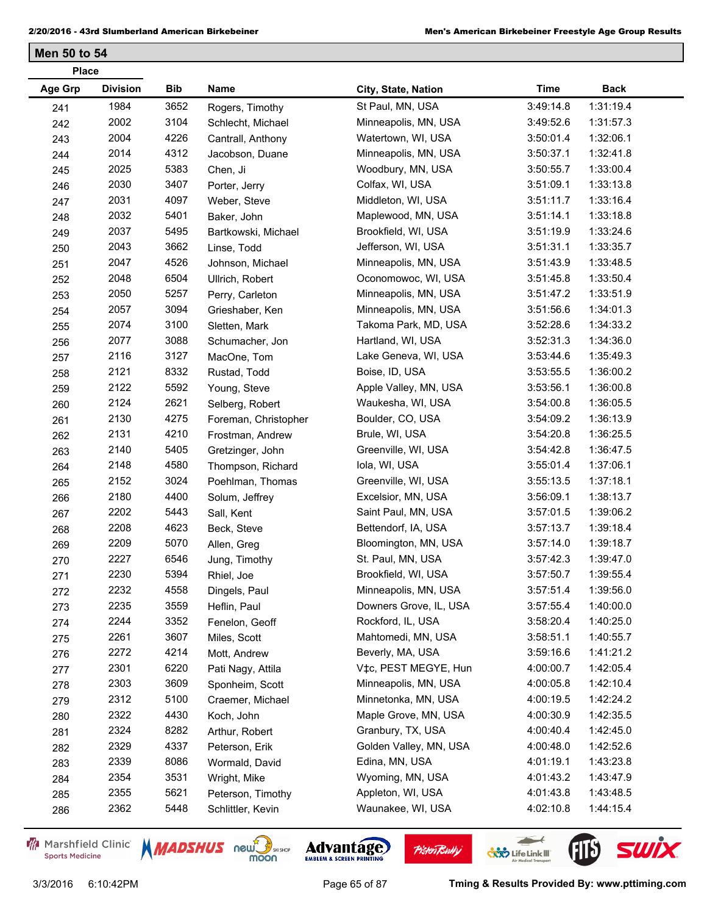## Men 50 to 54

| Place | | | | | | |
|---|---|---|---|---|---|---|
| Age Grp | Division | Bib | Name | City, State, Nation | Time | Back |
| 241 | 1984 | 3652 | Rogers, Timothy | St Paul, MN, USA | 3:49:14.8 | 1:31:19.4 |
| 242 | 2002 | 3104 | Schlecht, Michael | Minneapolis, MN, USA | 3:49:52.6 | 1:31:57.3 |
| 243 | 2004 | 4226 | Cantrall, Anthony | Watertown, WI, USA | 3:50:01.4 | 1:32:06.1 |
| 244 | 2014 | 4312 | Jacobson, Duane | Minneapolis, MN, USA | 3:50:37.1 | 1:32:41.8 |
| 245 | 2025 | 5383 | Chen, Ji | Woodbury, MN, USA | 3:50:55.7 | 1:33:00.4 |
| 246 | 2030 | 3407 | Porter, Jerry | Colfax, WI, USA | 3:51:09.1 | 1:33:13.8 |
| 247 | 2031 | 4097 | Weber, Steve | Middleton, WI, USA | 3:51:11.7 | 1:33:16.4 |
| 248 | 2032 | 5401 | Baker, John | Maplewood, MN, USA | 3:51:14.1 | 1:33:18.8 |
| 249 | 2037 | 5495 | Bartkowski, Michael | Brookfield, WI, USA | 3:51:19.9 | 1:33:24.6 |
| 250 | 2043 | 3662 | Linse, Todd | Jefferson, WI, USA | 3:51:31.1 | 1:33:35.7 |
| 251 | 2047 | 4526 | Johnson, Michael | Minneapolis, MN, USA | 3:51:43.9 | 1:33:48.5 |
| 252 | 2048 | 6504 | Ullrich, Robert | Oconomowoc, WI, USA | 3:51:45.8 | 1:33:50.4 |
| 253 | 2050 | 5257 | Perry, Carleton | Minneapolis, MN, USA | 3:51:47.2 | 1:33:51.9 |
| 254 | 2057 | 3094 | Grieshaber, Ken | Minneapolis, MN, USA | 3:51:56.6 | 1:34:01.3 |
| 255 | 2074 | 3100 | Sletten, Mark | Takoma Park, MD, USA | 3:52:28.6 | 1:34:33.2 |
| 256 | 2077 | 3088 | Schumacher, Jon | Hartland, WI, USA | 3:52:31.3 | 1:34:36.0 |
| 257 | 2116 | 3127 | MacOne, Tom | Lake Geneva, WI, USA | 3:53:44.6 | 1:35:49.3 |
| 258 | 2121 | 8332 | Rustad, Todd | Boise, ID, USA | 3:53:55.5 | 1:36:00.2 |
| 259 | 2122 | 5592 | Young, Steve | Apple Valley, MN, USA | 3:53:56.1 | 1:36:00.8 |
| 260 | 2124 | 2621 | Selberg, Robert | Waukesha, WI, USA | 3:54:00.8 | 1:36:05.5 |
| 261 | 2130 | 4275 | Foreman, Christopher | Boulder, CO, USA | 3:54:09.2 | 1:36:13.9 |
| 262 | 2131 | 4210 | Frostman, Andrew | Brule, WI, USA | 3:54:20.8 | 1:36:25.5 |
| 263 | 2140 | 5405 | Gretzinger, John | Greenville, WI, USA | 3:54:42.8 | 1:36:47.5 |
| 264 | 2148 | 4580 | Thompson, Richard | Iola, WI, USA | 3:55:01.4 | 1:37:06.1 |
| 265 | 2152 | 3024 | Poehlman, Thomas | Greenville, WI, USA | 3:55:13.5 | 1:37:18.1 |
| 266 | 2180 | 4400 | Solum, Jeffrey | Excelsior, MN, USA | 3:56:09.1 | 1:38:13.7 |
| 267 | 2202 | 5443 | Sall, Kent | Saint Paul, MN, USA | 3:57:01.5 | 1:39:06.2 |
| 268 | 2208 | 4623 | Beck, Steve | Bettendorf, IA, USA | 3:57:13.7 | 1:39:18.4 |
| 269 | 2209 | 5070 | Allen, Greg | Bloomington, MN, USA | 3:57:14.0 | 1:39:18.7 |
| 270 | 2227 | 6546 | Jung, Timothy | St. Paul, MN, USA | 3:57:42.3 | 1:39:47.0 |
| 271 | 2230 | 5394 | Rhiel, Joe | Brookfield, WI, USA | 3:57:50.7 | 1:39:55.4 |
| 272 | 2232 | 4558 | Dingels, Paul | Minneapolis, MN, USA | 3:57:51.4 | 1:39:56.0 |
| 273 | 2235 | 3559 | Heflin, Paul | Downers Grove, IL, USA | 3:57:55.4 | 1:40:00.0 |
| 274 | 2244 | 3352 | Fenelon, Geoff | Rockford, IL, USA | 3:58:20.4 | 1:40:25.0 |
| 275 | 2261 | 3607 | Miles, Scott | Mahtomedi, MN, USA | 3:58:51.1 | 1:40:55.7 |
| 276 | 2272 | 4214 | Mott, Andrew | Beverly, MA, USA | 3:59:16.6 | 1:41:21.2 |
| 277 | 2301 | 6220 | Pati Nagy, Attila | V‡c, PEST MEGYE, Hun | 4:00:00.7 | 1:42:05.4 |
| 278 | 2303 | 3609 | Sponheim, Scott | Minneapolis, MN, USA | 4:00:05.8 | 1:42:10.4 |
| 279 | 2312 | 5100 | Craemer, Michael | Minnetonka, MN, USA | 4:00:19.5 | 1:42:24.2 |
| 280 | 2322 | 4430 | Koch, John | Maple Grove, MN, USA | 4:00:30.9 | 1:42:35.5 |
| 281 | 2324 | 8282 | Arthur, Robert | Granbury, TX, USA | 4:00:40.4 | 1:42:45.0 |
| 282 | 2329 | 4337 | Peterson, Erik | Golden Valley, MN, USA | 4:00:48.0 | 1:42:52.6 |
| 283 | 2339 | 8086 | Wormald, David | Edina, MN, USA | 4:01:19.1 | 1:43:23.8 |
| 284 | 2354 | 3531 | Wright, Mike | Wyoming, MN, USA | 4:01:43.2 | 1:43:47.9 |
| 285 | 2355 | 5621 | Peterson, Timothy | Appleton, WI, USA | 4:01:43.8 | 1:43:48.5 |
| 286 | 2362 | 5448 | Schlittler, Kevin | Waunakee, WI, USA | 4:02:10.8 | 1:44:15.4 |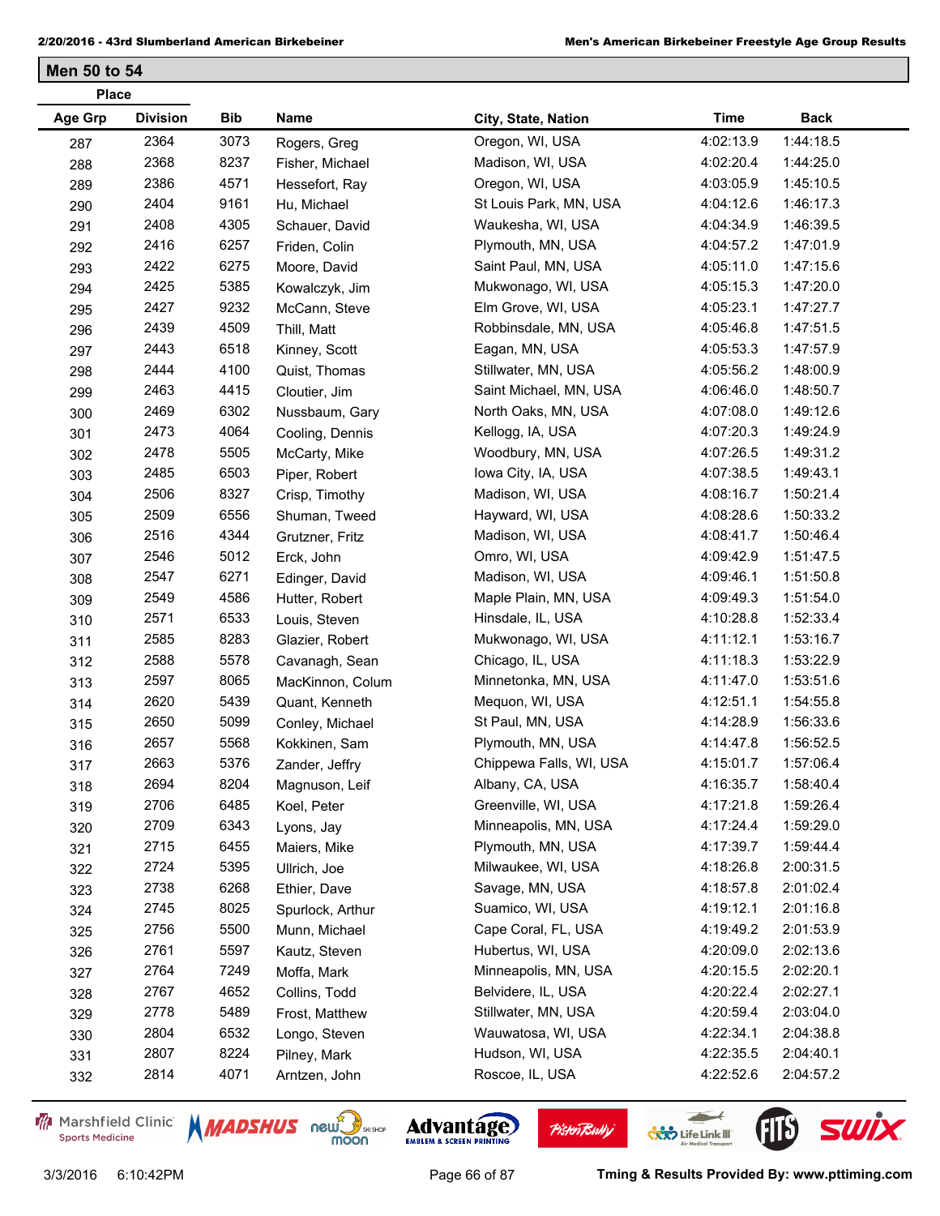## Men 50 to 54

| Place Age Grp | Place Division | Bib | Name | City, State, Nation | Time | Back |
|---|---|---|---|---|---|---|
| 287 | 2364 | 3073 | Rogers, Greg | Oregon, WI, USA | 4:02:13.9 | 1:44:18.5 |
| 288 | 2368 | 8237 | Fisher, Michael | Madison, WI, USA | 4:02:20.4 | 1:44:25.0 |
| 289 | 2386 | 4571 | Hessefort, Ray | Oregon, WI, USA | 4:03:05.9 | 1:45:10.5 |
| 290 | 2404 | 9161 | Hu, Michael | St Louis Park, MN, USA | 4:04:12.6 | 1:46:17.3 |
| 291 | 2408 | 4305 | Schauer, David | Waukesha, WI, USA | 4:04:34.9 | 1:46:39.5 |
| 292 | 2416 | 6257 | Friden, Colin | Plymouth, MN, USA | 4:04:57.2 | 1:47:01.9 |
| 293 | 2422 | 6275 | Moore, David | Saint Paul, MN, USA | 4:05:11.0 | 1:47:15.6 |
| 294 | 2425 | 5385 | Kowalczyk, Jim | Mukwonago, WI, USA | 4:05:15.3 | 1:47:20.0 |
| 295 | 2427 | 9232 | McCann, Steve | Elm Grove, WI, USA | 4:05:23.1 | 1:47:27.7 |
| 296 | 2439 | 4509 | Thill, Matt | Robbinsdale, MN, USA | 4:05:46.8 | 1:47:51.5 |
| 297 | 2443 | 6518 | Kinney, Scott | Eagan, MN, USA | 4:05:53.3 | 1:47:57.9 |
| 298 | 2444 | 4100 | Quist, Thomas | Stillwater, MN, USA | 4:05:56.2 | 1:48:00.9 |
| 299 | 2463 | 4415 | Cloutier, Jim | Saint Michael, MN, USA | 4:06:46.0 | 1:48:50.7 |
| 300 | 2469 | 6302 | Nussbaum, Gary | North Oaks, MN, USA | 4:07:08.0 | 1:49:12.6 |
| 301 | 2473 | 4064 | Cooling, Dennis | Kellogg, IA, USA | 4:07:20.3 | 1:49:24.9 |
| 302 | 2478 | 5505 | McCarty, Mike | Woodbury, MN, USA | 4:07:26.5 | 1:49:31.2 |
| 303 | 2485 | 6503 | Piper, Robert | Iowa City, IA, USA | 4:07:38.5 | 1:49:43.1 |
| 304 | 2506 | 8327 | Crisp, Timothy | Madison, WI, USA | 4:08:16.7 | 1:50:21.4 |
| 305 | 2509 | 6556 | Shuman, Tweed | Hayward, WI, USA | 4:08:28.6 | 1:50:33.2 |
| 306 | 2516 | 4344 | Grutzner, Fritz | Madison, WI, USA | 4:08:41.7 | 1:50:46.4 |
| 307 | 2546 | 5012 | Erck, John | Omro, WI, USA | 4:09:42.9 | 1:51:47.5 |
| 308 | 2547 | 6271 | Edinger, David | Madison, WI, USA | 4:09:46.1 | 1:51:50.8 |
| 309 | 2549 | 4586 | Hutter, Robert | Maple Plain, MN, USA | 4:09:49.3 | 1:51:54.0 |
| 310 | 2571 | 6533 | Louis, Steven | Hinsdale, IL, USA | 4:10:28.8 | 1:52:33.4 |
| 311 | 2585 | 8283 | Glazier, Robert | Mukwonago, WI, USA | 4:11:12.1 | 1:53:16.7 |
| 312 | 2588 | 5578 | Cavanagh, Sean | Chicago, IL, USA | 4:11:18.3 | 1:53:22.9 |
| 313 | 2597 | 8065 | MacKinnon, Colum | Minnetonka, MN, USA | 4:11:47.0 | 1:53:51.6 |
| 314 | 2620 | 5439 | Quant, Kenneth | Mequon, WI, USA | 4:12:51.1 | 1:54:55.8 |
| 315 | 2650 | 5099 | Conley, Michael | St Paul, MN, USA | 4:14:28.9 | 1:56:33.6 |
| 316 | 2657 | 5568 | Kokkinen, Sam | Plymouth, MN, USA | 4:14:47.8 | 1:56:52.5 |
| 317 | 2663 | 5376 | Zander, Jeffry | Chippewa Falls, WI, USA | 4:15:01.7 | 1:57:06.4 |
| 318 | 2694 | 8204 | Magnuson, Leif | Albany, CA, USA | 4:16:35.7 | 1:58:40.4 |
| 319 | 2706 | 6485 | Koel, Peter | Greenville, WI, USA | 4:17:21.8 | 1:59:26.4 |
| 320 | 2709 | 6343 | Lyons, Jay | Minneapolis, MN, USA | 4:17:24.4 | 1:59:29.0 |
| 321 | 2715 | 6455 | Maiers, Mike | Plymouth, MN, USA | 4:17:39.7 | 1:59:44.4 |
| 322 | 2724 | 5395 | Ullrich, Joe | Milwaukee, WI, USA | 4:18:26.8 | 2:00:31.5 |
| 323 | 2738 | 6268 | Ethier, Dave | Savage, MN, USA | 4:18:57.8 | 2:01:02.4 |
| 324 | 2745 | 8025 | Spurlock, Arthur | Suamico, WI, USA | 4:19:12.1 | 2:01:16.8 |
| 325 | 2756 | 5500 | Munn, Michael | Cape Coral, FL, USA | 4:19:49.2 | 2:01:53.9 |
| 326 | 2761 | 5597 | Kautz, Steven | Hubertus, WI, USA | 4:20:09.0 | 2:02:13.6 |
| 327 | 2764 | 7249 | Moffa, Mark | Minneapolis, MN, USA | 4:20:15.5 | 2:02:20.1 |
| 328 | 2767 | 4652 | Collins, Todd | Belvidere, IL, USA | 4:20:22.4 | 2:02:27.1 |
| 329 | 2778 | 5489 | Frost, Matthew | Stillwater, MN, USA | 4:20:59.4 | 2:03:04.0 |
| 330 | 2804 | 6532 | Longo, Steven | Wauwatosa, WI, USA | 4:22:34.1 | 2:04:38.8 |
| 331 | 2807 | 8224 | Pilney, Mark | Hudson, WI, USA | 4:22:35.5 | 2:04:40.1 |
| 332 | 2814 | 4071 | Arntzen, John | Roscoe, IL, USA | 4:22:52.6 | 2:04:57.2 |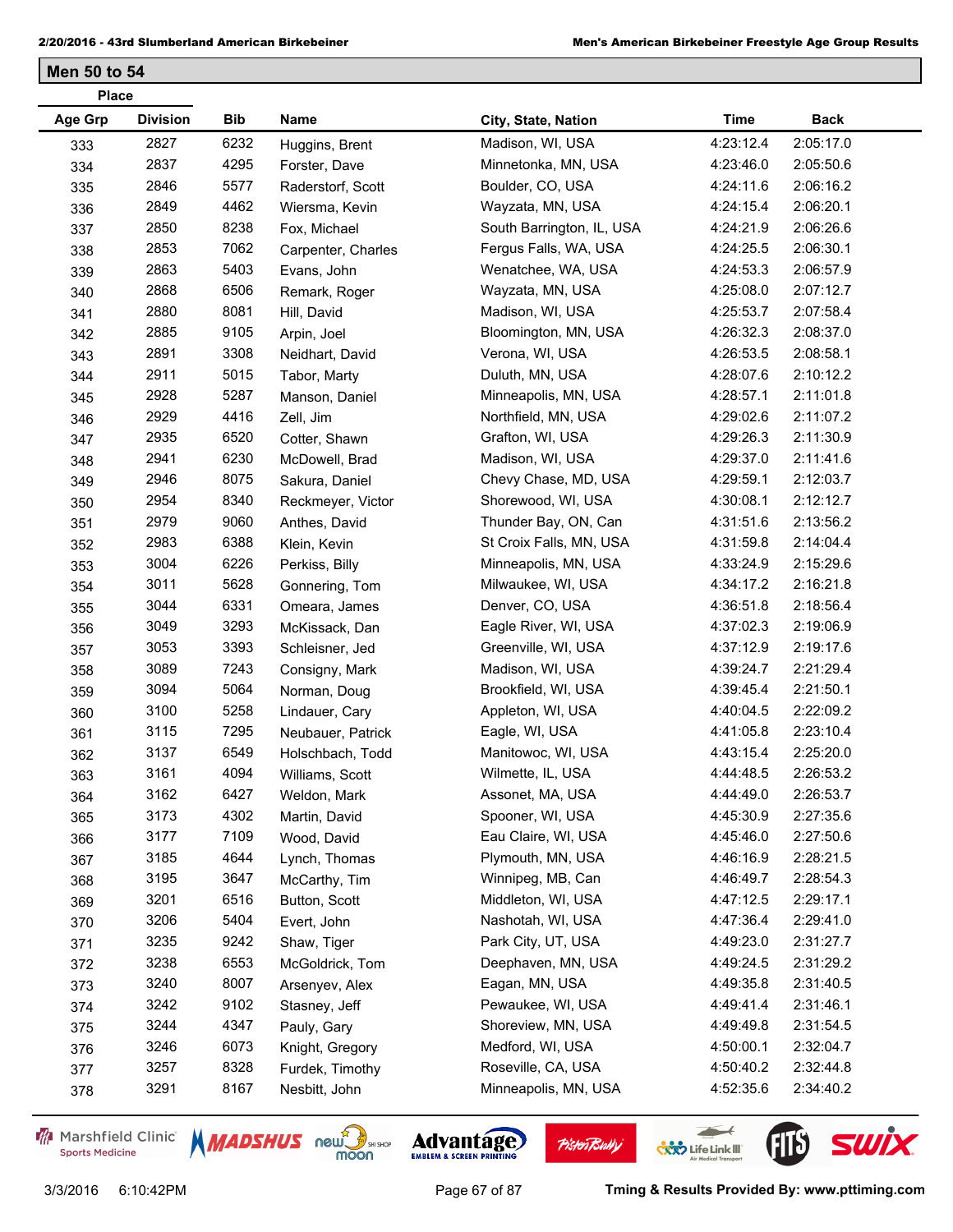## Men 50 to 54

| Place | | | | | | |
|---|---|---|---|---|---|---|
| Age Grp | Division | Bib | Name | City, State, Nation | Time | Back |
| 333 | 2827 | 6232 | Huggins, Brent | Madison, WI, USA | 4:23:12.4 | 2:05:17.0 |
| 334 | 2837 | 4295 | Forster, Dave | Minnetonka, MN, USA | 4:23:46.0 | 2:05:50.6 |
| 335 | 2846 | 5577 | Raderstorf, Scott | Boulder, CO, USA | 4:24:11.6 | 2:06:16.2 |
| 336 | 2849 | 4462 | Wiersma, Kevin | Wayzata, MN, USA | 4:24:15.4 | 2:06:20.1 |
| 337 | 2850 | 8238 | Fox, Michael | South Barrington, IL, USA | 4:24:21.9 | 2:06:26.6 |
| 338 | 2853 | 7062 | Carpenter, Charles | Fergus Falls, WA, USA | 4:24:25.5 | 2:06:30.1 |
| 339 | 2863 | 5403 | Evans, John | Wenatchee, WA, USA | 4:24:53.3 | 2:06:57.9 |
| 340 | 2868 | 6506 | Remark, Roger | Wayzata, MN, USA | 4:25:08.0 | 2:07:12.7 |
| 341 | 2880 | 8081 | Hill, David | Madison, WI, USA | 4:25:53.7 | 2:07:58.4 |
| 342 | 2885 | 9105 | Arpin, Joel | Bloomington, MN, USA | 4:26:32.3 | 2:08:37.0 |
| 343 | 2891 | 3308 | Neidhart, David | Verona, WI, USA | 4:26:53.5 | 2:08:58.1 |
| 344 | 2911 | 5015 | Tabor, Marty | Duluth, MN, USA | 4:28:07.6 | 2:10:12.2 |
| 345 | 2928 | 5287 | Manson, Daniel | Minneapolis, MN, USA | 4:28:57.1 | 2:11:01.8 |
| 346 | 2929 | 4416 | Zell, Jim | Northfield, MN, USA | 4:29:02.6 | 2:11:07.2 |
| 347 | 2935 | 6520 | Cotter, Shawn | Grafton, WI, USA | 4:29:26.3 | 2:11:30.9 |
| 348 | 2941 | 6230 | McDowell, Brad | Madison, WI, USA | 4:29:37.0 | 2:11:41.6 |
| 349 | 2946 | 8075 | Sakura, Daniel | Chevy Chase, MD, USA | 4:29:59.1 | 2:12:03.7 |
| 350 | 2954 | 8340 | Reckmeyer, Victor | Shorewood, WI, USA | 4:30:08.1 | 2:12:12.7 |
| 351 | 2979 | 9060 | Anthes, David | Thunder Bay, ON, Can | 4:31:51.6 | 2:13:56.2 |
| 352 | 2983 | 6388 | Klein, Kevin | St Croix Falls, MN, USA | 4:31:59.8 | 2:14:04.4 |
| 353 | 3004 | 6226 | Perkiss, Billy | Minneapolis, MN, USA | 4:33:24.9 | 2:15:29.6 |
| 354 | 3011 | 5628 | Gonnering, Tom | Milwaukee, WI, USA | 4:34:17.2 | 2:16:21.8 |
| 355 | 3044 | 6331 | Omeara, James | Denver, CO, USA | 4:36:51.8 | 2:18:56.4 |
| 356 | 3049 | 3293 | McKissack, Dan | Eagle River, WI, USA | 4:37:02.3 | 2:19:06.9 |
| 357 | 3053 | 3393 | Schleisner, Jed | Greenville, WI, USA | 4:37:12.9 | 2:19:17.6 |
| 358 | 3089 | 7243 | Consigny, Mark | Madison, WI, USA | 4:39:24.7 | 2:21:29.4 |
| 359 | 3094 | 5064 | Norman, Doug | Brookfield, WI, USA | 4:39:45.4 | 2:21:50.1 |
| 360 | 3100 | 5258 | Lindauer, Cary | Appleton, WI, USA | 4:40:04.5 | 2:22:09.2 |
| 361 | 3115 | 7295 | Neubauer, Patrick | Eagle, WI, USA | 4:41:05.8 | 2:23:10.4 |
| 362 | 3137 | 6549 | Holschbach, Todd | Manitowoc, WI, USA | 4:43:15.4 | 2:25:20.0 |
| 363 | 3161 | 4094 | Williams, Scott | Wilmette, IL, USA | 4:44:48.5 | 2:26:53.2 |
| 364 | 3162 | 6427 | Weldon, Mark | Assonet, MA, USA | 4:44:49.0 | 2:26:53.7 |
| 365 | 3173 | 4302 | Martin, David | Spooner, WI, USA | 4:45:30.9 | 2:27:35.6 |
| 366 | 3177 | 7109 | Wood, David | Eau Claire, WI, USA | 4:45:46.0 | 2:27:50.6 |
| 367 | 3185 | 4644 | Lynch, Thomas | Plymouth, MN, USA | 4:46:16.9 | 2:28:21.5 |
| 368 | 3195 | 3647 | McCarthy, Tim | Winnipeg, MB, Can | 4:46:49.7 | 2:28:54.3 |
| 369 | 3201 | 6516 | Button, Scott | Middleton, WI, USA | 4:47:12.5 | 2:29:17.1 |
| 370 | 3206 | 5404 | Evert, John | Nashotah, WI, USA | 4:47:36.4 | 2:29:41.0 |
| 371 | 3235 | 9242 | Shaw, Tiger | Park City, UT, USA | 4:49:23.0 | 2:31:27.7 |
| 372 | 3238 | 6553 | McGoldrick, Tom | Deephaven, MN, USA | 4:49:24.5 | 2:31:29.2 |
| 373 | 3240 | 8007 | Arsenyev, Alex | Eagan, MN, USA | 4:49:35.8 | 2:31:40.5 |
| 374 | 3242 | 9102 | Stasney, Jeff | Pewaukee, WI, USA | 4:49:41.4 | 2:31:46.1 |
| 375 | 3244 | 4347 | Pauly, Gary | Shoreview, MN, USA | 4:49:49.8 | 2:31:54.5 |
| 376 | 3246 | 6073 | Knight, Gregory | Medford, WI, USA | 4:50:00.1 | 2:32:04.7 |
| 377 | 3257 | 8328 | Furdek, Timothy | Roseville, CA, USA | 4:50:40.2 | 2:32:44.8 |
| 378 | 3291 | 8167 | Nesbitt, John | Minneapolis, MN, USA | 4:52:35.6 | 2:34:40.2 |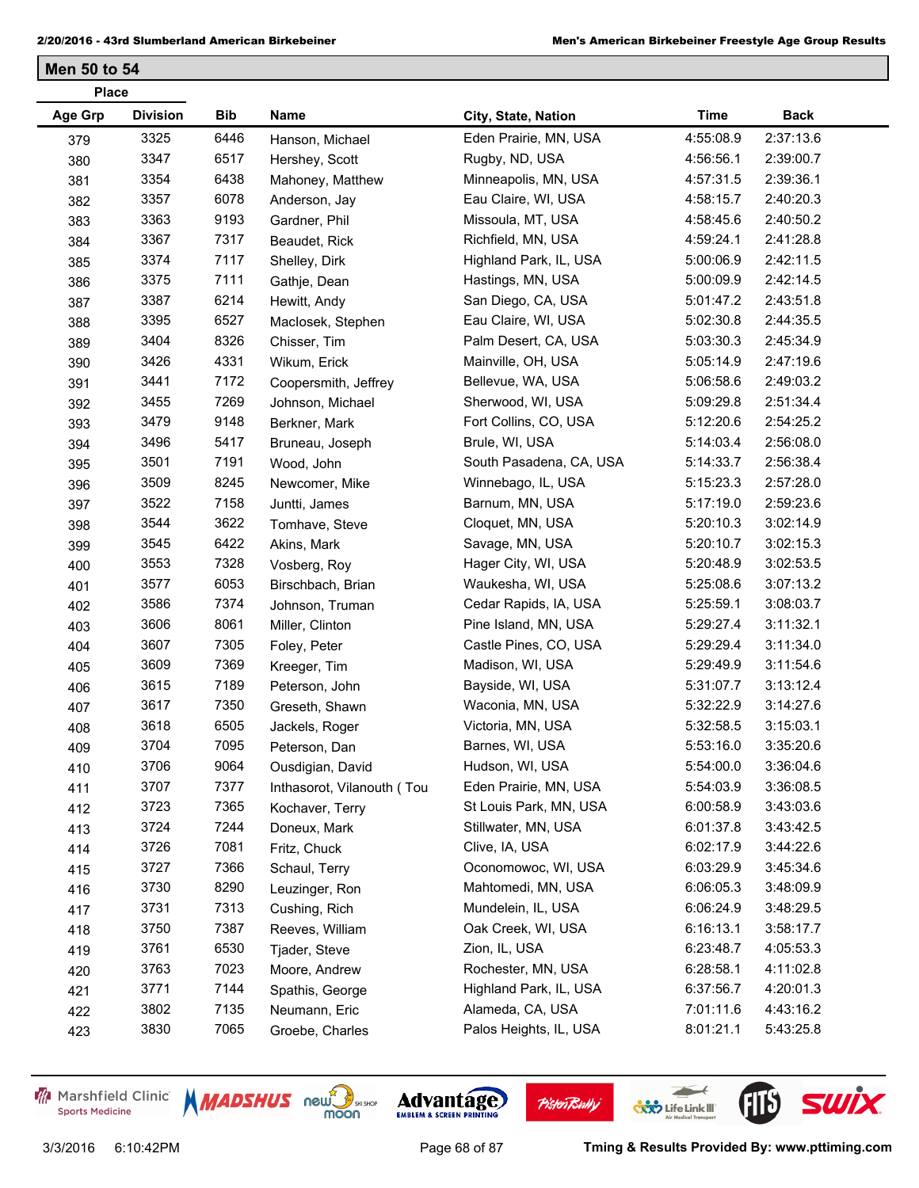## Men 50 to 54

| Place | | | | | | |
|---|---|---|---|---|---|---|
| Age Grp | Division | Bib | Name | City, State, Nation | Time | Back |
| 379 | 3325 | 6446 | Hanson, Michael | Eden Prairie, MN, USA | 4:55:08.9 | 2:37:13.6 |
| 380 | 3347 | 6517 | Hershey, Scott | Rugby, ND, USA | 4:56:56.1 | 2:39:00.7 |
| 381 | 3354 | 6438 | Mahoney, Matthew | Minneapolis, MN, USA | 4:57:31.5 | 2:39:36.1 |
| 382 | 3357 | 6078 | Anderson, Jay | Eau Claire, WI, USA | 4:58:15.7 | 2:40:20.3 |
| 383 | 3363 | 9193 | Gardner, Phil | Missoula, MT, USA | 4:58:45.6 | 2:40:50.2 |
| 384 | 3367 | 7317 | Beaudet, Rick | Richfield, MN, USA | 4:59:24.1 | 2:41:28.8 |
| 385 | 3374 | 7117 | Shelley, Dirk | Highland Park, IL, USA | 5:00:06.9 | 2:42:11.5 |
| 386 | 3375 | 7111 | Gathje, Dean | Hastings, MN, USA | 5:00:09.9 | 2:42:14.5 |
| 387 | 3387 | 6214 | Hewitt, Andy | San Diego, CA, USA | 5:01:47.2 | 2:43:51.8 |
| 388 | 3395 | 6527 | Maclosek, Stephen | Eau Claire, WI, USA | 5:02:30.8 | 2:44:35.5 |
| 389 | 3404 | 8326 | Chisser, Tim | Palm Desert, CA, USA | 5:03:30.3 | 2:45:34.9 |
| 390 | 3426 | 4331 | Wikum, Erick | Mainville, OH, USA | 5:05:14.9 | 2:47:19.6 |
| 391 | 3441 | 7172 | Coopersmith, Jeffrey | Bellevue, WA, USA | 5:06:58.6 | 2:49:03.2 |
| 392 | 3455 | 7269 | Johnson, Michael | Sherwood, WI, USA | 5:09:29.8 | 2:51:34.4 |
| 393 | 3479 | 9148 | Berkner, Mark | Fort Collins, CO, USA | 5:12:20.6 | 2:54:25.2 |
| 394 | 3496 | 5417 | Bruneau, Joseph | Brule, WI, USA | 5:14:03.4 | 2:56:08.0 |
| 395 | 3501 | 7191 | Wood, John | South Pasadena, CA, USA | 5:14:33.7 | 2:56:38.4 |
| 396 | 3509 | 8245 | Newcomer, Mike | Winnebago, IL, USA | 5:15:23.3 | 2:57:28.0 |
| 397 | 3522 | 7158 | Juntti, James | Barnum, MN, USA | 5:17:19.0 | 2:59:23.6 |
| 398 | 3544 | 3622 | Tomhave, Steve | Cloquet, MN, USA | 5:20:10.3 | 3:02:14.9 |
| 399 | 3545 | 6422 | Akins, Mark | Savage, MN, USA | 5:20:10.7 | 3:02:15.3 |
| 400 | 3553 | 7328 | Vosberg, Roy | Hager City, WI, USA | 5:20:48.9 | 3:02:53.5 |
| 401 | 3577 | 6053 | Birschbach, Brian | Waukesha, WI, USA | 5:25:08.6 | 3:07:13.2 |
| 402 | 3586 | 7374 | Johnson, Truman | Cedar Rapids, IA, USA | 5:25:59.1 | 3:08:03.7 |
| 403 | 3606 | 8061 | Miller, Clinton | Pine Island, MN, USA | 5:29:27.4 | 3:11:32.1 |
| 404 | 3607 | 7305 | Foley, Peter | Castle Pines, CO, USA | 5:29:29.4 | 3:11:34.0 |
| 405 | 3609 | 7369 | Kreeger, Tim | Madison, WI, USA | 5:29:49.9 | 3:11:54.6 |
| 406 | 3615 | 7189 | Peterson, John | Bayside, WI, USA | 5:31:07.7 | 3:13:12.4 |
| 407 | 3617 | 7350 | Greseth, Shawn | Waconia, MN, USA | 5:32:22.9 | 3:14:27.6 |
| 408 | 3618 | 6505 | Jackels, Roger | Victoria, MN, USA | 5:32:58.5 | 3:15:03.1 |
| 409 | 3704 | 7095 | Peterson, Dan | Barnes, WI, USA | 5:53:16.0 | 3:35:20.6 |
| 410 | 3706 | 9064 | Ousdigian, David | Hudson, WI, USA | 5:54:00.0 | 3:36:04.6 |
| 411 | 3707 | 7377 | Inthasorot, Vilanouth ( Tou | Eden Prairie, MN, USA | 5:54:03.9 | 3:36:08.5 |
| 412 | 3723 | 7365 | Kochaver, Terry | St Louis Park, MN, USA | 6:00:58.9 | 3:43:03.6 |
| 413 | 3724 | 7244 | Doneux, Mark | Stillwater, MN, USA | 6:01:37.8 | 3:43:42.5 |
| 414 | 3726 | 7081 | Fritz, Chuck | Clive, IA, USA | 6:02:17.9 | 3:44:22.6 |
| 415 | 3727 | 7366 | Schaul, Terry | Oconomowoc, WI, USA | 6:03:29.9 | 3:45:34.6 |
| 416 | 3730 | 8290 | Leuzinger, Ron | Mahtomedi, MN, USA | 6:06:05.3 | 3:48:09.9 |
| 417 | 3731 | 7313 | Cushing, Rich | Mundelein, IL, USA | 6:06:24.9 | 3:48:29.5 |
| 418 | 3750 | 7387 | Reeves, William | Oak Creek, WI, USA | 6:16:13.1 | 3:58:17.7 |
| 419 | 3761 | 6530 | Tjader, Steve | Zion, IL, USA | 6:23:48.7 | 4:05:53.3 |
| 420 | 3763 | 7023 | Moore, Andrew | Rochester, MN, USA | 6:28:58.1 | 4:11:02.8 |
| 421 | 3771 | 7144 | Spathis, George | Highland Park, IL, USA | 6:37:56.7 | 4:20:01.3 |
| 422 | 3802 | 7135 | Neumann, Eric | Alameda, CA, USA | 7:01:11.6 | 4:43:16.2 |
| 423 | 3830 | 7065 | Groebe, Charles | Palos Heights, IL, USA | 8:01:21.1 | 5:43:25.8 |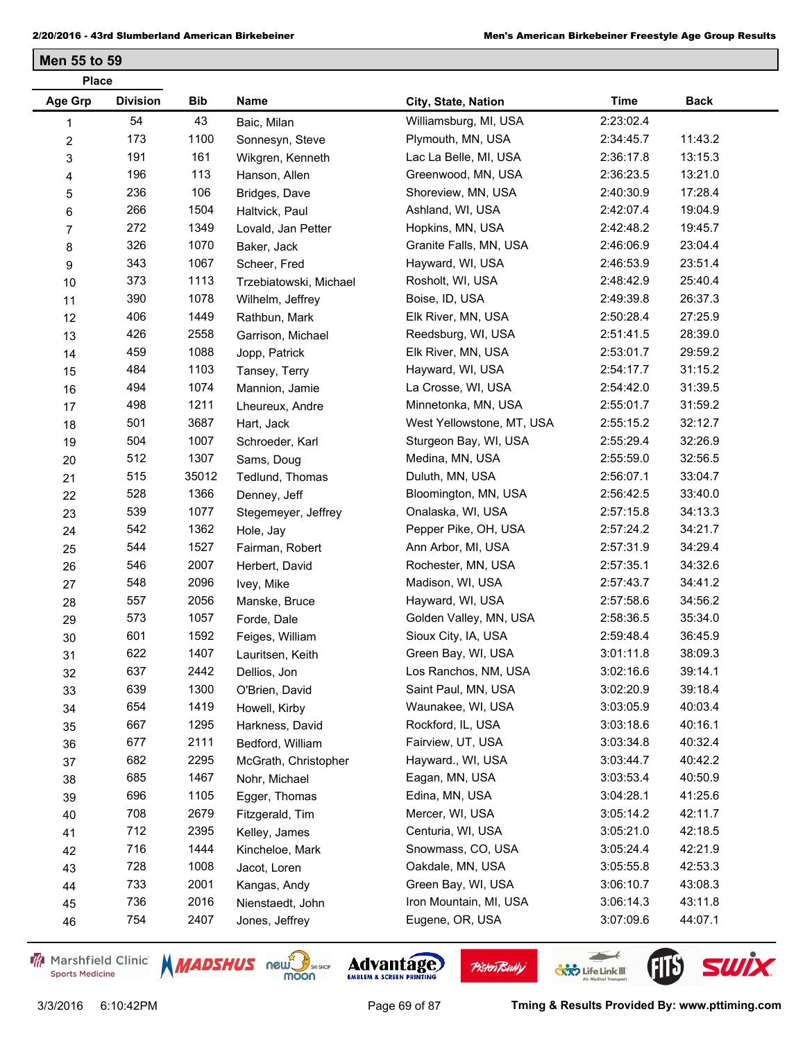## Men 55 to 59

| Place | | | | | | |
|---|---|---|---|---|---|---|
| Age Grp | Division | Bib | Name | City, State, Nation | Time | Back |
| 1 | 54 | 43 | Baic, Milan | Williamsburg, MI, USA | 2:23:02.4 | |
| 2 | 173 | 1100 | Sonnesyn, Steve | Plymouth, MN, USA | 2:34:45.7 | 11:43.2 |
| 3 | 191 | 161 | Wikgren, Kenneth | Lac La Belle, MI, USA | 2:36:17.8 | 13:15.3 |
| 4 | 196 | 113 | Hanson, Allen | Greenwood, MN, USA | 2:36:23.5 | 13:21.0 |
| 5 | 236 | 106 | Bridges, Dave | Shoreview, MN, USA | 2:40:30.9 | 17:28.4 |
| 6 | 266 | 1504 | Haltvick, Paul | Ashland, WI, USA | 2:42:07.4 | 19:04.9 |
| 7 | 272 | 1349 | Lovald, Jan Petter | Hopkins, MN, USA | 2:42:48.2 | 19:45.7 |
| 8 | 326 | 1070 | Baker, Jack | Granite Falls, MN, USA | 2:46:06.9 | 23:04.4 |
| 9 | 343 | 1067 | Scheer, Fred | Hayward, WI, USA | 2:46:53.9 | 23:51.4 |
| 10 | 373 | 1113 | Trzebiatowski, Michael | Rosholt, WI, USA | 2:48:42.9 | 25:40.4 |
| 11 | 390 | 1078 | Wilhelm, Jeffrey | Boise, ID, USA | 2:49:39.8 | 26:37.3 |
| 12 | 406 | 1449 | Rathbun, Mark | Elk River, MN, USA | 2:50:28.4 | 27:25.9 |
| 13 | 426 | 2558 | Garrison, Michael | Reedsburg, WI, USA | 2:51:41.5 | 28:39.0 |
| 14 | 459 | 1088 | Jopp, Patrick | Elk River, MN, USA | 2:53:01.7 | 29:59.2 |
| 15 | 484 | 1103 | Tansey, Terry | Hayward, WI, USA | 2:54:17.7 | 31:15.2 |
| 16 | 494 | 1074 | Mannion, Jamie | La Crosse, WI, USA | 2:54:42.0 | 31:39.5 |
| 17 | 498 | 1211 | Lheureux, Andre | Minnetonka, MN, USA | 2:55:01.7 | 31:59.2 |
| 18 | 501 | 3687 | Hart, Jack | West Yellowstone, MT, USA | 2:55:15.2 | 32:12.7 |
| 19 | 504 | 1007 | Schroeder, Karl | Sturgeon Bay, WI, USA | 2:55:29.4 | 32:26.9 |
| 20 | 512 | 1307 | Sams, Doug | Medina, MN, USA | 2:55:59.0 | 32:56.5 |
| 21 | 515 | 35012 | Tedlund, Thomas | Duluth, MN, USA | 2:56:07.1 | 33:04.7 |
| 22 | 528 | 1366 | Denney, Jeff | Bloomington, MN, USA | 2:56:42.5 | 33:40.0 |
| 23 | 539 | 1077 | Stegemeyer, Jeffrey | Onalaska, WI, USA | 2:57:15.8 | 34:13.3 |
| 24 | 542 | 1362 | Hole, Jay | Pepper Pike, OH, USA | 2:57:24.2 | 34:21.7 |
| 25 | 544 | 1527 | Fairman, Robert | Ann Arbor, MI, USA | 2:57:31.9 | 34:29.4 |
| 26 | 546 | 2007 | Herbert, David | Rochester, MN, USA | 2:57:35.1 | 34:32.6 |
| 27 | 548 | 2096 | Ivey, Mike | Madison, WI, USA | 2:57:43.7 | 34:41.2 |
| 28 | 557 | 2056 | Manske, Bruce | Hayward, WI, USA | 2:57:58.6 | 34:56.2 |
| 29 | 573 | 1057 | Forde, Dale | Golden Valley, MN, USA | 2:58:36.5 | 35:34.0 |
| 30 | 601 | 1592 | Feiges, William | Sioux City, IA, USA | 2:59:48.4 | 36:45.9 |
| 31 | 622 | 1407 | Lauritsen, Keith | Green Bay, WI, USA | 3:01:11.8 | 38:09.3 |
| 32 | 637 | 2442 | Dellios, Jon | Los Ranchos, NM, USA | 3:02:16.6 | 39:14.1 |
| 33 | 639 | 1300 | O'Brien, David | Saint Paul, MN, USA | 3:02:20.9 | 39:18.4 |
| 34 | 654 | 1419 | Howell, Kirby | Waunakee, WI, USA | 3:03:05.9 | 40:03.4 |
| 35 | 667 | 1295 | Harkness, David | Rockford, IL, USA | 3:03:18.6 | 40:16.1 |
| 36 | 677 | 2111 | Bedford, William | Fairview, UT, USA | 3:03:34.8 | 40:32.4 |
| 37 | 682 | 2295 | McGrath, Christopher | Hayward., WI, USA | 3:03:44.7 | 40:42.2 |
| 38 | 685 | 1467 | Nohr, Michael | Eagan, MN, USA | 3:03:53.4 | 40:50.9 |
| 39 | 696 | 1105 | Egger, Thomas | Edina, MN, USA | 3:04:28.1 | 41:25.6 |
| 40 | 708 | 2679 | Fitzgerald, Tim | Mercer, WI, USA | 3:05:14.2 | 42:11.7 |
| 41 | 712 | 2395 | Kelley, James | Centuria, WI, USA | 3:05:21.0 | 42:18.5 |
| 42 | 716 | 1444 | Kincheloe, Mark | Snowmass, CO, USA | 3:05:24.4 | 42:21.9 |
| 43 | 728 | 1008 | Jacot, Loren | Oakdale, MN, USA | 3:05:55.8 | 42:53.3 |
| 44 | 733 | 2001 | Kangas, Andy | Green Bay, WI, USA | 3:06:10.7 | 43:08.3 |
| 45 | 736 | 2016 | Nienstaedt, John | Iron Mountain, MI, USA | 3:06:14.3 | 43:11.8 |
| 46 | 754 | 2407 | Jones, Jeffrey | Eugene, OR, USA | 3:07:09.6 | 44:07.1 |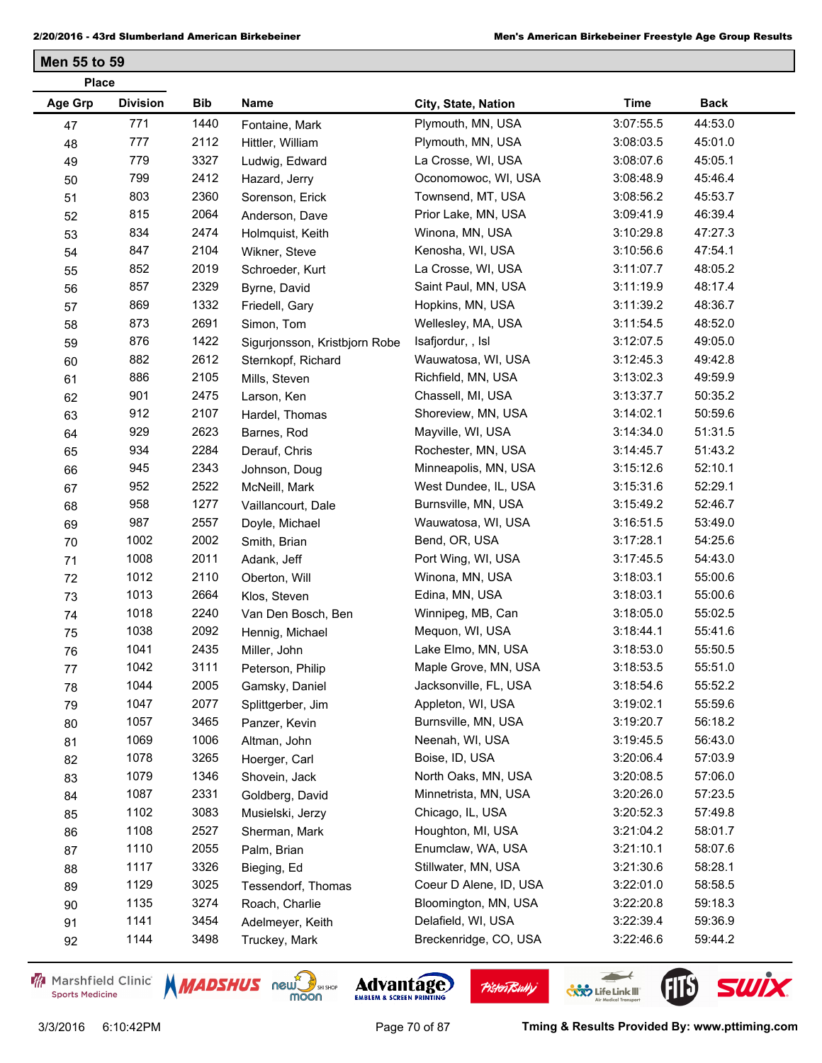## Men 55 to 59

| Place Age Grp | Place Division | Bib | Name | City, State, Nation | Time | Back |
|---|---|---|---|---|---|---|
| 47 | 771 | 1440 | Fontaine, Mark | Plymouth, MN, USA | 3:07:55.5 | 44:53.0 |
| 48 | 777 | 2112 | Hittler, William | Plymouth, MN, USA | 3:08:03.5 | 45:01.0 |
| 49 | 779 | 3327 | Ludwig, Edward | La Crosse, WI, USA | 3:08:07.6 | 45:05.1 |
| 50 | 799 | 2412 | Hazard, Jerry | Oconomowoc, WI, USA | 3:08:48.9 | 45:46.4 |
| 51 | 803 | 2360 | Sorenson, Erick | Townsend, MT, USA | 3:08:56.2 | 45:53.7 |
| 52 | 815 | 2064 | Anderson, Dave | Prior Lake, MN, USA | 3:09:41.9 | 46:39.4 |
| 53 | 834 | 2474 | Holmquist, Keith | Winona, MN, USA | 3:10:29.8 | 47:27.3 |
| 54 | 847 | 2104 | Wikner, Steve | Kenosha, WI, USA | 3:10:56.6 | 47:54.1 |
| 55 | 852 | 2019 | Schroeder, Kurt | La Crosse, WI, USA | 3:11:07.7 | 48:05.2 |
| 56 | 857 | 2329 | Byrne, David | Saint Paul, MN, USA | 3:11:19.9 | 48:17.4 |
| 57 | 869 | 1332 | Friedell, Gary | Hopkins, MN, USA | 3:11:39.2 | 48:36.7 |
| 58 | 873 | 2691 | Simon, Tom | Wellesley, MA, USA | 3:11:54.5 | 48:52.0 |
| 59 | 876 | 1422 | Sigurjonsson, Kristbjorn Robe | Isafjordur, , Isl | 3:12:07.5 | 49:05.0 |
| 60 | 882 | 2612 | Sternkopf, Richard | Wauwatosa, WI, USA | 3:12:45.3 | 49:42.8 |
| 61 | 886 | 2105 | Mills, Steven | Richfield, MN, USA | 3:13:02.3 | 49:59.9 |
| 62 | 901 | 2475 | Larson, Ken | Chassell, MI, USA | 3:13:37.7 | 50:35.2 |
| 63 | 912 | 2107 | Hardel, Thomas | Shoreview, MN, USA | 3:14:02.1 | 50:59.6 |
| 64 | 929 | 2623 | Barnes, Rod | Mayville, WI, USA | 3:14:34.0 | 51:31.5 |
| 65 | 934 | 2284 | Derauf, Chris | Rochester, MN, USA | 3:14:45.7 | 51:43.2 |
| 66 | 945 | 2343 | Johnson, Doug | Minneapolis, MN, USA | 3:15:12.6 | 52:10.1 |
| 67 | 952 | 2522 | McNeill, Mark | West Dundee, IL, USA | 3:15:31.6 | 52:29.1 |
| 68 | 958 | 1277 | Vaillancourt, Dale | Burnsville, MN, USA | 3:15:49.2 | 52:46.7 |
| 69 | 987 | 2557 | Doyle, Michael | Wauwatosa, WI, USA | 3:16:51.5 | 53:49.0 |
| 70 | 1002 | 2002 | Smith, Brian | Bend, OR, USA | 3:17:28.1 | 54:25.6 |
| 71 | 1008 | 2011 | Adank, Jeff | Port Wing, WI, USA | 3:17:45.5 | 54:43.0 |
| 72 | 1012 | 2110 | Oberton, Will | Winona, MN, USA | 3:18:03.1 | 55:00.6 |
| 73 | 1013 | 2664 | Klos, Steven | Edina, MN, USA | 3:18:03.1 | 55:00.6 |
| 74 | 1018 | 2240 | Van Den Bosch, Ben | Winnipeg, MB, Can | 3:18:05.0 | 55:02.5 |
| 75 | 1038 | 2092 | Hennig, Michael | Mequon, WI, USA | 3:18:44.1 | 55:41.6 |
| 76 | 1041 | 2435 | Miller, John | Lake Elmo, MN, USA | 3:18:53.0 | 55:50.5 |
| 77 | 1042 | 3111 | Peterson, Philip | Maple Grove, MN, USA | 3:18:53.5 | 55:51.0 |
| 78 | 1044 | 2005 | Gamsky, Daniel | Jacksonville, FL, USA | 3:18:54.6 | 55:52.2 |
| 79 | 1047 | 2077 | Splittgerber, Jim | Appleton, WI, USA | 3:19:02.1 | 55:59.6 |
| 80 | 1057 | 3465 | Panzer, Kevin | Burnsville, MN, USA | 3:19:20.7 | 56:18.2 |
| 81 | 1069 | 1006 | Altman, John | Neenah, WI, USA | 3:19:45.5 | 56:43.0 |
| 82 | 1078 | 3265 | Hoerger, Carl | Boise, ID, USA | 3:20:06.4 | 57:03.9 |
| 83 | 1079 | 1346 | Shovein, Jack | North Oaks, MN, USA | 3:20:08.5 | 57:06.0 |
| 84 | 1087 | 2331 | Goldberg, David | Minnetrista, MN, USA | 3:20:26.0 | 57:23.5 |
| 85 | 1102 | 3083 | Musielski, Jerzy | Chicago, IL, USA | 3:20:52.3 | 57:49.8 |
| 86 | 1108 | 2527 | Sherman, Mark | Houghton, MI, USA | 3:21:04.2 | 58:01.7 |
| 87 | 1110 | 2055 | Palm, Brian | Enumclaw, WA, USA | 3:21:10.1 | 58:07.6 |
| 88 | 1117 | 3326 | Bieging, Ed | Stillwater, MN, USA | 3:21:30.6 | 58:28.1 |
| 89 | 1129 | 3025 | Tessendorf, Thomas | Coeur D Alene, ID, USA | 3:22:01.0 | 58:58.5 |
| 90 | 1135 | 3274 | Roach, Charlie | Bloomington, MN, USA | 3:22:20.8 | 59:18.3 |
| 91 | 1141 | 3454 | Adelmeyer, Keith | Delafield, WI, USA | 3:22:39.4 | 59:36.9 |
| 92 | 1144 | 3498 | Truckey, Mark | Breckenridge, CO, USA | 3:22:46.6 | 59:44.2 |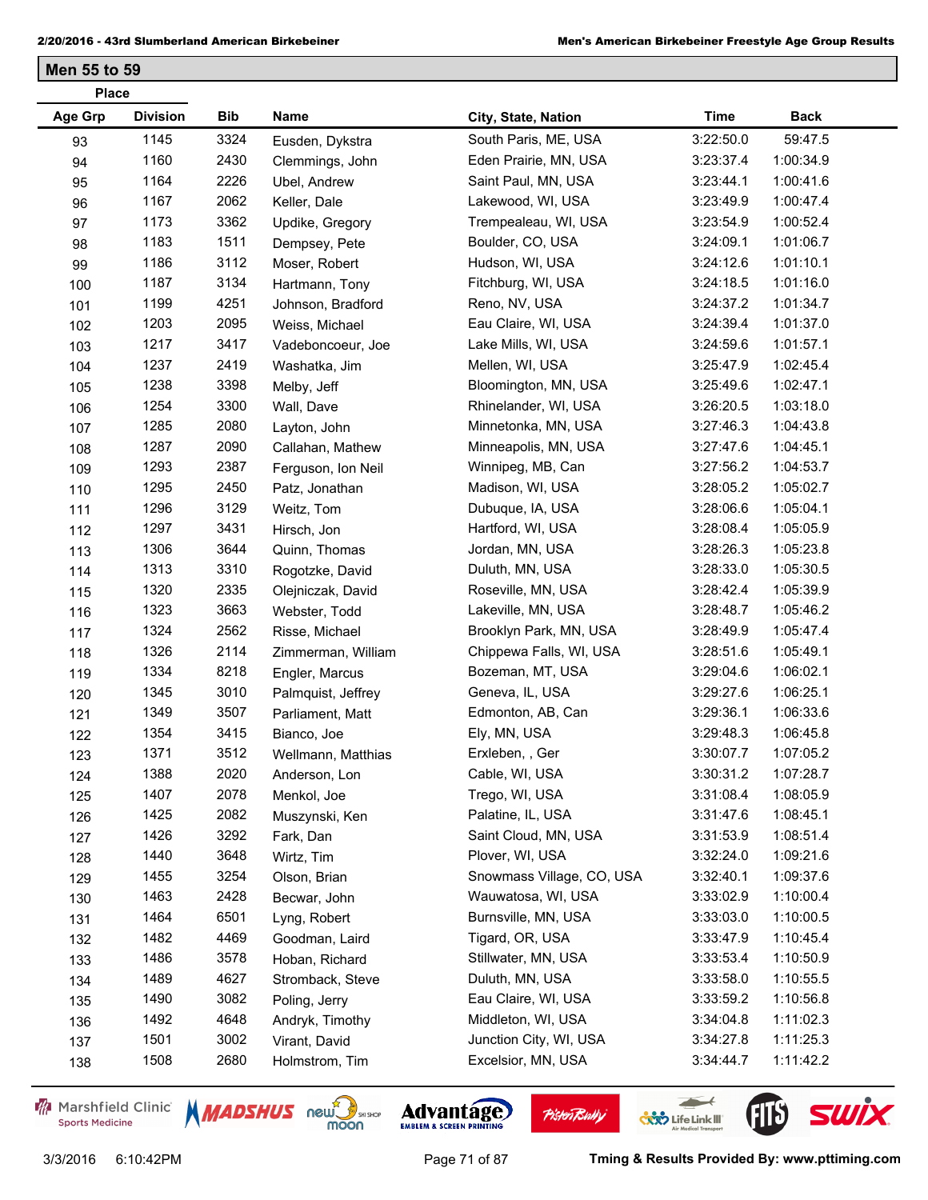## Men 55 to 59

| Place Age Grp | Place Division | Bib | Name | City, State, Nation | Time | Back |
|---|---|---|---|---|---|---|
| 93 | 1145 | 3324 | Eusden, Dykstra | South Paris, ME, USA | 3:22:50.0 | 59:47.5 |
| 94 | 1160 | 2430 | Clemmings, John | Eden Prairie, MN, USA | 3:23:37.4 | 1:00:34.9 |
| 95 | 1164 | 2226 | Ubel, Andrew | Saint Paul, MN, USA | 3:23:44.1 | 1:00:41.6 |
| 96 | 1167 | 2062 | Keller, Dale | Lakewood, WI, USA | 3:23:49.9 | 1:00:47.4 |
| 97 | 1173 | 3362 | Updike, Gregory | Trempealeau, WI, USA | 3:23:54.9 | 1:00:52.4 |
| 98 | 1183 | 1511 | Dempsey, Pete | Boulder, CO, USA | 3:24:09.1 | 1:01:06.7 |
| 99 | 1186 | 3112 | Moser, Robert | Hudson, WI, USA | 3:24:12.6 | 1:01:10.1 |
| 100 | 1187 | 3134 | Hartmann, Tony | Fitchburg, WI, USA | 3:24:18.5 | 1:01:16.0 |
| 101 | 1199 | 4251 | Johnson, Bradford | Reno, NV, USA | 3:24:37.2 | 1:01:34.7 |
| 102 | 1203 | 2095 | Weiss, Michael | Eau Claire, WI, USA | 3:24:39.4 | 1:01:37.0 |
| 103 | 1217 | 3417 | Vadeboncoeur, Joe | Lake Mills, WI, USA | 3:24:59.6 | 1:01:57.1 |
| 104 | 1237 | 2419 | Washatka, Jim | Mellen, WI, USA | 3:25:47.9 | 1:02:45.4 |
| 105 | 1238 | 3398 | Melby, Jeff | Bloomington, MN, USA | 3:25:49.6 | 1:02:47.1 |
| 106 | 1254 | 3300 | Wall, Dave | Rhinelander, WI, USA | 3:26:20.5 | 1:03:18.0 |
| 107 | 1285 | 2080 | Layton, John | Minnetonka, MN, USA | 3:27:46.3 | 1:04:43.8 |
| 108 | 1287 | 2090 | Callahan, Mathew | Minneapolis, MN, USA | 3:27:47.6 | 1:04:45.1 |
| 109 | 1293 | 2387 | Ferguson, Ion Neil | Winnipeg, MB, Can | 3:27:56.2 | 1:04:53.7 |
| 110 | 1295 | 2450 | Patz, Jonathan | Madison, WI, USA | 3:28:05.2 | 1:05:02.7 |
| 111 | 1296 | 3129 | Weitz, Tom | Dubuque, IA, USA | 3:28:06.6 | 1:05:04.1 |
| 112 | 1297 | 3431 | Hirsch, Jon | Hartford, WI, USA | 3:28:08.4 | 1:05:05.9 |
| 113 | 1306 | 3644 | Quinn, Thomas | Jordan, MN, USA | 3:28:26.3 | 1:05:23.8 |
| 114 | 1313 | 3310 | Rogotzke, David | Duluth, MN, USA | 3:28:33.0 | 1:05:30.5 |
| 115 | 1320 | 2335 | Olejniczak, David | Roseville, MN, USA | 3:28:42.4 | 1:05:39.9 |
| 116 | 1323 | 3663 | Webster, Todd | Lakeville, MN, USA | 3:28:48.7 | 1:05:46.2 |
| 117 | 1324 | 2562 | Risse, Michael | Brooklyn Park, MN, USA | 3:28:49.9 | 1:05:47.4 |
| 118 | 1326 | 2114 | Zimmerman, William | Chippewa Falls, WI, USA | 3:28:51.6 | 1:05:49.1 |
| 119 | 1334 | 8218 | Engler, Marcus | Bozeman, MT, USA | 3:29:04.6 | 1:06:02.1 |
| 120 | 1345 | 3010 | Palmquist, Jeffrey | Geneva, IL, USA | 3:29:27.6 | 1:06:25.1 |
| 121 | 1349 | 3507 | Parliament, Matt | Edmonton, AB, Can | 3:29:36.1 | 1:06:33.6 |
| 122 | 1354 | 3415 | Bianco, Joe | Ely, MN, USA | 3:29:48.3 | 1:06:45.8 |
| 123 | 1371 | 3512 | Wellmann, Matthias | Erxleben, , Ger | 3:30:07.7 | 1:07:05.2 |
| 124 | 1388 | 2020 | Anderson, Lon | Cable, WI, USA | 3:30:31.2 | 1:07:28.7 |
| 125 | 1407 | 2078 | Menkol, Joe | Trego, WI, USA | 3:31:08.4 | 1:08:05.9 |
| 126 | 1425 | 2082 | Muszynski, Ken | Palatine, IL, USA | 3:31:47.6 | 1:08:45.1 |
| 127 | 1426 | 3292 | Fark, Dan | Saint Cloud, MN, USA | 3:31:53.9 | 1:08:51.4 |
| 128 | 1440 | 3648 | Wirtz, Tim | Plover, WI, USA | 3:32:24.0 | 1:09:21.6 |
| 129 | 1455 | 3254 | Olson, Brian | Snowmass Village, CO, USA | 3:32:40.1 | 1:09:37.6 |
| 130 | 1463 | 2428 | Becwar, John | Wauwatosa, WI, USA | 3:33:02.9 | 1:10:00.4 |
| 131 | 1464 | 6501 | Lyng, Robert | Burnsville, MN, USA | 3:33:03.0 | 1:10:00.5 |
| 132 | 1482 | 4469 | Goodman, Laird | Tigard, OR, USA | 3:33:47.9 | 1:10:45.4 |
| 133 | 1486 | 3578 | Hoban, Richard | Stillwater, MN, USA | 3:33:53.4 | 1:10:50.9 |
| 134 | 1489 | 4627 | Stromback, Steve | Duluth, MN, USA | 3:33:58.0 | 1:10:55.5 |
| 135 | 1490 | 3082 | Poling, Jerry | Eau Claire, WI, USA | 3:33:59.2 | 1:10:56.8 |
| 136 | 1492 | 4648 | Andryk, Timothy | Middleton, WI, USA | 3:34:04.8 | 1:11:02.3 |
| 137 | 1501 | 3002 | Virant, David | Junction City, WI, USA | 3:34:27.8 | 1:11:25.3 |
| 138 | 1508 | 2680 | Holmstrom, Tim | Excelsior, MN, USA | 3:34:44.7 | 1:11:42.2 |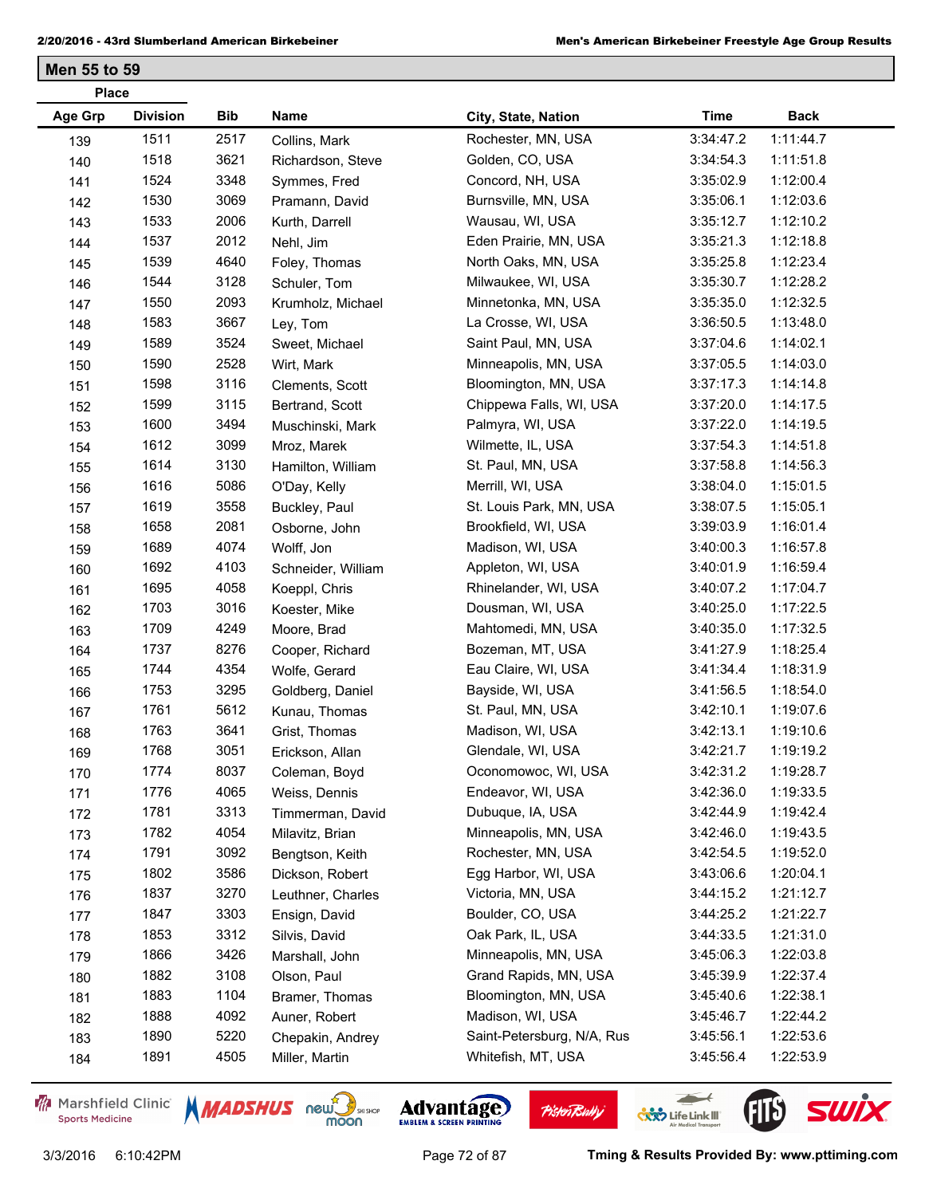## Men 55 to 59

| Place | | | | | | |
|---|---|---|---|---|---|---|
| Age Grp | Division | Bib | Name | City, State, Nation | Time | Back |
| 139 | 1511 | 2517 | Collins, Mark | Rochester, MN, USA | 3:34:47.2 | 1:11:44.7 |
| 140 | 1518 | 3621 | Richardson, Steve | Golden, CO, USA | 3:34:54.3 | 1:11:51.8 |
| 141 | 1524 | 3348 | Symmes, Fred | Concord, NH, USA | 3:35:02.9 | 1:12:00.4 |
| 142 | 1530 | 3069 | Pramann, David | Burnsville, MN, USA | 3:35:06.1 | 1:12:03.6 |
| 143 | 1533 | 2006 | Kurth, Darrell | Wausau, WI, USA | 3:35:12.7 | 1:12:10.2 |
| 144 | 1537 | 2012 | Nehl, Jim | Eden Prairie, MN, USA | 3:35:21.3 | 1:12:18.8 |
| 145 | 1539 | 4640 | Foley, Thomas | North Oaks, MN, USA | 3:35:25.8 | 1:12:23.4 |
| 146 | 1544 | 3128 | Schuler, Tom | Milwaukee, WI, USA | 3:35:30.7 | 1:12:28.2 |
| 147 | 1550 | 2093 | Krumholz, Michael | Minnetonka, MN, USA | 3:35:35.0 | 1:12:32.5 |
| 148 | 1583 | 3667 | Ley, Tom | La Crosse, WI, USA | 3:36:50.5 | 1:13:48.0 |
| 149 | 1589 | 3524 | Sweet, Michael | Saint Paul, MN, USA | 3:37:04.6 | 1:14:02.1 |
| 150 | 1590 | 2528 | Wirt, Mark | Minneapolis, MN, USA | 3:37:05.5 | 1:14:03.0 |
| 151 | 1598 | 3116 | Clements, Scott | Bloomington, MN, USA | 3:37:17.3 | 1:14:14.8 |
| 152 | 1599 | 3115 | Bertrand, Scott | Chippewa Falls, WI, USA | 3:37:20.0 | 1:14:17.5 |
| 153 | 1600 | 3494 | Muschinski, Mark | Palmyra, WI, USA | 3:37:22.0 | 1:14:19.5 |
| 154 | 1612 | 3099 | Mroz, Marek | Wilmette, IL, USA | 3:37:54.3 | 1:14:51.8 |
| 155 | 1614 | 3130 | Hamilton, William | St. Paul, MN, USA | 3:37:58.8 | 1:14:56.3 |
| 156 | 1616 | 5086 | O'Day, Kelly | Merrill, WI, USA | 3:38:04.0 | 1:15:01.5 |
| 157 | 1619 | 3558 | Buckley, Paul | St. Louis Park, MN, USA | 3:38:07.5 | 1:15:05.1 |
| 158 | 1658 | 2081 | Osborne, John | Brookfield, WI, USA | 3:39:03.9 | 1:16:01.4 |
| 159 | 1689 | 4074 | Wolff, Jon | Madison, WI, USA | 3:40:00.3 | 1:16:57.8 |
| 160 | 1692 | 4103 | Schneider, William | Appleton, WI, USA | 3:40:01.9 | 1:16:59.4 |
| 161 | 1695 | 4058 | Koeppl, Chris | Rhinelander, WI, USA | 3:40:07.2 | 1:17:04.7 |
| 162 | 1703 | 3016 | Koester, Mike | Dousman, WI, USA | 3:40:25.0 | 1:17:22.5 |
| 163 | 1709 | 4249 | Moore, Brad | Mahtomedi, MN, USA | 3:40:35.0 | 1:17:32.5 |
| 164 | 1737 | 8276 | Cooper, Richard | Bozeman, MT, USA | 3:41:27.9 | 1:18:25.4 |
| 165 | 1744 | 4354 | Wolfe, Gerard | Eau Claire, WI, USA | 3:41:34.4 | 1:18:31.9 |
| 166 | 1753 | 3295 | Goldberg, Daniel | Bayside, WI, USA | 3:41:56.5 | 1:18:54.0 |
| 167 | 1761 | 5612 | Kunau, Thomas | St. Paul, MN, USA | 3:42:10.1 | 1:19:07.6 |
| 168 | 1763 | 3641 | Grist, Thomas | Madison, WI, USA | 3:42:13.1 | 1:19:10.6 |
| 169 | 1768 | 3051 | Erickson, Allan | Glendale, WI, USA | 3:42:21.7 | 1:19:19.2 |
| 170 | 1774 | 8037 | Coleman, Boyd | Oconomowoc, WI, USA | 3:42:31.2 | 1:19:28.7 |
| 171 | 1776 | 4065 | Weiss, Dennis | Endeavor, WI, USA | 3:42:36.0 | 1:19:33.5 |
| 172 | 1781 | 3313 | Timmerman, David | Dubuque, IA, USA | 3:42:44.9 | 1:19:42.4 |
| 173 | 1782 | 4054 | Milavitz, Brian | Minneapolis, MN, USA | 3:42:46.0 | 1:19:43.5 |
| 174 | 1791 | 3092 | Bengtson, Keith | Rochester, MN, USA | 3:42:54.5 | 1:19:52.0 |
| 175 | 1802 | 3586 | Dickson, Robert | Egg Harbor, WI, USA | 3:43:06.6 | 1:20:04.1 |
| 176 | 1837 | 3270 | Leuthner, Charles | Victoria, MN, USA | 3:44:15.2 | 1:21:12.7 |
| 177 | 1847 | 3303 | Ensign, David | Boulder, CO, USA | 3:44:25.2 | 1:21:22.7 |
| 178 | 1853 | 3312 | Silvis, David | Oak Park, IL, USA | 3:44:33.5 | 1:21:31.0 |
| 179 | 1866 | 3426 | Marshall, John | Minneapolis, MN, USA | 3:45:06.3 | 1:22:03.8 |
| 180 | 1882 | 3108 | Olson, Paul | Grand Rapids, MN, USA | 3:45:39.9 | 1:22:37.4 |
| 181 | 1883 | 1104 | Bramer, Thomas | Bloomington, MN, USA | 3:45:40.6 | 1:22:38.1 |
| 182 | 1888 | 4092 | Auner, Robert | Madison, WI, USA | 3:45:46.7 | 1:22:44.2 |
| 183 | 1890 | 5220 | Chepakin, Andrey | Saint-Petersburg, N/A, Rus | 3:45:56.1 | 1:22:53.6 |
| 184 | 1891 | 4505 | Miller, Martin | Whitefish, MT, USA | 3:45:56.4 | 1:22:53.9 |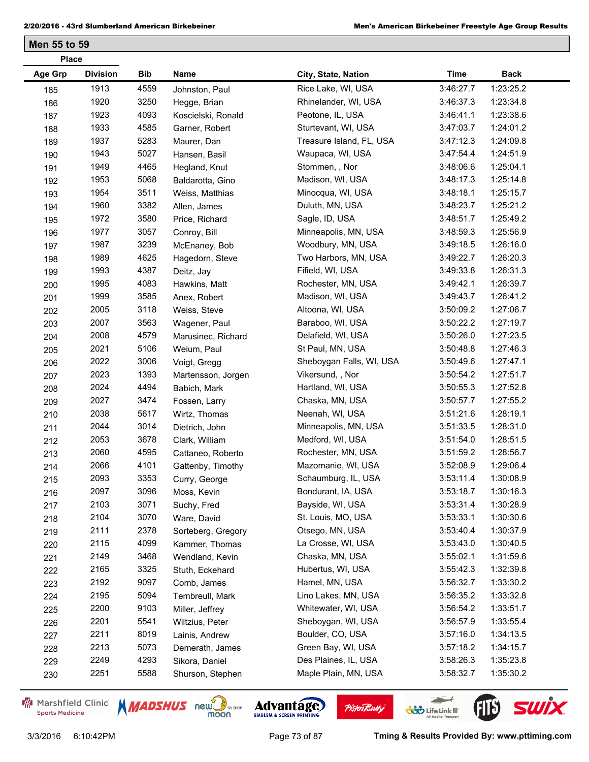## Men 55 to 59

| Place Age Grp | Place Division | Bib | Name | City, State, Nation | Time | Back |
|---|---|---|---|---|---|---|
| 185 | 1913 | 4559 | Johnston, Paul | Rice Lake, WI, USA | 3:46:27.7 | 1:23:25.2 |
| 186 | 1920 | 3250 | Hegge, Brian | Rhinelander, WI, USA | 3:46:37.3 | 1:23:34.8 |
| 187 | 1923 | 4093 | Koscielski, Ronald | Peotone, IL, USA | 3:46:41.1 | 1:23:38.6 |
| 188 | 1933 | 4585 | Garner, Robert | Sturtevant, WI, USA | 3:47:03.7 | 1:24:01.2 |
| 189 | 1937 | 5283 | Maurer, Dan | Treasure Island, FL, USA | 3:47:12.3 | 1:24:09.8 |
| 190 | 1943 | 5027 | Hansen, Basil | Waupaca, WI, USA | 3:47:54.4 | 1:24:51.9 |
| 191 | 1949 | 4465 | Hegland, Knut | Stommen, , Nor | 3:48:06.6 | 1:25:04.1 |
| 192 | 1953 | 5068 | Baldarotta, Gino | Madison, WI, USA | 3:48:17.3 | 1:25:14.8 |
| 193 | 1954 | 3511 | Weiss, Matthias | Minocqua, WI, USA | 3:48:18.1 | 1:25:15.7 |
| 194 | 1960 | 3382 | Allen, James | Duluth, MN, USA | 3:48:23.7 | 1:25:21.2 |
| 195 | 1972 | 3580 | Price, Richard | Sagle, ID, USA | 3:48:51.7 | 1:25:49.2 |
| 196 | 1977 | 3057 | Conroy, Bill | Minneapolis, MN, USA | 3:48:59.3 | 1:25:56.9 |
| 197 | 1987 | 3239 | McEnaney, Bob | Woodbury, MN, USA | 3:49:18.5 | 1:26:16.0 |
| 198 | 1989 | 4625 | Hagedorn, Steve | Two Harbors, MN, USA | 3:49:22.7 | 1:26:20.3 |
| 199 | 1993 | 4387 | Deitz, Jay | Fifield, WI, USA | 3:49:33.8 | 1:26:31.3 |
| 200 | 1995 | 4083 | Hawkins, Matt | Rochester, MN, USA | 3:49:42.1 | 1:26:39.7 |
| 201 | 1999 | 3585 | Anex, Robert | Madison, WI, USA | 3:49:43.7 | 1:26:41.2 |
| 202 | 2005 | 3118 | Weiss, Steve | Altoona, WI, USA | 3:50:09.2 | 1:27:06.7 |
| 203 | 2007 | 3563 | Wagener, Paul | Baraboo, WI, USA | 3:50:22.2 | 1:27:19.7 |
| 204 | 2008 | 4579 | Marusinec, Richard | Delafield, WI, USA | 3:50:26.0 | 1:27:23.5 |
| 205 | 2021 | 5106 | Weium, Paul | St Paul, MN, USA | 3:50:48.8 | 1:27:46.3 |
| 206 | 2022 | 3006 | Voigt, Gregg | Sheboygan Falls, WI, USA | 3:50:49.6 | 1:27:47.1 |
| 207 | 2023 | 1393 | Martensson, Jorgen | Vikersund, , Nor | 3:50:54.2 | 1:27:51.7 |
| 208 | 2024 | 4494 | Babich, Mark | Hartland, WI, USA | 3:50:55.3 | 1:27:52.8 |
| 209 | 2027 | 3474 | Fossen, Larry | Chaska, MN, USA | 3:50:57.7 | 1:27:55.2 |
| 210 | 2038 | 5617 | Wirtz, Thomas | Neenah, WI, USA | 3:51:21.6 | 1:28:19.1 |
| 211 | 2044 | 3014 | Dietrich, John | Minneapolis, MN, USA | 3:51:33.5 | 1:28:31.0 |
| 212 | 2053 | 3678 | Clark, William | Medford, WI, USA | 3:51:54.0 | 1:28:51.5 |
| 213 | 2060 | 4595 | Cattaneo, Roberto | Rochester, MN, USA | 3:51:59.2 | 1:28:56.7 |
| 214 | 2066 | 4101 | Gattenby, Timothy | Mazomanie, WI, USA | 3:52:08.9 | 1:29:06.4 |
| 215 | 2093 | 3353 | Curry, George | Schaumburg, IL, USA | 3:53:11.4 | 1:30:08.9 |
| 216 | 2097 | 3096 | Moss, Kevin | Bondurant, IA, USA | 3:53:18.7 | 1:30:16.3 |
| 217 | 2103 | 3071 | Suchy, Fred | Bayside, WI, USA | 3:53:31.4 | 1:30:28.9 |
| 218 | 2104 | 3070 | Ware, David | St. Louis, MO, USA | 3:53:33.1 | 1:30:30.6 |
| 219 | 2111 | 2378 | Sorteberg, Gregory | Otsego, MN, USA | 3:53:40.4 | 1:30:37.9 |
| 220 | 2115 | 4099 | Kammer, Thomas | La Crosse, WI, USA | 3:53:43.0 | 1:30:40.5 |
| 221 | 2149 | 3468 | Wendland, Kevin | Chaska, MN, USA | 3:55:02.1 | 1:31:59.6 |
| 222 | 2165 | 3325 | Stuth, Eckehard | Hubertus, WI, USA | 3:55:42.3 | 1:32:39.8 |
| 223 | 2192 | 9097 | Comb, James | Hamel, MN, USA | 3:56:32.7 | 1:33:30.2 |
| 224 | 2195 | 5094 | Tembreull, Mark | Lino Lakes, MN, USA | 3:56:35.2 | 1:33:32.8 |
| 225 | 2200 | 9103 | Miller, Jeffrey | Whitewater, WI, USA | 3:56:54.2 | 1:33:51.7 |
| 226 | 2201 | 5541 | Wiltzius, Peter | Sheboygan, WI, USA | 3:56:57.9 | 1:33:55.4 |
| 227 | 2211 | 8019 | Lainis, Andrew | Boulder, CO, USA | 3:57:16.0 | 1:34:13.5 |
| 228 | 2213 | 5073 | Demerath, James | Green Bay, WI, USA | 3:57:18.2 | 1:34:15.7 |
| 229 | 2249 | 4293 | Sikora, Daniel | Des Plaines, IL, USA | 3:58:26.3 | 1:35:23.8 |
| 230 | 2251 | 5588 | Shurson, Stephen | Maple Plain, MN, USA | 3:58:32.7 | 1:35:30.2 |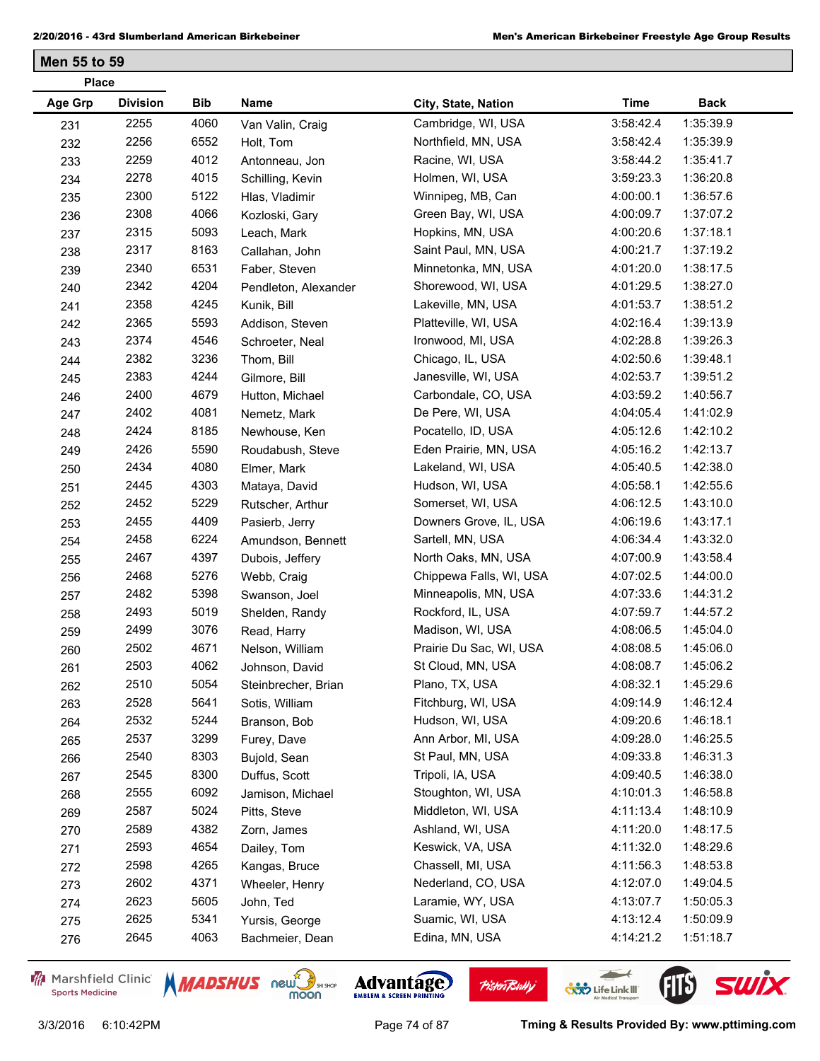## Men 55 to 59

| Place | | | | | | |
|---|---|---|---|---|---|---|
| Age Grp | Division | Bib | Name | City, State, Nation | Time | Back |
| 231 | 2255 | 4060 | Van Valin, Craig | Cambridge, WI, USA | 3:58:42.4 | 1:35:39.9 |
| 232 | 2256 | 6552 | Holt, Tom | Northfield, MN, USA | 3:58:42.4 | 1:35:39.9 |
| 233 | 2259 | 4012 | Antonneau, Jon | Racine, WI, USA | 3:58:44.2 | 1:35:41.7 |
| 234 | 2278 | 4015 | Schilling, Kevin | Holmen, WI, USA | 3:59:23.3 | 1:36:20.8 |
| 235 | 2300 | 5122 | Hlas, Vladimir | Winnipeg, MB, Can | 4:00:00.1 | 1:36:57.6 |
| 236 | 2308 | 4066 | Kozloski, Gary | Green Bay, WI, USA | 4:00:09.7 | 1:37:07.2 |
| 237 | 2315 | 5093 | Leach, Mark | Hopkins, MN, USA | 4:00:20.6 | 1:37:18.1 |
| 238 | 2317 | 8163 | Callahan, John | Saint Paul, MN, USA | 4:00:21.7 | 1:37:19.2 |
| 239 | 2340 | 6531 | Faber, Steven | Minnetonka, MN, USA | 4:01:20.0 | 1:38:17.5 |
| 240 | 2342 | 4204 | Pendleton, Alexander | Shorewood, WI, USA | 4:01:29.5 | 1:38:27.0 |
| 241 | 2358 | 4245 | Kunik, Bill | Lakeville, MN, USA | 4:01:53.7 | 1:38:51.2 |
| 242 | 2365 | 5593 | Addison, Steven | Platteville, WI, USA | 4:02:16.4 | 1:39:13.9 |
| 243 | 2374 | 4546 | Schroeter, Neal | Ironwood, MI, USA | 4:02:28.8 | 1:39:26.3 |
| 244 | 2382 | 3236 | Thom, Bill | Chicago, IL, USA | 4:02:50.6 | 1:39:48.1 |
| 245 | 2383 | 4244 | Gilmore, Bill | Janesville, WI, USA | 4:02:53.7 | 1:39:51.2 |
| 246 | 2400 | 4679 | Hutton, Michael | Carbondale, CO, USA | 4:03:59.2 | 1:40:56.7 |
| 247 | 2402 | 4081 | Nemetz, Mark | De Pere, WI, USA | 4:04:05.4 | 1:41:02.9 |
| 248 | 2424 | 8185 | Newhouse, Ken | Pocatello, ID, USA | 4:05:12.6 | 1:42:10.2 |
| 249 | 2426 | 5590 | Roudabush, Steve | Eden Prairie, MN, USA | 4:05:16.2 | 1:42:13.7 |
| 250 | 2434 | 4080 | Elmer, Mark | Lakeland, WI, USA | 4:05:40.5 | 1:42:38.0 |
| 251 | 2445 | 4303 | Mataya, David | Hudson, WI, USA | 4:05:58.1 | 1:42:55.6 |
| 252 | 2452 | 5229 | Rutscher, Arthur | Somerset, WI, USA | 4:06:12.5 | 1:43:10.0 |
| 253 | 2455 | 4409 | Pasierb, Jerry | Downers Grove, IL, USA | 4:06:19.6 | 1:43:17.1 |
| 254 | 2458 | 6224 | Amundson, Bennett | Sartell, MN, USA | 4:06:34.4 | 1:43:32.0 |
| 255 | 2467 | 4397 | Dubois, Jeffery | North Oaks, MN, USA | 4:07:00.9 | 1:43:58.4 |
| 256 | 2468 | 5276 | Webb, Craig | Chippewa Falls, WI, USA | 4:07:02.5 | 1:44:00.0 |
| 257 | 2482 | 5398 | Swanson, Joel | Minneapolis, MN, USA | 4:07:33.6 | 1:44:31.2 |
| 258 | 2493 | 5019 | Shelden, Randy | Rockford, IL, USA | 4:07:59.7 | 1:44:57.2 |
| 259 | 2499 | 3076 | Read, Harry | Madison, WI, USA | 4:08:06.5 | 1:45:04.0 |
| 260 | 2502 | 4671 | Nelson, William | Prairie Du Sac, WI, USA | 4:08:08.5 | 1:45:06.0 |
| 261 | 2503 | 4062 | Johnson, David | St Cloud, MN, USA | 4:08:08.7 | 1:45:06.2 |
| 262 | 2510 | 5054 | Steinbrecher, Brian | Plano, TX, USA | 4:08:32.1 | 1:45:29.6 |
| 263 | 2528 | 5641 | Sotis, William | Fitchburg, WI, USA | 4:09:14.9 | 1:46:12.4 |
| 264 | 2532 | 5244 | Branson, Bob | Hudson, WI, USA | 4:09:20.6 | 1:46:18.1 |
| 265 | 2537 | 3299 | Furey, Dave | Ann Arbor, MI, USA | 4:09:28.0 | 1:46:25.5 |
| 266 | 2540 | 8303 | Bujold, Sean | St Paul, MN, USA | 4:09:33.8 | 1:46:31.3 |
| 267 | 2545 | 8300 | Duffus, Scott | Tripoli, IA, USA | 4:09:40.5 | 1:46:38.0 |
| 268 | 2555 | 6092 | Jamison, Michael | Stoughton, WI, USA | 4:10:01.3 | 1:46:58.8 |
| 269 | 2587 | 5024 | Pitts, Steve | Middleton, WI, USA | 4:11:13.4 | 1:48:10.9 |
| 270 | 2589 | 4382 | Zorn, James | Ashland, WI, USA | 4:11:20.0 | 1:48:17.5 |
| 271 | 2593 | 4654 | Dailey, Tom | Keswick, VA, USA | 4:11:32.0 | 1:48:29.6 |
| 272 | 2598 | 4265 | Kangas, Bruce | Chassell, MI, USA | 4:11:56.3 | 1:48:53.8 |
| 273 | 2602 | 4371 | Wheeler, Henry | Nederland, CO, USA | 4:12:07.0 | 1:49:04.5 |
| 274 | 2623 | 5605 | John, Ted | Laramie, WY, USA | 4:13:07.7 | 1:50:05.3 |
| 275 | 2625 | 5341 | Yursis, George | Suamic, WI, USA | 4:13:12.4 | 1:50:09.9 |
| 276 | 2645 | 4063 | Bachmeier, Dean | Edina, MN, USA | 4:14:21.2 | 1:51:18.7 |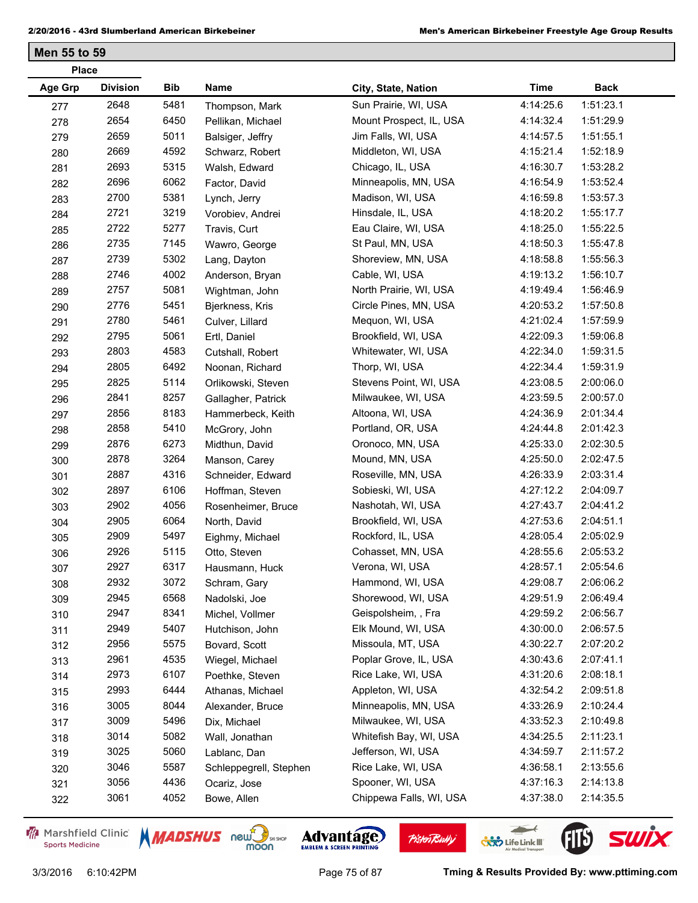## Men 55 to 59

| Place Age Grp | Division | Bib | Name | City, State, Nation | Time | Back |
|---|---|---|---|---|---|---|
| 277 | 2648 | 5481 | Thompson, Mark | Sun Prairie, WI, USA | 4:14:25.6 | 1:51:23.1 |
| 278 | 2654 | 6450 | Pellikan, Michael | Mount Prospect, IL, USA | 4:14:32.4 | 1:51:29.9 |
| 279 | 2659 | 5011 | Balsiger, Jeffry | Jim Falls, WI, USA | 4:14:57.5 | 1:51:55.1 |
| 280 | 2669 | 4592 | Schwarz, Robert | Middleton, WI, USA | 4:15:21.4 | 1:52:18.9 |
| 281 | 2693 | 5315 | Walsh, Edward | Chicago, IL, USA | 4:16:30.7 | 1:53:28.2 |
| 282 | 2696 | 6062 | Factor, David | Minneapolis, MN, USA | 4:16:54.9 | 1:53:52.4 |
| 283 | 2700 | 5381 | Lynch, Jerry | Madison, WI, USA | 4:16:59.8 | 1:53:57.3 |
| 284 | 2721 | 3219 | Vorobiev, Andrei | Hinsdale, IL, USA | 4:18:20.2 | 1:55:17.7 |
| 285 | 2722 | 5277 | Travis, Curt | Eau Claire, WI, USA | 4:18:25.0 | 1:55:22.5 |
| 286 | 2735 | 7145 | Wawro, George | St Paul, MN, USA | 4:18:50.3 | 1:55:47.8 |
| 287 | 2739 | 5302 | Lang, Dayton | Shoreview, MN, USA | 4:18:58.8 | 1:55:56.3 |
| 288 | 2746 | 4002 | Anderson, Bryan | Cable, WI, USA | 4:19:13.2 | 1:56:10.7 |
| 289 | 2757 | 5081 | Wightman, John | North Prairie, WI, USA | 4:19:49.4 | 1:56:46.9 |
| 290 | 2776 | 5451 | Bjerkness, Kris | Circle Pines, MN, USA | 4:20:53.2 | 1:57:50.8 |
| 291 | 2780 | 5461 | Culver, Lillard | Mequon, WI, USA | 4:21:02.4 | 1:57:59.9 |
| 292 | 2795 | 5061 | Ertl, Daniel | Brookfield, WI, USA | 4:22:09.3 | 1:59:06.8 |
| 293 | 2803 | 4583 | Cutshall, Robert | Whitewater, WI, USA | 4:22:34.0 | 1:59:31.5 |
| 294 | 2805 | 6492 | Noonan, Richard | Thorp, WI, USA | 4:22:34.4 | 1:59:31.9 |
| 295 | 2825 | 5114 | Orlikowski, Steven | Stevens Point, WI, USA | 4:23:08.5 | 2:00:06.0 |
| 296 | 2841 | 8257 | Gallagher, Patrick | Milwaukee, WI, USA | 4:23:59.5 | 2:00:57.0 |
| 297 | 2856 | 8183 | Hammerbeck, Keith | Altoona, WI, USA | 4:24:36.9 | 2:01:34.4 |
| 298 | 2858 | 5410 | McGrory, John | Portland, OR, USA | 4:24:44.8 | 2:01:42.3 |
| 299 | 2876 | 6273 | Midthun, David | Oronoco, MN, USA | 4:25:33.0 | 2:02:30.5 |
| 300 | 2878 | 3264 | Manson, Carey | Mound, MN, USA | 4:25:50.0 | 2:02:47.5 |
| 301 | 2887 | 4316 | Schneider, Edward | Roseville, MN, USA | 4:26:33.9 | 2:03:31.4 |
| 302 | 2897 | 6106 | Hoffman, Steven | Sobieski, WI, USA | 4:27:12.2 | 2:04:09.7 |
| 303 | 2902 | 4056 | Rosenheimer, Bruce | Nashotah, WI, USA | 4:27:43.7 | 2:04:41.2 |
| 304 | 2905 | 6064 | North, David | Brookfield, WI, USA | 4:27:53.6 | 2:04:51.1 |
| 305 | 2909 | 5497 | Eighmy, Michael | Rockford, IL, USA | 4:28:05.4 | 2:05:02.9 |
| 306 | 2926 | 5115 | Otto, Steven | Cohasset, MN, USA | 4:28:55.6 | 2:05:53.2 |
| 307 | 2927 | 6317 | Hausmann, Huck | Verona, WI, USA | 4:28:57.1 | 2:05:54.6 |
| 308 | 2932 | 3072 | Schram, Gary | Hammond, WI, USA | 4:29:08.7 | 2:06:06.2 |
| 309 | 2945 | 6568 | Nadolski, Joe | Shorewood, WI, USA | 4:29:51.9 | 2:06:49.4 |
| 310 | 2947 | 8341 | Michel, Vollmer | Geispolsheim, , Fra | 4:29:59.2 | 2:06:56.7 |
| 311 | 2949 | 5407 | Hutchison, John | Elk Mound, WI, USA | 4:30:00.0 | 2:06:57.5 |
| 312 | 2956 | 5575 | Bovard, Scott | Missoula, MT, USA | 4:30:22.7 | 2:07:20.2 |
| 313 | 2961 | 4535 | Wiegel, Michael | Poplar Grove, IL, USA | 4:30:43.6 | 2:07:41.1 |
| 314 | 2973 | 6107 | Poethke, Steven | Rice Lake, WI, USA | 4:31:20.6 | 2:08:18.1 |
| 315 | 2993 | 6444 | Athanas, Michael | Appleton, WI, USA | 4:32:54.2 | 2:09:51.8 |
| 316 | 3005 | 8044 | Alexander, Bruce | Minneapolis, MN, USA | 4:33:26.9 | 2:10:24.4 |
| 317 | 3009 | 5496 | Dix, Michael | Milwaukee, WI, USA | 4:33:52.3 | 2:10:49.8 |
| 318 | 3014 | 5082 | Wall, Jonathan | Whitefish Bay, WI, USA | 4:34:25.5 | 2:11:23.1 |
| 319 | 3025 | 5060 | Lablanc, Dan | Jefferson, WI, USA | 4:34:59.7 | 2:11:57.2 |
| 320 | 3046 | 5587 | Schleppegrell, Stephen | Rice Lake, WI, USA | 4:36:58.1 | 2:13:55.6 |
| 321 | 3056 | 4436 | Ocariz, Jose | Spooner, WI, USA | 4:37:16.3 | 2:14:13.8 |
| 322 | 3061 | 4052 | Bowe, Allen | Chippewa Falls, WI, USA | 4:37:38.0 | 2:14:35.5 |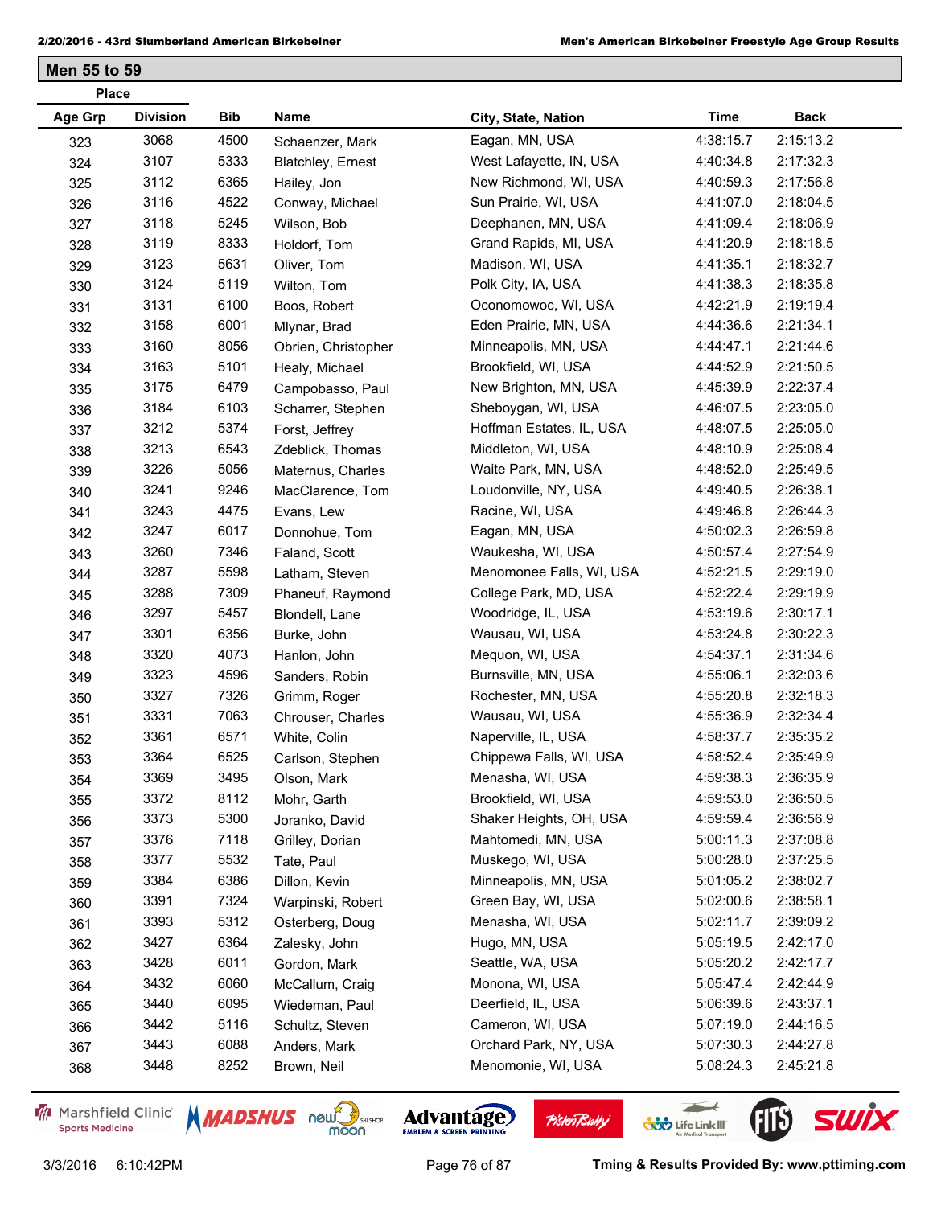## Men 55 to 59

| Place Age Grp | Place Division | Bib | Name | City, State, Nation | Time | Back |
|---|---|---|---|---|---|---|
| 323 | 3068 | 4500 | Schaenzer, Mark | Eagan, MN, USA | 4:38:15.7 | 2:15:13.2 |
| 324 | 3107 | 5333 | Blatchley, Ernest | West Lafayette, IN, USA | 4:40:34.8 | 2:17:32.3 |
| 325 | 3112 | 6365 | Hailey, Jon | New Richmond, WI, USA | 4:40:59.3 | 2:17:56.8 |
| 326 | 3116 | 4522 | Conway, Michael | Sun Prairie, WI, USA | 4:41:07.0 | 2:18:04.5 |
| 327 | 3118 | 5245 | Wilson, Bob | Deephanen, MN, USA | 4:41:09.4 | 2:18:06.9 |
| 328 | 3119 | 8333 | Holdorf, Tom | Grand Rapids, MI, USA | 4:41:20.9 | 2:18:18.5 |
| 329 | 3123 | 5631 | Oliver, Tom | Madison, WI, USA | 4:41:35.1 | 2:18:32.7 |
| 330 | 3124 | 5119 | Wilton, Tom | Polk City, IA, USA | 4:41:38.3 | 2:18:35.8 |
| 331 | 3131 | 6100 | Boos, Robert | Oconomowoc, WI, USA | 4:42:21.9 | 2:19:19.4 |
| 332 | 3158 | 6001 | Mlynar, Brad | Eden Prairie, MN, USA | 4:44:36.6 | 2:21:34.1 |
| 333 | 3160 | 8056 | Obrien, Christopher | Minneapolis, MN, USA | 4:44:47.1 | 2:21:44.6 |
| 334 | 3163 | 5101 | Healy, Michael | Brookfield, WI, USA | 4:44:52.9 | 2:21:50.5 |
| 335 | 3175 | 6479 | Campobasso, Paul | New Brighton, MN, USA | 4:45:39.9 | 2:22:37.4 |
| 336 | 3184 | 6103 | Scharrer, Stephen | Sheboygan, WI, USA | 4:46:07.5 | 2:23:05.0 |
| 337 | 3212 | 5374 | Forst, Jeffrey | Hoffman Estates, IL, USA | 4:48:07.5 | 2:25:05.0 |
| 338 | 3213 | 6543 | Zdeblick, Thomas | Middleton, WI, USA | 4:48:10.9 | 2:25:08.4 |
| 339 | 3226 | 5056 | Maternus, Charles | Waite Park, MN, USA | 4:48:52.0 | 2:25:49.5 |
| 340 | 3241 | 9246 | MacClarence, Tom | Loudonville, NY, USA | 4:49:40.5 | 2:26:38.1 |
| 341 | 3243 | 4475 | Evans, Lew | Racine, WI, USA | 4:49:46.8 | 2:26:44.3 |
| 342 | 3247 | 6017 | Donnohue, Tom | Eagan, MN, USA | 4:50:02.3 | 2:26:59.8 |
| 343 | 3260 | 7346 | Faland, Scott | Waukesha, WI, USA | 4:50:57.4 | 2:27:54.9 |
| 344 | 3287 | 5598 | Latham, Steven | Menomonee Falls, WI, USA | 4:52:21.5 | 2:29:19.0 |
| 345 | 3288 | 7309 | Phaneuf, Raymond | College Park, MD, USA | 4:52:22.4 | 2:29:19.9 |
| 346 | 3297 | 5457 | Blondell, Lane | Woodridge, IL, USA | 4:53:19.6 | 2:30:17.1 |
| 347 | 3301 | 6356 | Burke, John | Wausau, WI, USA | 4:53:24.8 | 2:30:22.3 |
| 348 | 3320 | 4073 | Hanlon, John | Mequon, WI, USA | 4:54:37.1 | 2:31:34.6 |
| 349 | 3323 | 4596 | Sanders, Robin | Burnsville, MN, USA | 4:55:06.1 | 2:32:03.6 |
| 350 | 3327 | 7326 | Grimm, Roger | Rochester, MN, USA | 4:55:20.8 | 2:32:18.3 |
| 351 | 3331 | 7063 | Chrouser, Charles | Wausau, WI, USA | 4:55:36.9 | 2:32:34.4 |
| 352 | 3361 | 6571 | White, Colin | Naperville, IL, USA | 4:58:37.7 | 2:35:35.2 |
| 353 | 3364 | 6525 | Carlson, Stephen | Chippewa Falls, WI, USA | 4:58:52.4 | 2:35:49.9 |
| 354 | 3369 | 3495 | Olson, Mark | Menasha, WI, USA | 4:59:38.3 | 2:36:35.9 |
| 355 | 3372 | 8112 | Mohr, Garth | Brookfield, WI, USA | 4:59:53.0 | 2:36:50.5 |
| 356 | 3373 | 5300 | Joranko, David | Shaker Heights, OH, USA | 4:59:59.4 | 2:36:56.9 |
| 357 | 3376 | 7118 | Grilley, Dorian | Mahtomedi, MN, USA | 5:00:11.3 | 2:37:08.8 |
| 358 | 3377 | 5532 | Tate, Paul | Muskego, WI, USA | 5:00:28.0 | 2:37:25.5 |
| 359 | 3384 | 6386 | Dillon, Kevin | Minneapolis, MN, USA | 5:01:05.2 | 2:38:02.7 |
| 360 | 3391 | 7324 | Warpinski, Robert | Green Bay, WI, USA | 5:02:00.6 | 2:38:58.1 |
| 361 | 3393 | 5312 | Osterberg, Doug | Menasha, WI, USA | 5:02:11.7 | 2:39:09.2 |
| 362 | 3427 | 6364 | Zalesky, John | Hugo, MN, USA | 5:05:19.5 | 2:42:17.0 |
| 363 | 3428 | 6011 | Gordon, Mark | Seattle, WA, USA | 5:05:20.2 | 2:42:17.7 |
| 364 | 3432 | 6060 | McCallum, Craig | Monona, WI, USA | 5:05:47.4 | 2:42:44.9 |
| 365 | 3440 | 6095 | Wiedeman, Paul | Deerfield, IL, USA | 5:06:39.6 | 2:43:37.1 |
| 366 | 3442 | 5116 | Schultz, Steven | Cameron, WI, USA | 5:07:19.0 | 2:44:16.5 |
| 367 | 3443 | 6088 | Anders, Mark | Orchard Park, NY, USA | 5:07:30.3 | 2:44:27.8 |
| 368 | 3448 | 8252 | Brown, Neil | Menomonie, WI, USA | 5:08:24.3 | 2:45:21.8 |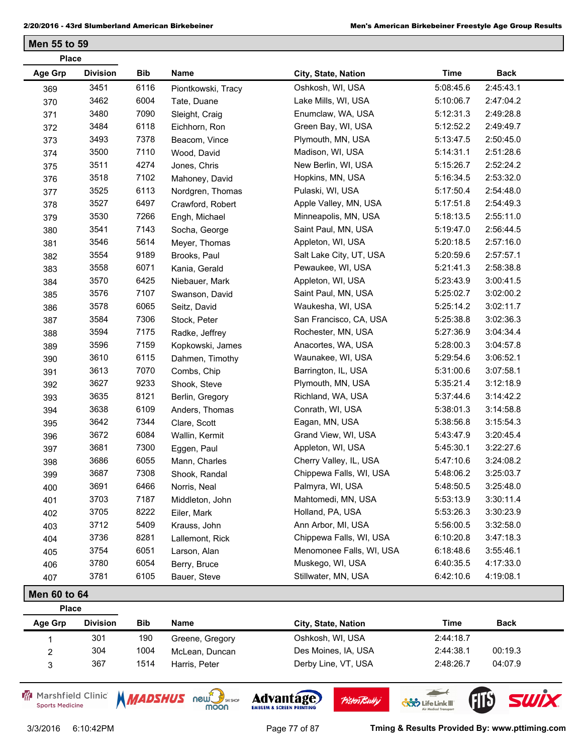## Men 55 to 59

| Place Age Grp | Place Division | Bib | Name | City, State, Nation | Time | Back |
|---|---|---|---|---|---|---|
| 369 | 3451 | 6116 | Piontkowski, Tracy | Oshkosh, WI, USA | 5:08:45.6 | 2:45:43.1 |
| 370 | 3462 | 6004 | Tate, Duane | Lake Mills, WI, USA | 5:10:06.7 | 2:47:04.2 |
| 371 | 3480 | 7090 | Sleight, Craig | Enumclaw, WA, USA | 5:12:31.3 | 2:49:28.8 |
| 372 | 3484 | 6118 | Eichhorn, Ron | Green Bay, WI, USA | 5:12:52.2 | 2:49:49.7 |
| 373 | 3493 | 7378 | Beacom, Vince | Plymouth, MN, USA | 5:13:47.5 | 2:50:45.0 |
| 374 | 3500 | 7110 | Wood, David | Madison, WI, USA | 5:14:31.1 | 2:51:28.6 |
| 375 | 3511 | 4274 | Jones, Chris | New Berlin, WI, USA | 5:15:26.7 | 2:52:24.2 |
| 376 | 3518 | 7102 | Mahoney, David | Hopkins, MN, USA | 5:16:34.5 | 2:53:32.0 |
| 377 | 3525 | 6113 | Nordgren, Thomas | Pulaski, WI, USA | 5:17:50.4 | 2:54:48.0 |
| 378 | 3527 | 6497 | Crawford, Robert | Apple Valley, MN, USA | 5:17:51.8 | 2:54:49.3 |
| 379 | 3530 | 7266 | Engh, Michael | Minneapolis, MN, USA | 5:18:13.5 | 2:55:11.0 |
| 380 | 3541 | 7143 | Socha, George | Saint Paul, MN, USA | 5:19:47.0 | 2:56:44.5 |
| 381 | 3546 | 5614 | Meyer, Thomas | Appleton, WI, USA | 5:20:18.5 | 2:57:16.0 |
| 382 | 3554 | 9189 | Brooks, Paul | Salt Lake City, UT, USA | 5:20:59.6 | 2:57:57.1 |
| 383 | 3558 | 6071 | Kania, Gerald | Pewaukee, WI, USA | 5:21:41.3 | 2:58:38.8 |
| 384 | 3570 | 6425 | Niebauer, Mark | Appleton, WI, USA | 5:23:43.9 | 3:00:41.5 |
| 385 | 3576 | 7107 | Swanson, David | Saint Paul, MN, USA | 5:25:02.7 | 3:02:00.2 |
| 386 | 3578 | 6065 | Seitz, David | Waukesha, WI, USA | 5:25:14.2 | 3:02:11.7 |
| 387 | 3584 | 7306 | Stock, Peter | San Francisco, CA, USA | 5:25:38.8 | 3:02:36.3 |
| 388 | 3594 | 7175 | Radke, Jeffrey | Rochester, MN, USA | 5:27:36.9 | 3:04:34.4 |
| 389 | 3596 | 7159 | Kopkowski, James | Anacortes, WA, USA | 5:28:00.3 | 3:04:57.8 |
| 390 | 3610 | 6115 | Dahmen, Timothy | Waunakee, WI, USA | 5:29:54.6 | 3:06:52.1 |
| 391 | 3613 | 7070 | Combs, Chip | Barrington, IL, USA | 5:31:00.6 | 3:07:58.1 |
| 392 | 3627 | 9233 | Shook, Steve | Plymouth, MN, USA | 5:35:21.4 | 3:12:18.9 |
| 393 | 3635 | 8121 | Berlin, Gregory | Richland, WA, USA | 5:37:44.6 | 3:14:42.2 |
| 394 | 3638 | 6109 | Anders, Thomas | Conrath, WI, USA | 5:38:01.3 | 3:14:58.8 |
| 395 | 3642 | 7344 | Clare, Scott | Eagan, MN, USA | 5:38:56.8 | 3:15:54.3 |
| 396 | 3672 | 6084 | Wallin, Kermit | Grand View, WI, USA | 5:43:47.9 | 3:20:45.4 |
| 397 | 3681 | 7300 | Eggen, Paul | Appleton, WI, USA | 5:45:30.1 | 3:22:27.6 |
| 398 | 3686 | 6055 | Mann, Charles | Cherry Valley, IL, USA | 5:47:10.6 | 3:24:08.2 |
| 399 | 3687 | 7308 | Shook, Randal | Chippewa Falls, WI, USA | 5:48:06.2 | 3:25:03.7 |
| 400 | 3691 | 6466 | Norris, Neal | Palmyra, WI, USA | 5:48:50.5 | 3:25:48.0 |
| 401 | 3703 | 7187 | Middleton, John | Mahtomedi, MN, USA | 5:53:13.9 | 3:30:11.4 |
| 402 | 3705 | 8222 | Eiler, Mark | Holland, PA, USA | 5:53:26.3 | 3:30:23.9 |
| 403 | 3712 | 5409 | Krauss, John | Ann Arbor, MI, USA | 5:56:00.5 | 3:32:58.0 |
| 404 | 3736 | 8281 | Lallemont, Rick | Chippewa Falls, WI, USA | 6:10:20.8 | 3:47:18.3 |
| 405 | 3754 | 6051 | Larson, Alan | Menomonee Falls, WI, USA | 6:18:48.6 | 3:55:46.1 |
| 406 | 3780 | 6054 | Berry, Bruce | Muskego, WI, USA | 6:40:35.5 | 4:17:33.0 |
| 407 | 3781 | 6105 | Bauer, Steve | Stillwater, MN, USA | 6:42:10.6 | 4:19:08.1 |

## Men 60 to 64

| Place Age Grp | Place Division | Bib | Name | City, State, Nation | Time | Back |
|---|---|---|---|---|---|---|
| 1 | 301 | 190 | Greene, Gregory | Oshkosh, WI, USA | 2:44:18.7 | |
| 2 | 304 | 1004 | McLean, Duncan | Des Moines, IA, USA | 2:44:38.1 | 00:19.3 |
| 3 | 367 | 1514 | Harris, Peter | Derby Line, VT, USA | 2:48:26.7 | 04:07.9 |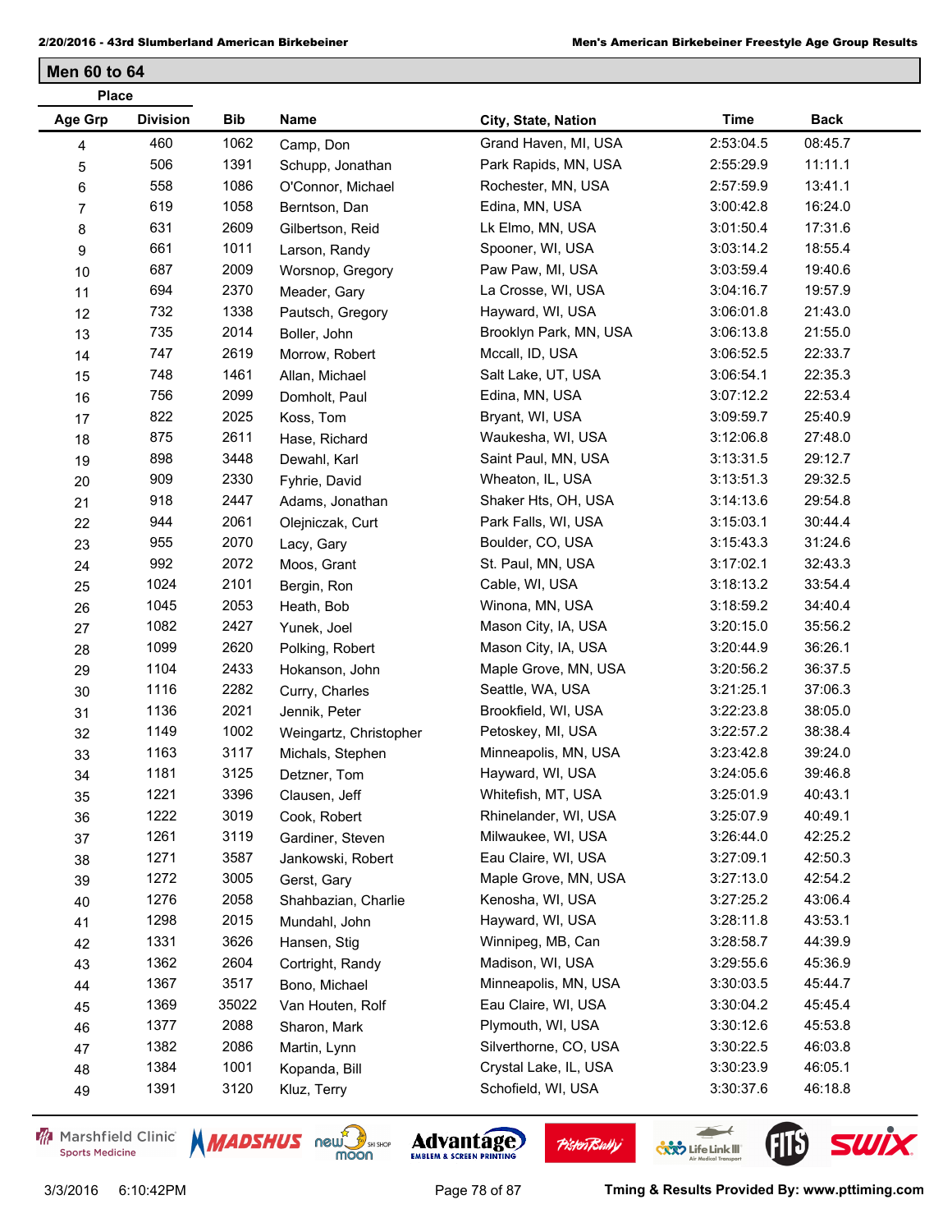## Men 60 to 64

| Place Age Grp | Place Division | Bib | Name | City, State, Nation | Time | Back |
|---|---|---|---|---|---|---|
| 4 | 460 | 1062 | Camp, Don | Grand Haven, MI, USA | 2:53:04.5 | 08:45.7 |
| 5 | 506 | 1391 | Schupp, Jonathan | Park Rapids, MN, USA | 2:55:29.9 | 11:11.1 |
| 6 | 558 | 1086 | O'Connor, Michael | Rochester, MN, USA | 2:57:59.9 | 13:41.1 |
| 7 | 619 | 1058 | Berntson, Dan | Edina, MN, USA | 3:00:42.8 | 16:24.0 |
| 8 | 631 | 2609 | Gilbertson, Reid | Lk Elmo, MN, USA | 3:01:50.4 | 17:31.6 |
| 9 | 661 | 1011 | Larson, Randy | Spooner, WI, USA | 3:03:14.2 | 18:55.4 |
| 10 | 687 | 2009 | Worsnop, Gregory | Paw Paw, MI, USA | 3:03:59.4 | 19:40.6 |
| 11 | 694 | 2370 | Meader, Gary | La Crosse, WI, USA | 3:04:16.7 | 19:57.9 |
| 12 | 732 | 1338 | Pautsch, Gregory | Hayward, WI, USA | 3:06:01.8 | 21:43.0 |
| 13 | 735 | 2014 | Boller, John | Brooklyn Park, MN, USA | 3:06:13.8 | 21:55.0 |
| 14 | 747 | 2619 | Morrow, Robert | Mccall, ID, USA | 3:06:52.5 | 22:33.7 |
| 15 | 748 | 1461 | Allan, Michael | Salt Lake, UT, USA | 3:06:54.1 | 22:35.3 |
| 16 | 756 | 2099 | Domholt, Paul | Edina, MN, USA | 3:07:12.2 | 22:53.4 |
| 17 | 822 | 2025 | Koss, Tom | Bryant, WI, USA | 3:09:59.7 | 25:40.9 |
| 18 | 875 | 2611 | Hase, Richard | Waukesha, WI, USA | 3:12:06.8 | 27:48.0 |
| 19 | 898 | 3448 | Dewahl, Karl | Saint Paul, MN, USA | 3:13:31.5 | 29:12.7 |
| 20 | 909 | 2330 | Fyhrie, David | Wheaton, IL, USA | 3:13:51.3 | 29:32.5 |
| 21 | 918 | 2447 | Adams, Jonathan | Shaker Hts, OH, USA | 3:14:13.6 | 29:54.8 |
| 22 | 944 | 2061 | Olejniczak, Curt | Park Falls, WI, USA | 3:15:03.1 | 30:44.4 |
| 23 | 955 | 2070 | Lacy, Gary | Boulder, CO, USA | 3:15:43.3 | 31:24.6 |
| 24 | 992 | 2072 | Moos, Grant | St. Paul, MN, USA | 3:17:02.1 | 32:43.3 |
| 25 | 1024 | 2101 | Bergin, Ron | Cable, WI, USA | 3:18:13.2 | 33:54.4 |
| 26 | 1045 | 2053 | Heath, Bob | Winona, MN, USA | 3:18:59.2 | 34:40.4 |
| 27 | 1082 | 2427 | Yunek, Joel | Mason City, IA, USA | 3:20:15.0 | 35:56.2 |
| 28 | 1099 | 2620 | Polking, Robert | Mason City, IA, USA | 3:20:44.9 | 36:26.1 |
| 29 | 1104 | 2433 | Hokanson, John | Maple Grove, MN, USA | 3:20:56.2 | 36:37.5 |
| 30 | 1116 | 2282 | Curry, Charles | Seattle, WA, USA | 3:21:25.1 | 37:06.3 |
| 31 | 1136 | 2021 | Jennik, Peter | Brookfield, WI, USA | 3:22:23.8 | 38:05.0 |
| 32 | 1149 | 1002 | Weingartz, Christopher | Petoskey, MI, USA | 3:22:57.2 | 38:38.4 |
| 33 | 1163 | 3117 | Michals, Stephen | Minneapolis, MN, USA | 3:23:42.8 | 39:24.0 |
| 34 | 1181 | 3125 | Detzner, Tom | Hayward, WI, USA | 3:24:05.6 | 39:46.8 |
| 35 | 1221 | 3396 | Clausen, Jeff | Whitefish, MT, USA | 3:25:01.9 | 40:43.1 |
| 36 | 1222 | 3019 | Cook, Robert | Rhinelander, WI, USA | 3:25:07.9 | 40:49.1 |
| 37 | 1261 | 3119 | Gardiner, Steven | Milwaukee, WI, USA | 3:26:44.0 | 42:25.2 |
| 38 | 1271 | 3587 | Jankowski, Robert | Eau Claire, WI, USA | 3:27:09.1 | 42:50.3 |
| 39 | 1272 | 3005 | Gerst, Gary | Maple Grove, MN, USA | 3:27:13.0 | 42:54.2 |
| 40 | 1276 | 2058 | Shahbazian, Charlie | Kenosha, WI, USA | 3:27:25.2 | 43:06.4 |
| 41 | 1298 | 2015 | Mundahl, John | Hayward, WI, USA | 3:28:11.8 | 43:53.1 |
| 42 | 1331 | 3626 | Hansen, Stig | Winnipeg, MB, Can | 3:28:58.7 | 44:39.9 |
| 43 | 1362 | 2604 | Cortright, Randy | Madison, WI, USA | 3:29:55.6 | 45:36.9 |
| 44 | 1367 | 3517 | Bono, Michael | Minneapolis, MN, USA | 3:30:03.5 | 45:44.7 |
| 45 | 1369 | 35022 | Van Houten, Rolf | Eau Claire, WI, USA | 3:30:04.2 | 45:45.4 |
| 46 | 1377 | 2088 | Sharon, Mark | Plymouth, WI, USA | 3:30:12.6 | 45:53.8 |
| 47 | 1382 | 2086 | Martin, Lynn | Silverthorne, CO, USA | 3:30:22.5 | 46:03.8 |
| 48 | 1384 | 1001 | Kopanda, Bill | Crystal Lake, IL, USA | 3:30:23.9 | 46:05.1 |
| 49 | 1391 | 3120 | Kluz, Terry | Schofield, WI, USA | 3:30:37.6 | 46:18.8 |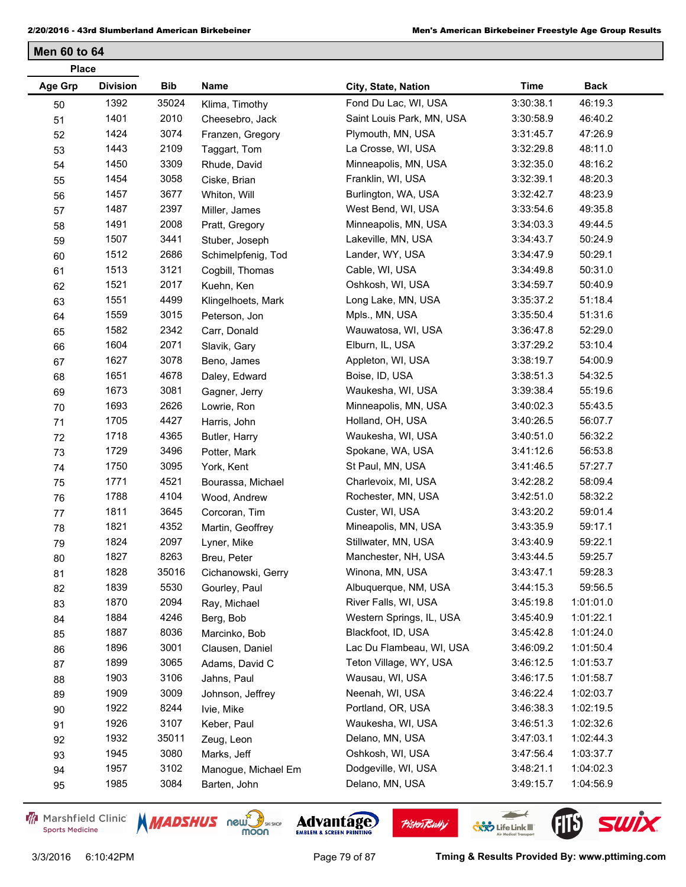## Men 60 to 64

| Place Age Grp | Division | Bib | Name | City, State, Nation | Time | Back |
|---|---|---|---|---|---|---|
| 50 | 1392 | 35024 | Klima, Timothy | Fond Du Lac, WI, USA | 3:30:38.1 | 46:19.3 |
| 51 | 1401 | 2010 | Cheesebro, Jack | Saint Louis Park, MN, USA | 3:30:58.9 | 46:40.2 |
| 52 | 1424 | 3074 | Franzen, Gregory | Plymouth, MN, USA | 3:31:45.7 | 47:26.9 |
| 53 | 1443 | 2109 | Taggart, Tom | La Crosse, WI, USA | 3:32:29.8 | 48:11.0 |
| 54 | 1450 | 3309 | Rhude, David | Minneapolis, MN, USA | 3:32:35.0 | 48:16.2 |
| 55 | 1454 | 3058 | Ciske, Brian | Franklin, WI, USA | 3:32:39.1 | 48:20.3 |
| 56 | 1457 | 3677 | Whiton, Will | Burlington, WA, USA | 3:32:42.7 | 48:23.9 |
| 57 | 1487 | 2397 | Miller, James | West Bend, WI, USA | 3:33:54.6 | 49:35.8 |
| 58 | 1491 | 2008 | Pratt, Gregory | Minneapolis, MN, USA | 3:34:03.3 | 49:44.5 |
| 59 | 1507 | 3441 | Stuber, Joseph | Lakeville, MN, USA | 3:34:43.7 | 50:24.9 |
| 60 | 1512 | 2686 | Schimelpfenig, Tod | Lander, WY, USA | 3:34:47.9 | 50:29.1 |
| 61 | 1513 | 3121 | Cogbill, Thomas | Cable, WI, USA | 3:34:49.8 | 50:31.0 |
| 62 | 1521 | 2017 | Kuehn, Ken | Oshkosh, WI, USA | 3:34:59.7 | 50:40.9 |
| 63 | 1551 | 4499 | Klingelhoets, Mark | Long Lake, MN, USA | 3:35:37.2 | 51:18.4 |
| 64 | 1559 | 3015 | Peterson, Jon | Mpls., MN, USA | 3:35:50.4 | 51:31.6 |
| 65 | 1582 | 2342 | Carr, Donald | Wauwatosa, WI, USA | 3:36:47.8 | 52:29.0 |
| 66 | 1604 | 2071 | Slavik, Gary | Elburn, IL, USA | 3:37:29.2 | 53:10.4 |
| 67 | 1627 | 3078 | Beno, James | Appleton, WI, USA | 3:38:19.7 | 54:00.9 |
| 68 | 1651 | 4678 | Daley, Edward | Boise, ID, USA | 3:38:51.3 | 54:32.5 |
| 69 | 1673 | 3081 | Gagner, Jerry | Waukesha, WI, USA | 3:39:38.4 | 55:19.6 |
| 70 | 1693 | 2626 | Lowrie, Ron | Minneapolis, MN, USA | 3:40:02.3 | 55:43.5 |
| 71 | 1705 | 4427 | Harris, John | Holland, OH, USA | 3:40:26.5 | 56:07.7 |
| 72 | 1718 | 4365 | Butler, Harry | Waukesha, WI, USA | 3:40:51.0 | 56:32.2 |
| 73 | 1729 | 3496 | Potter, Mark | Spokane, WA, USA | 3:41:12.6 | 56:53.8 |
| 74 | 1750 | 3095 | York, Kent | St Paul, MN, USA | 3:41:46.5 | 57:27.7 |
| 75 | 1771 | 4521 | Bourassa, Michael | Charlevoix, MI, USA | 3:42:28.2 | 58:09.4 |
| 76 | 1788 | 4104 | Wood, Andrew | Rochester, MN, USA | 3:42:51.0 | 58:32.2 |
| 77 | 1811 | 3645 | Corcoran, Tim | Custer, WI, USA | 3:43:20.2 | 59:01.4 |
| 78 | 1821 | 4352 | Martin, Geoffrey | Mineapolis, MN, USA | 3:43:35.9 | 59:17.1 |
| 79 | 1824 | 2097 | Lyner, Mike | Stillwater, MN, USA | 3:43:40.9 | 59:22.1 |
| 80 | 1827 | 8263 | Breu, Peter | Manchester, NH, USA | 3:43:44.5 | 59:25.7 |
| 81 | 1828 | 35016 | Cichanowski, Gerry | Winona, MN, USA | 3:43:47.1 | 59:28.3 |
| 82 | 1839 | 5530 | Gourley, Paul | Albuquerque, NM, USA | 3:44:15.3 | 59:56.5 |
| 83 | 1870 | 2094 | Ray, Michael | River Falls, WI, USA | 3:45:19.8 | 1:01:01.0 |
| 84 | 1884 | 4246 | Berg, Bob | Western Springs, IL, USA | 3:45:40.9 | 1:01:22.1 |
| 85 | 1887 | 8036 | Marcinko, Bob | Blackfoot, ID, USA | 3:45:42.8 | 1:01:24.0 |
| 86 | 1896 | 3001 | Clausen, Daniel | Lac Du Flambeau, WI, USA | 3:46:09.2 | 1:01:50.4 |
| 87 | 1899 | 3065 | Adams, David C | Teton Village, WY, USA | 3:46:12.5 | 1:01:53.7 |
| 88 | 1903 | 3106 | Jahns, Paul | Wausau, WI, USA | 3:46:17.5 | 1:01:58.7 |
| 89 | 1909 | 3009 | Johnson, Jeffrey | Neenah, WI, USA | 3:46:22.4 | 1:02:03.7 |
| 90 | 1922 | 8244 | Ivie, Mike | Portland, OR, USA | 3:46:38.3 | 1:02:19.5 |
| 91 | 1926 | 3107 | Keber, Paul | Waukesha, WI, USA | 3:46:51.3 | 1:02:32.6 |
| 92 | 1932 | 35011 | Zeug, Leon | Delano, MN, USA | 3:47:03.1 | 1:02:44.3 |
| 93 | 1945 | 3080 | Marks, Jeff | Oshkosh, WI, USA | 3:47:56.4 | 1:03:37.7 |
| 94 | 1957 | 3102 | Manogue, Michael Em | Dodgeville, WI, USA | 3:48:21.1 | 1:04:02.3 |
| 95 | 1985 | 3084 | Barten, John | Delano, MN, USA | 3:49:15.7 | 1:04:56.9 |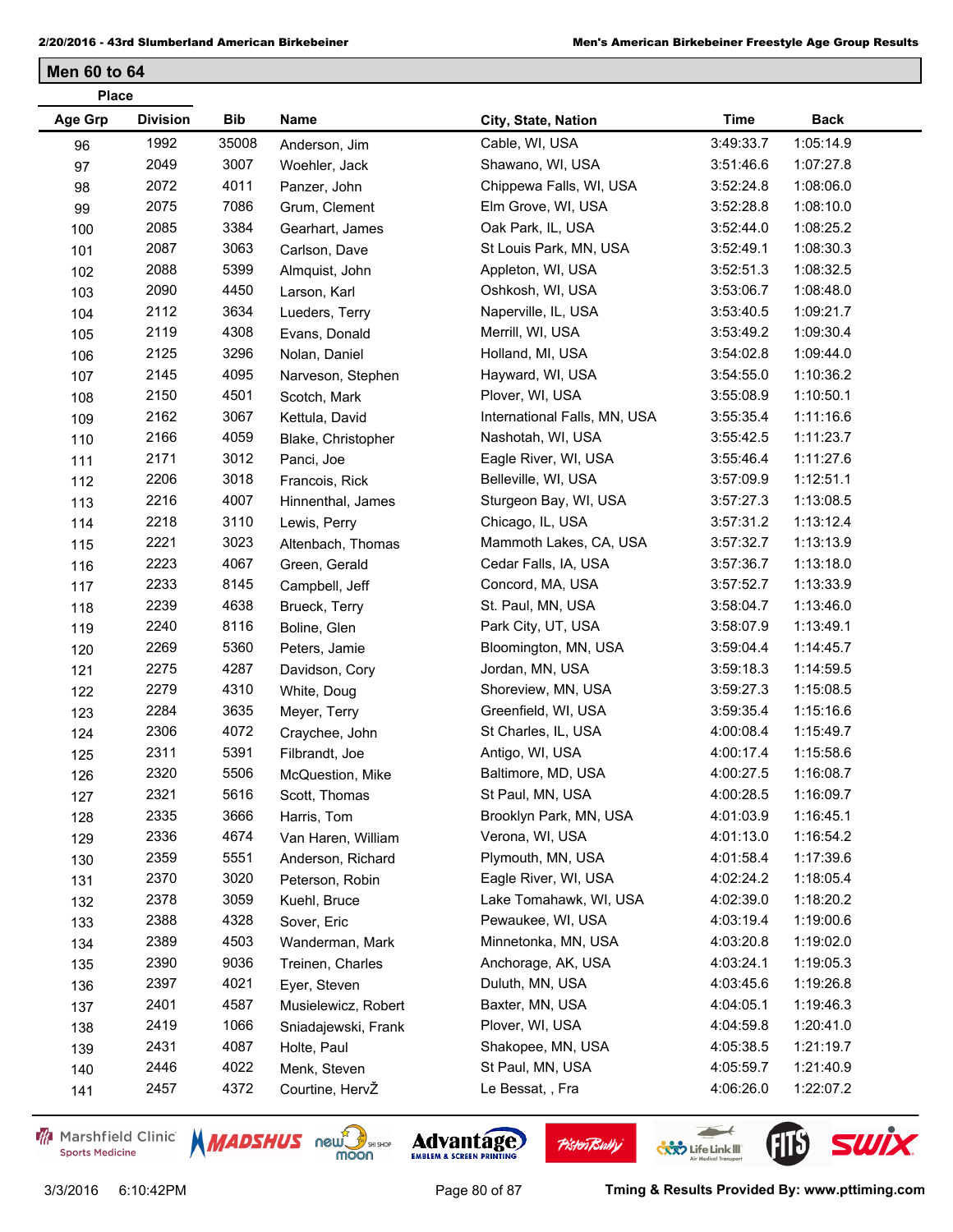## Men 60 to 64

| Place | | | | | | |
|---|---|---|---|---|---|---|
| **Age Grp** | **Division** | **Bib** | **Name** | **City, State, Nation** | **Time** | **Back** |
| 96 | 1992 | 35008 | Anderson, Jim | Cable, WI, USA | 3:49:33.7 | 1:05:14.9 |
| 97 | 2049 | 3007 | Woehler, Jack | Shawano, WI, USA | 3:51:46.6 | 1:07:27.8 |
| 98 | 2072 | 4011 | Panzer, John | Chippewa Falls, WI, USA | 3:52:24.8 | 1:08:06.0 |
| 99 | 2075 | 7086 | Grum, Clement | Elm Grove, WI, USA | 3:52:28.8 | 1:08:10.0 |
| 100 | 2085 | 3384 | Gearhart, James | Oak Park, IL, USA | 3:52:44.0 | 1:08:25.2 |
| 101 | 2087 | 3063 | Carlson, Dave | St Louis Park, MN, USA | 3:52:49.1 | 1:08:30.3 |
| 102 | 2088 | 5399 | Almquist, John | Appleton, WI, USA | 3:52:51.3 | 1:08:32.5 |
| 103 | 2090 | 4450 | Larson, Karl | Oshkosh, WI, USA | 3:53:06.7 | 1:08:48.0 |
| 104 | 2112 | 3634 | Lueders, Terry | Naperville, IL, USA | 3:53:40.5 | 1:09:21.7 |
| 105 | 2119 | 4308 | Evans, Donald | Merrill, WI, USA | 3:53:49.2 | 1:09:30.4 |
| 106 | 2125 | 3296 | Nolan, Daniel | Holland, MI, USA | 3:54:02.8 | 1:09:44.0 |
| 107 | 2145 | 4095 | Narveson, Stephen | Hayward, WI, USA | 3:54:55.0 | 1:10:36.2 |
| 108 | 2150 | 4501 | Scotch, Mark | Plover, WI, USA | 3:55:08.9 | 1:10:50.1 |
| 109 | 2162 | 3067 | Kettula, David | International Falls, MN, USA | 3:55:35.4 | 1:11:16.6 |
| 110 | 2166 | 4059 | Blake, Christopher | Nashotah, WI, USA | 3:55:42.5 | 1:11:23.7 |
| 111 | 2171 | 3012 | Panci, Joe | Eagle River, WI, USA | 3:55:46.4 | 1:11:27.6 |
| 112 | 2206 | 3018 | Francois, Rick | Belleville, WI, USA | 3:57:09.9 | 1:12:51.1 |
| 113 | 2216 | 4007 | Hinnenthal, James | Sturgeon Bay, WI, USA | 3:57:27.3 | 1:13:08.5 |
| 114 | 2218 | 3110 | Lewis, Perry | Chicago, IL, USA | 3:57:31.2 | 1:13:12.4 |
| 115 | 2221 | 3023 | Altenbach, Thomas | Mammoth Lakes, CA, USA | 3:57:32.7 | 1:13:13.9 |
| 116 | 2223 | 4067 | Green, Gerald | Cedar Falls, IA, USA | 3:57:36.7 | 1:13:18.0 |
| 117 | 2233 | 8145 | Campbell, Jeff | Concord, MA, USA | 3:57:52.7 | 1:13:33.9 |
| 118 | 2239 | 4638 | Brueck, Terry | St. Paul, MN, USA | 3:58:04.7 | 1:13:46.0 |
| 119 | 2240 | 8116 | Boline, Glen | Park City, UT, USA | 3:58:07.9 | 1:13:49.1 |
| 120 | 2269 | 5360 | Peters, Jamie | Bloomington, MN, USA | 3:59:04.4 | 1:14:45.7 |
| 121 | 2275 | 4287 | Davidson, Cory | Jordan, MN, USA | 3:59:18.3 | 1:14:59.5 |
| 122 | 2279 | 4310 | White, Doug | Shoreview, MN, USA | 3:59:27.3 | 1:15:08.5 |
| 123 | 2284 | 3635 | Meyer, Terry | Greenfield, WI, USA | 3:59:35.4 | 1:15:16.6 |
| 124 | 2306 | 4072 | Craychee, John | St Charles, IL, USA | 4:00:08.4 | 1:15:49.7 |
| 125 | 2311 | 5391 | Filbrandt, Joe | Antigo, WI, USA | 4:00:17.4 | 1:15:58.6 |
| 126 | 2320 | 5506 | McQuestion, Mike | Baltimore, MD, USA | 4:00:27.5 | 1:16:08.7 |
| 127 | 2321 | 5616 | Scott, Thomas | St Paul, MN, USA | 4:00:28.5 | 1:16:09.7 |
| 128 | 2335 | 3666 | Harris, Tom | Brooklyn Park, MN, USA | 4:01:03.9 | 1:16:45.1 |
| 129 | 2336 | 4674 | Van Haren, William | Verona, WI, USA | 4:01:13.0 | 1:16:54.2 |
| 130 | 2359 | 5551 | Anderson, Richard | Plymouth, MN, USA | 4:01:58.4 | 1:17:39.6 |
| 131 | 2370 | 3020 | Peterson, Robin | Eagle River, WI, USA | 4:02:24.2 | 1:18:05.4 |
| 132 | 2378 | 3059 | Kuehl, Bruce | Lake Tomahawk, WI, USA | 4:02:39.0 | 1:18:20.2 |
| 133 | 2388 | 4328 | Sover, Eric | Pewaukee, WI, USA | 4:03:19.4 | 1:19:00.6 |
| 134 | 2389 | 4503 | Wanderman, Mark | Minnetonka, MN, USA | 4:03:20.8 | 1:19:02.0 |
| 135 | 2390 | 9036 | Treinen, Charles | Anchorage, AK, USA | 4:03:24.1 | 1:19:05.3 |
| 136 | 2397 | 4021 | Eyer, Steven | Duluth, MN, USA | 4:03:45.6 | 1:19:26.8 |
| 137 | 2401 | 4587 | Musielewicz, Robert | Baxter, MN, USA | 4:04:05.1 | 1:19:46.3 |
| 138 | 2419 | 1066 | Sniadajewski, Frank | Plover, WI, USA | 4:04:59.8 | 1:20:41.0 |
| 139 | 2431 | 4087 | Holte, Paul | Shakopee, MN, USA | 4:05:38.5 | 1:21:19.7 |
| 140 | 2446 | 4022 | Menk, Steven | St Paul, MN, USA | 4:05:59.7 | 1:21:40.9 |
| 141 | 2457 | 4372 | Courtine, HervŽ | Le Bessat, , Fra | 4:06:26.0 | 1:22:07.2 |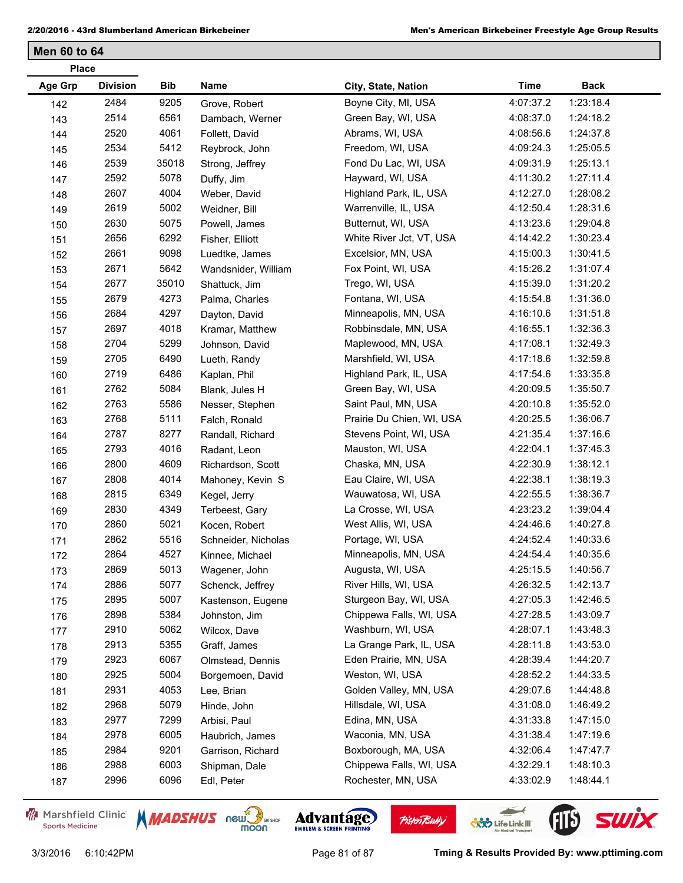## Men 60 to 64

| Place Age Grp | Place Division | Bib | Name | City, State, Nation | Time | Back |
|---|---|---|---|---|---|---|
| 142 | 2484 | 9205 | Grove, Robert | Boyne City, MI, USA | 4:07:37.2 | 1:23:18.4 |
| 143 | 2514 | 6561 | Dambach, Werner | Green Bay, WI, USA | 4:08:37.0 | 1:24:18.2 |
| 144 | 2520 | 4061 | Follett, David | Abrams, WI, USA | 4:08:56.6 | 1:24:37.8 |
| 145 | 2534 | 5412 | Reybrock, John | Freedom, WI, USA | 4:09:24.3 | 1:25:05.5 |
| 146 | 2539 | 35018 | Strong, Jeffrey | Fond Du Lac, WI, USA | 4:09:31.9 | 1:25:13.1 |
| 147 | 2592 | 5078 | Duffy, Jim | Hayward, WI, USA | 4:11:30.2 | 1:27:11.4 |
| 148 | 2607 | 4004 | Weber, David | Highland Park, IL, USA | 4:12:27.0 | 1:28:08.2 |
| 149 | 2619 | 5002 | Weidner, Bill | Warrenville, IL, USA | 4:12:50.4 | 1:28:31.6 |
| 150 | 2630 | 5075 | Powell, James | Butternut, WI, USA | 4:13:23.6 | 1:29:04.8 |
| 151 | 2656 | 6292 | Fisher, Elliott | White River Jct, VT, USA | 4:14:42.2 | 1:30:23.4 |
| 152 | 2661 | 9098 | Luedtke, James | Excelsior, MN, USA | 4:15:00.3 | 1:30:41.5 |
| 153 | 2671 | 5642 | Wandsnider, William | Fox Point, WI, USA | 4:15:26.2 | 1:31:07.4 |
| 154 | 2677 | 35010 | Shattuck, Jim | Trego, WI, USA | 4:15:39.0 | 1:31:20.2 |
| 155 | 2679 | 4273 | Palma, Charles | Fontana, WI, USA | 4:15:54.8 | 1:31:36.0 |
| 156 | 2684 | 4297 | Dayton, David | Minneapolis, MN, USA | 4:16:10.6 | 1:31:51.8 |
| 157 | 2697 | 4018 | Kramar, Matthew | Robbinsdale, MN, USA | 4:16:55.1 | 1:32:36.3 |
| 158 | 2704 | 5299 | Johnson, David | Maplewood, MN, USA | 4:17:08.1 | 1:32:49.3 |
| 159 | 2705 | 6490 | Lueth, Randy | Marshfield, WI, USA | 4:17:18.6 | 1:32:59.8 |
| 160 | 2719 | 6486 | Kaplan, Phil | Highland Park, IL, USA | 4:17:54.6 | 1:33:35.8 |
| 161 | 2762 | 5084 | Blank, Jules H | Green Bay, WI, USA | 4:20:09.5 | 1:35:50.7 |
| 162 | 2763 | 5586 | Nesser, Stephen | Saint Paul, MN, USA | 4:20:10.8 | 1:35:52.0 |
| 163 | 2768 | 5111 | Falch, Ronald | Prairie Du Chien, WI, USA | 4:20:25.5 | 1:36:06.7 |
| 164 | 2787 | 8277 | Randall, Richard | Stevens Point, WI, USA | 4:21:35.4 | 1:37:16.6 |
| 165 | 2793 | 4016 | Radant, Leon | Mauston, WI, USA | 4:22:04.1 | 1:37:45.3 |
| 166 | 2800 | 4609 | Richardson, Scott | Chaska, MN, USA | 4:22:30.9 | 1:38:12.1 |
| 167 | 2808 | 4014 | Mahoney, Kevin S | Eau Claire, WI, USA | 4:22:38.1 | 1:38:19.3 |
| 168 | 2815 | 6349 | Kegel, Jerry | Wauwatosa, WI, USA | 4:22:55.5 | 1:38:36.7 |
| 169 | 2830 | 4349 | Terbeest, Gary | La Crosse, WI, USA | 4:23:23.2 | 1:39:04.4 |
| 170 | 2860 | 5021 | Kocen, Robert | West Allis, WI, USA | 4:24:46.6 | 1:40:27.8 |
| 171 | 2862 | 5516 | Schneider, Nicholas | Portage, WI, USA | 4:24:52.4 | 1:40:33.6 |
| 172 | 2864 | 4527 | Kinnee, Michael | Minneapolis, MN, USA | 4:24:54.4 | 1:40:35.6 |
| 173 | 2869 | 5013 | Wagener, John | Augusta, WI, USA | 4:25:15.5 | 1:40:56.7 |
| 174 | 2886 | 5077 | Schenck, Jeffrey | River Hills, WI, USA | 4:26:32.5 | 1:42:13.7 |
| 175 | 2895 | 5007 | Kastenson, Eugene | Sturgeon Bay, WI, USA | 4:27:05.3 | 1:42:46.5 |
| 176 | 2898 | 5384 | Johnston, Jim | Chippewa Falls, WI, USA | 4:27:28.5 | 1:43:09.7 |
| 177 | 2910 | 5062 | Wilcox, Dave | Washburn, WI, USA | 4:28:07.1 | 1:43:48.3 |
| 178 | 2913 | 5355 | Graff, James | La Grange Park, IL, USA | 4:28:11.8 | 1:43:53.0 |
| 179 | 2923 | 6067 | Olmstead, Dennis | Eden Prairie, MN, USA | 4:28:39.4 | 1:44:20.7 |
| 180 | 2925 | 5004 | Borgemoen, David | Weston, WI, USA | 4:28:52.2 | 1:44:33.5 |
| 181 | 2931 | 4053 | Lee, Brian | Golden Valley, MN, USA | 4:29:07.6 | 1:44:48.8 |
| 182 | 2968 | 5079 | Hinde, John | Hillsdale, WI, USA | 4:31:08.0 | 1:46:49.2 |
| 183 | 2977 | 7299 | Arbisi, Paul | Edina, MN, USA | 4:31:33.8 | 1:47:15.0 |
| 184 | 2978 | 6005 | Haubrich, James | Waconia, MN, USA | 4:31:38.4 | 1:47:19.6 |
| 185 | 2984 | 9201 | Garrison, Richard | Boxborough, MA, USA | 4:32:06.4 | 1:47:47.7 |
| 186 | 2988 | 6003 | Shipman, Dale | Chippewa Falls, WI, USA | 4:32:29.1 | 1:48:10.3 |
| 187 | 2996 | 6096 | Edl, Peter | Rochester, MN, USA | 4:33:02.9 | 1:48:44.1 |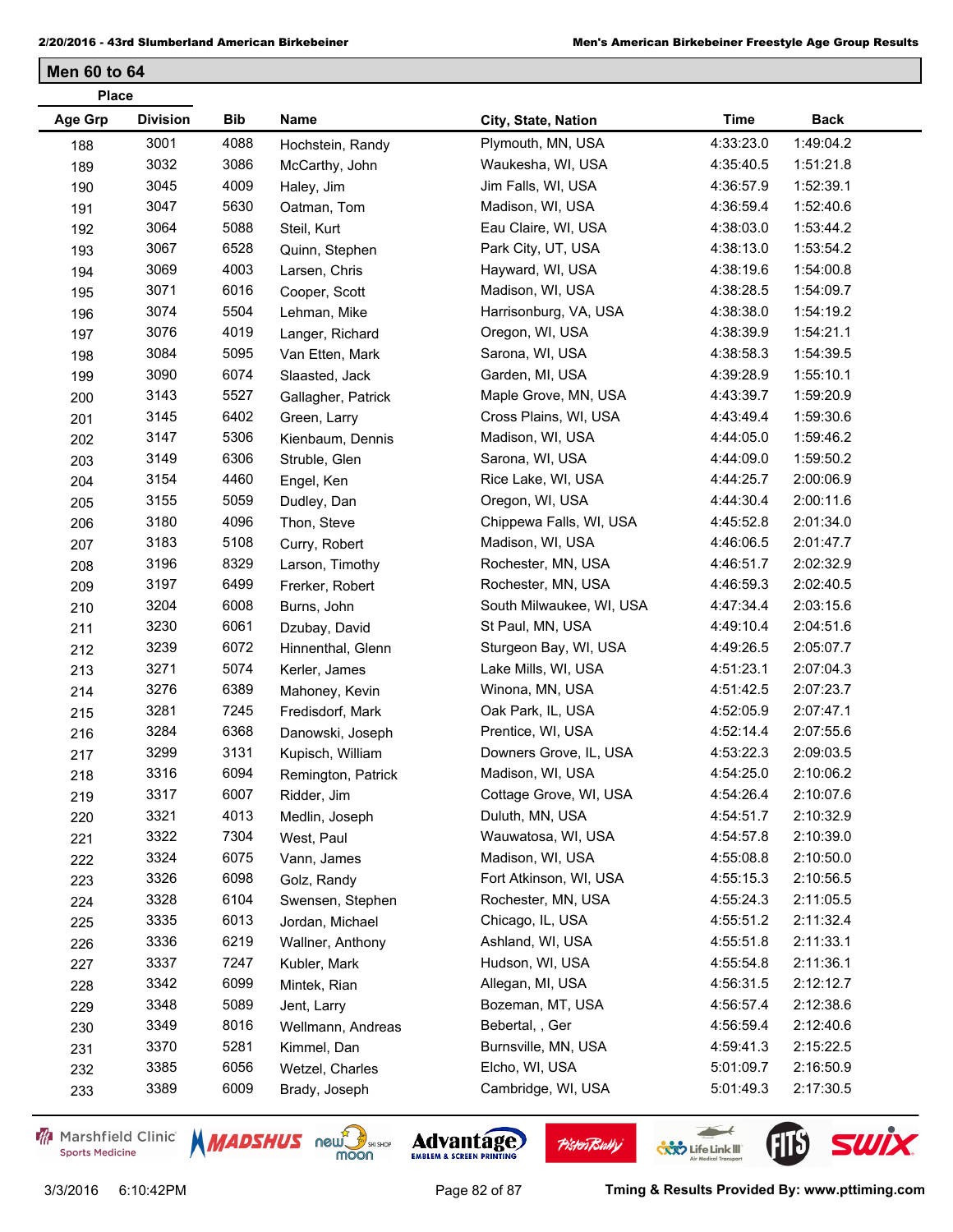## Men 60 to 64

| Place | | | | | | |
|---|---|---|---|---|---|---|
| Age Grp | Division | Bib | Name | City, State, Nation | Time | Back |
| 188 | 3001 | 4088 | Hochstein, Randy | Plymouth, MN, USA | 4:33:23.0 | 1:49:04.2 |
| 189 | 3032 | 3086 | McCarthy, John | Waukesha, WI, USA | 4:35:40.5 | 1:51:21.8 |
| 190 | 3045 | 4009 | Haley, Jim | Jim Falls, WI, USA | 4:36:57.9 | 1:52:39.1 |
| 191 | 3047 | 5630 | Oatman, Tom | Madison, WI, USA | 4:36:59.4 | 1:52:40.6 |
| 192 | 3064 | 5088 | Steil, Kurt | Eau Claire, WI, USA | 4:38:03.0 | 1:53:44.2 |
| 193 | 3067 | 6528 | Quinn, Stephen | Park City, UT, USA | 4:38:13.0 | 1:53:54.2 |
| 194 | 3069 | 4003 | Larsen, Chris | Hayward, WI, USA | 4:38:19.6 | 1:54:00.8 |
| 195 | 3071 | 6016 | Cooper, Scott | Madison, WI, USA | 4:38:28.5 | 1:54:09.7 |
| 196 | 3074 | 5504 | Lehman, Mike | Harrisonburg, VA, USA | 4:38:38.0 | 1:54:19.2 |
| 197 | 3076 | 4019 | Langer, Richard | Oregon, WI, USA | 4:38:39.9 | 1:54:21.1 |
| 198 | 3084 | 5095 | Van Etten, Mark | Sarona, WI, USA | 4:38:58.3 | 1:54:39.5 |
| 199 | 3090 | 6074 | Slaasted, Jack | Garden, MI, USA | 4:39:28.9 | 1:55:10.1 |
| 200 | 3143 | 5527 | Gallagher, Patrick | Maple Grove, MN, USA | 4:43:39.7 | 1:59:20.9 |
| 201 | 3145 | 6402 | Green, Larry | Cross Plains, WI, USA | 4:43:49.4 | 1:59:30.6 |
| 202 | 3147 | 5306 | Kienbaum, Dennis | Madison, WI, USA | 4:44:05.0 | 1:59:46.2 |
| 203 | 3149 | 6306 | Struble, Glen | Sarona, WI, USA | 4:44:09.0 | 1:59:50.2 |
| 204 | 3154 | 4460 | Engel, Ken | Rice Lake, WI, USA | 4:44:25.7 | 2:00:06.9 |
| 205 | 3155 | 5059 | Dudley, Dan | Oregon, WI, USA | 4:44:30.4 | 2:00:11.6 |
| 206 | 3180 | 4096 | Thon, Steve | Chippewa Falls, WI, USA | 4:45:52.8 | 2:01:34.0 |
| 207 | 3183 | 5108 | Curry, Robert | Madison, WI, USA | 4:46:06.5 | 2:01:47.7 |
| 208 | 3196 | 8329 | Larson, Timothy | Rochester, MN, USA | 4:46:51.7 | 2:02:32.9 |
| 209 | 3197 | 6499 | Frerker, Robert | Rochester, MN, USA | 4:46:59.3 | 2:02:40.5 |
| 210 | 3204 | 6008 | Burns, John | South Milwaukee, WI, USA | 4:47:34.4 | 2:03:15.6 |
| 211 | 3230 | 6061 | Dzubay, David | St Paul, MN, USA | 4:49:10.4 | 2:04:51.6 |
| 212 | 3239 | 6072 | Hinnenthal, Glenn | Sturgeon Bay, WI, USA | 4:49:26.5 | 2:05:07.7 |
| 213 | 3271 | 5074 | Kerler, James | Lake Mills, WI, USA | 4:51:23.1 | 2:07:04.3 |
| 214 | 3276 | 6389 | Mahoney, Kevin | Winona, MN, USA | 4:51:42.5 | 2:07:23.7 |
| 215 | 3281 | 7245 | Fredisdorf, Mark | Oak Park, IL, USA | 4:52:05.9 | 2:07:47.1 |
| 216 | 3284 | 6368 | Danowski, Joseph | Prentice, WI, USA | 4:52:14.4 | 2:07:55.6 |
| 217 | 3299 | 3131 | Kupisch, William | Downers Grove, IL, USA | 4:53:22.3 | 2:09:03.5 |
| 218 | 3316 | 6094 | Remington, Patrick | Madison, WI, USA | 4:54:25.0 | 2:10:06.2 |
| 219 | 3317 | 6007 | Ridder, Jim | Cottage Grove, WI, USA | 4:54:26.4 | 2:10:07.6 |
| 220 | 3321 | 4013 | Medlin, Joseph | Duluth, MN, USA | 4:54:51.7 | 2:10:32.9 |
| 221 | 3322 | 7304 | West, Paul | Wauwatosa, WI, USA | 4:54:57.8 | 2:10:39.0 |
| 222 | 3324 | 6075 | Vann, James | Madison, WI, USA | 4:55:08.8 | 2:10:50.0 |
| 223 | 3326 | 6098 | Golz, Randy | Fort Atkinson, WI, USA | 4:55:15.3 | 2:10:56.5 |
| 224 | 3328 | 6104 | Swensen, Stephen | Rochester, MN, USA | 4:55:24.3 | 2:11:05.5 |
| 225 | 3335 | 6013 | Jordan, Michael | Chicago, IL, USA | 4:55:51.2 | 2:11:32.4 |
| 226 | 3336 | 6219 | Wallner, Anthony | Ashland, WI, USA | 4:55:51.8 | 2:11:33.1 |
| 227 | 3337 | 7247 | Kubler, Mark | Hudson, WI, USA | 4:55:54.8 | 2:11:36.1 |
| 228 | 3342 | 6099 | Mintek, Rian | Allegan, MI, USA | 4:56:31.5 | 2:12:12.7 |
| 229 | 3348 | 5089 | Jent, Larry | Bozeman, MT, USA | 4:56:57.4 | 2:12:38.6 |
| 230 | 3349 | 8016 | Wellmann, Andreas | Bebertal, , Ger | 4:56:59.4 | 2:12:40.6 |
| 231 | 3370 | 5281 | Kimmel, Dan | Burnsville, MN, USA | 4:59:41.3 | 2:15:22.5 |
| 232 | 3385 | 6056 | Wetzel, Charles | Elcho, WI, USA | 5:01:09.7 | 2:16:50.9 |
| 233 | 3389 | 6009 | Brady, Joseph | Cambridge, WI, USA | 5:01:49.3 | 2:17:30.5 |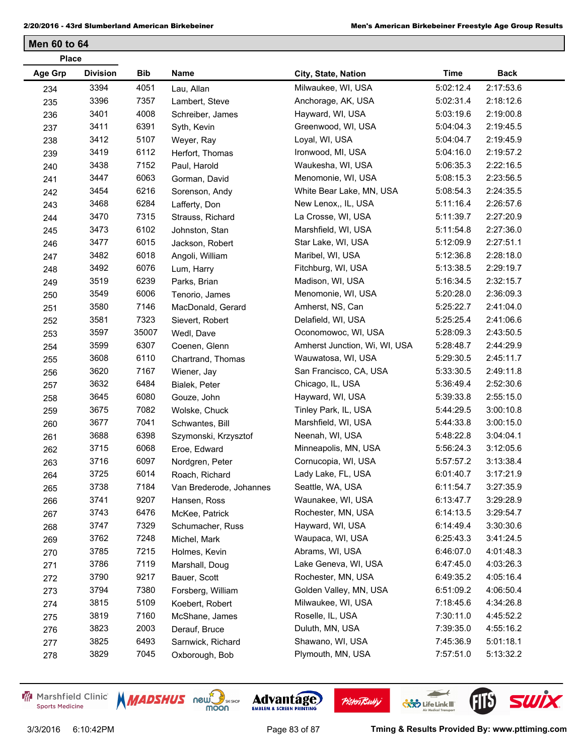## Men 60 to 64

| Place | | | | | | |
|---|---|---|---|---|---|---|
| Age Grp | Division | Bib | Name | City, State, Nation | Time | Back |
| 234 | 3394 | 4051 | Lau, Allan | Milwaukee, WI, USA | 5:02:12.4 | 2:17:53.6 |
| 235 | 3396 | 7357 | Lambert, Steve | Anchorage, AK, USA | 5:02:31.4 | 2:18:12.6 |
| 236 | 3401 | 4008 | Schreiber, James | Hayward, WI, USA | 5:03:19.6 | 2:19:00.8 |
| 237 | 3411 | 6391 | Syth, Kevin | Greenwood, WI, USA | 5:04:04.3 | 2:19:45.5 |
| 238 | 3412 | 5107 | Weyer, Ray | Loyal, WI, USA | 5:04:04.7 | 2:19:45.9 |
| 239 | 3419 | 6112 | Herfort, Thomas | Ironwood, MI, USA | 5:04:16.0 | 2:19:57.2 |
| 240 | 3438 | 7152 | Paul, Harold | Waukesha, WI, USA | 5:06:35.3 | 2:22:16.5 |
| 241 | 3447 | 6063 | Gorman, David | Menomonie, WI, USA | 5:08:15.3 | 2:23:56.5 |
| 242 | 3454 | 6216 | Sorenson, Andy | White Bear Lake, MN, USA | 5:08:54.3 | 2:24:35.5 |
| 243 | 3468 | 6284 | Lafferty, Don | New Lenox,, IL, USA | 5:11:16.4 | 2:26:57.6 |
| 244 | 3470 | 7315 | Strauss, Richard | La Crosse, WI, USA | 5:11:39.7 | 2:27:20.9 |
| 245 | 3473 | 6102 | Johnston, Stan | Marshfield, WI, USA | 5:11:54.8 | 2:27:36.0 |
| 246 | 3477 | 6015 | Jackson, Robert | Star Lake, WI, USA | 5:12:09.9 | 2:27:51.1 |
| 247 | 3482 | 6018 | Angoli, William | Maribel, WI, USA | 5:12:36.8 | 2:28:18.0 |
| 248 | 3492 | 6076 | Lum, Harry | Fitchburg, WI, USA | 5:13:38.5 | 2:29:19.7 |
| 249 | 3519 | 6239 | Parks, Brian | Madison, WI, USA | 5:16:34.5 | 2:32:15.7 |
| 250 | 3549 | 6006 | Tenorio, James | Menomonie, WI, USA | 5:20:28.0 | 2:36:09.3 |
| 251 | 3580 | 7146 | MacDonald, Gerard | Amherst, NS, Can | 5:25:22.7 | 2:41:04.0 |
| 252 | 3581 | 7323 | Sievert, Robert | Delafield, WI, USA | 5:25:25.4 | 2:41:06.6 |
| 253 | 3597 | 35007 | Wedl, Dave | Oconomowoc, WI, USA | 5:28:09.3 | 2:43:50.5 |
| 254 | 3599 | 6307 | Coenen, Glenn | Amherst Junction, Wi, WI, USA | 5:28:48.7 | 2:44:29.9 |
| 255 | 3608 | 6110 | Chartrand, Thomas | Wauwatosa, WI, USA | 5:29:30.5 | 2:45:11.7 |
| 256 | 3620 | 7167 | Wiener, Jay | San Francisco, CA, USA | 5:33:30.5 | 2:49:11.8 |
| 257 | 3632 | 6484 | Bialek, Peter | Chicago, IL, USA | 5:36:49.4 | 2:52:30.6 |
| 258 | 3645 | 6080 | Gouze, John | Hayward, WI, USA | 5:39:33.8 | 2:55:15.0 |
| 259 | 3675 | 7082 | Wolske, Chuck | Tinley Park, IL, USA | 5:44:29.5 | 3:00:10.8 |
| 260 | 3677 | 7041 | Schwantes, Bill | Marshfield, WI, USA | 5:44:33.8 | 3:00:15.0 |
| 261 | 3688 | 6398 | Szymonski, Krzysztof | Neenah, WI, USA | 5:48:22.8 | 3:04:04.1 |
| 262 | 3715 | 6068 | Eroe, Edward | Minneapolis, MN, USA | 5:56:24.3 | 3:12:05.6 |
| 263 | 3716 | 6097 | Nordgren, Peter | Cornucopia, WI, USA | 5:57:57.2 | 3:13:38.4 |
| 264 | 3725 | 6014 | Roach, Richard | Lady Lake, FL, USA | 6:01:40.7 | 3:17:21.9 |
| 265 | 3738 | 7184 | Van Brederode, Johannes | Seattle, WA, USA | 6:11:54.7 | 3:27:35.9 |
| 266 | 3741 | 9207 | Hansen, Ross | Waunakee, WI, USA | 6:13:47.7 | 3:29:28.9 |
| 267 | 3743 | 6476 | McKee, Patrick | Rochester, MN, USA | 6:14:13.5 | 3:29:54.7 |
| 268 | 3747 | 7329 | Schumacher, Russ | Hayward, WI, USA | 6:14:49.4 | 3:30:30.6 |
| 269 | 3762 | 7248 | Michel, Mark | Waupaca, WI, USA | 6:25:43.3 | 3:41:24.5 |
| 270 | 3785 | 7215 | Holmes, Kevin | Abrams, WI, USA | 6:46:07.0 | 4:01:48.3 |
| 271 | 3786 | 7119 | Marshall, Doug | Lake Geneva, WI, USA | 6:47:45.0 | 4:03:26.3 |
| 272 | 3790 | 9217 | Bauer, Scott | Rochester, MN, USA | 6:49:35.2 | 4:05:16.4 |
| 273 | 3794 | 7380 | Forsberg, William | Golden Valley, MN, USA | 6:51:09.2 | 4:06:50.4 |
| 274 | 3815 | 5109 | Koebert, Robert | Milwaukee, WI, USA | 7:18:45.6 | 4:34:26.8 |
| 275 | 3819 | 7160 | McShane, James | Roselle, IL, USA | 7:30:11.0 | 4:45:52.2 |
| 276 | 3823 | 2003 | Derauf, Bruce | Duluth, MN, USA | 7:39:35.0 | 4:55:16.2 |
| 277 | 3825 | 6493 | Sarnwick, Richard | Shawano, WI, USA | 7:45:36.9 | 5:01:18.1 |
| 278 | 3829 | 7045 | Oxborough, Bob | Plymouth, MN, USA | 7:57:51.0 | 5:13:32.2 |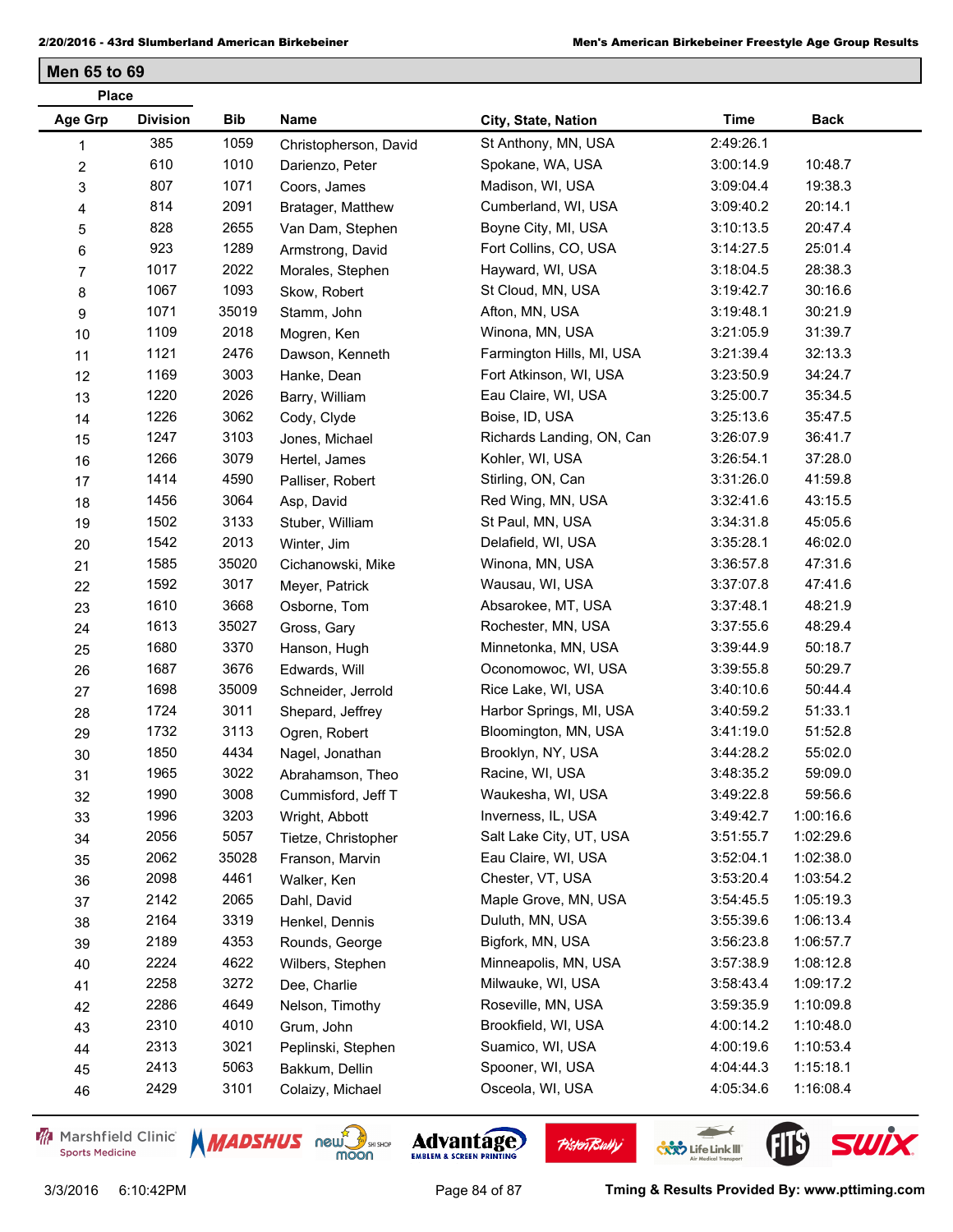## Men 65 to 69

| Place Age Grp | Place Division | Bib | Name | City, State, Nation | Time | Back |
|---|---|---|---|---|---|---|
| 1 | 385 | 1059 | Christopherson, David | St Anthony, MN, USA | 2:49:26.1 | |
| 2 | 610 | 1010 | Darienzo, Peter | Spokane, WA, USA | 3:00:14.9 | 10:48.7 |
| 3 | 807 | 1071 | Coors, James | Madison, WI, USA | 3:09:04.4 | 19:38.3 |
| 4 | 814 | 2091 | Bratager, Matthew | Cumberland, WI, USA | 3:09:40.2 | 20:14.1 |
| 5 | 828 | 2655 | Van Dam, Stephen | Boyne City, MI, USA | 3:10:13.5 | 20:47.4 |
| 6 | 923 | 1289 | Armstrong, David | Fort Collins, CO, USA | 3:14:27.5 | 25:01.4 |
| 7 | 1017 | 2022 | Morales, Stephen | Hayward, WI, USA | 3:18:04.5 | 28:38.3 |
| 8 | 1067 | 1093 | Skow, Robert | St Cloud, MN, USA | 3:19:42.7 | 30:16.6 |
| 9 | 1071 | 35019 | Stamm, John | Afton, MN, USA | 3:19:48.1 | 30:21.9 |
| 10 | 1109 | 2018 | Mogren, Ken | Winona, MN, USA | 3:21:05.9 | 31:39.7 |
| 11 | 1121 | 2476 | Dawson, Kenneth | Farmington Hills, MI, USA | 3:21:39.4 | 32:13.3 |
| 12 | 1169 | 3003 | Hanke, Dean | Fort Atkinson, WI, USA | 3:23:50.9 | 34:24.7 |
| 13 | 1220 | 2026 | Barry, William | Eau Claire, WI, USA | 3:25:00.7 | 35:34.5 |
| 14 | 1226 | 3062 | Cody, Clyde | Boise, ID, USA | 3:25:13.6 | 35:47.5 |
| 15 | 1247 | 3103 | Jones, Michael | Richards Landing, ON, Can | 3:26:07.9 | 36:41.7 |
| 16 | 1266 | 3079 | Hertel, James | Kohler, WI, USA | 3:26:54.1 | 37:28.0 |
| 17 | 1414 | 4590 | Palliser, Robert | Stirling, ON, Can | 3:31:26.0 | 41:59.8 |
| 18 | 1456 | 3064 | Asp, David | Red Wing, MN, USA | 3:32:41.6 | 43:15.5 |
| 19 | 1502 | 3133 | Stuber, William | St Paul, MN, USA | 3:34:31.8 | 45:05.6 |
| 20 | 1542 | 2013 | Winter, Jim | Delafield, WI, USA | 3:35:28.1 | 46:02.0 |
| 21 | 1585 | 35020 | Cichanowski, Mike | Winona, MN, USA | 3:36:57.8 | 47:31.6 |
| 22 | 1592 | 3017 | Meyer, Patrick | Wausau, WI, USA | 3:37:07.8 | 47:41.6 |
| 23 | 1610 | 3668 | Osborne, Tom | Absarokee, MT, USA | 3:37:48.1 | 48:21.9 |
| 24 | 1613 | 35027 | Gross, Gary | Rochester, MN, USA | 3:37:55.6 | 48:29.4 |
| 25 | 1680 | 3370 | Hanson, Hugh | Minnetonka, MN, USA | 3:39:44.9 | 50:18.7 |
| 26 | 1687 | 3676 | Edwards, Will | Oconomowoc, WI, USA | 3:39:55.8 | 50:29.7 |
| 27 | 1698 | 35009 | Schneider, Jerrold | Rice Lake, WI, USA | 3:40:10.6 | 50:44.4 |
| 28 | 1724 | 3011 | Shepard, Jeffrey | Harbor Springs, MI, USA | 3:40:59.2 | 51:33.1 |
| 29 | 1732 | 3113 | Ogren, Robert | Bloomington, MN, USA | 3:41:19.0 | 51:52.8 |
| 30 | 1850 | 4434 | Nagel, Jonathan | Brooklyn, NY, USA | 3:44:28.2 | 55:02.0 |
| 31 | 1965 | 3022 | Abrahamson, Theo | Racine, WI, USA | 3:48:35.2 | 59:09.0 |
| 32 | 1990 | 3008 | Cummisford, Jeff T | Waukesha, WI, USA | 3:49:22.8 | 59:56.6 |
| 33 | 1996 | 3203 | Wright, Abbott | Inverness, IL, USA | 3:49:42.7 | 1:00:16.6 |
| 34 | 2056 | 5057 | Tietze, Christopher | Salt Lake City, UT, USA | 3:51:55.7 | 1:02:29.6 |
| 35 | 2062 | 35028 | Franson, Marvin | Eau Claire, WI, USA | 3:52:04.1 | 1:02:38.0 |
| 36 | 2098 | 4461 | Walker, Ken | Chester, VT, USA | 3:53:20.4 | 1:03:54.2 |
| 37 | 2142 | 2065 | Dahl, David | Maple Grove, MN, USA | 3:54:45.5 | 1:05:19.3 |
| 38 | 2164 | 3319 | Henkel, Dennis | Duluth, MN, USA | 3:55:39.6 | 1:06:13.4 |
| 39 | 2189 | 4353 | Rounds, George | Bigfork, MN, USA | 3:56:23.8 | 1:06:57.7 |
| 40 | 2224 | 4622 | Wilbers, Stephen | Minneapolis, MN, USA | 3:57:38.9 | 1:08:12.8 |
| 41 | 2258 | 3272 | Dee, Charlie | Milwauke, WI, USA | 3:58:43.4 | 1:09:17.2 |
| 42 | 2286 | 4649 | Nelson, Timothy | Roseville, MN, USA | 3:59:35.9 | 1:10:09.8 |
| 43 | 2310 | 4010 | Grum, John | Brookfield, WI, USA | 4:00:14.2 | 1:10:48.0 |
| 44 | 2313 | 3021 | Peplinski, Stephen | Suamico, WI, USA | 4:00:19.6 | 1:10:53.4 |
| 45 | 2413 | 5063 | Bakkum, Dellin | Spooner, WI, USA | 4:04:44.3 | 1:15:18.1 |
| 46 | 2429 | 3101 | Colaizy, Michael | Osceola, WI, USA | 4:05:34.6 | 1:16:08.4 |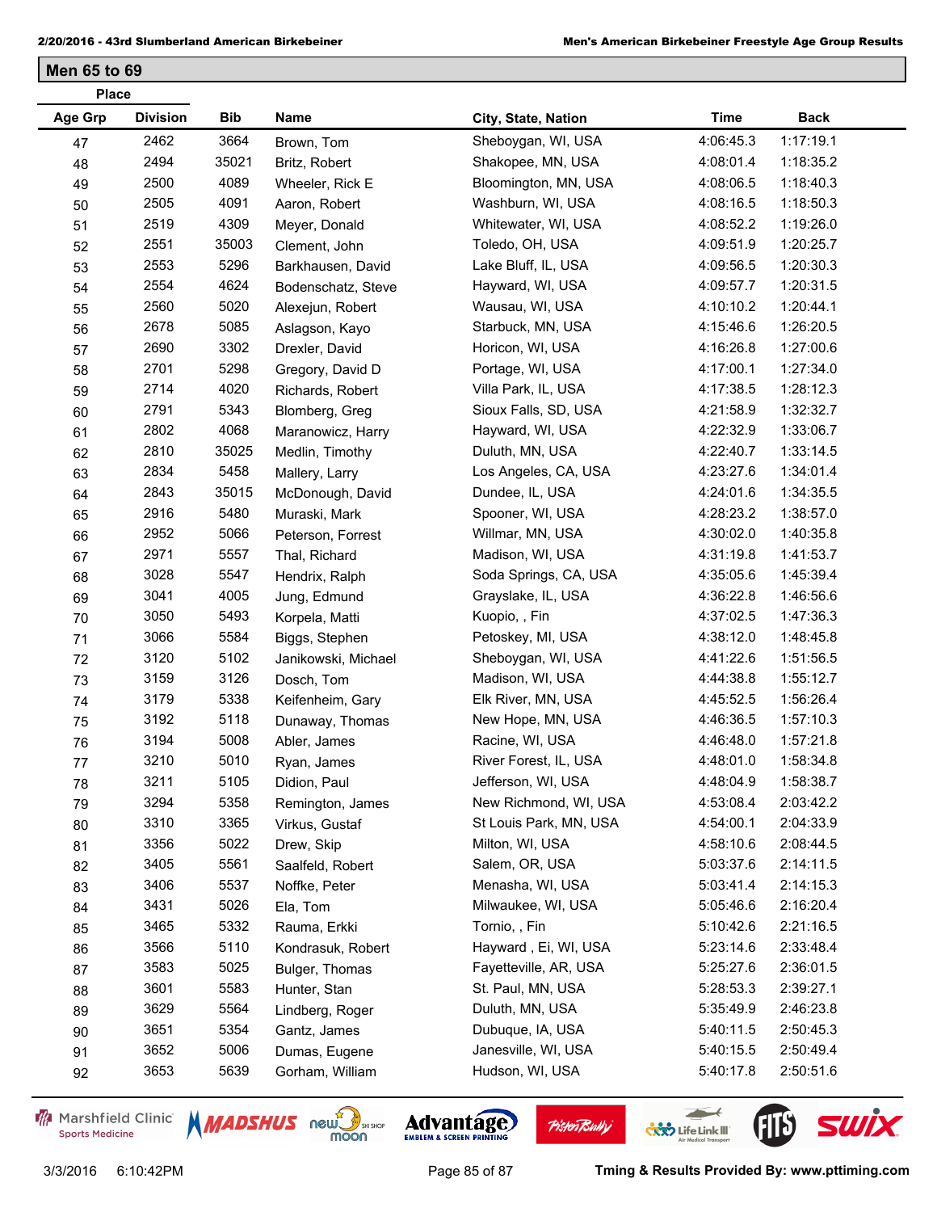## Men 65 to 69

| Place Age Grp | Place Division | Bib | Name | City, State, Nation | Time | Back |
|---|---|---|---|---|---|---|
| 47 | 2462 | 3664 | Brown, Tom | Sheboygan, WI, USA | 4:06:45.3 | 1:17:19.1 |
| 48 | 2494 | 35021 | Britz, Robert | Shakopee, MN, USA | 4:08:01.4 | 1:18:35.2 |
| 49 | 2500 | 4089 | Wheeler, Rick E | Bloomington, MN, USA | 4:08:06.5 | 1:18:40.3 |
| 50 | 2505 | 4091 | Aaron, Robert | Washburn, WI, USA | 4:08:16.5 | 1:18:50.3 |
| 51 | 2519 | 4309 | Meyer, Donald | Whitewater, WI, USA | 4:08:52.2 | 1:19:26.0 |
| 52 | 2551 | 35003 | Clement, John | Toledo, OH, USA | 4:09:51.9 | 1:20:25.7 |
| 53 | 2553 | 5296 | Barkhausen, David | Lake Bluff, IL, USA | 4:09:56.5 | 1:20:30.3 |
| 54 | 2554 | 4624 | Bodenschatz, Steve | Hayward, WI, USA | 4:09:57.7 | 1:20:31.5 |
| 55 | 2560 | 5020 | Alexejun, Robert | Wausau, WI, USA | 4:10:10.2 | 1:20:44.1 |
| 56 | 2678 | 5085 | Aslagson, Kayo | Starbuck, MN, USA | 4:15:46.6 | 1:26:20.5 |
| 57 | 2690 | 3302 | Drexler, David | Horicon, WI, USA | 4:16:26.8 | 1:27:00.6 |
| 58 | 2701 | 5298 | Gregory, David D | Portage, WI, USA | 4:17:00.1 | 1:27:34.0 |
| 59 | 2714 | 4020 | Richards, Robert | Villa Park, IL, USA | 4:17:38.5 | 1:28:12.3 |
| 60 | 2791 | 5343 | Blomberg, Greg | Sioux Falls, SD, USA | 4:21:58.9 | 1:32:32.7 |
| 61 | 2802 | 4068 | Maranowicz, Harry | Hayward, WI, USA | 4:22:32.9 | 1:33:06.7 |
| 62 | 2810 | 35025 | Medlin, Timothy | Duluth, MN, USA | 4:22:40.7 | 1:33:14.5 |
| 63 | 2834 | 5458 | Mallery, Larry | Los Angeles, CA, USA | 4:23:27.6 | 1:34:01.4 |
| 64 | 2843 | 35015 | McDonough, David | Dundee, IL, USA | 4:24:01.6 | 1:34:35.5 |
| 65 | 2916 | 5480 | Muraski, Mark | Spooner, WI, USA | 4:28:23.2 | 1:38:57.0 |
| 66 | 2952 | 5066 | Peterson, Forrest | Willmar, MN, USA | 4:30:02.0 | 1:40:35.8 |
| 67 | 2971 | 5557 | Thal, Richard | Madison, WI, USA | 4:31:19.8 | 1:41:53.7 |
| 68 | 3028 | 5547 | Hendrix, Ralph | Soda Springs, CA, USA | 4:35:05.6 | 1:45:39.4 |
| 69 | 3041 | 4005 | Jung, Edmund | Grayslake, IL, USA | 4:36:22.8 | 1:46:56.6 |
| 70 | 3050 | 5493 | Korpela, Matti | Kuopio, , Fin | 4:37:02.5 | 1:47:36.3 |
| 71 | 3066 | 5584 | Biggs, Stephen | Petoskey, MI, USA | 4:38:12.0 | 1:48:45.8 |
| 72 | 3120 | 5102 | Janikowski, Michael | Sheboygan, WI, USA | 4:41:22.6 | 1:51:56.5 |
| 73 | 3159 | 3126 | Dosch, Tom | Madison, WI, USA | 4:44:38.8 | 1:55:12.7 |
| 74 | 3179 | 5338 | Keifenheim, Gary | Elk River, MN, USA | 4:45:52.5 | 1:56:26.4 |
| 75 | 3192 | 5118 | Dunaway, Thomas | New Hope, MN, USA | 4:46:36.5 | 1:57:10.3 |
| 76 | 3194 | 5008 | Abler, James | Racine, WI, USA | 4:46:48.0 | 1:57:21.8 |
| 77 | 3210 | 5010 | Ryan, James | River Forest, IL, USA | 4:48:01.0 | 1:58:34.8 |
| 78 | 3211 | 5105 | Didion, Paul | Jefferson, WI, USA | 4:48:04.9 | 1:58:38.7 |
| 79 | 3294 | 5358 | Remington, James | New Richmond, WI, USA | 4:53:08.4 | 2:03:42.2 |
| 80 | 3310 | 3365 | Virkus, Gustaf | St Louis Park, MN, USA | 4:54:00.1 | 2:04:33.9 |
| 81 | 3356 | 5022 | Drew, Skip | Milton, WI, USA | 4:58:10.6 | 2:08:44.5 |
| 82 | 3405 | 5561 | Saalfeld, Robert | Salem, OR, USA | 5:03:37.6 | 2:14:11.5 |
| 83 | 3406 | 5537 | Noffke, Peter | Menasha, WI, USA | 5:03:41.4 | 2:14:15.3 |
| 84 | 3431 | 5026 | Ela, Tom | Milwaukee, WI, USA | 5:05:46.6 | 2:16:20.4 |
| 85 | 3465 | 5332 | Rauma, Erkki | Tornio, , Fin | 5:10:42.6 | 2:21:16.5 |
| 86 | 3566 | 5110 | Kondrasuk, Robert | Hayward , Ei, WI, USA | 5:23:14.6 | 2:33:48.4 |
| 87 | 3583 | 5025 | Bulger, Thomas | Fayetteville, AR, USA | 5:25:27.6 | 2:36:01.5 |
| 88 | 3601 | 5583 | Hunter, Stan | St. Paul, MN, USA | 5:28:53.3 | 2:39:27.1 |
| 89 | 3629 | 5564 | Lindberg, Roger | Duluth, MN, USA | 5:35:49.9 | 2:46:23.8 |
| 90 | 3651 | 5354 | Gantz, James | Dubuque, IA, USA | 5:40:11.5 | 2:50:45.3 |
| 91 | 3652 | 5006 | Dumas, Eugene | Janesville, WI, USA | 5:40:15.5 | 2:50:49.4 |
| 92 | 3653 | 5639 | Gorham, William | Hudson, WI, USA | 5:40:17.8 | 2:50:51.6 |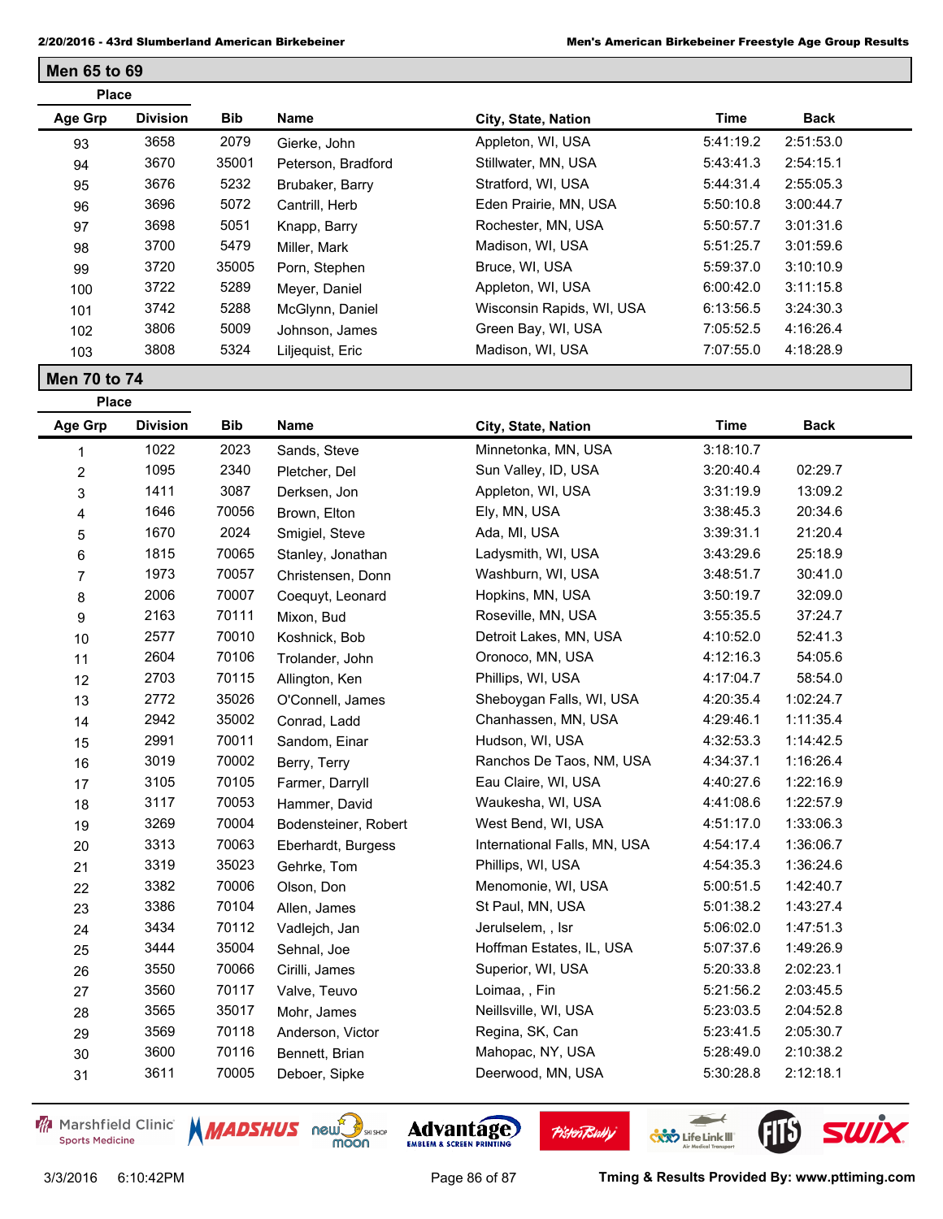## Men 65 to 69

| Place Age Grp | Place Division | Bib | Name | City, State, Nation | Time | Back |
|---|---|---|---|---|---|---|
| 93 | 3658 | 2079 | Gierke, John | Appleton, WI, USA | 5:41:19.2 | 2:51:53.0 |
| 94 | 3670 | 35001 | Peterson, Bradford | Stillwater, MN, USA | 5:43:41.3 | 2:54:15.1 |
| 95 | 3676 | 5232 | Brubaker, Barry | Stratford, WI, USA | 5:44:31.4 | 2:55:05.3 |
| 96 | 3696 | 5072 | Cantrill, Herb | Eden Prairie, MN, USA | 5:50:10.8 | 3:00:44.7 |
| 97 | 3698 | 5051 | Knapp, Barry | Rochester, MN, USA | 5:50:57.7 | 3:01:31.6 |
| 98 | 3700 | 5479 | Miller, Mark | Madison, WI, USA | 5:51:25.7 | 3:01:59.6 |
| 99 | 3720 | 35005 | Porn, Stephen | Bruce, WI, USA | 5:59:37.0 | 3:10:10.9 |
| 100 | 3722 | 5289 | Meyer, Daniel | Appleton, WI, USA | 6:00:42.0 | 3:11:15.8 |
| 101 | 3742 | 5288 | McGlynn, Daniel | Wisconsin Rapids, WI, USA | 6:13:56.5 | 3:24:30.3 |
| 102 | 3806 | 5009 | Johnson, James | Green Bay, WI, USA | 7:05:52.5 | 4:16:26.4 |
| 103 | 3808 | 5324 | Liljequist, Eric | Madison, WI, USA | 7:07:55.0 | 4:18:28.9 |

## Men 70 to 74

| Place Age Grp | Place Division | Bib | Name | City, State, Nation | Time | Back |
|---|---|---|---|---|---|---|
| 1 | 1022 | 2023 | Sands, Steve | Minnetonka, MN, USA | 3:18:10.7 | |
| 2 | 1095 | 2340 | Pletcher, Del | Sun Valley, ID, USA | 3:20:40.4 | 02:29.7 |
| 3 | 1411 | 3087 | Derksen, Jon | Appleton, WI, USA | 3:31:19.9 | 13:09.2 |
| 4 | 1646 | 70056 | Brown, Elton | Ely, MN, USA | 3:38:45.3 | 20:34.6 |
| 5 | 1670 | 2024 | Smigiel, Steve | Ada, MI, USA | 3:39:31.1 | 21:20.4 |
| 6 | 1815 | 70065 | Stanley, Jonathan | Ladysmith, WI, USA | 3:43:29.6 | 25:18.9 |
| 7 | 1973 | 70057 | Christensen, Donn | Washburn, WI, USA | 3:48:51.7 | 30:41.0 |
| 8 | 2006 | 70007 | Coequyt, Leonard | Hopkins, MN, USA | 3:50:19.7 | 32:09.0 |
| 9 | 2163 | 70111 | Mixon, Bud | Roseville, MN, USA | 3:55:35.5 | 37:24.7 |
| 10 | 2577 | 70010 | Koshnick, Bob | Detroit Lakes, MN, USA | 4:10:52.0 | 52:41.3 |
| 11 | 2604 | 70106 | Trolander, John | Oronoco, MN, USA | 4:12:16.3 | 54:05.6 |
| 12 | 2703 | 70115 | Allington, Ken | Phillips, WI, USA | 4:17:04.7 | 58:54.0 |
| 13 | 2772 | 35026 | O'Connell, James | Sheboygan Falls, WI, USA | 4:20:35.4 | 1:02:24.7 |
| 14 | 2942 | 35002 | Conrad, Ladd | Chanhassen, MN, USA | 4:29:46.1 | 1:11:35.4 |
| 15 | 2991 | 70011 | Sandom, Einar | Hudson, WI, USA | 4:32:53.3 | 1:14:42.5 |
| 16 | 3019 | 70002 | Berry, Terry | Ranchos De Taos, NM, USA | 4:34:37.1 | 1:16:26.4 |
| 17 | 3105 | 70105 | Farmer, Darryll | Eau Claire, WI, USA | 4:40:27.6 | 1:22:16.9 |
| 18 | 3117 | 70053 | Hammer, David | Waukesha, WI, USA | 4:41:08.6 | 1:22:57.9 |
| 19 | 3269 | 70004 | Bodensteiner, Robert | West Bend, WI, USA | 4:51:17.0 | 1:33:06.3 |
| 20 | 3313 | 70063 | Eberhardt, Burgess | International Falls, MN, USA | 4:54:17.4 | 1:36:06.7 |
| 21 | 3319 | 35023 | Gehrke, Tom | Phillips, WI, USA | 4:54:35.3 | 1:36:24.6 |
| 22 | 3382 | 70006 | Olson, Don | Menomonie, WI, USA | 5:00:51.5 | 1:42:40.7 |
| 23 | 3386 | 70104 | Allen, James | St Paul, MN, USA | 5:01:38.2 | 1:43:27.4 |
| 24 | 3434 | 70112 | Vadlejch, Jan | Jerulselem, , Isr | 5:06:02.0 | 1:47:51.3 |
| 25 | 3444 | 35004 | Sehnal, Joe | Hoffman Estates, IL, USA | 5:07:37.6 | 1:49:26.9 |
| 26 | 3550 | 70066 | Cirilli, James | Superior, WI, USA | 5:20:33.8 | 2:02:23.1 |
| 27 | 3560 | 70117 | Valve, Teuvo | Loimaa, , Fin | 5:21:56.2 | 2:03:45.5 |
| 28 | 3565 | 35017 | Mohr, James | Neillsville, WI, USA | 5:23:03.5 | 2:04:52.8 |
| 29 | 3569 | 70118 | Anderson, Victor | Regina, SK, Can | 5:23:41.5 | 2:05:30.7 |
| 30 | 3600 | 70116 | Bennett, Brian | Mahopac, NY, USA | 5:28:49.0 | 2:10:38.2 |
| 31 | 3611 | 70005 | Deboer, Sipke | Deerwood, MN, USA | 5:30:28.8 | 2:12:18.1 |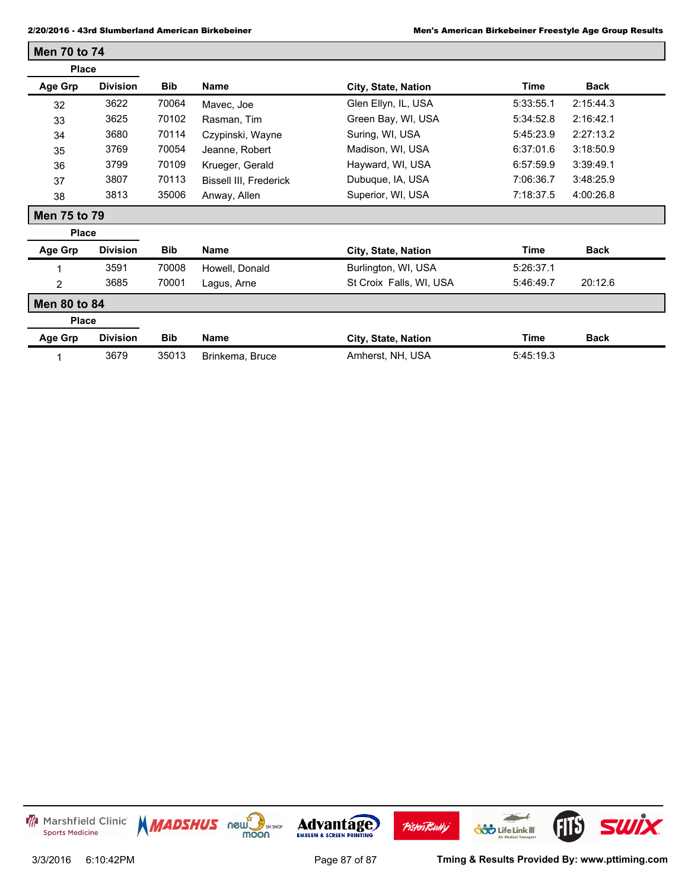## Men 70 to 74

| Place Age Grp | Place Division | Bib | Name | City, State, Nation | Time | Back |
|---|---|---|---|---|---|---|
| 32 | 3622 | 70064 | Mavec, Joe | Glen Ellyn, IL, USA | 5:33:55.1 | 2:15:44.3 |
| 33 | 3625 | 70102 | Rasman, Tim | Green Bay, WI, USA | 5:34:52.8 | 2:16:42.1 |
| 34 | 3680 | 70114 | Czypinski, Wayne | Suring, WI, USA | 5:45:23.9 | 2:27:13.2 |
| 35 | 3769 | 70054 | Jeanne, Robert | Madison, WI, USA | 6:37:01.6 | 3:18:50.9 |
| 36 | 3799 | 70109 | Krueger, Gerald | Hayward, WI, USA | 6:57:59.9 | 3:39:49.1 |
| 37 | 3807 | 70113 | Bissell III, Frederick | Dubuque, IA, USA | 7:06:36.7 | 3:48:25.9 |
| 38 | 3813 | 35006 | Anway, Allen | Superior, WI, USA | 7:18:37.5 | 4:00:26.8 |

## Men 75 to 79

| Place Age Grp | Place Division | Bib | Name | City, State, Nation | Time | Back |
|---|---|---|---|---|---|---|
| 1 | 3591 | 70008 | Howell, Donald | Burlington, WI, USA | 5:26:37.1 | |
| 2 | 3685 | 70001 | Lagus, Arne | St Croix  Falls, WI, USA | 5:46:49.7 | 20:12.6 |

## Men 80 to 84

| Place Age Grp | Place Division | Bib | Name | City, State, Nation | Time | Back |
|---|---|---|---|---|---|---|
| 1 | 3679 | 35013 | Brinkema, Bruce | Amherst, NH, USA | 5:45:19.3 | |

Tming & Results Provided By: www.pttiming.com